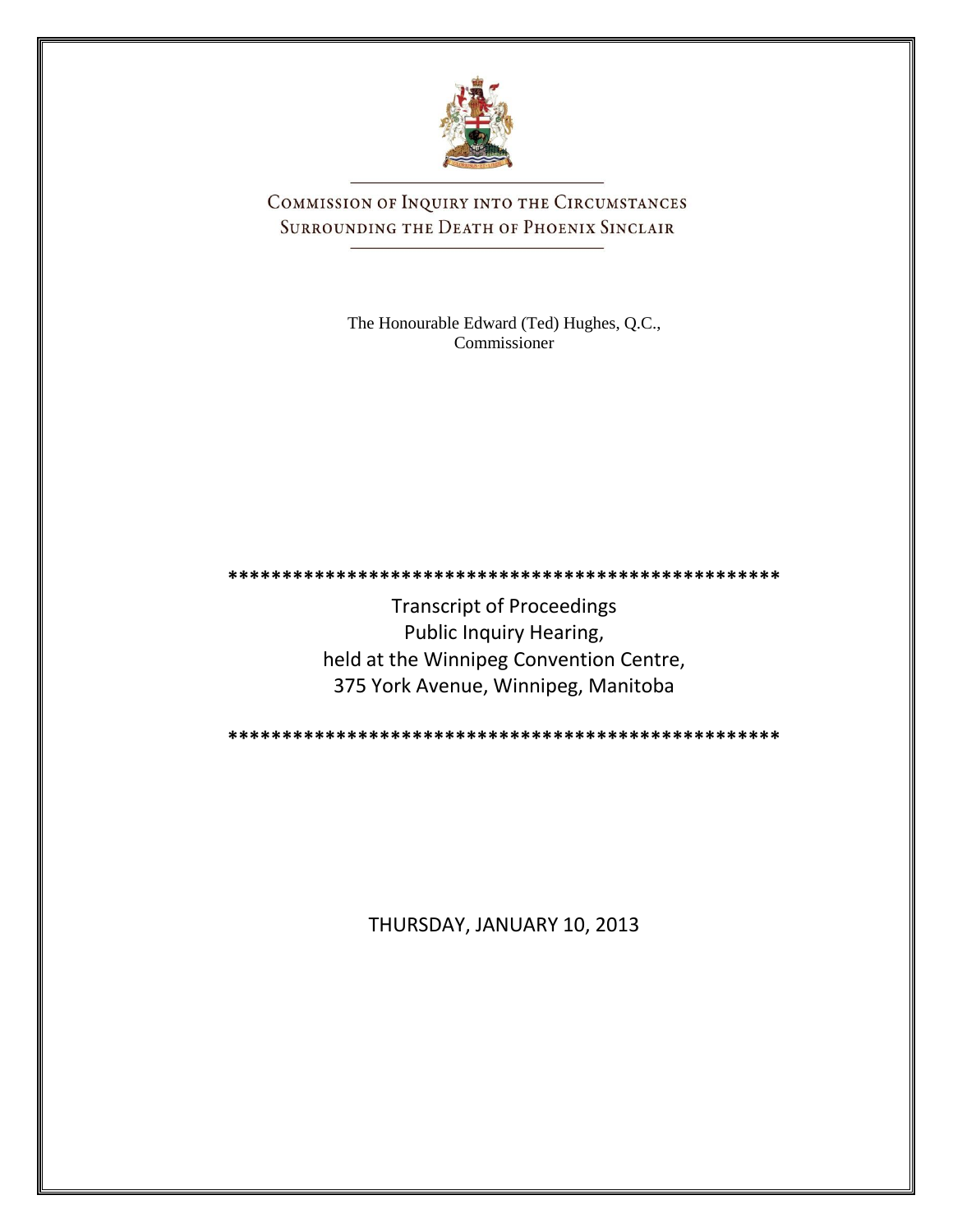# Commission of Inquiry into the Circumstances Surrounding the Death of Phoenix Sinclair

The Honourable Edward (Ted) Hughes, Q.C.,
Commissioner

\*\*\*\*\*\*\*\*\*\*\*\*\*\*\*\*\*\*\*\*\*\*\*\*\*\*\*\*\*\*\*\*\*\*\*\*\*\*\*\*\*\*\*\*\*\*\*\*\*\*\*

Transcript of Proceedings
Public Inquiry Hearing,
held at the Winnipeg Convention Centre,
375 York Avenue, Winnipeg, Manitoba

\*\*\*\*\*\*\*\*\*\*\*\*\*\*\*\*\*\*\*\*\*\*\*\*\*\*\*\*\*\*\*\*\*\*\*\*\*\*\*\*\*\*\*\*\*\*\*\*\*\*\*

THURSDAY, JANUARY 10, 2013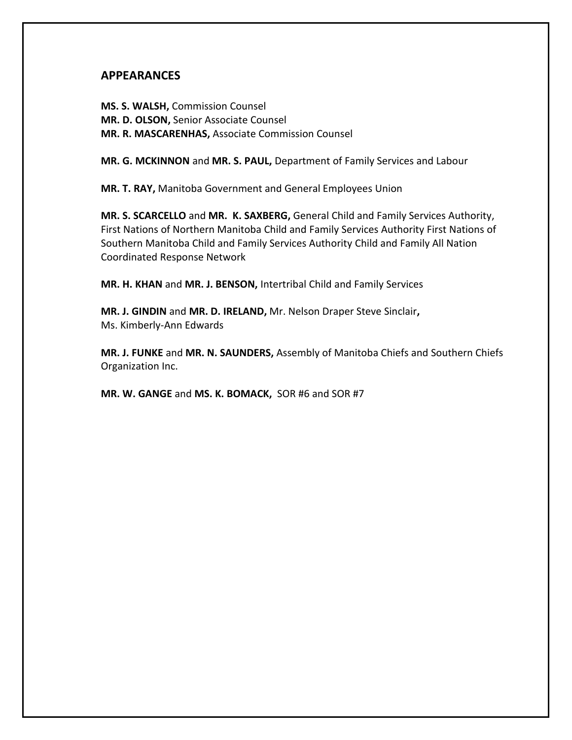## APPEARANCES

**MS. S. WALSH,** Commission Counsel
**MR. D. OLSON,** Senior Associate Counsel
**MR. R. MASCARENHAS,** Associate Commission Counsel

**MR. G. MCKINNON** and **MR. S. PAUL,** Department of Family Services and Labour

**MR. T. RAY,** Manitoba Government and General Employees Union

**MR. S. SCARCELLO** and **MR. K. SAXBERG,** General Child and Family Services Authority, First Nations of Northern Manitoba Child and Family Services Authority First Nations of Southern Manitoba Child and Family Services Authority Child and Family All Nation Coordinated Response Network

**MR. H. KHAN** and **MR. J. BENSON,** Intertribal Child and Family Services

**MR. J. GINDIN** and **MR. D. IRELAND,** Mr. Nelson Draper Steve Sinclair**,**
Ms. Kimberly-Ann Edwards

**MR. J. FUNKE** and **MR. N. SAUNDERS,** Assembly of Manitoba Chiefs and Southern Chiefs Organization Inc.

**MR. W. GANGE** and **MS. K. BOMACK,** SOR #6 and SOR #7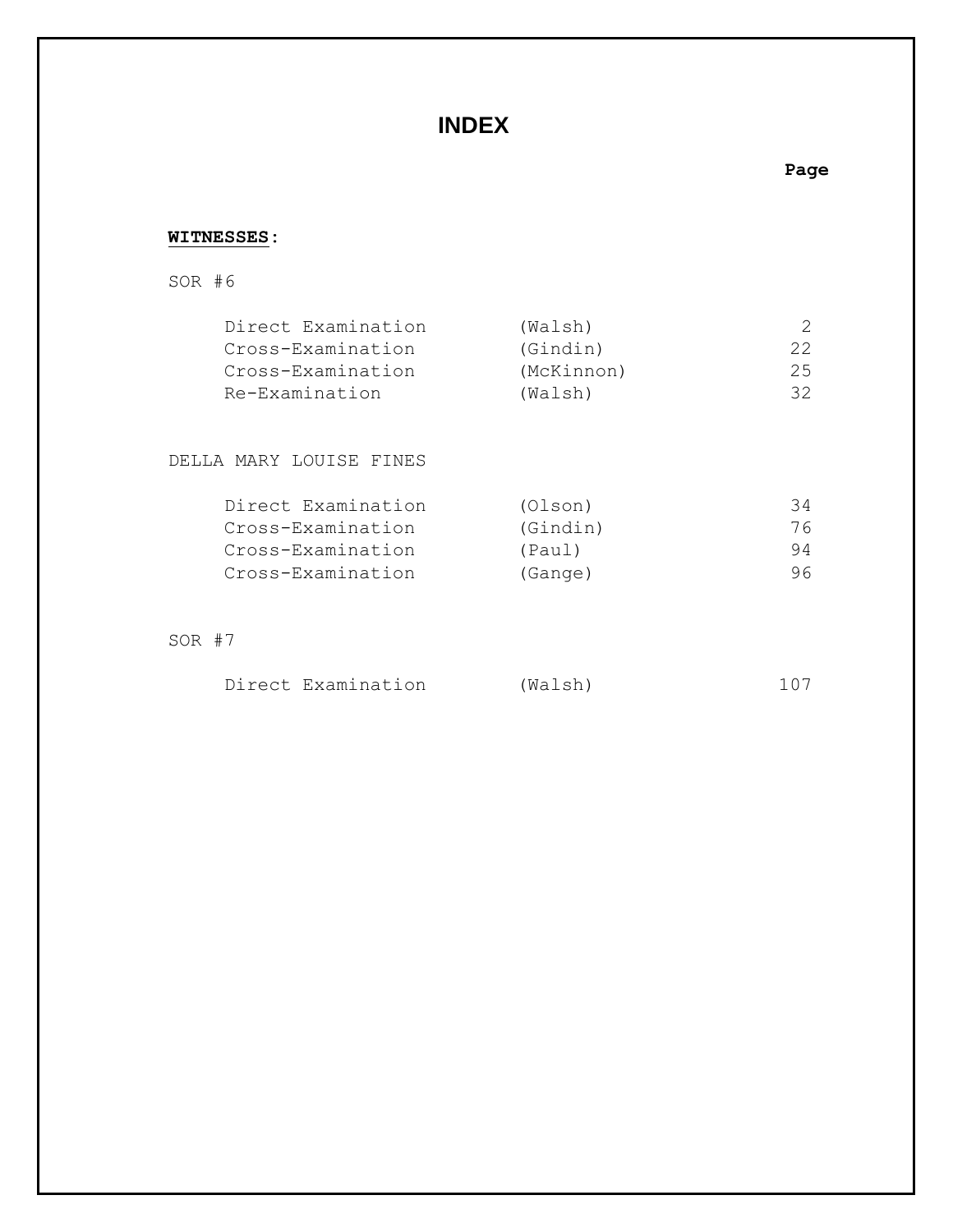# INDEX

| | | Page |
|---|---|---|
| **WITNESSES**: | | |
| SOR #6 | | |
| Direct Examination | (Walsh) | 2 |
| Cross-Examination | (Gindin) | 22 |
| Cross-Examination | (McKinnon) | 25 |
| Re-Examination | (Walsh) | 32 |
| DELLA MARY LOUISE FINES | | |
| Direct Examination | (Olson) | 34 |
| Cross-Examination | (Gindin) | 76 |
| Cross-Examination | (Paul) | 94 |
| Cross-Examination | (Gange) | 96 |
| SOR #7 | | |
| Direct Examination | (Walsh) | 107 |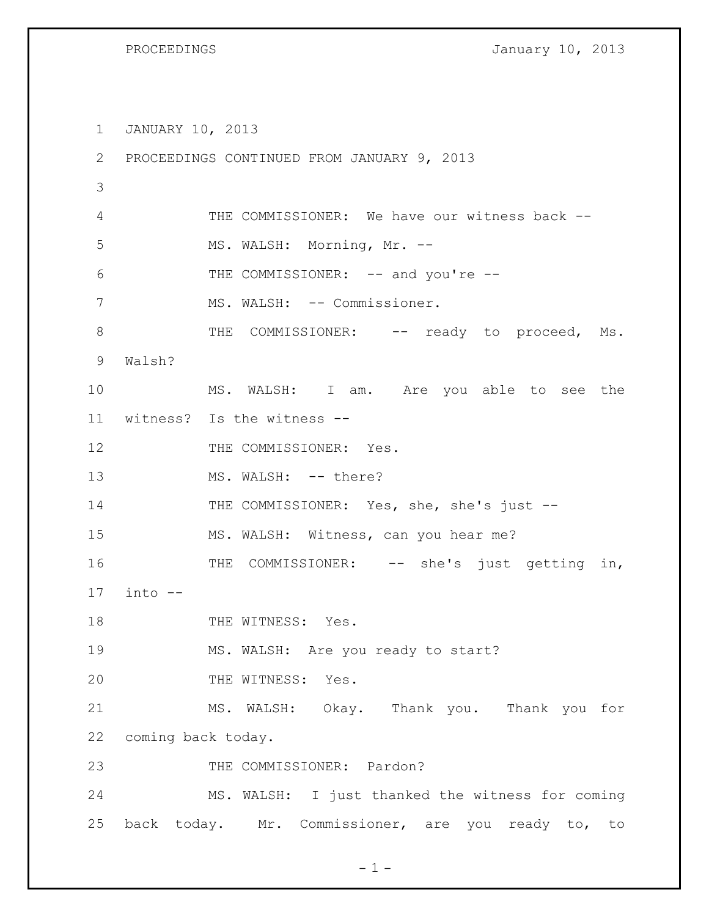JANUARY 10, 2013

PROCEEDINGS CONTINUED FROM JANUARY 9, 2013

THE COMMISSIONER: We have our witness back --

MS. WALSH: Morning, Mr. --

THE COMMISSIONER: -- and you're --

MS. WALSH: -- Commissioner.

THE COMMISSIONER: -- ready to proceed, Ms. Walsh?

MS. WALSH: I am. Are you able to see the witness? Is the witness --

THE COMMISSIONER: Yes.

MS. WALSH: -- there?

THE COMMISSIONER: Yes, she, she's just --

MS. WALSH: Witness, can you hear me?

THE COMMISSIONER: -- she's just getting in, into --

THE WITNESS: Yes.

MS. WALSH: Are you ready to start?

THE WITNESS: Yes.

MS. WALSH: Okay. Thank you. Thank you for coming back today.

THE COMMISSIONER: Pardon?

MS. WALSH: I just thanked the witness for coming back today. Mr. Commissioner, are you ready to, to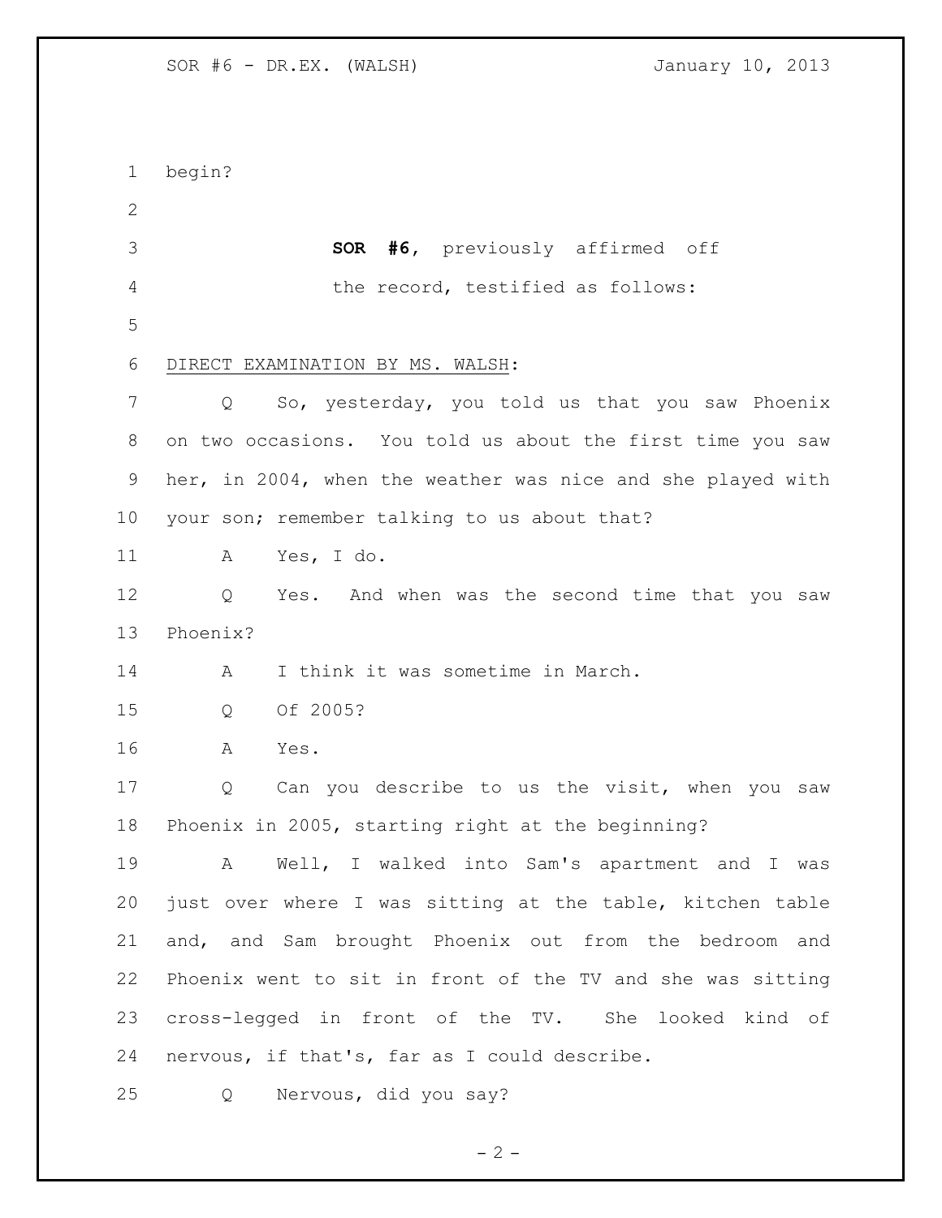begin?

**SOR #6**, previously affirmed off the record, testified as follows:

DIRECT EXAMINATION BY MS. WALSH:

Q So, yesterday, you told us that you saw Phoenix on two occasions. You told us about the first time you saw her, in 2004, when the weather was nice and she played with your son; remember talking to us about that?

A Yes, I do.

Q Yes. And when was the second time that you saw Phoenix?

A I think it was sometime in March.

Q Of 2005?

A Yes.

Q Can you describe to us the visit, when you saw Phoenix in 2005, starting right at the beginning?

A Well, I walked into Sam's apartment and I was just over where I was sitting at the table, kitchen table and, and Sam brought Phoenix out from the bedroom and Phoenix went to sit in front of the TV and she was sitting cross-legged in front of the TV. She looked kind of nervous, if that's, far as I could describe.

Q Nervous, did you say?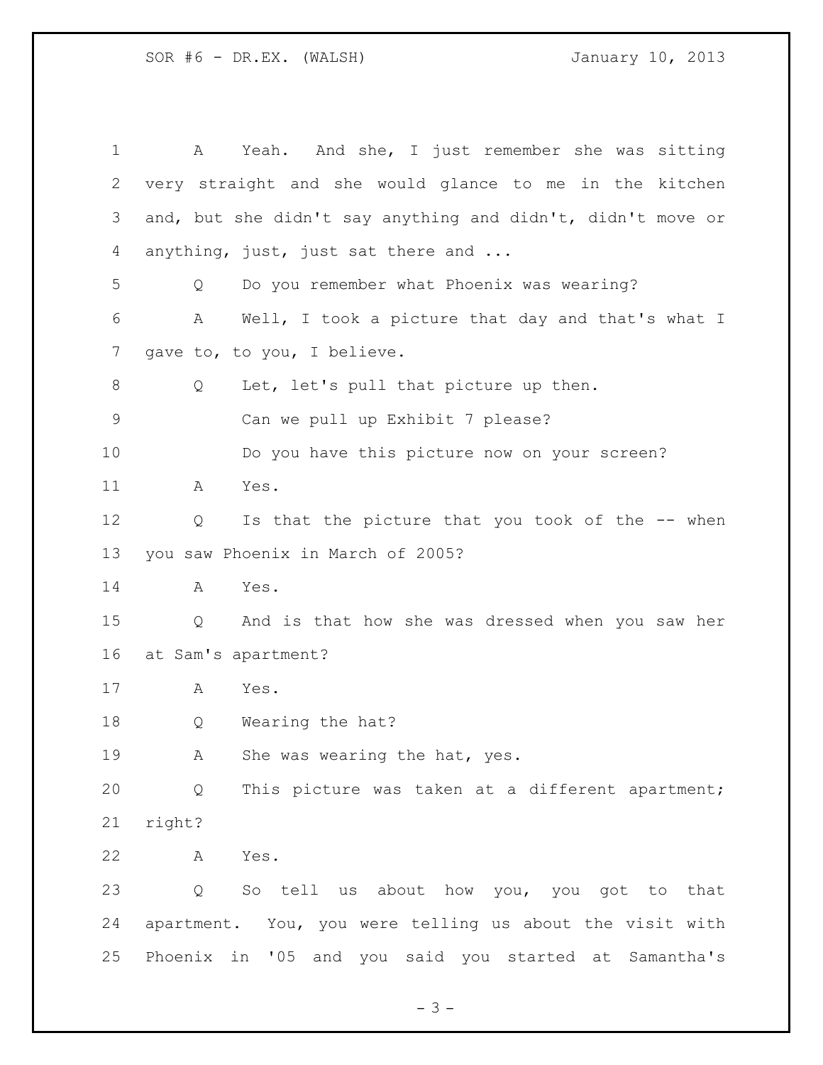A Yeah. And she, I just remember she was sitting very straight and she would glance to me in the kitchen and, but she didn't say anything and didn't, didn't move or anything, just, just sat there and ...

Q Do you remember what Phoenix was wearing?

A Well, I took a picture that day and that's what I gave to, to you, I believe.

Q Let, let's pull that picture up then.

Can we pull up Exhibit 7 please?

Do you have this picture now on your screen?

A Yes.

Q Is that the picture that you took of the -- when you saw Phoenix in March of 2005?

A Yes.

Q And is that how she was dressed when you saw her at Sam's apartment?

A Yes.

Q Wearing the hat?

A She was wearing the hat, yes.

Q This picture was taken at a different apartment; right?

A Yes.

Q So tell us about how you, you got to that apartment. You, you were telling us about the visit with Phoenix in '05 and you said you started at Samantha's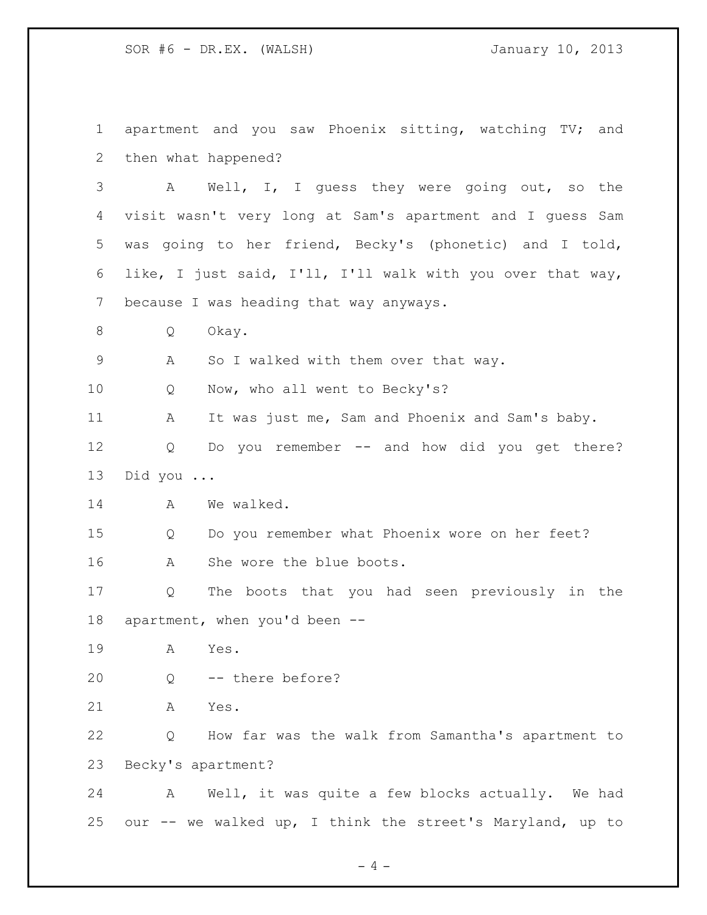1 apartment and you saw Phoenix sitting, watching TV; and
2 then what happened?

3 A Well, I, I guess they were going out, so the
4 visit wasn't very long at Sam's apartment and I guess Sam
5 was going to her friend, Becky's (phonetic) and I told,
6 like, I just said, I'll, I'll walk with you over that way,
7 because I was heading that way anyways.

8 Q Okay.

9 A So I walked with them over that way.

10 Q Now, who all went to Becky's?

11 A It was just me, Sam and Phoenix and Sam's baby.

12 Q Do you remember -- and how did you get there?
13 Did you ...

14 A We walked.

15 Q Do you remember what Phoenix wore on her feet?

16 A She wore the blue boots.

17 Q The boots that you had seen previously in the
18 apartment, when you'd been --

19 A Yes.

20 Q -- there before?

21 A Yes.

22 Q How far was the walk from Samantha's apartment to
23 Becky's apartment?

24 A Well, it was quite a few blocks actually. We had
25 our -- we walked up, I think the street's Maryland, up to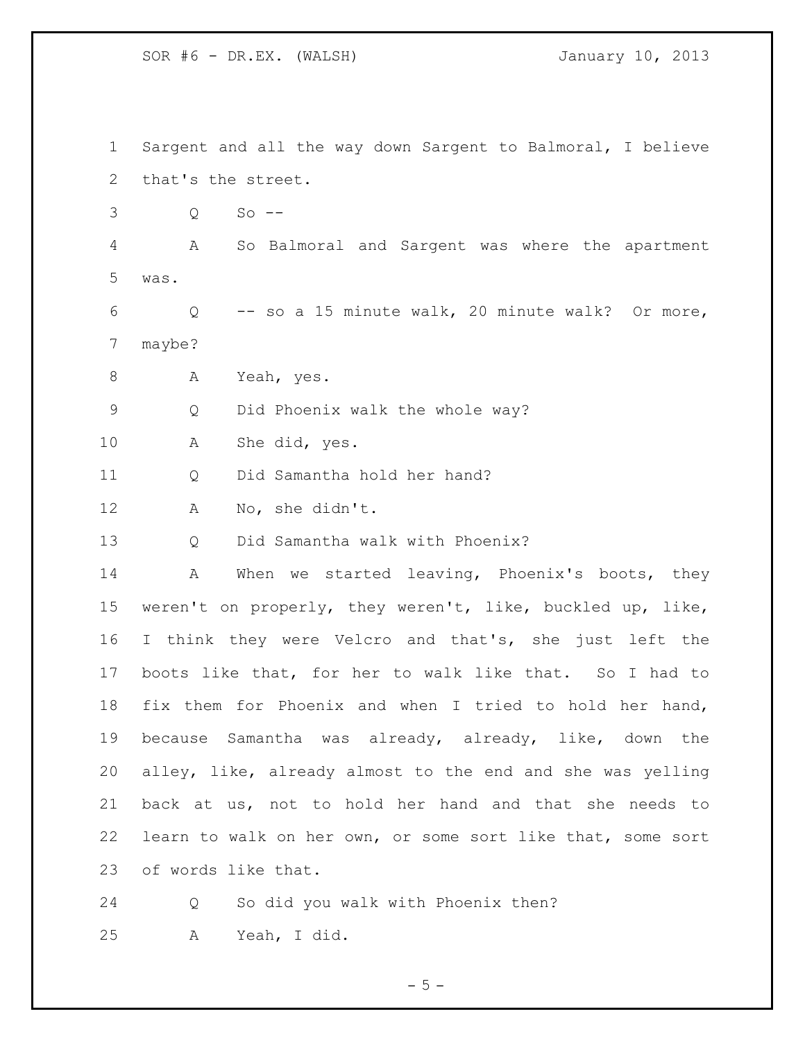Sargent and all the way down Sargent to Balmoral, I believe that's the street.

Q So --

A So Balmoral and Sargent was where the apartment was.

Q -- so a 15 minute walk, 20 minute walk? Or more, maybe?

A Yeah, yes.

Q Did Phoenix walk the whole way?

A She did, yes.

Q Did Samantha hold her hand?

A No, she didn't.

Q Did Samantha walk with Phoenix?

A When we started leaving, Phoenix's boots, they weren't on properly, they weren't, like, buckled up, like, I think they were Velcro and that's, she just left the boots like that, for her to walk like that. So I had to fix them for Phoenix and when I tried to hold her hand, because Samantha was already, already, like, down the alley, like, already almost to the end and she was yelling back at us, not to hold her hand and that she needs to learn to walk on her own, or some sort like that, some sort of words like that.

Q So did you walk with Phoenix then?

A Yeah, I did.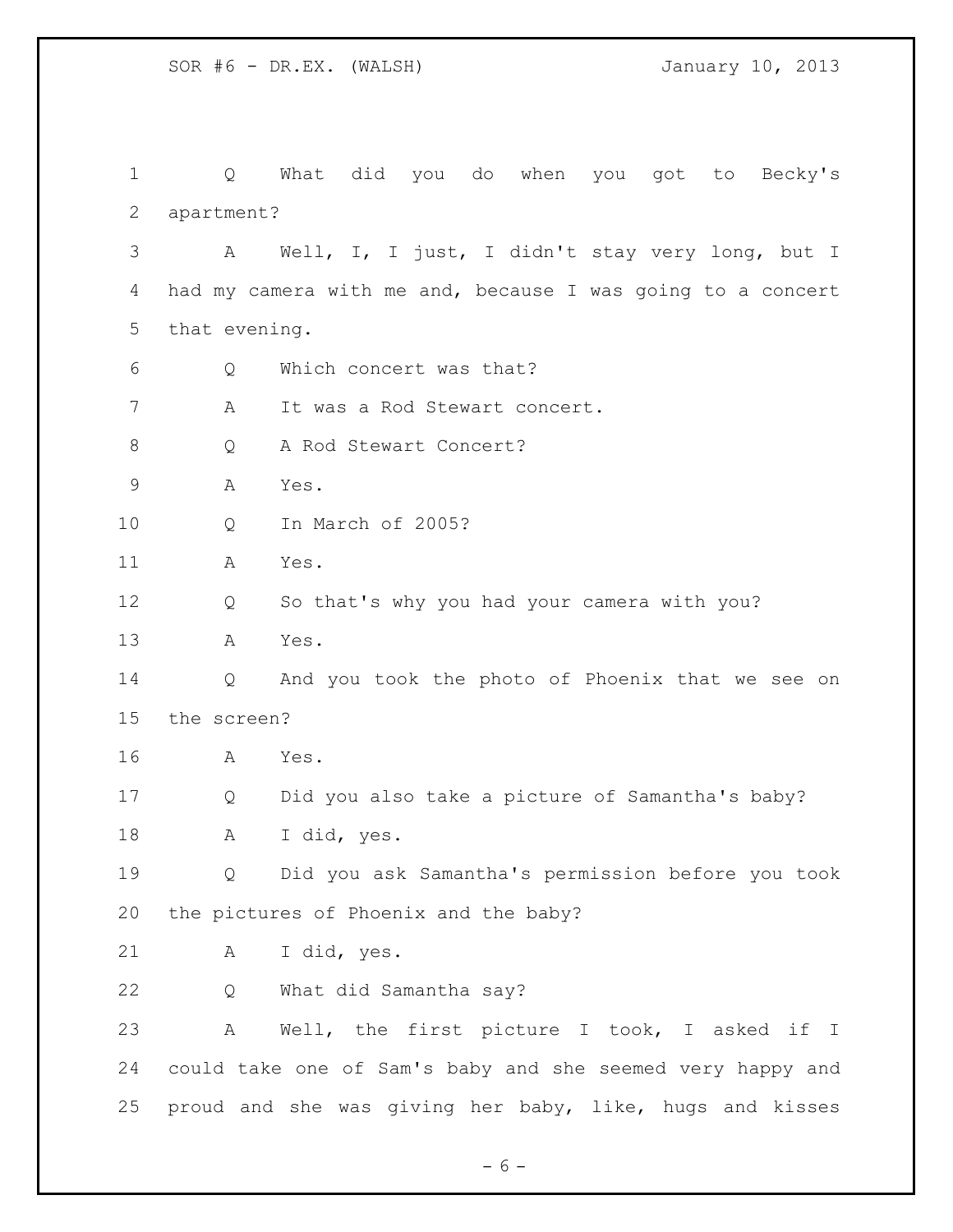Q What did you do when you got to Becky's apartment?

A Well, I, I just, I didn't stay very long, but I had my camera with me and, because I was going to a concert that evening.

Q Which concert was that?

A It was a Rod Stewart concert.

Q A Rod Stewart Concert?

A Yes.

Q In March of 2005?

A Yes.

Q So that's why you had your camera with you?

A Yes.

Q And you took the photo of Phoenix that we see on the screen?

A Yes.

Q Did you also take a picture of Samantha's baby?

A I did, yes.

Q Did you ask Samantha's permission before you took the pictures of Phoenix and the baby?

A I did, yes.

Q What did Samantha say?

A Well, the first picture I took, I asked if I could take one of Sam's baby and she seemed very happy and proud and she was giving her baby, like, hugs and kisses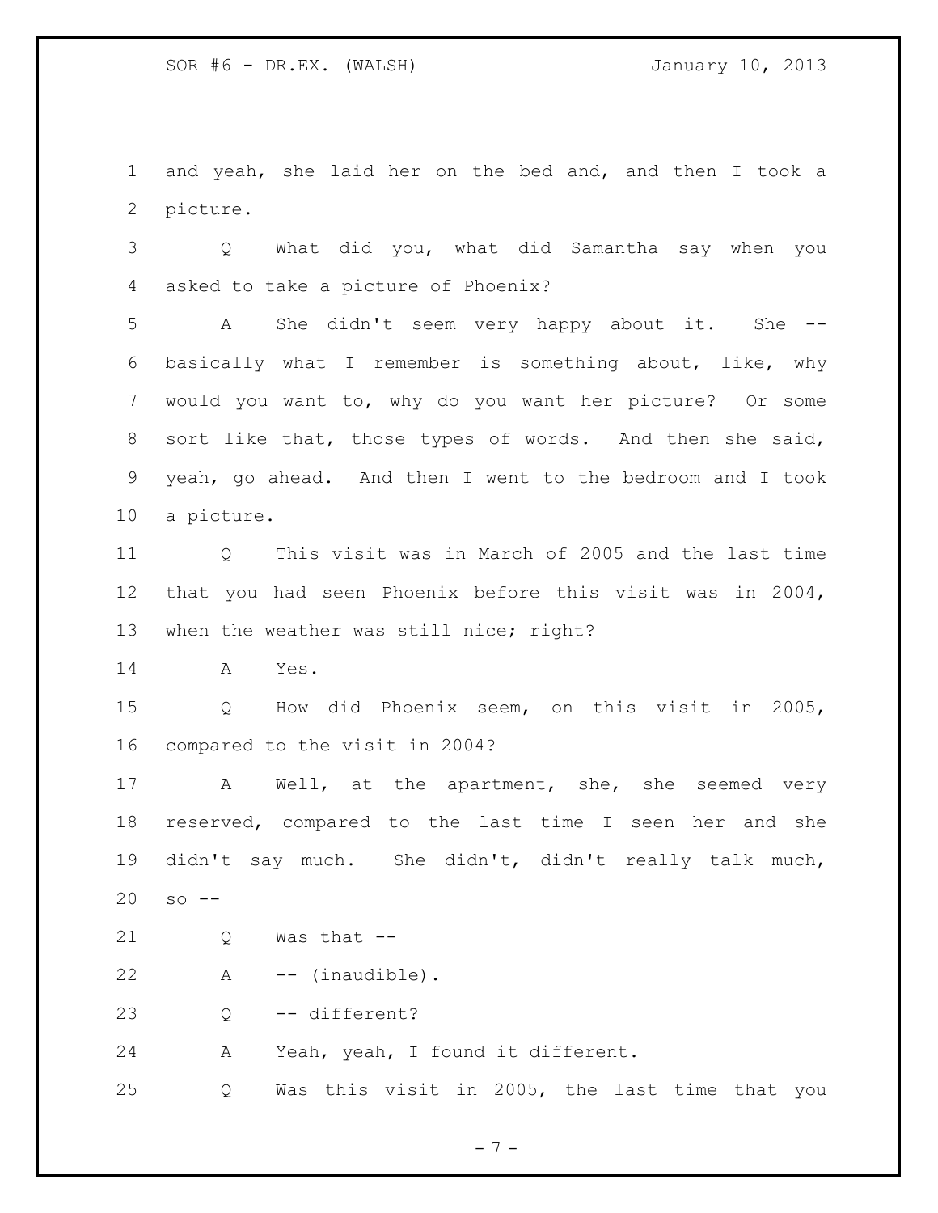and yeah, she laid her on the bed and, and then I took a picture.

Q What did you, what did Samantha say when you asked to take a picture of Phoenix?

A She didn't seem very happy about it. She -- basically what I remember is something about, like, why would you want to, why do you want her picture? Or some sort like that, those types of words. And then she said, yeah, go ahead. And then I went to the bedroom and I took a picture.

Q This visit was in March of 2005 and the last time that you had seen Phoenix before this visit was in 2004, when the weather was still nice; right?

A Yes.

Q How did Phoenix seem, on this visit in 2005, compared to the visit in 2004?

A Well, at the apartment, she, she seemed very reserved, compared to the last time I seen her and she didn't say much. She didn't, didn't really talk much, so --

Q Was that --

A -- (inaudible).

Q -- different?

A Yeah, yeah, I found it different.

Q Was this visit in 2005, the last time that you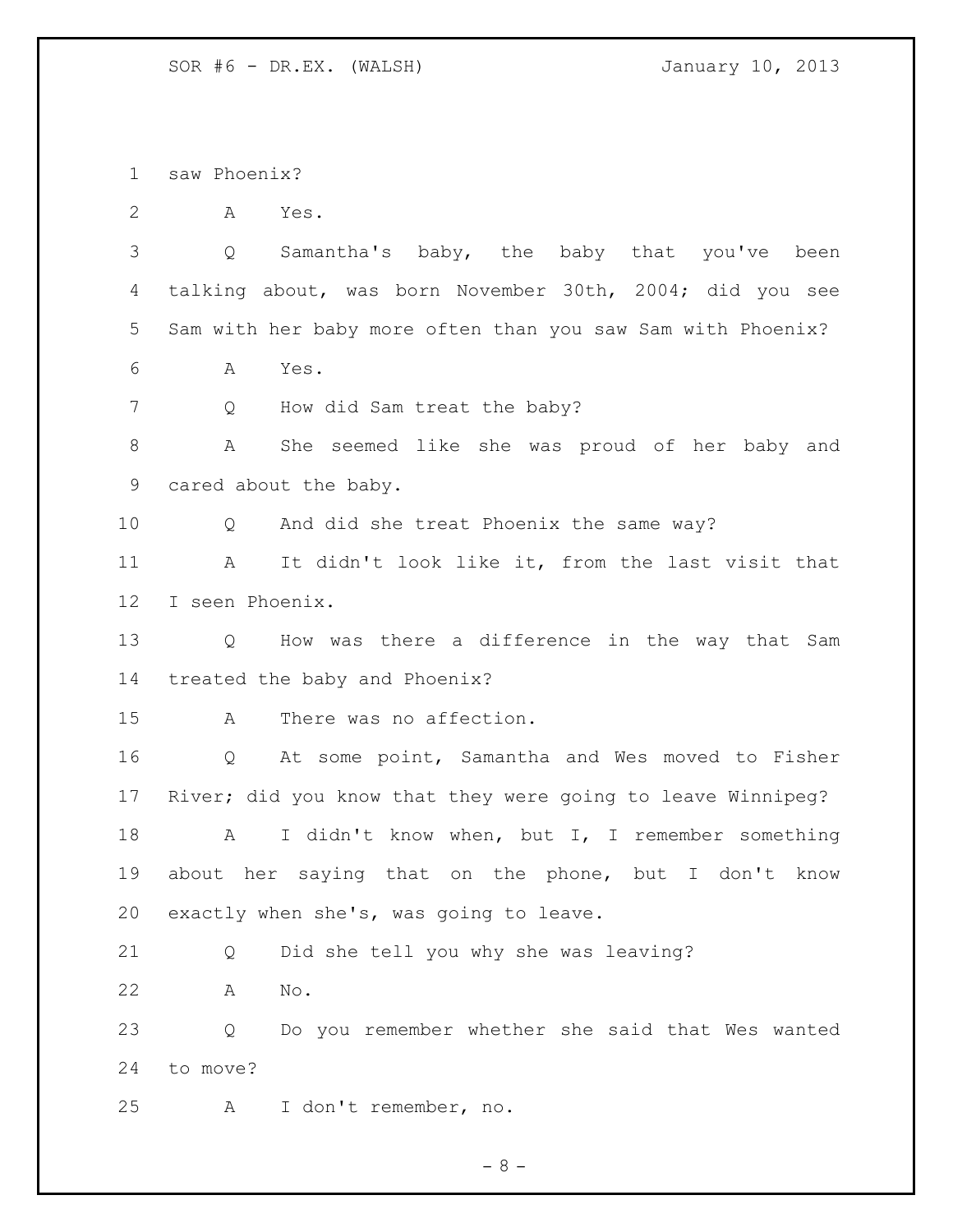saw Phoenix?

A Yes.

Q Samantha's baby, the baby that you've been talking about, was born November 30th, 2004; did you see Sam with her baby more often than you saw Sam with Phoenix?

A Yes.

Q How did Sam treat the baby?

A She seemed like she was proud of her baby and cared about the baby.

Q And did she treat Phoenix the same way?

A It didn't look like it, from the last visit that I seen Phoenix.

Q How was there a difference in the way that Sam treated the baby and Phoenix?

A There was no affection.

Q At some point, Samantha and Wes moved to Fisher River; did you know that they were going to leave Winnipeg?

A I didn't know when, but I, I remember something about her saying that on the phone, but I don't know exactly when she's, was going to leave.

Q Did she tell you why she was leaving?

A No.

Q Do you remember whether she said that Wes wanted to move?

A I don't remember, no.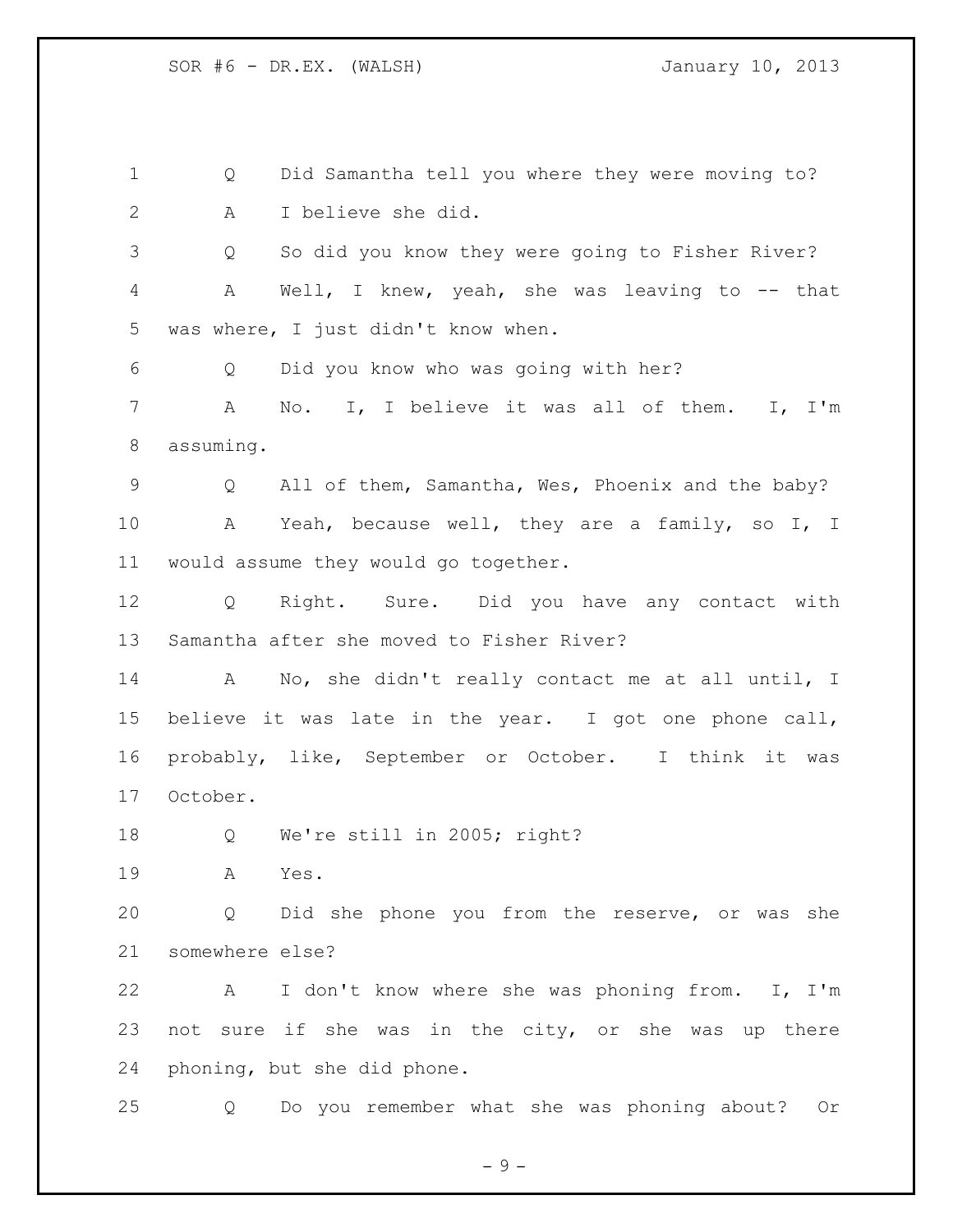Q Did Samantha tell you where they were moving to?

A I believe she did.

Q So did you know they were going to Fisher River?

A Well, I knew, yeah, she was leaving to -- that was where, I just didn't know when.

Q Did you know who was going with her?

A No. I, I believe it was all of them. I, I'm assuming.

Q All of them, Samantha, Wes, Phoenix and the baby?

A Yeah, because well, they are a family, so I, I would assume they would go together.

Q Right. Sure. Did you have any contact with Samantha after she moved to Fisher River?

A No, she didn't really contact me at all until, I believe it was late in the year. I got one phone call, probably, like, September or October. I think it was October.

Q We're still in 2005; right?

A Yes.

Q Did she phone you from the reserve, or was she somewhere else?

A I don't know where she was phoning from. I, I'm not sure if she was in the city, or she was up there phoning, but she did phone.

Q Do you remember what she was phoning about? Or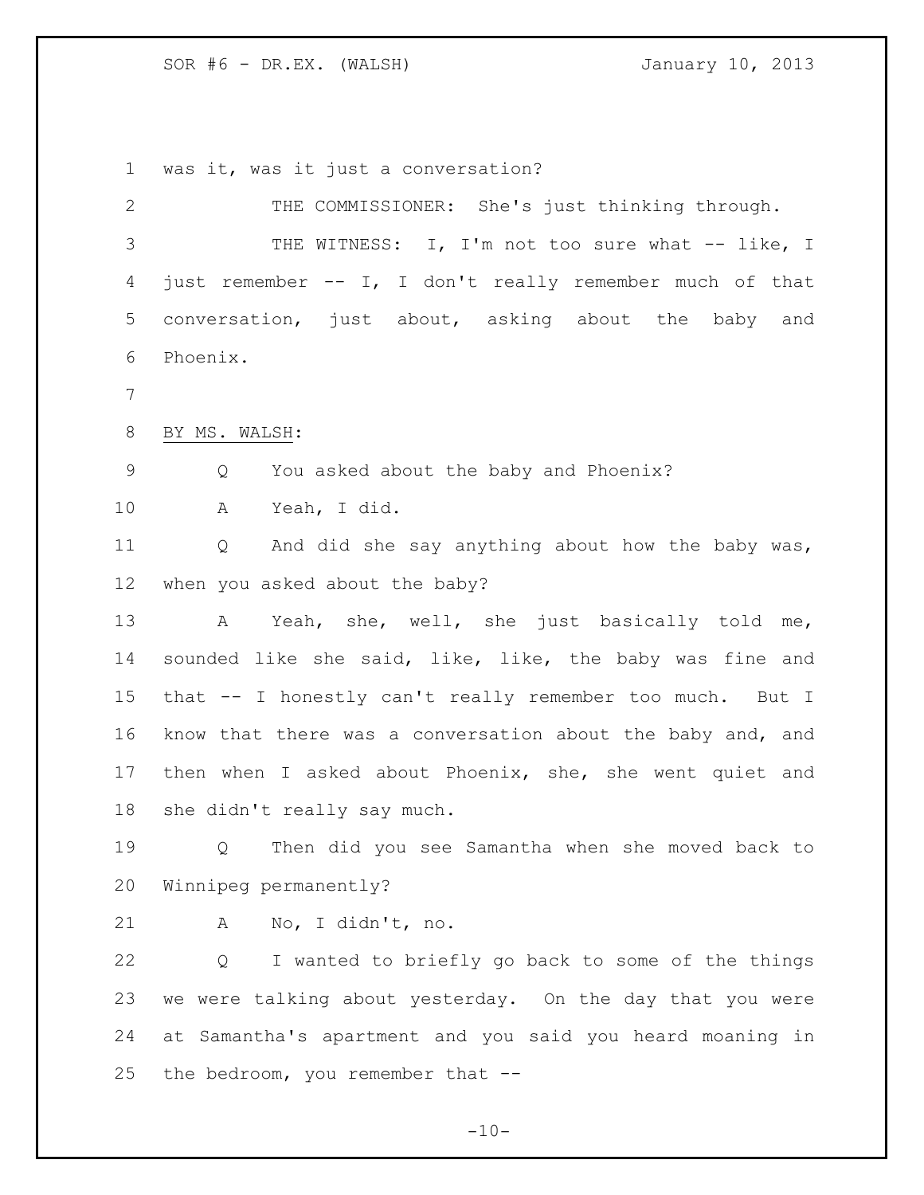was it, was it just a conversation?

THE COMMISSIONER: She's just thinking through.

THE WITNESS: I, I'm not too sure what -- like, I just remember -- I, I don't really remember much of that conversation, just about, asking about the baby and Phoenix.

BY MS. WALSH:

Q You asked about the baby and Phoenix?

A Yeah, I did.

Q And did she say anything about how the baby was, when you asked about the baby?

A Yeah, she, well, she just basically told me, sounded like she said, like, like, the baby was fine and that -- I honestly can't really remember too much. But I know that there was a conversation about the baby and, and then when I asked about Phoenix, she, she went quiet and she didn't really say much.

Q Then did you see Samantha when she moved back to Winnipeg permanently?

A No, I didn't, no.

Q I wanted to briefly go back to some of the things we were talking about yesterday. On the day that you were at Samantha's apartment and you said you heard moaning in the bedroom, you remember that --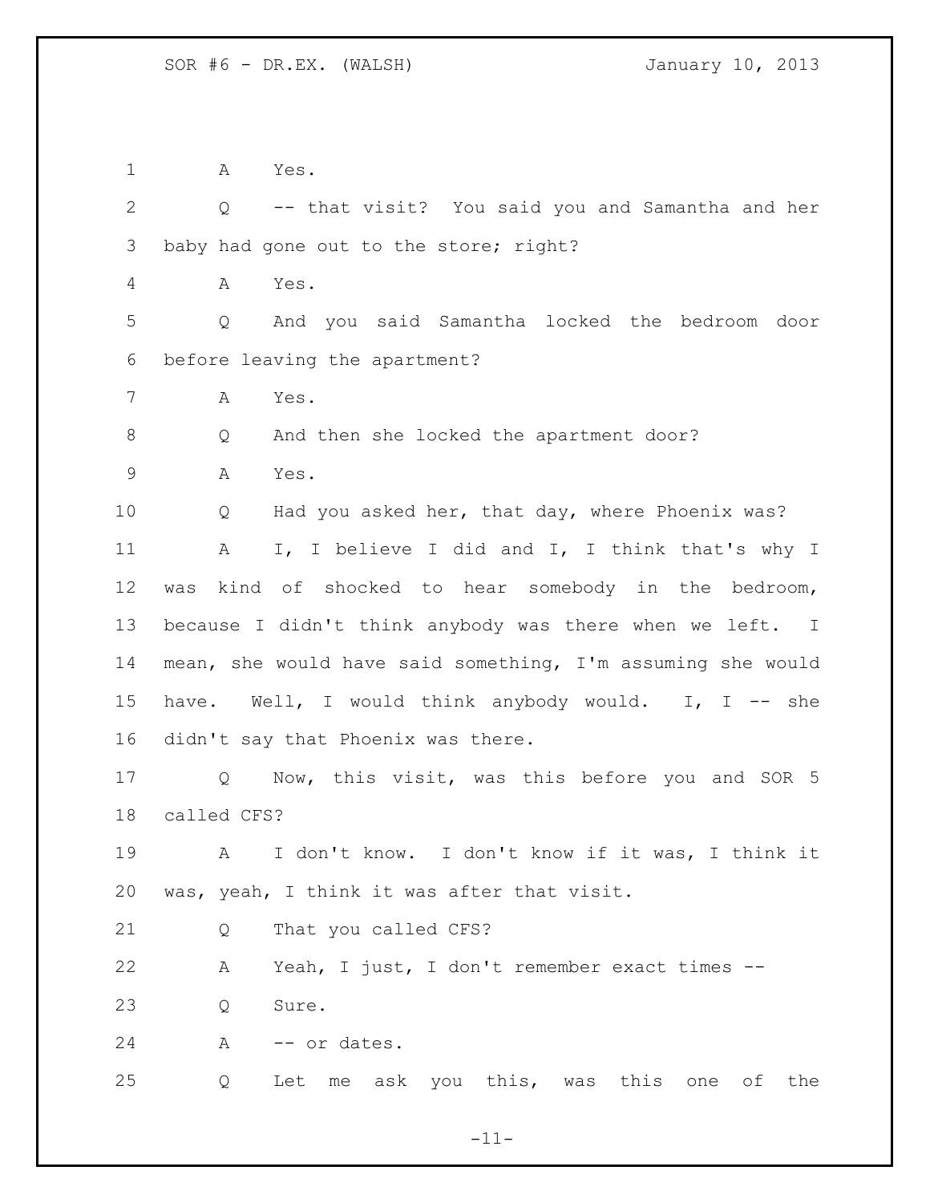A Yes.

Q -- that visit? You said you and Samantha and her baby had gone out to the store; right?

A Yes.

Q And you said Samantha locked the bedroom door before leaving the apartment?

A Yes.

Q And then she locked the apartment door?

A Yes.

Q Had you asked her, that day, where Phoenix was?

A I, I believe I did and I, I think that's why I was kind of shocked to hear somebody in the bedroom, because I didn't think anybody was there when we left. I mean, she would have said something, I'm assuming she would have. Well, I would think anybody would. I, I -- she didn't say that Phoenix was there.

Q Now, this visit, was this before you and SOR 5 called CFS?

A I don't know. I don't know if it was, I think it was, yeah, I think it was after that visit.

Q That you called CFS?

A Yeah, I just, I don't remember exact times --

Q Sure.

A -- or dates.

Q Let me ask you this, was this one of the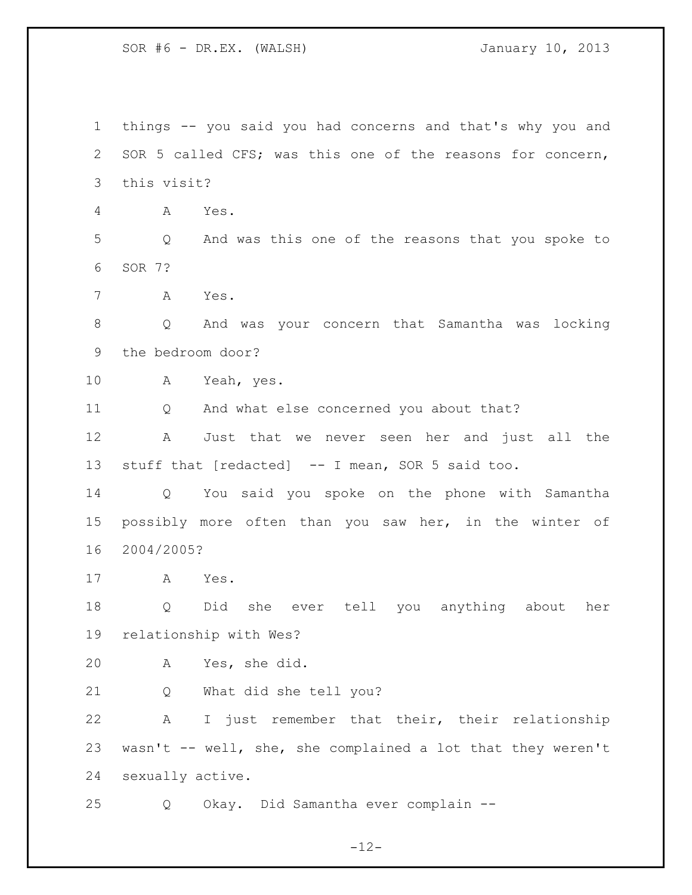things -- you said you had concerns and that's why you and SOR 5 called CFS; was this one of the reasons for concern, this visit?

A Yes.

Q And was this one of the reasons that you spoke to SOR 7?

A Yes.

Q And was your concern that Samantha was locking the bedroom door?

A Yeah, yes.

Q And what else concerned you about that?

A Just that we never seen her and just all the stuff that [redacted] -- I mean, SOR 5 said too.

Q You said you spoke on the phone with Samantha possibly more often than you saw her, in the winter of 2004/2005?

A Yes.

Q Did she ever tell you anything about her relationship with Wes?

A Yes, she did.

Q What did she tell you?

A I just remember that their, their relationship wasn't -- well, she, she complained a lot that they weren't sexually active.

Q Okay. Did Samantha ever complain --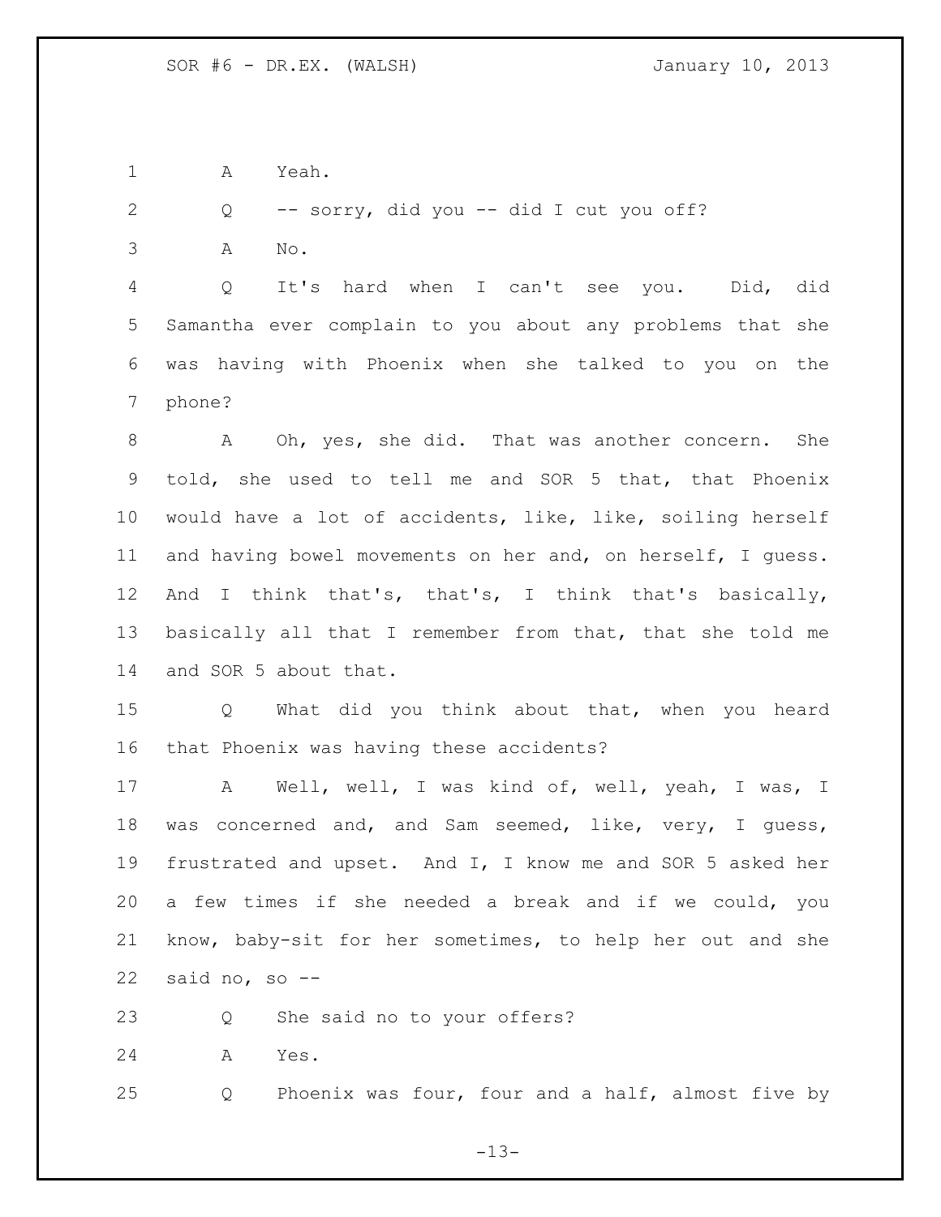A Yeah.

Q -- sorry, did you -- did I cut you off?

A No.

Q It's hard when I can't see you. Did, did Samantha ever complain to you about any problems that she was having with Phoenix when she talked to you on the phone?

A Oh, yes, she did. That was another concern. She told, she used to tell me and SOR 5 that, that Phoenix would have a lot of accidents, like, like, soiling herself and having bowel movements on her and, on herself, I guess. And I think that's, that's, I think that's basically, basically all that I remember from that, that she told me and SOR 5 about that.

Q What did you think about that, when you heard that Phoenix was having these accidents?

A Well, well, I was kind of, well, yeah, I was, I was concerned and, and Sam seemed, like, very, I guess, frustrated and upset. And I, I know me and SOR 5 asked her a few times if she needed a break and if we could, you know, baby-sit for her sometimes, to help her out and she said no, so --

Q She said no to your offers?

A Yes.

Q Phoenix was four, four and a half, almost five by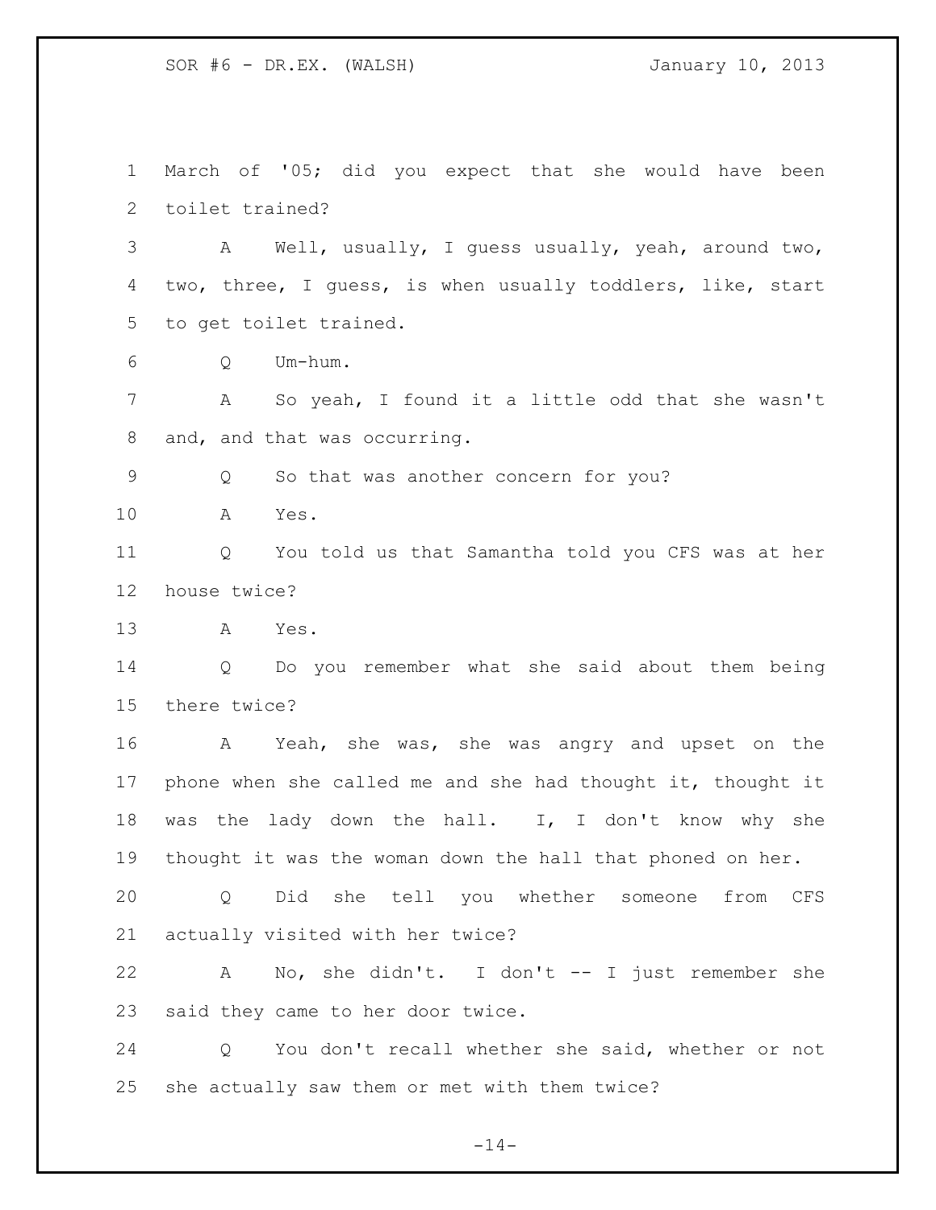March of '05; did you expect that she would have been toilet trained?

A Well, usually, I guess usually, yeah, around two, two, three, I guess, is when usually toddlers, like, start to get toilet trained.

Q Um-hum.

A So yeah, I found it a little odd that she wasn't and, and that was occurring.

Q So that was another concern for you?

A Yes.

Q You told us that Samantha told you CFS was at her house twice?

A Yes.

Q Do you remember what she said about them being there twice?

A Yeah, she was, she was angry and upset on the phone when she called me and she had thought it, thought it was the lady down the hall. I, I don't know why she thought it was the woman down the hall that phoned on her.

Q Did she tell you whether someone from CFS actually visited with her twice?

A No, she didn't. I don't -- I just remember she said they came to her door twice.

Q You don't recall whether she said, whether or not she actually saw them or met with them twice?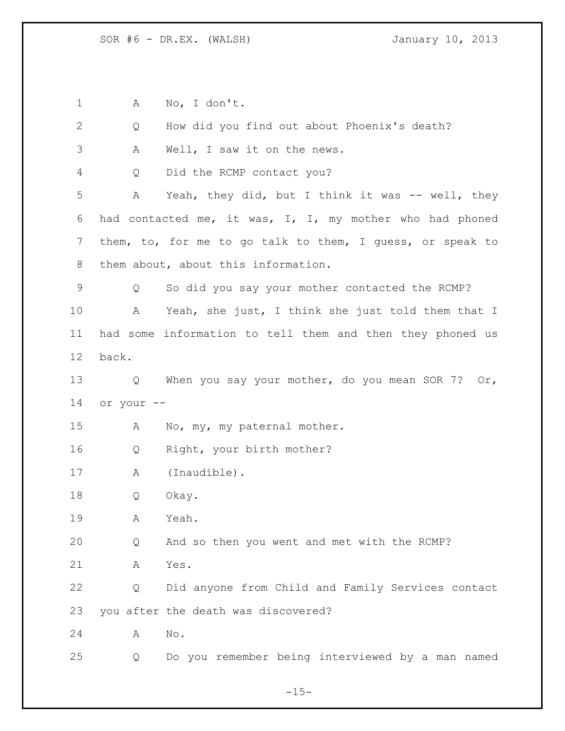A No, I don't.

Q How did you find out about Phoenix's death?

A Well, I saw it on the news.

Q Did the RCMP contact you?

A Yeah, they did, but I think it was -- well, they had contacted me, it was, I, I, my mother who had phoned them, to, for me to go talk to them, I guess, or speak to them about, about this information.

Q So did you say your mother contacted the RCMP?

A Yeah, she just, I think she just told them that I had some information to tell them and then they phoned us back.

Q When you say your mother, do you mean SOR 7? Or, or your --

A No, my, my paternal mother.

Q Right, your birth mother?

A (Inaudible).

Q Okay.

A Yeah.

Q And so then you went and met with the RCMP?

A Yes.

Q Did anyone from Child and Family Services contact you after the death was discovered?

A No.

Q Do you remember being interviewed by a man named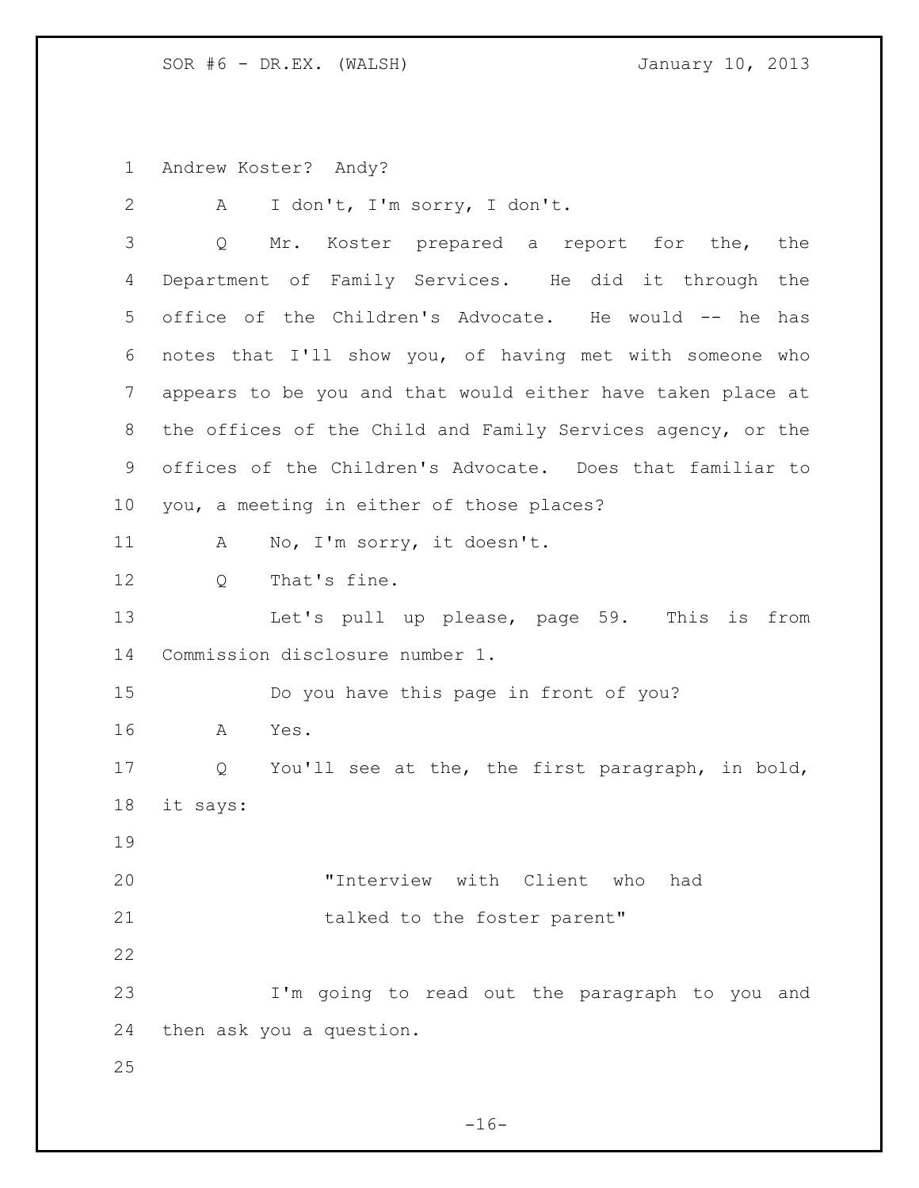Andrew Koster? Andy?

A I don't, I'm sorry, I don't.

Q Mr. Koster prepared a report for the, the Department of Family Services. He did it through the office of the Children's Advocate. He would -- he has notes that I'll show you, of having met with someone who appears to be you and that would either have taken place at the offices of the Child and Family Services agency, or the offices of the Children's Advocate. Does that familiar to you, a meeting in either of those places?

A No, I'm sorry, it doesn't.

Q That's fine.

Let's pull up please, page 59. This is from Commission disclosure number 1.

Do you have this page in front of you?

A Yes.

Q You'll see at the, the first paragraph, in bold, it says:

> "Interview with Client who had talked to the foster parent"

I'm going to read out the paragraph to you and then ask you a question.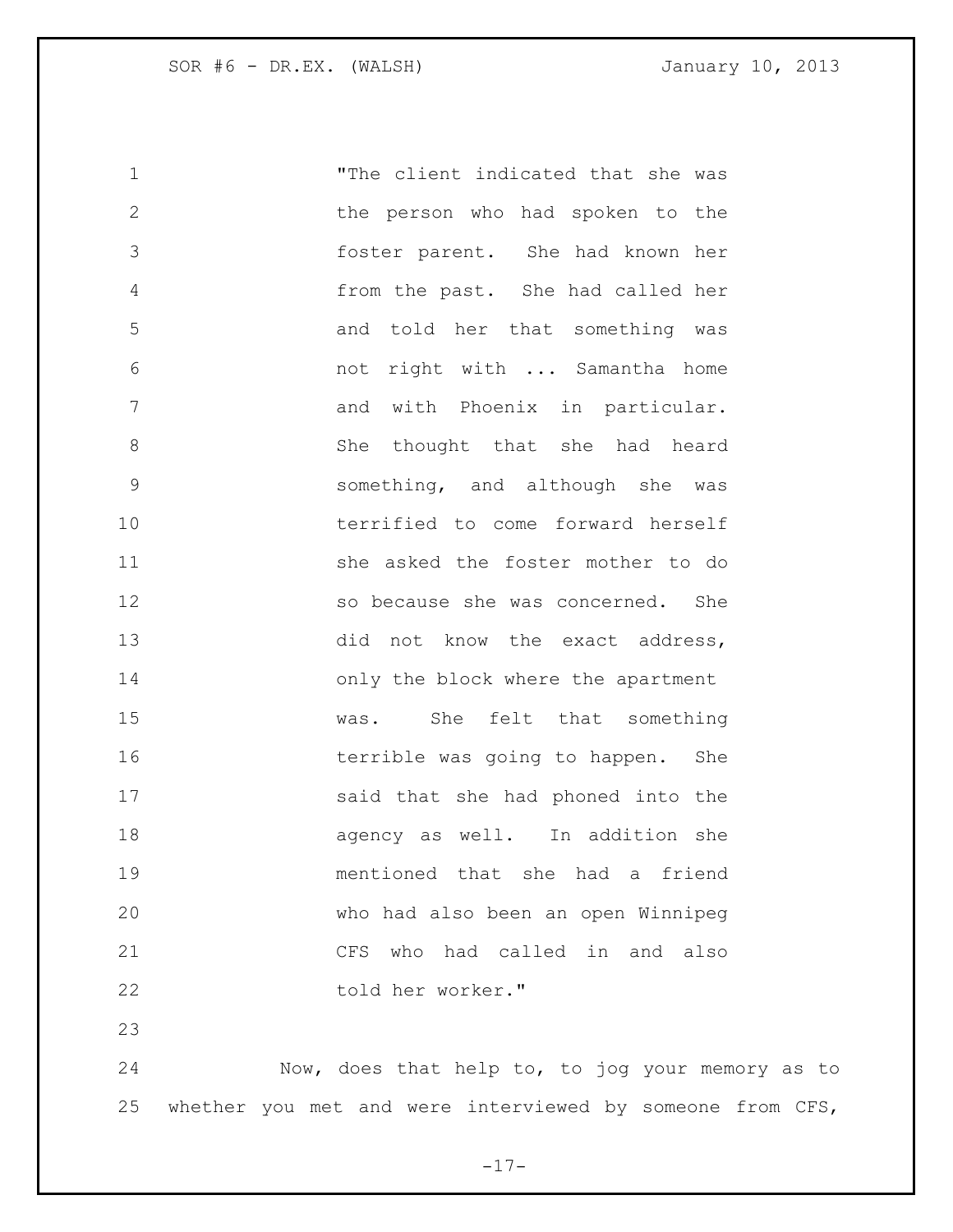"The client indicated that she was the person who had spoken to the foster parent. She had known her from the past. She had called her and told her that something was not right with ... Samantha home and with Phoenix in particular. She thought that she had heard something, and although she was terrified to come forward herself she asked the foster mother to do so because she was concerned. She did not know the exact address, only the block where the apartment was. She felt that something terrible was going to happen. She said that she had phoned into the agency as well. In addition she mentioned that she had a friend who had also been an open Winnipeg CFS who had called in and also told her worker."

Now, does that help to, to jog your memory as to whether you met and were interviewed by someone from CFS,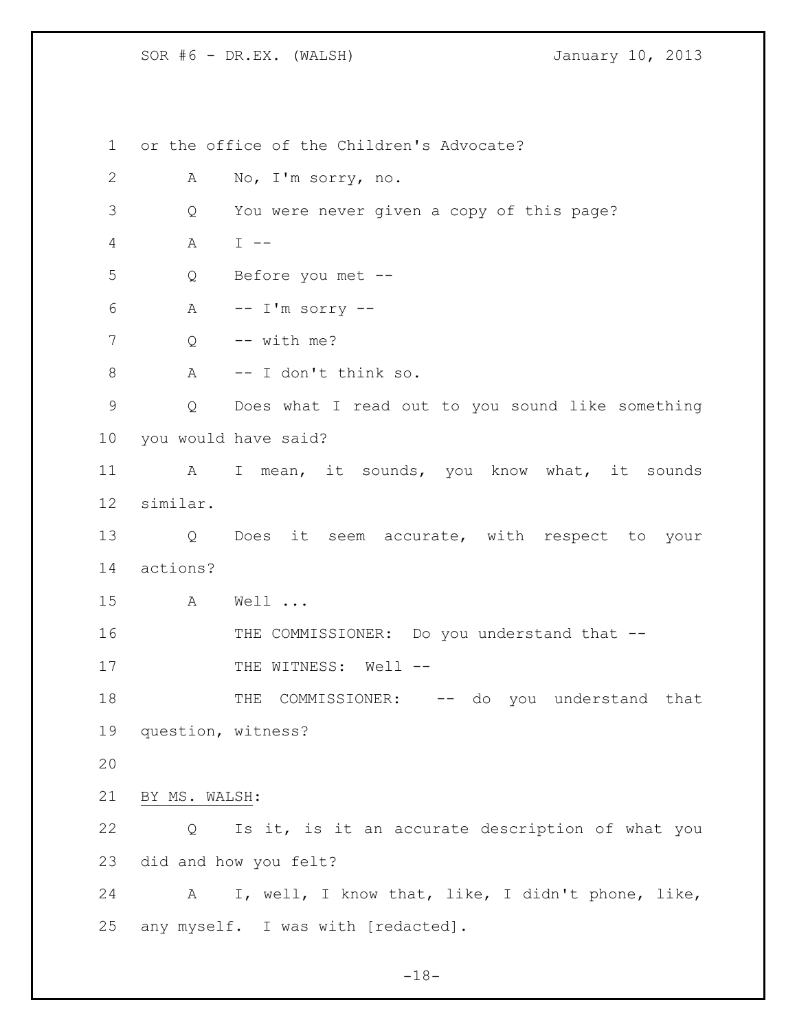or the office of the Children's Advocate?

A No, I'm sorry, no.

Q You were never given a copy of this page?

A I --

Q Before you met --

A -- I'm sorry --

Q -- with me?

A -- I don't think so.

Q Does what I read out to you sound like something you would have said?

A I mean, it sounds, you know what, it sounds similar.

Q Does it seem accurate, with respect to your actions?

A Well ...

THE COMMISSIONER: Do you understand that --

THE WITNESS: Well --

THE COMMISSIONER: -- do you understand that question, witness?

BY MS. WALSH:

Q Is it, is it an accurate description of what you did and how you felt?

A I, well, I know that, like, I didn't phone, like, any myself. I was with [redacted].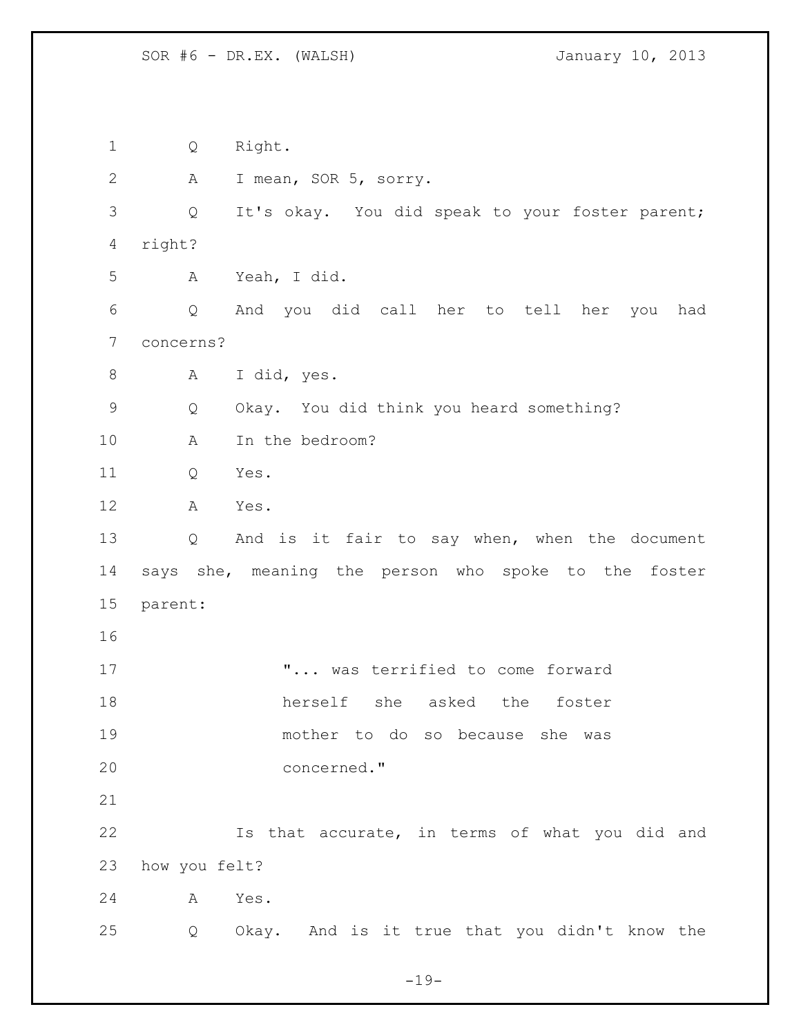Q Right.

A I mean, SOR 5, sorry.

Q It's okay. You did speak to your foster parent; right?

A Yeah, I did.

Q And you did call her to tell her you had concerns?

A I did, yes.

Q Okay. You did think you heard something?

A In the bedroom?

Q Yes.

A Yes.

Q And is it fair to say when, when the document says she, meaning the person who spoke to the foster parent:

> "... was terrified to come forward herself she asked the foster mother to do so because she was concerned."

Is that accurate, in terms of what you did and how you felt?

A Yes.

Q Okay. And is it true that you didn't know the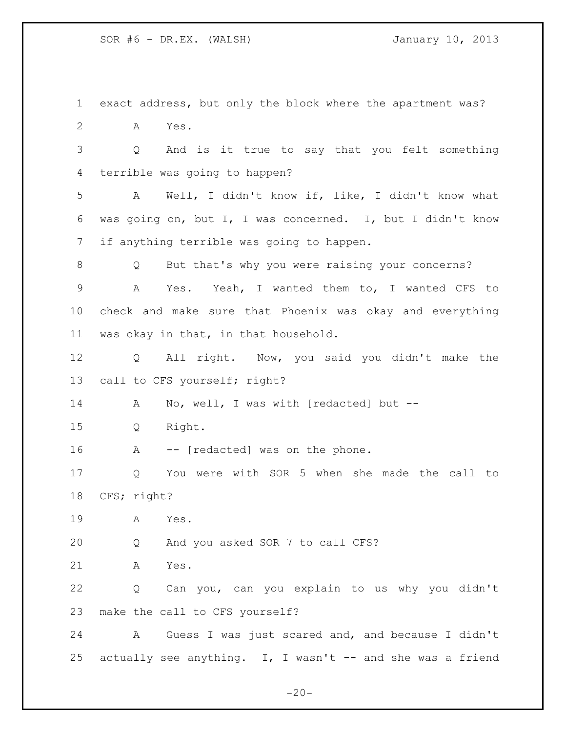1 exact address, but only the block where the apartment was?

2 A Yes.

3 Q And is it true to say that you felt something

4 terrible was going to happen?

5 A Well, I didn't know if, like, I didn't know what

6 was going on, but I, I was concerned. I, but I didn't know

7 if anything terrible was going to happen.

8 Q But that's why you were raising your concerns?

9 A Yes. Yeah, I wanted them to, I wanted CFS to

10 check and make sure that Phoenix was okay and everything

11 was okay in that, in that household.

12 Q All right. Now, you said you didn't make the

13 call to CFS yourself; right?

14 A No, well, I was with [redacted] but --

15 Q Right.

16 A -- [redacted] was on the phone.

17 Q You were with SOR 5 when she made the call to

18 CFS; right?

19 A Yes.

20 Q And you asked SOR 7 to call CFS?

21 A Yes.

22 Q Can you, can you explain to us why you didn't

23 make the call to CFS yourself?

24 A Guess I was just scared and, and because I didn't

25 actually see anything. I, I wasn't -- and she was a friend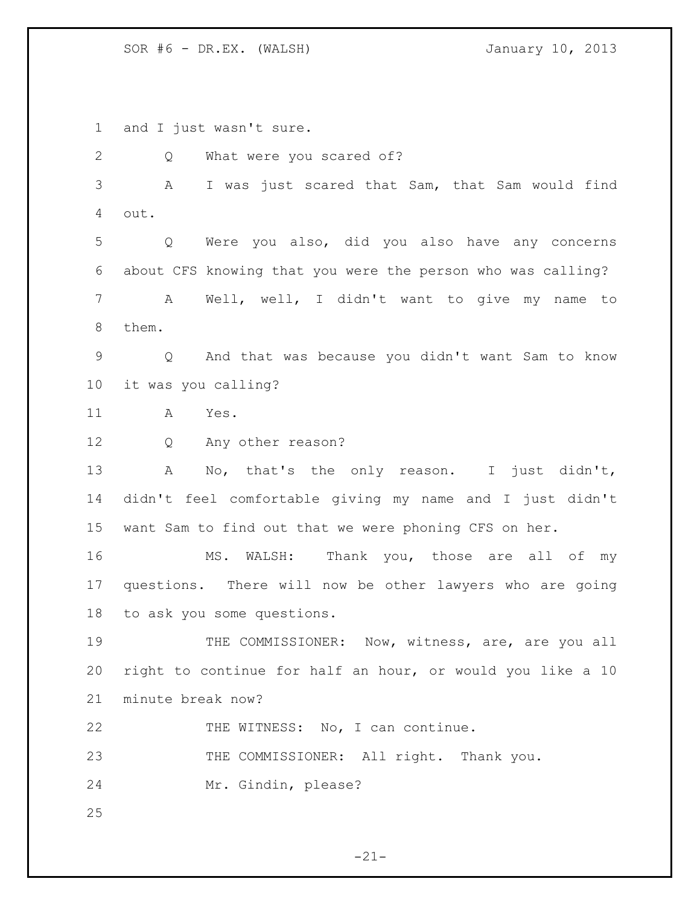and I just wasn't sure.

Q What were you scared of?

A I was just scared that Sam, that Sam would find out.

Q Were you also, did you also have any concerns about CFS knowing that you were the person who was calling?

A Well, well, I didn't want to give my name to them.

Q And that was because you didn't want Sam to know it was you calling?

A Yes.

Q Any other reason?

A No, that's the only reason. I just didn't, didn't feel comfortable giving my name and I just didn't want Sam to find out that we were phoning CFS on her.

MS. WALSH: Thank you, those are all of my questions. There will now be other lawyers who are going to ask you some questions.

THE COMMISSIONER: Now, witness, are, are you all right to continue for half an hour, or would you like a 10 minute break now?

THE WITNESS: No, I can continue.

THE COMMISSIONER: All right. Thank you.

Mr. Gindin, please?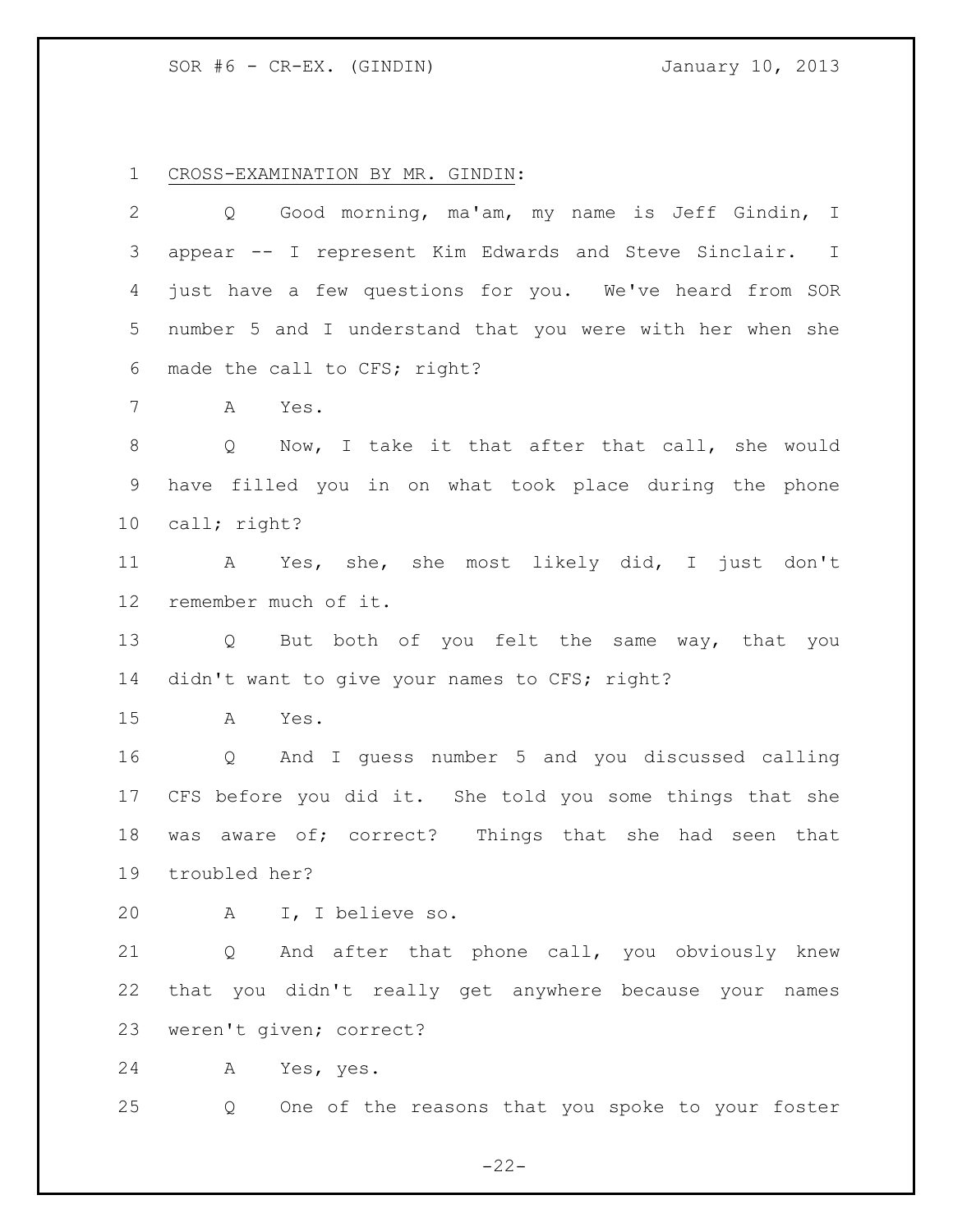CROSS-EXAMINATION BY MR. GINDIN:

Q Good morning, ma'am, my name is Jeff Gindin, I appear -- I represent Kim Edwards and Steve Sinclair. I just have a few questions for you. We've heard from SOR number 5 and I understand that you were with her when she made the call to CFS; right?

A Yes.

Q Now, I take it that after that call, she would have filled you in on what took place during the phone call; right?

A Yes, she, she most likely did, I just don't remember much of it.

Q But both of you felt the same way, that you didn't want to give your names to CFS; right?

A Yes.

Q And I guess number 5 and you discussed calling CFS before you did it. She told you some things that she was aware of; correct? Things that she had seen that troubled her?

A I, I believe so.

Q And after that phone call, you obviously knew that you didn't really get anywhere because your names weren't given; correct?

A Yes, yes.

Q One of the reasons that you spoke to your foster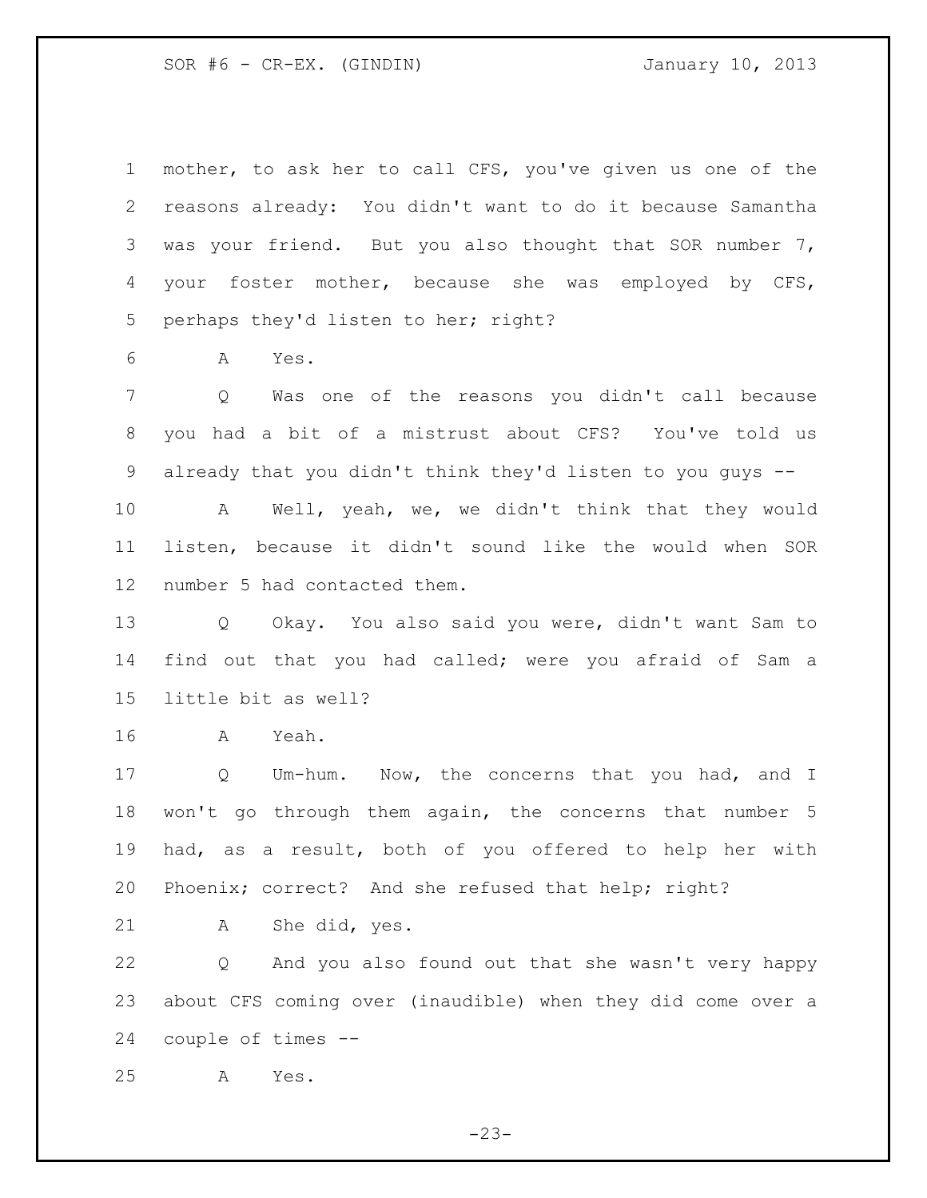mother, to ask her to call CFS, you've given us one of the reasons already: You didn't want to do it because Samantha was your friend. But you also thought that SOR number 7, your foster mother, because she was employed by CFS, perhaps they'd listen to her; right?

A Yes.

Q Was one of the reasons you didn't call because you had a bit of a mistrust about CFS? You've told us already that you didn't think they'd listen to you guys --

A Well, yeah, we, we didn't think that they would listen, because it didn't sound like the would when SOR number 5 had contacted them.

Q Okay. You also said you were, didn't want Sam to find out that you had called; were you afraid of Sam a little bit as well?

A Yeah.

Q Um-hum. Now, the concerns that you had, and I won't go through them again, the concerns that number 5 had, as a result, both of you offered to help her with Phoenix; correct? And she refused that help; right?

A She did, yes.

Q And you also found out that she wasn't very happy about CFS coming over (inaudible) when they did come over a couple of times --

A Yes.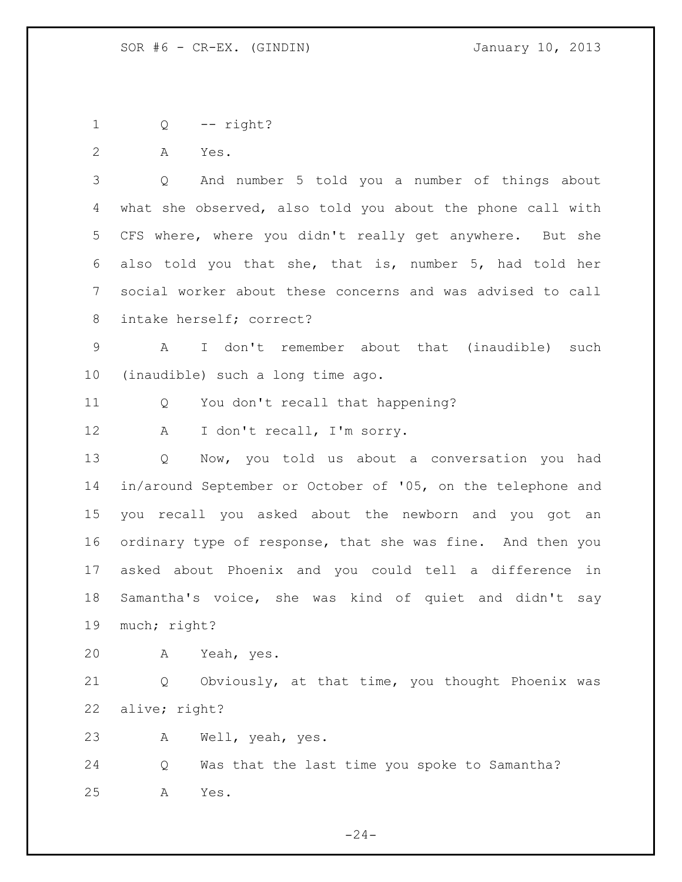Q -- right?

A Yes.

Q And number 5 told you a number of things about what she observed, also told you about the phone call with CFS where, where you didn't really get anywhere. But she also told you that she, that is, number 5, had told her social worker about these concerns and was advised to call intake herself; correct?

A I don't remember about that (inaudible) such (inaudible) such a long time ago.

Q You don't recall that happening?

A I don't recall, I'm sorry.

Q Now, you told us about a conversation you had in/around September or October of '05, on the telephone and you recall you asked about the newborn and you got an ordinary type of response, that she was fine. And then you asked about Phoenix and you could tell a difference in Samantha's voice, she was kind of quiet and didn't say much; right?

A Yeah, yes.

Q Obviously, at that time, you thought Phoenix was alive; right?

A Well, yeah, yes.

Q Was that the last time you spoke to Samantha?

A Yes.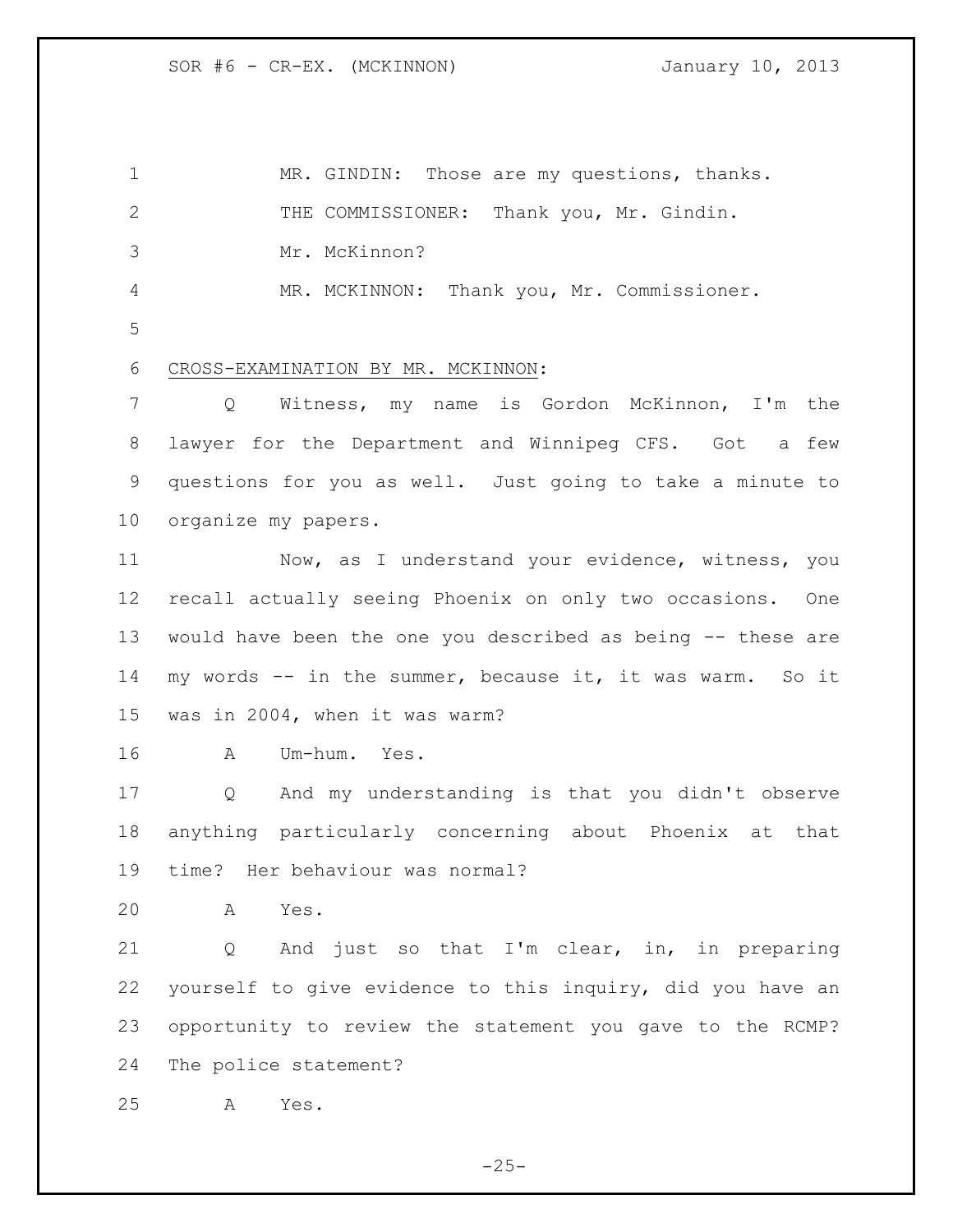MR. GINDIN: Those are my questions, thanks.

THE COMMISSIONER: Thank you, Mr. Gindin.

Mr. McKinnon?

MR. MCKINNON: Thank you, Mr. Commissioner.

CROSS-EXAMINATION BY MR. MCKINNON:

Q Witness, my name is Gordon McKinnon, I'm the lawyer for the Department and Winnipeg CFS. Got a few questions for you as well. Just going to take a minute to organize my papers.

Now, as I understand your evidence, witness, you recall actually seeing Phoenix on only two occasions. One would have been the one you described as being -- these are my words -- in the summer, because it, it was warm. So it was in 2004, when it was warm?

A Um-hum. Yes.

Q And my understanding is that you didn't observe anything particularly concerning about Phoenix at that time? Her behaviour was normal?

A Yes.

Q And just so that I'm clear, in, in preparing yourself to give evidence to this inquiry, did you have an opportunity to review the statement you gave to the RCMP? The police statement?

A Yes.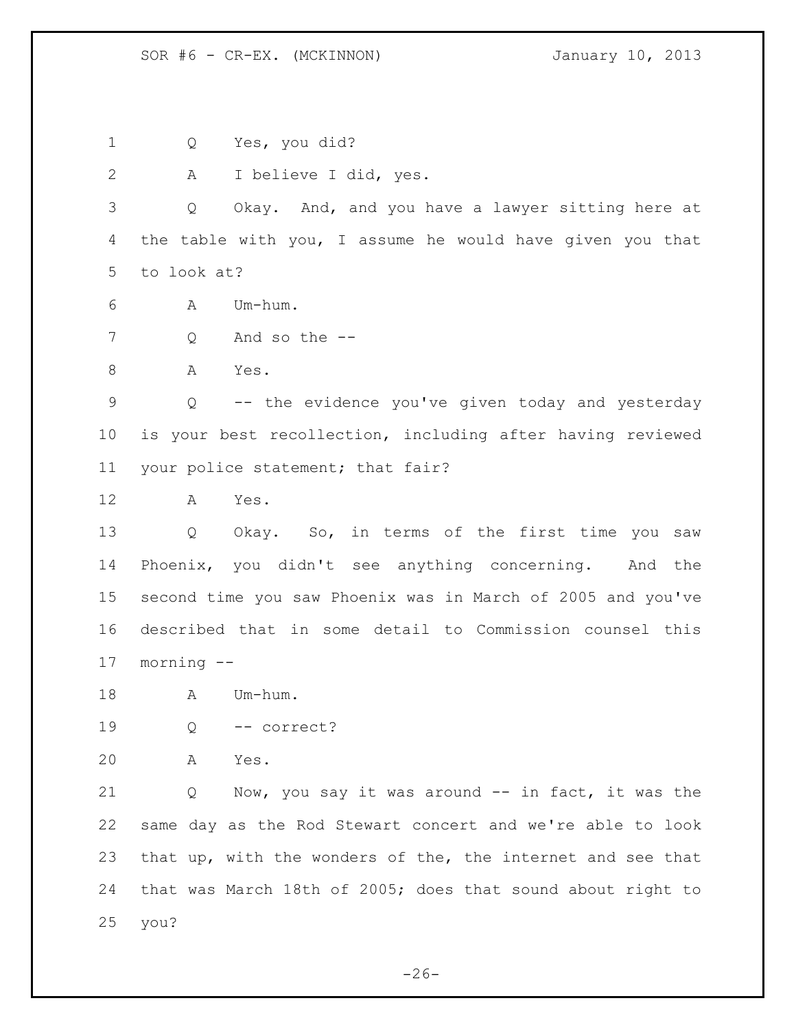Q Yes, you did?

A I believe I did, yes.

Q Okay. And, and you have a lawyer sitting here at the table with you, I assume he would have given you that to look at?

A Um-hum.

Q And so the --

A Yes.

Q -- the evidence you've given today and yesterday is your best recollection, including after having reviewed your police statement; that fair?

A Yes.

Q Okay. So, in terms of the first time you saw Phoenix, you didn't see anything concerning. And the second time you saw Phoenix was in March of 2005 and you've described that in some detail to Commission counsel this morning --

A Um-hum.

Q -- correct?

A Yes.

Q Now, you say it was around -- in fact, it was the same day as the Rod Stewart concert and we're able to look that up, with the wonders of the, the internet and see that that was March 18th of 2005; does that sound about right to you?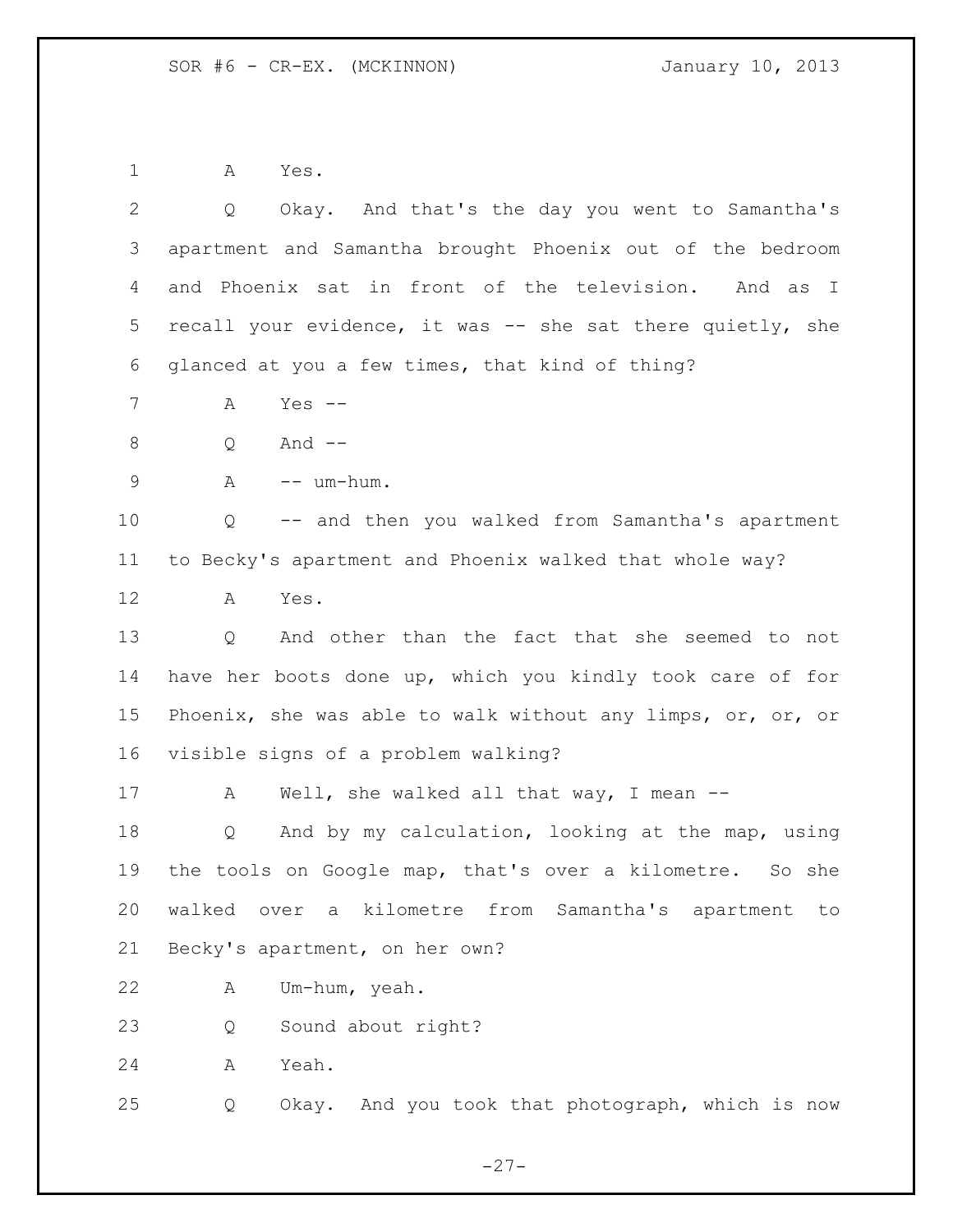A Yes.

Q Okay. And that's the day you went to Samantha's apartment and Samantha brought Phoenix out of the bedroom and Phoenix sat in front of the television. And as I recall your evidence, it was -- she sat there quietly, she glanced at you a few times, that kind of thing?

A Yes --

Q And --

A -- um-hum.

Q -- and then you walked from Samantha's apartment to Becky's apartment and Phoenix walked that whole way?

A Yes.

Q And other than the fact that she seemed to not have her boots done up, which you kindly took care of for Phoenix, she was able to walk without any limps, or, or, or visible signs of a problem walking?

A Well, she walked all that way, I mean --

Q And by my calculation, looking at the map, using the tools on Google map, that's over a kilometre. So she walked over a kilometre from Samantha's apartment to Becky's apartment, on her own?

A Um-hum, yeah.

Q Sound about right?

A Yeah.

Q Okay. And you took that photograph, which is now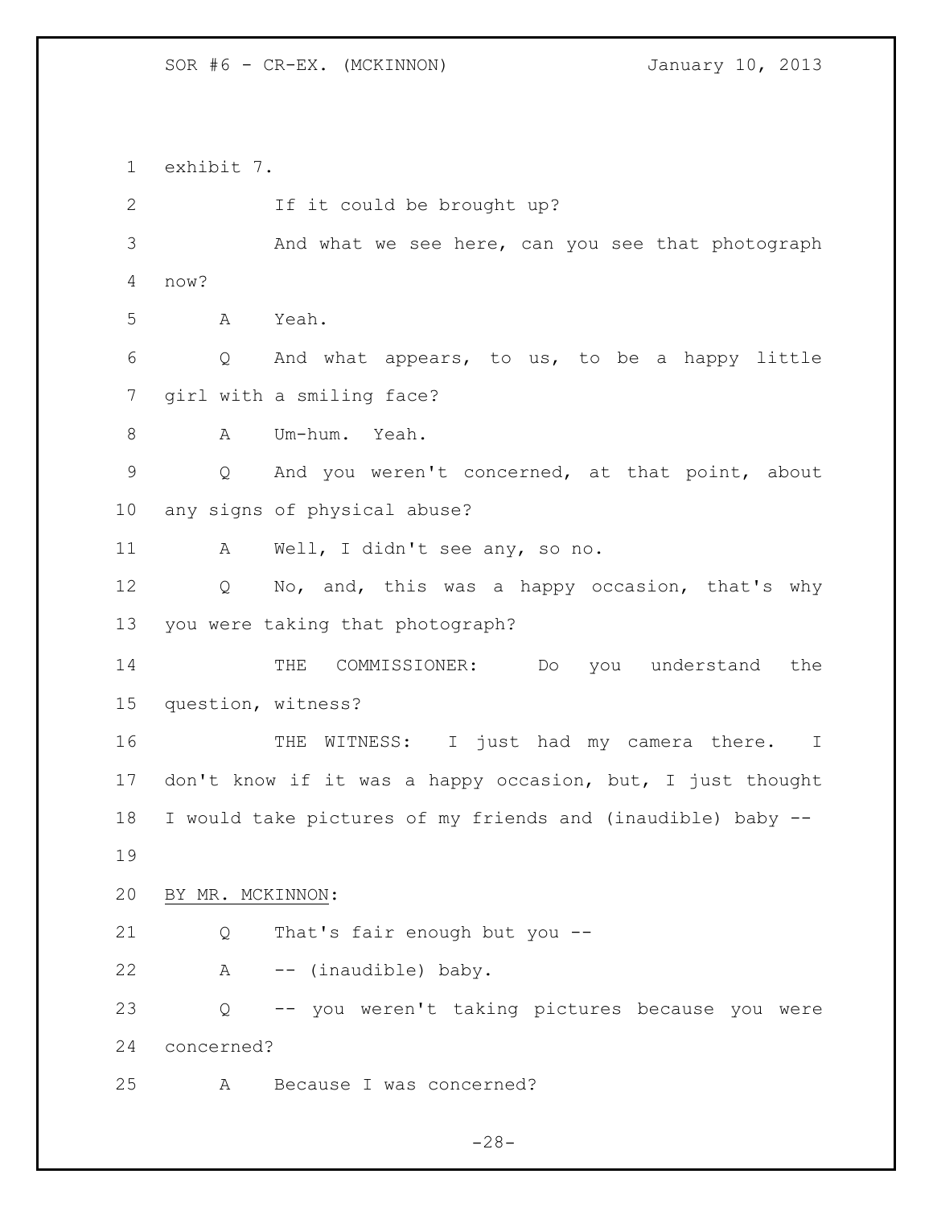exhibit 7.

If it could be brought up?

And what we see here, can you see that photograph now?

A Yeah.

Q And what appears, to us, to be a happy little girl with a smiling face?

A Um-hum. Yeah.

Q And you weren't concerned, at that point, about any signs of physical abuse?

A Well, I didn't see any, so no.

Q No, and, this was a happy occasion, that's why you were taking that photograph?

THE COMMISSIONER: Do you understand the question, witness?

THE WITNESS: I just had my camera there. I don't know if it was a happy occasion, but, I just thought I would take pictures of my friends and (inaudible) baby --

BY MR. MCKINNON:

Q That's fair enough but you --

A -- (inaudible) baby.

Q -- you weren't taking pictures because you were concerned?

A Because I was concerned?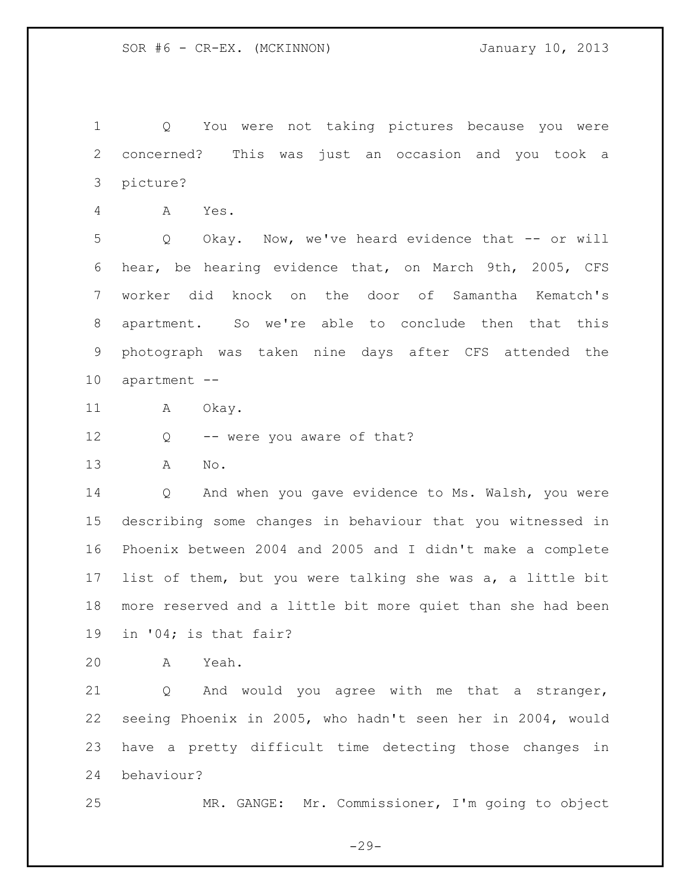Q You were not taking pictures because you were concerned? This was just an occasion and you took a picture?

A Yes.

Q Okay. Now, we've heard evidence that -- or will hear, be hearing evidence that, on March 9th, 2005, CFS worker did knock on the door of Samantha Kematch's apartment. So we're able to conclude then that this photograph was taken nine days after CFS attended the apartment --

A Okay.

Q -- were you aware of that?

A No.

Q And when you gave evidence to Ms. Walsh, you were describing some changes in behaviour that you witnessed in Phoenix between 2004 and 2005 and I didn't make a complete list of them, but you were talking she was a, a little bit more reserved and a little bit more quiet than she had been in '04; is that fair?

A Yeah.

Q And would you agree with me that a stranger, seeing Phoenix in 2005, who hadn't seen her in 2004, would have a pretty difficult time detecting those changes in behaviour?

MR. GANGE: Mr. Commissioner, I'm going to object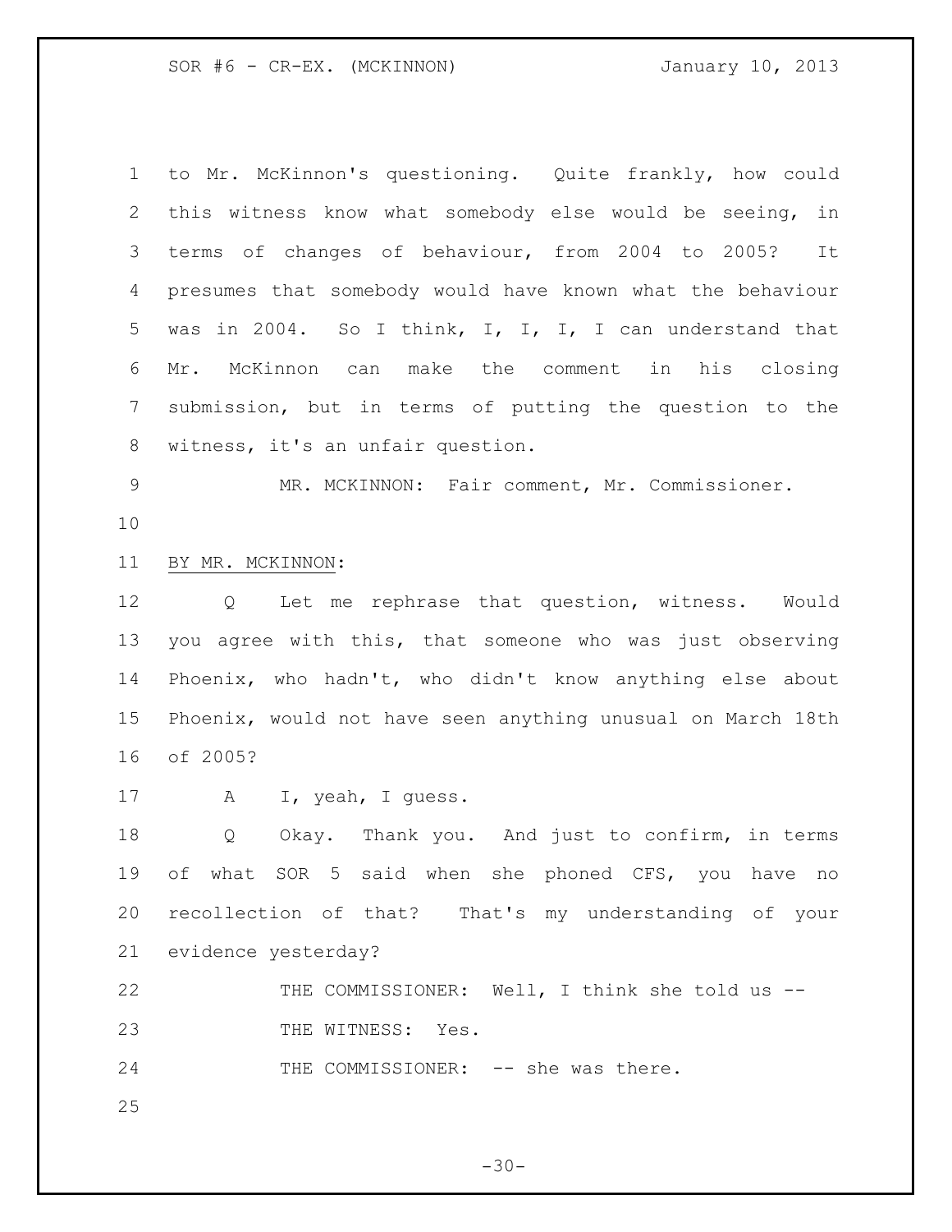to Mr. McKinnon's questioning. Quite frankly, how could this witness know what somebody else would be seeing, in terms of changes of behaviour, from 2004 to 2005? It presumes that somebody would have known what the behaviour was in 2004. So I think, I, I, I, I can understand that Mr. McKinnon can make the comment in his closing submission, but in terms of putting the question to the witness, it's an unfair question.

MR. MCKINNON: Fair comment, Mr. Commissioner.

BY MR. MCKINNON:

Q Let me rephrase that question, witness. Would you agree with this, that someone who was just observing Phoenix, who hadn't, who didn't know anything else about Phoenix, would not have seen anything unusual on March 18th of 2005?

A I, yeah, I guess.

Q Okay. Thank you. And just to confirm, in terms of what SOR 5 said when she phoned CFS, you have no recollection of that? That's my understanding of your evidence yesterday?

THE COMMISSIONER: Well, I think she told us --

THE WITNESS: Yes.

THE COMMISSIONER: -- she was there.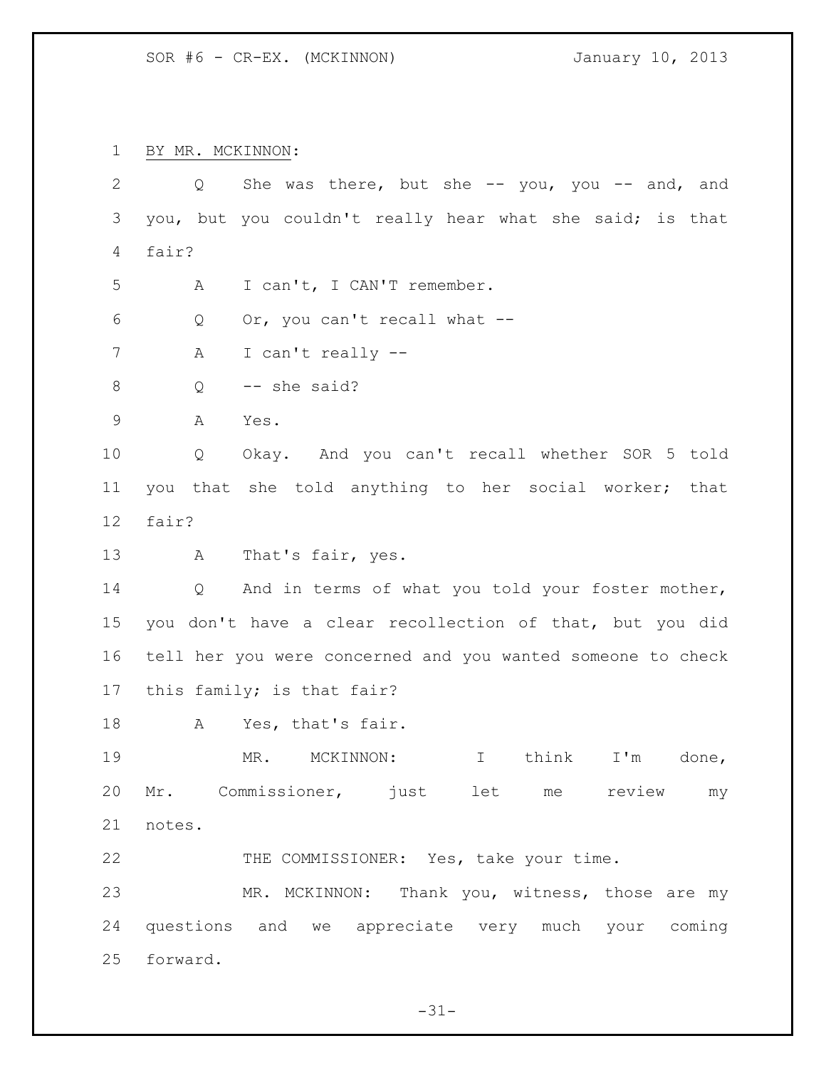BY MR. MCKINNON:

Q She was there, but she -- you, you -- and, and you, but you couldn't really hear what she said; is that fair?

A I can't, I CAN'T remember.

Q Or, you can't recall what --

A I can't really --

Q -- she said?

A Yes.

Q Okay. And you can't recall whether SOR 5 told you that she told anything to her social worker; that fair?

A That's fair, yes.

Q And in terms of what you told your foster mother, you don't have a clear recollection of that, but you did tell her you were concerned and you wanted someone to check this family; is that fair?

A Yes, that's fair.

MR. MCKINNON: I think I'm done, Mr. Commissioner, just let me review my notes.

THE COMMISSIONER: Yes, take your time.

MR. MCKINNON: Thank you, witness, those are my questions and we appreciate very much your coming forward.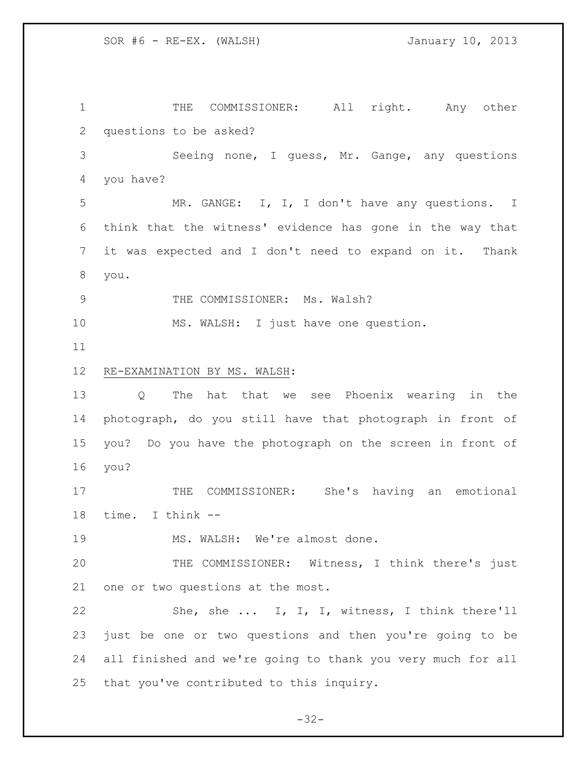THE COMMISSIONER: All right. Any other questions to be asked?

Seeing none, I guess, Mr. Gange, any questions you have?

MR. GANGE: I, I, I don't have any questions. I think that the witness' evidence has gone in the way that it was expected and I don't need to expand on it. Thank you.

THE COMMISSIONER: Ms. Walsh?

MS. WALSH: I just have one question.

RE-EXAMINATION BY MS. WALSH:

Q The hat that we see Phoenix wearing in the photograph, do you still have that photograph in front of you? Do you have the photograph on the screen in front of you?

THE COMMISSIONER: She's having an emotional time. I think --

MS. WALSH: We're almost done.

THE COMMISSIONER: Witness, I think there's just one or two questions at the most.

She, she ... I, I, I, witness, I think there'll just be one or two questions and then you're going to be all finished and we're going to thank you very much for all that you've contributed to this inquiry.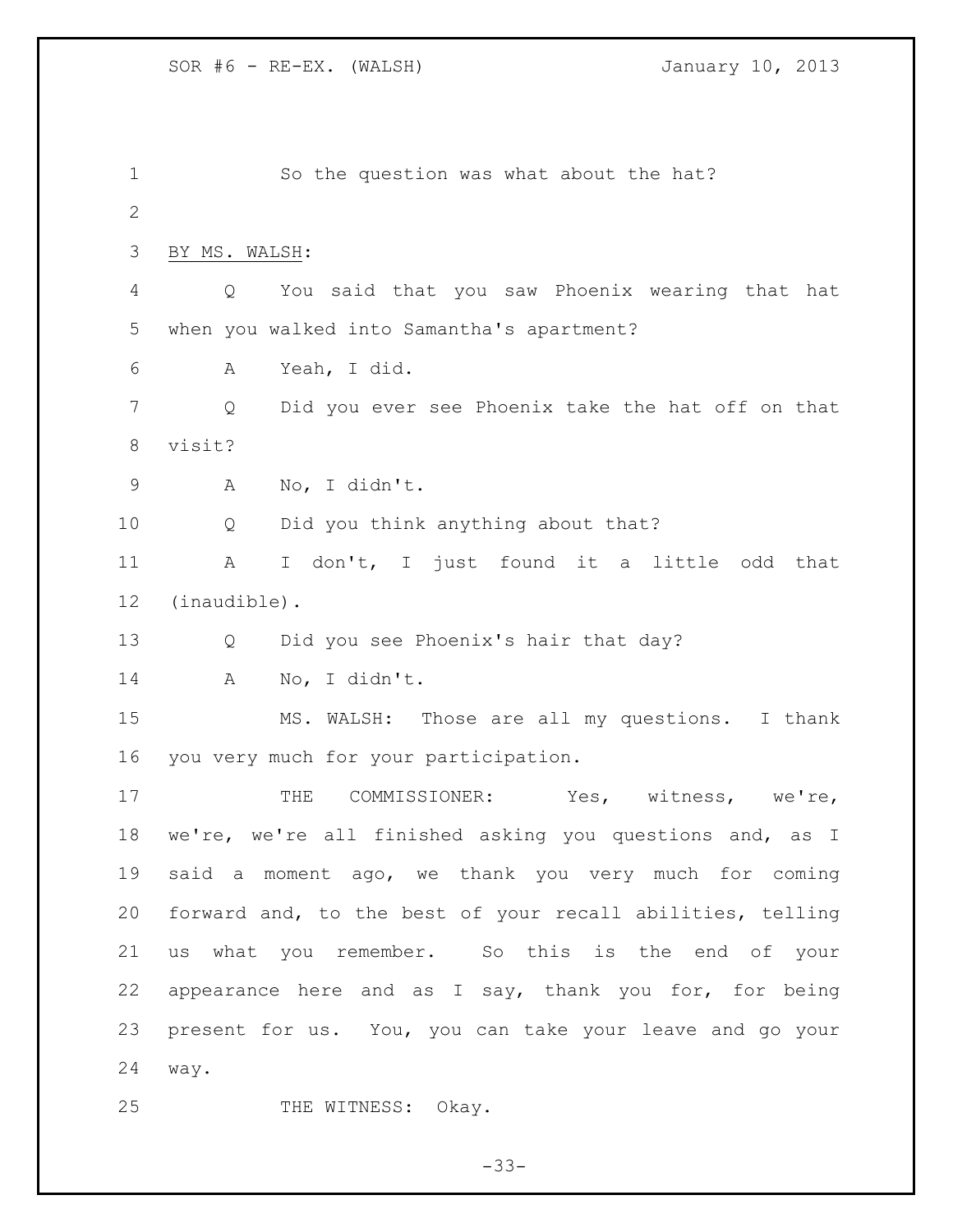So the question was what about the hat?

BY MS. WALSH:

Q You said that you saw Phoenix wearing that hat when you walked into Samantha's apartment?

A Yeah, I did.

Q Did you ever see Phoenix take the hat off on that visit?

A No, I didn't.

Q Did you think anything about that?

A I don't, I just found it a little odd that (inaudible).

Q Did you see Phoenix's hair that day?

A No, I didn't.

MS. WALSH: Those are all my questions. I thank you very much for your participation.

THE COMMISSIONER: Yes, witness, we're, we're, we're all finished asking you questions and, as I said a moment ago, we thank you very much for coming forward and, to the best of your recall abilities, telling us what you remember. So this is the end of your appearance here and as I say, thank you for, for being present for us. You, you can take your leave and go your way.

THE WITNESS: Okay.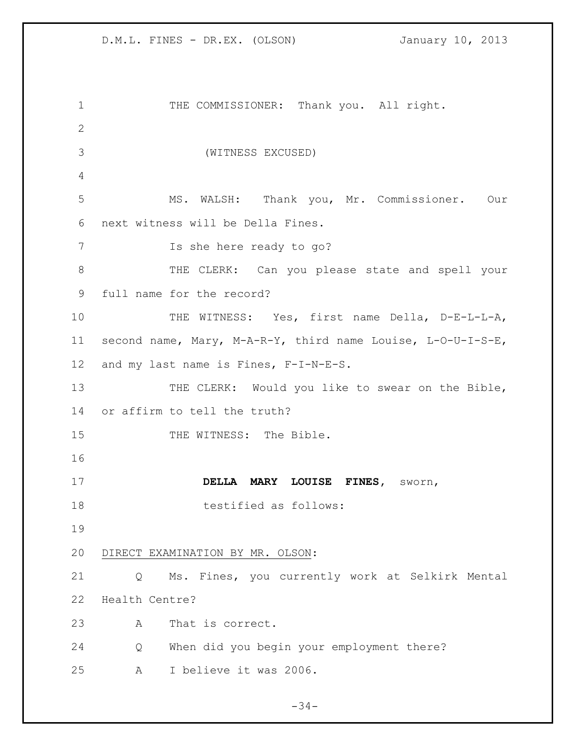THE COMMISSIONER: Thank you. All right.

(WITNESS EXCUSED)

MS. WALSH: Thank you, Mr. Commissioner. Our next witness will be Della Fines.

Is she here ready to go?

THE CLERK: Can you please state and spell your full name for the record?

THE WITNESS: Yes, first name Della, D-E-L-L-A, second name, Mary, M-A-R-Y, third name Louise, L-O-U-I-S-E, and my last name is Fines, F-I-N-E-S.

THE CLERK: Would you like to swear on the Bible, or affirm to tell the truth?

THE WITNESS: The Bible.

**DELLA MARY LOUISE FINES**, sworn, testified as follows:

DIRECT EXAMINATION BY MR. OLSON:

Q Ms. Fines, you currently work at Selkirk Mental Health Centre?

A That is correct.

Q When did you begin your employment there?

A I believe it was 2006.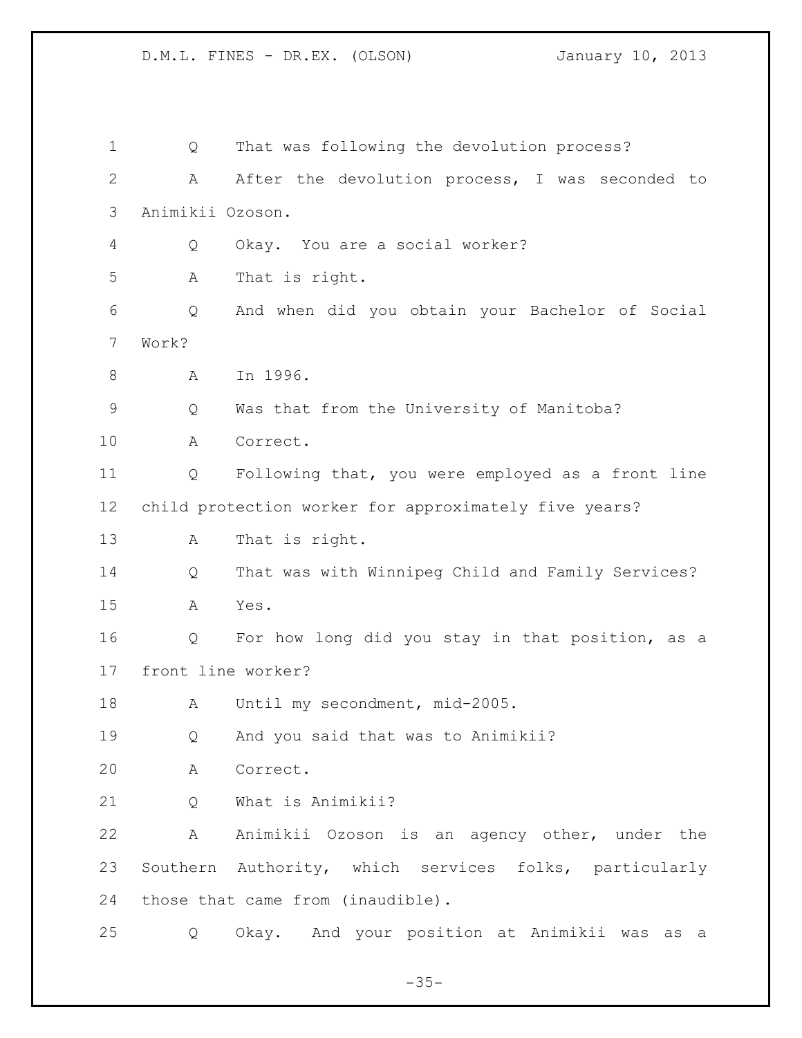Q That was following the devolution process?

A After the devolution process, I was seconded to Animikii Ozoson.

Q Okay. You are a social worker?

A That is right.

Q And when did you obtain your Bachelor of Social Work?

A In 1996.

Q Was that from the University of Manitoba?

A Correct.

Q Following that, you were employed as a front line child protection worker for approximately five years?

A That is right.

Q That was with Winnipeg Child and Family Services?

A Yes.

Q For how long did you stay in that position, as a front line worker?

A Until my secondment, mid-2005.

Q And you said that was to Animikii?

A Correct.

Q What is Animikii?

A Animikii Ozoson is an agency other, under the Southern Authority, which services folks, particularly those that came from (inaudible).

Q Okay. And your position at Animikii was as a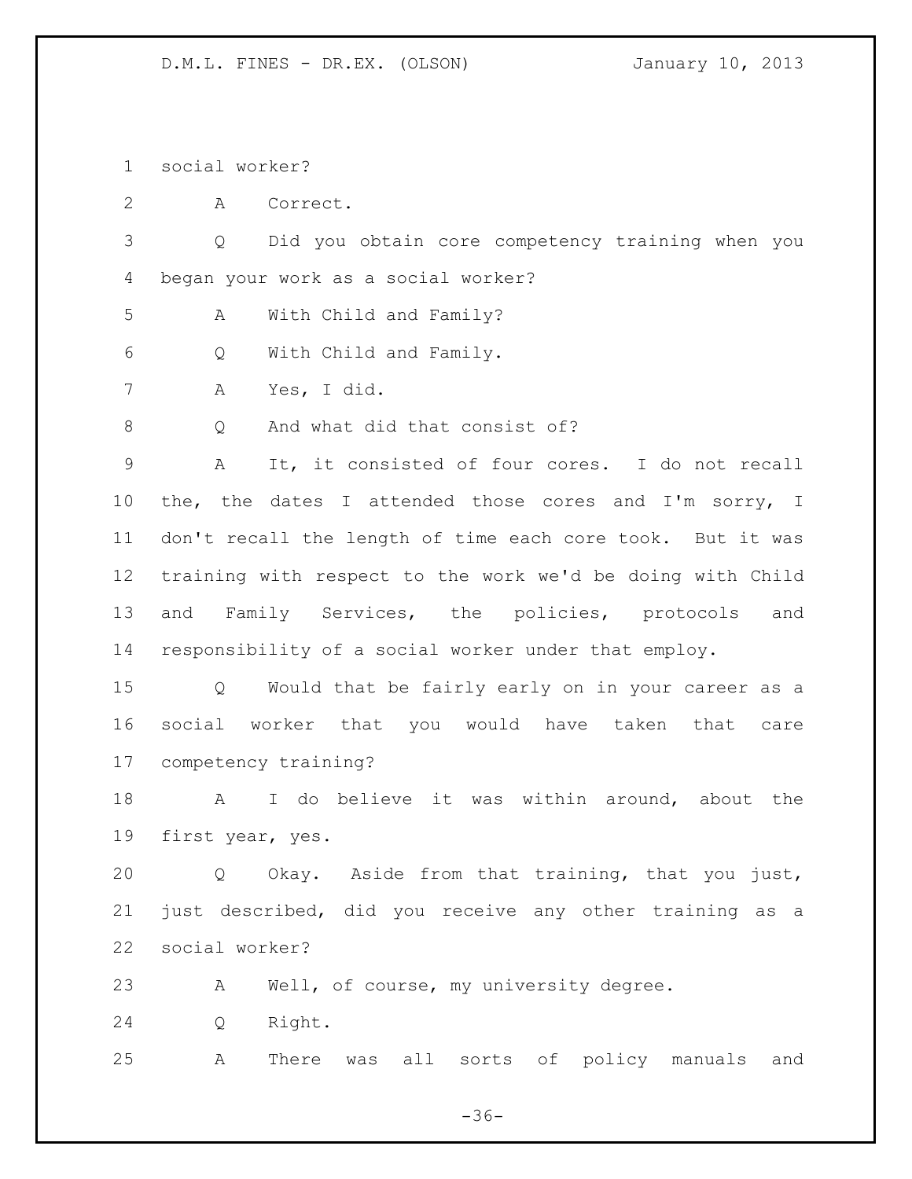social worker?

A Correct.

Q Did you obtain core competency training when you began your work as a social worker?

A With Child and Family?

Q With Child and Family.

A Yes, I did.

Q And what did that consist of?

A It, it consisted of four cores. I do not recall the, the dates I attended those cores and I'm sorry, I don't recall the length of time each core took. But it was training with respect to the work we'd be doing with Child and Family Services, the policies, protocols and responsibility of a social worker under that employ.

Q Would that be fairly early on in your career as a social worker that you would have taken that care competency training?

A I do believe it was within around, about the first year, yes.

Q Okay. Aside from that training, that you just, just described, did you receive any other training as a social worker?

A Well, of course, my university degree.

Q Right.

A There was all sorts of policy manuals and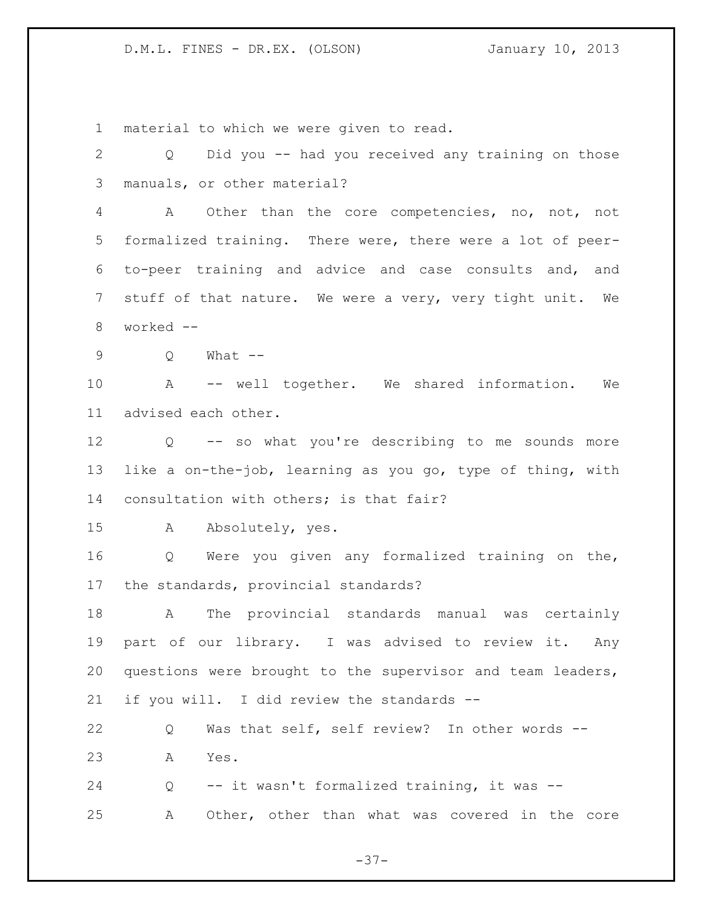material to which we were given to read.

Q Did you -- had you received any training on those manuals, or other material?

A Other than the core competencies, no, not, not formalized training. There were, there were a lot of peer-to-peer training and advice and case consults and, and stuff of that nature. We were a very, very tight unit. We worked --

Q What --

A -- well together. We shared information. We advised each other.

Q -- so what you're describing to me sounds more like a on-the-job, learning as you go, type of thing, with consultation with others; is that fair?

A Absolutely, yes.

Q Were you given any formalized training on the, the standards, provincial standards?

A The provincial standards manual was certainly part of our library. I was advised to review it. Any questions were brought to the supervisor and team leaders, if you will. I did review the standards --

Q Was that self, self review? In other words --

A Yes.

Q -- it wasn't formalized training, it was --

A Other, other than what was covered in the core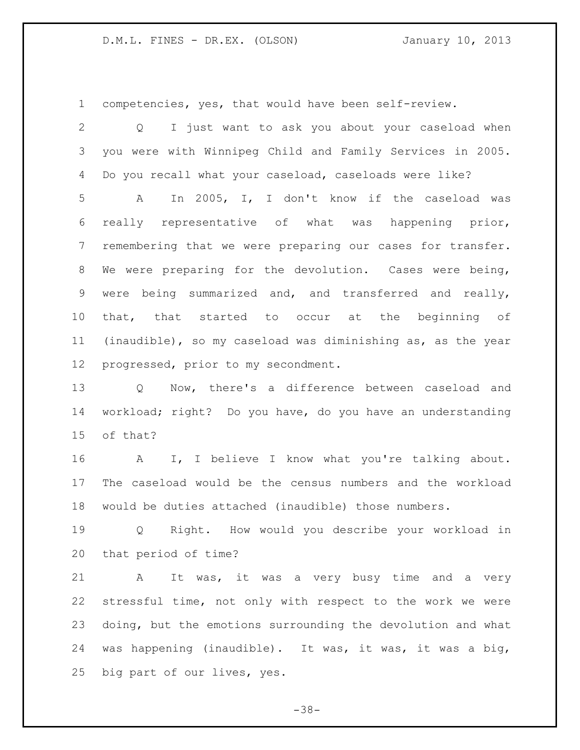competencies, yes, that would have been self-review.

Q I just want to ask you about your caseload when you were with Winnipeg Child and Family Services in 2005. Do you recall what your caseload, caseloads were like?

A In 2005, I, I don't know if the caseload was really representative of what was happening prior, remembering that we were preparing our cases for transfer. We were preparing for the devolution. Cases were being, were being summarized and, and transferred and really, that, that started to occur at the beginning of (inaudible), so my caseload was diminishing as, as the year progressed, prior to my secondment.

Q Now, there's a difference between caseload and workload; right? Do you have, do you have an understanding of that?

A I, I believe I know what you're talking about. The caseload would be the census numbers and the workload would be duties attached (inaudible) those numbers.

Q Right. How would you describe your workload in that period of time?

A It was, it was a very busy time and a very stressful time, not only with respect to the work we were doing, but the emotions surrounding the devolution and what was happening (inaudible). It was, it was, it was a big, big part of our lives, yes.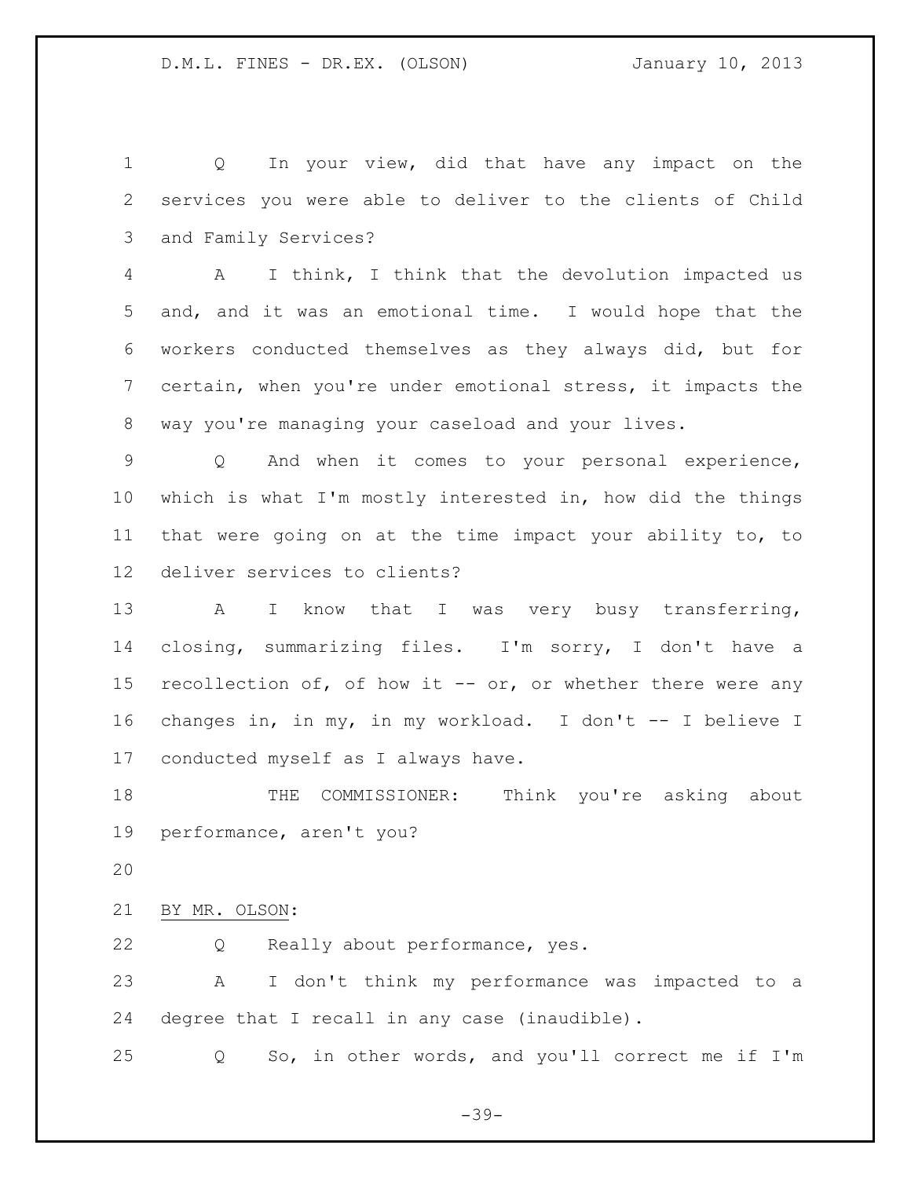Q In your view, did that have any impact on the services you were able to deliver to the clients of Child and Family Services?

A I think, I think that the devolution impacted us and, and it was an emotional time. I would hope that the workers conducted themselves as they always did, but for certain, when you're under emotional stress, it impacts the way you're managing your caseload and your lives.

Q And when it comes to your personal experience, which is what I'm mostly interested in, how did the things that were going on at the time impact your ability to, to deliver services to clients?

A I know that I was very busy transferring, closing, summarizing files. I'm sorry, I don't have a recollection of, of how it -- or, or whether there were any changes in, in my, in my workload. I don't -- I believe I conducted myself as I always have.

THE COMMISSIONER: Think you're asking about performance, aren't you?

BY MR. OLSON:

Q Really about performance, yes.

A I don't think my performance was impacted to a degree that I recall in any case (inaudible).

Q So, in other words, and you'll correct me if I'm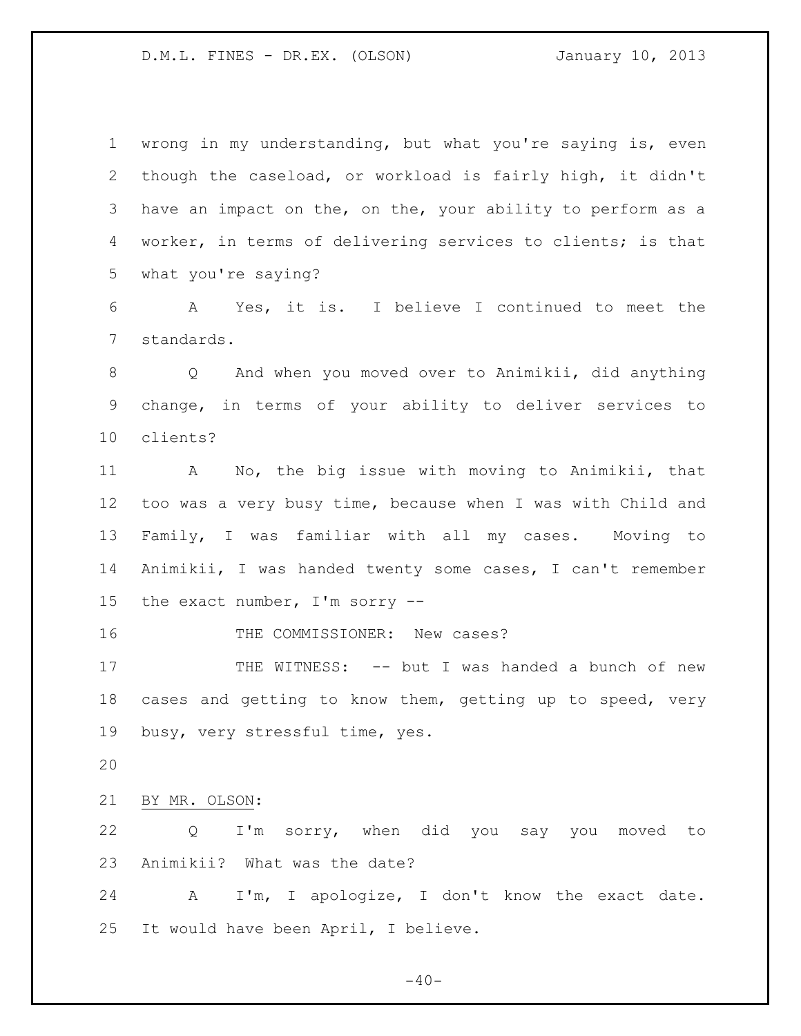wrong in my understanding, but what you're saying is, even though the caseload, or workload is fairly high, it didn't have an impact on the, on the, your ability to perform as a worker, in terms of delivering services to clients; is that what you're saying?

A Yes, it is. I believe I continued to meet the standards.

Q And when you moved over to Animikii, did anything change, in terms of your ability to deliver services to clients?

A No, the big issue with moving to Animikii, that too was a very busy time, because when I was with Child and Family, I was familiar with all my cases. Moving to Animikii, I was handed twenty some cases, I can't remember the exact number, I'm sorry --

THE COMMISSIONER: New cases?

THE WITNESS: -- but I was handed a bunch of new cases and getting to know them, getting up to speed, very busy, very stressful time, yes.

BY MR. OLSON:

Q I'm sorry, when did you say you moved to Animikii? What was the date?

A I'm, I apologize, I don't know the exact date. It would have been April, I believe.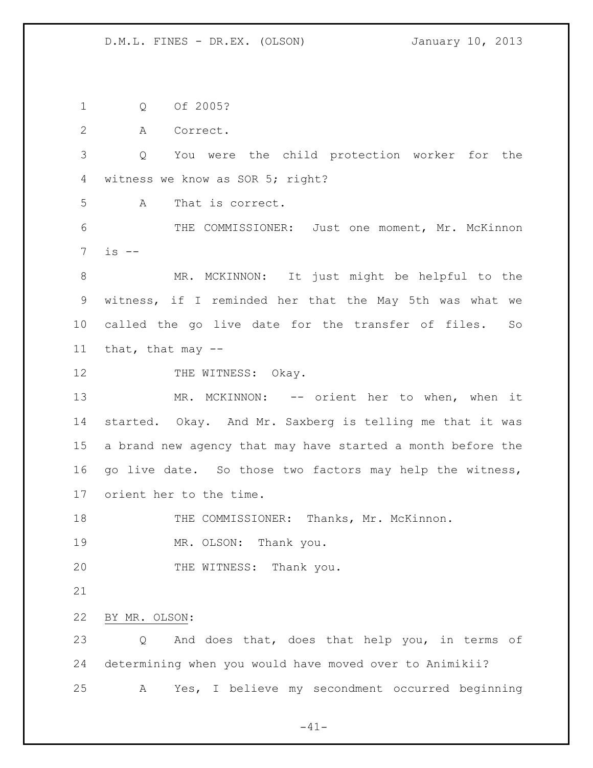Q Of 2005?

A Correct.

Q You were the child protection worker for the witness we know as SOR 5; right?

A That is correct.

THE COMMISSIONER: Just one moment, Mr. McKinnon is --

MR. MCKINNON: It just might be helpful to the witness, if I reminded her that the May 5th was what we called the go live date for the transfer of files. So that, that may --

THE WITNESS: Okay.

MR. MCKINNON: -- orient her to when, when it started. Okay. And Mr. Saxberg is telling me that it was a brand new agency that may have started a month before the go live date. So those two factors may help the witness, orient her to the time.

THE COMMISSIONER: Thanks, Mr. McKinnon.

MR. OLSON: Thank you.

THE WITNESS: Thank you.

BY MR. OLSON:

Q And does that, does that help you, in terms of determining when you would have moved over to Animikii?

A Yes, I believe my secondment occurred beginning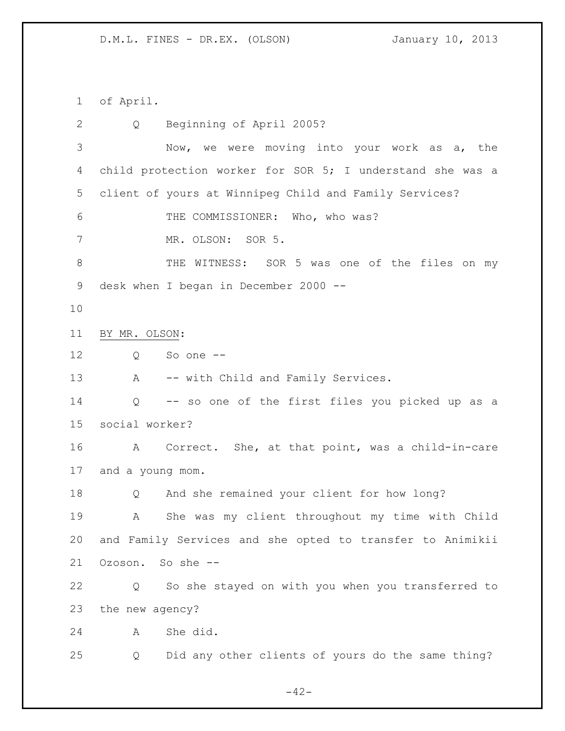of April.

Q Beginning of April 2005?

Now, we were moving into your work as a, the child protection worker for SOR 5; I understand she was a client of yours at Winnipeg Child and Family Services?

THE COMMISSIONER: Who, who was?

MR. OLSON: SOR 5.

THE WITNESS: SOR 5 was one of the files on my desk when I began in December 2000 --

BY MR. OLSON:

Q So one --

A -- with Child and Family Services.

Q -- so one of the first files you picked up as a social worker?

A Correct. She, at that point, was a child-in-care and a young mom.

Q And she remained your client for how long?

A She was my client throughout my time with Child and Family Services and she opted to transfer to Animikii Ozoson. So she --

Q So she stayed on with you when you transferred to the new agency?

A She did.

Q Did any other clients of yours do the same thing?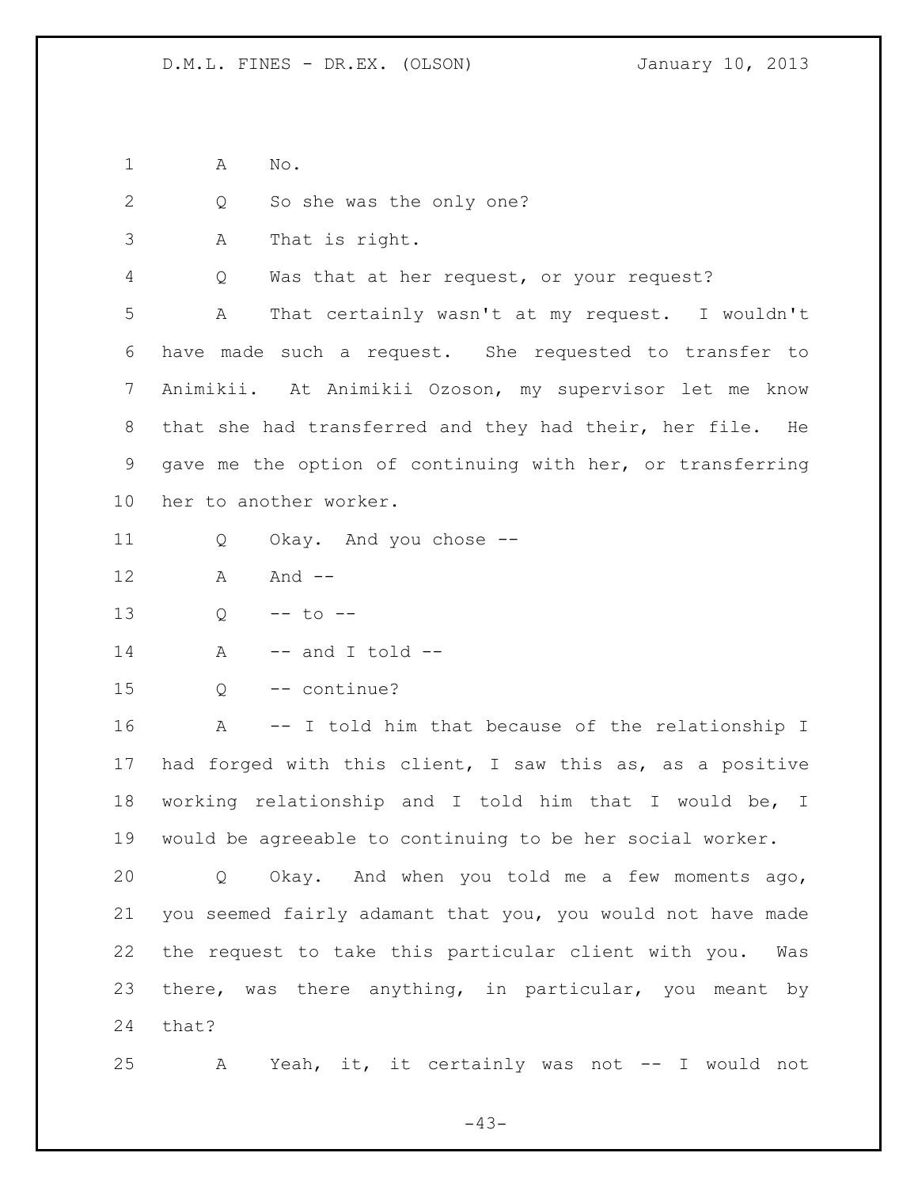A No.

Q So she was the only one?

A That is right.

Q Was that at her request, or your request?

A That certainly wasn't at my request. I wouldn't have made such a request. She requested to transfer to Animikii. At Animikii Ozoson, my supervisor let me know that she had transferred and they had their, her file. He gave me the option of continuing with her, or transferring her to another worker.

Q Okay. And you chose --

A And --

Q -- to --

A -- and I told --

Q -- continue?

A -- I told him that because of the relationship I had forged with this client, I saw this as, as a positive working relationship and I told him that I would be, I would be agreeable to continuing to be her social worker.

Q Okay. And when you told me a few moments ago, you seemed fairly adamant that you, you would not have made the request to take this particular client with you. Was there, was there anything, in particular, you meant by that?

A Yeah, it, it certainly was not -- I would not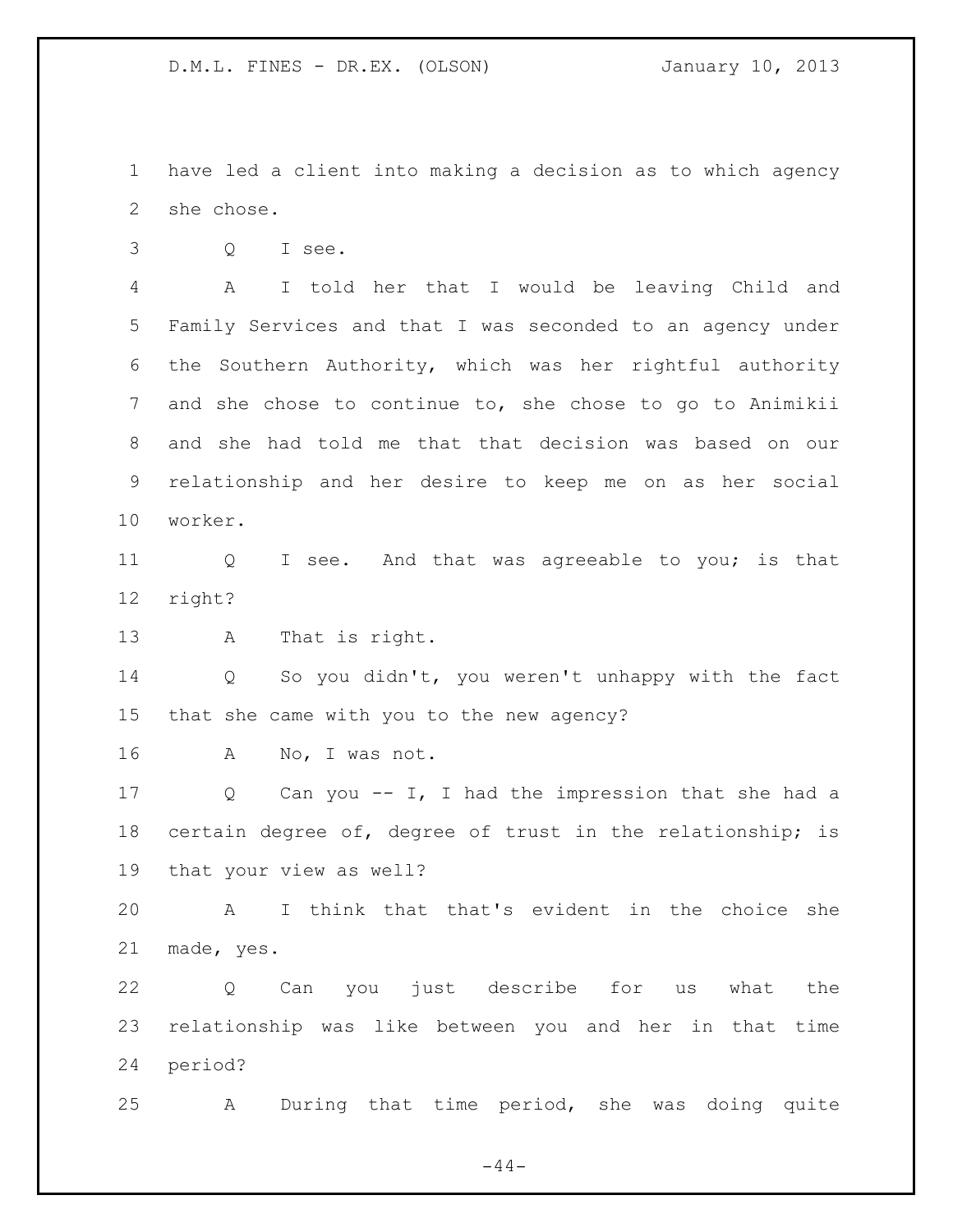have led a client into making a decision as to which agency she chose.

Q I see.

A I told her that I would be leaving Child and Family Services and that I was seconded to an agency under the Southern Authority, which was her rightful authority and she chose to continue to, she chose to go to Animikii and she had told me that that decision was based on our relationship and her desire to keep me on as her social worker.

Q I see. And that was agreeable to you; is that right?

A That is right.

Q So you didn't, you weren't unhappy with the fact that she came with you to the new agency?

A No, I was not.

Q Can you -- I, I had the impression that she had a certain degree of, degree of trust in the relationship; is that your view as well?

A I think that that's evident in the choice she made, yes.

Q Can you just describe for us what the relationship was like between you and her in that time period?

A During that time period, she was doing quite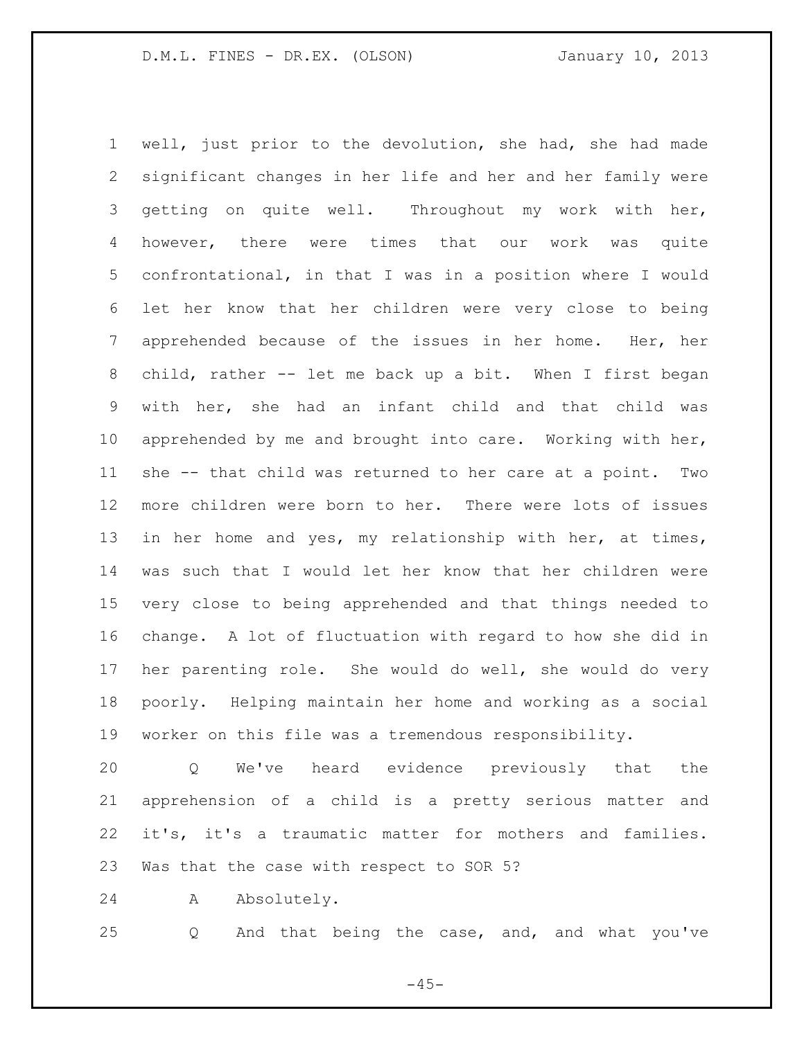well, just prior to the devolution, she had, she had made significant changes in her life and her and her family were getting on quite well. Throughout my work with her, however, there were times that our work was quite confrontational, in that I was in a position where I would let her know that her children were very close to being apprehended because of the issues in her home. Her, her child, rather -- let me back up a bit. When I first began with her, she had an infant child and that child was apprehended by me and brought into care. Working with her, she -- that child was returned to her care at a point. Two more children were born to her. There were lots of issues in her home and yes, my relationship with her, at times, was such that I would let her know that her children were very close to being apprehended and that things needed to change. A lot of fluctuation with regard to how she did in her parenting role. She would do well, she would do very poorly. Helping maintain her home and working as a social worker on this file was a tremendous responsibility.

Q We've heard evidence previously that the apprehension of a child is a pretty serious matter and it's, it's a traumatic matter for mothers and families. Was that the case with respect to SOR 5?

A Absolutely.

Q And that being the case, and, and what you've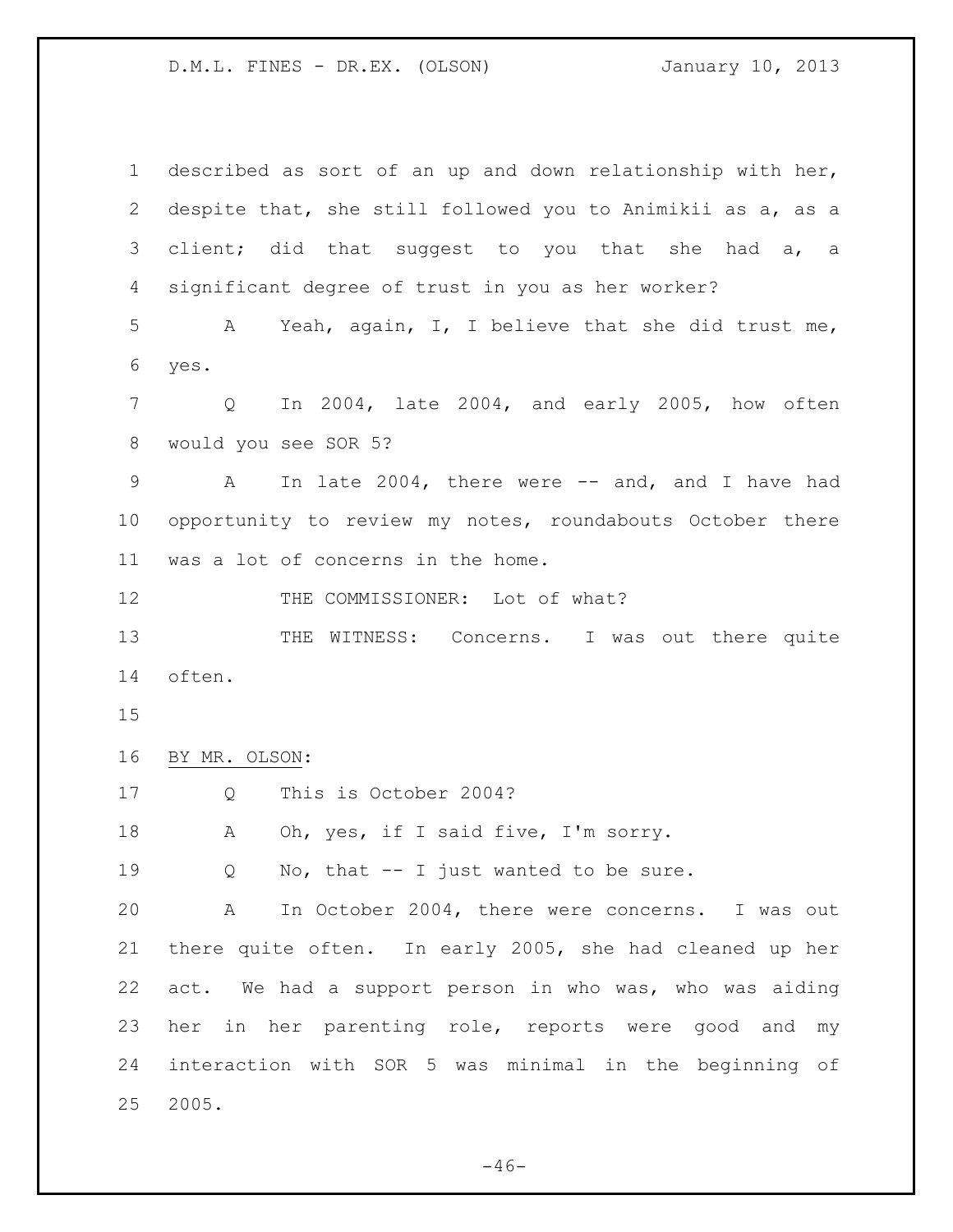described as sort of an up and down relationship with her, despite that, she still followed you to Animikii as a, as a client; did that suggest to you that she had a, a significant degree of trust in you as her worker?

A Yeah, again, I, I believe that she did trust me, yes.

Q In 2004, late 2004, and early 2005, how often would you see SOR 5?

A In late 2004, there were -- and, and I have had opportunity to review my notes, roundabouts October there was a lot of concerns in the home.

THE COMMISSIONER: Lot of what?

THE WITNESS: Concerns. I was out there quite often.

BY MR. OLSON:

Q This is October 2004?

A Oh, yes, if I said five, I'm sorry.

Q No, that -- I just wanted to be sure.

A In October 2004, there were concerns. I was out there quite often. In early 2005, she had cleaned up her act. We had a support person in who was, who was aiding her in her parenting role, reports were good and my interaction with SOR 5 was minimal in the beginning of 2005.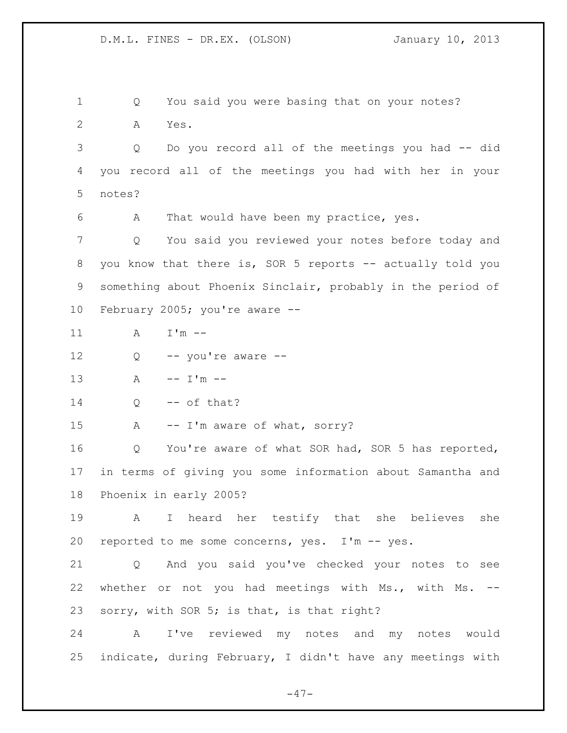1 Q You said you were basing that on your notes?

2 A Yes.

3 Q Do you record all of the meetings you had -- did
4 you record all of the meetings you had with her in your
5 notes?

6 A That would have been my practice, yes.

7 Q You said you reviewed your notes before today and
8 you know that there is, SOR 5 reports -- actually told you
9 something about Phoenix Sinclair, probably in the period of
10 February 2005; you're aware --

11 A I'm --

12 Q -- you're aware --

13 A -- I'm --

14 Q -- of that?

15 A -- I'm aware of what, sorry?

16 Q You're aware of what SOR had, SOR 5 has reported,
17 in terms of giving you some information about Samantha and
18 Phoenix in early 2005?

19 A I heard her testify that she believes she
20 reported to me some concerns, yes. I'm -- yes.

21 Q And you said you've checked your notes to see
22 whether or not you had meetings with Ms., with Ms. --
23 sorry, with SOR 5; is that, is that right?

24 A I've reviewed my notes and my notes would
25 indicate, during February, I didn't have any meetings with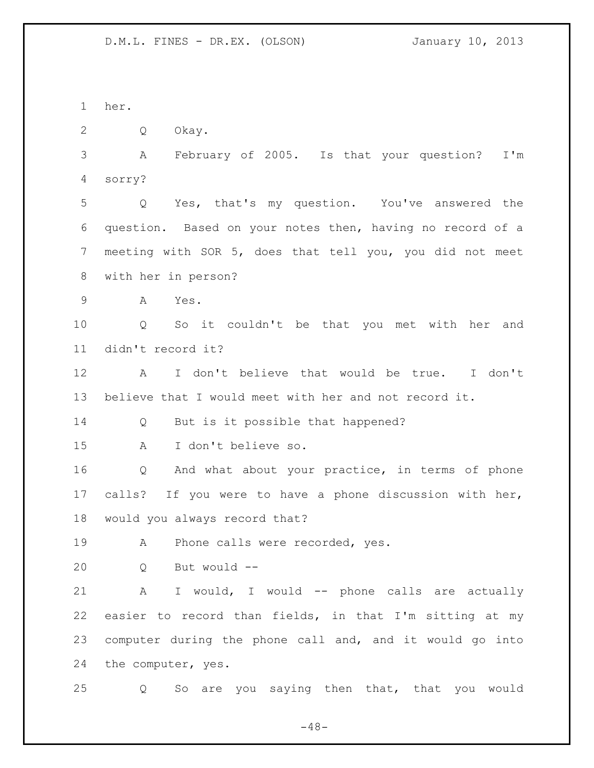her.

Q Okay.

A February of 2005. Is that your question? I'm sorry?

Q Yes, that's my question. You've answered the question. Based on your notes then, having no record of a meeting with SOR 5, does that tell you, you did not meet with her in person?

A Yes.

Q So it couldn't be that you met with her and didn't record it?

A I don't believe that would be true. I don't believe that I would meet with her and not record it.

Q But is it possible that happened?

A I don't believe so.

Q And what about your practice, in terms of phone calls? If you were to have a phone discussion with her, would you always record that?

A Phone calls were recorded, yes.

Q But would --

A I would, I would -- phone calls are actually easier to record than fields, in that I'm sitting at my computer during the phone call and, and it would go into the computer, yes.

Q So are you saying then that, that you would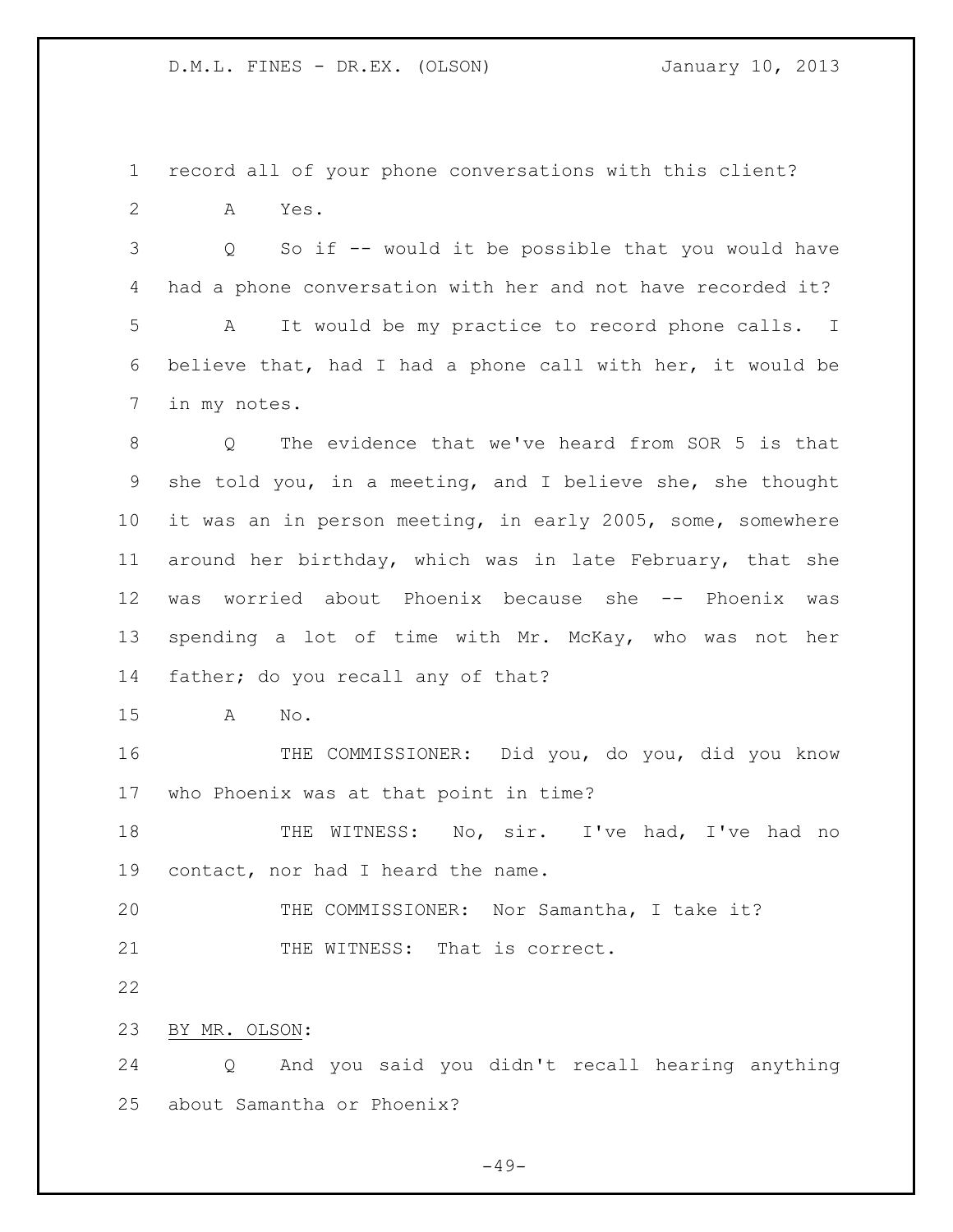record all of your phone conversations with this client?

A Yes.

Q So if -- would it be possible that you would have had a phone conversation with her and not have recorded it?

A It would be my practice to record phone calls. I believe that, had I had a phone call with her, it would be in my notes.

Q The evidence that we've heard from SOR 5 is that she told you, in a meeting, and I believe she, she thought it was an in person meeting, in early 2005, some, somewhere around her birthday, which was in late February, that she was worried about Phoenix because she -- Phoenix was spending a lot of time with Mr. McKay, who was not her father; do you recall any of that?

A No.

THE COMMISSIONER: Did you, do you, did you know who Phoenix was at that point in time?

THE WITNESS: No, sir. I've had, I've had no contact, nor had I heard the name.

THE COMMISSIONER: Nor Samantha, I take it?

THE WITNESS: That is correct.

BY MR. OLSON:

Q And you said you didn't recall hearing anything about Samantha or Phoenix?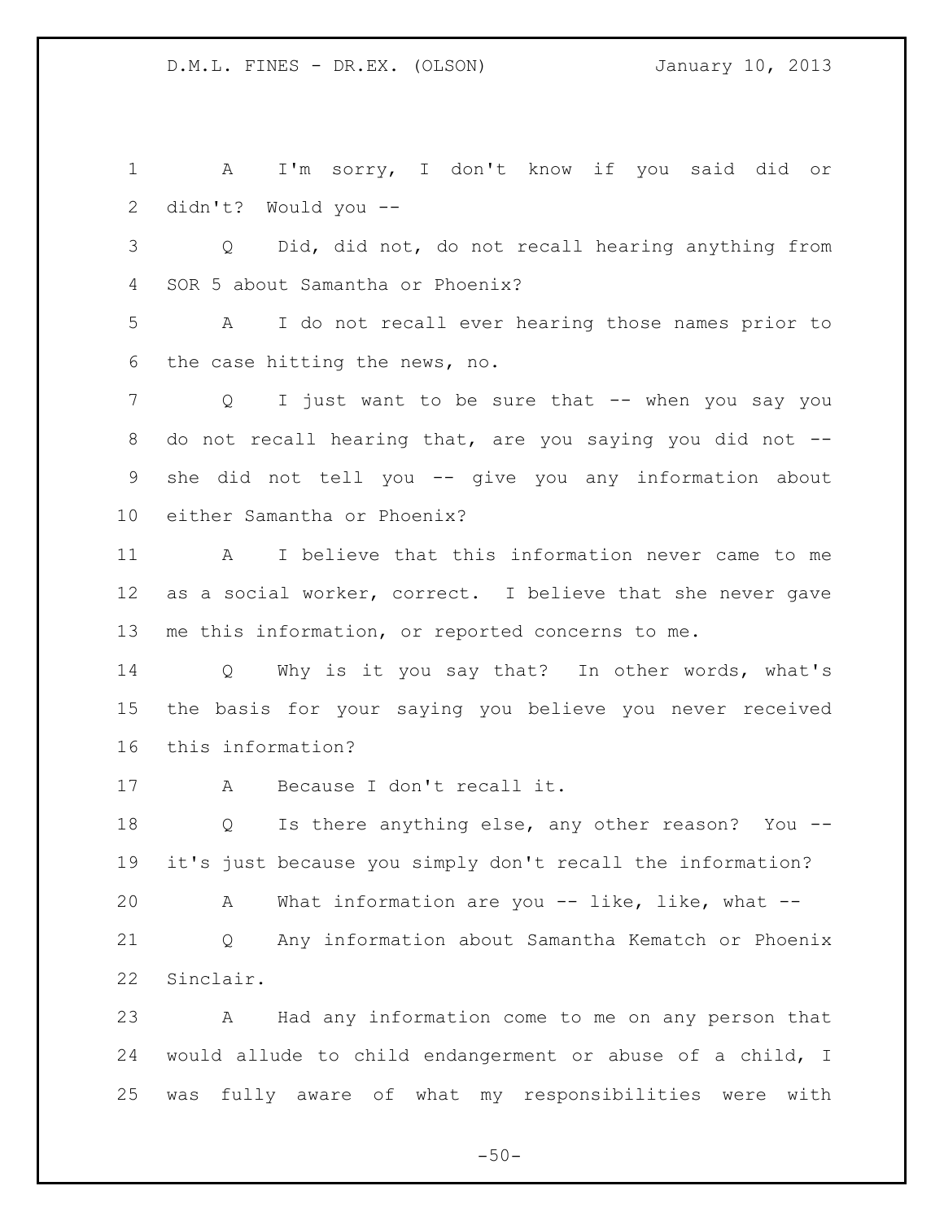A I'm sorry, I don't know if you said did or didn't? Would you --

Q Did, did not, do not recall hearing anything from SOR 5 about Samantha or Phoenix?

A I do not recall ever hearing those names prior to the case hitting the news, no.

Q I just want to be sure that -- when you say you do not recall hearing that, are you saying you did not -- she did not tell you -- give you any information about either Samantha or Phoenix?

A I believe that this information never came to me as a social worker, correct. I believe that she never gave me this information, or reported concerns to me.

Q Why is it you say that? In other words, what's the basis for your saying you believe you never received this information?

A Because I don't recall it.

Q Is there anything else, any other reason? You -- it's just because you simply don't recall the information?

A What information are you -- like, like, what --

Q Any information about Samantha Kematch or Phoenix Sinclair.

A Had any information come to me on any person that would allude to child endangerment or abuse of a child, I was fully aware of what my responsibilities were with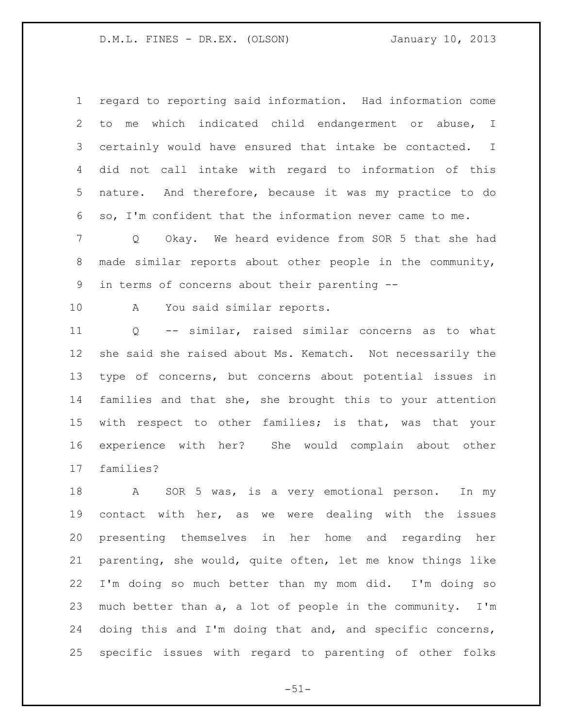regard to reporting said information. Had information come to me which indicated child endangerment or abuse, I certainly would have ensured that intake be contacted. I did not call intake with regard to information of this nature. And therefore, because it was my practice to do so, I'm confident that the information never came to me.

Q Okay. We heard evidence from SOR 5 that she had made similar reports about other people in the community, in terms of concerns about their parenting --

A You said similar reports.

Q -- similar, raised similar concerns as to what she said she raised about Ms. Kematch. Not necessarily the type of concerns, but concerns about potential issues in families and that she, she brought this to your attention with respect to other families; is that, was that your experience with her? She would complain about other families?

A SOR 5 was, is a very emotional person. In my contact with her, as we were dealing with the issues presenting themselves in her home and regarding her parenting, she would, quite often, let me know things like I'm doing so much better than my mom did. I'm doing so much better than a, a lot of people in the community. I'm doing this and I'm doing that and, and specific concerns, specific issues with regard to parenting of other folks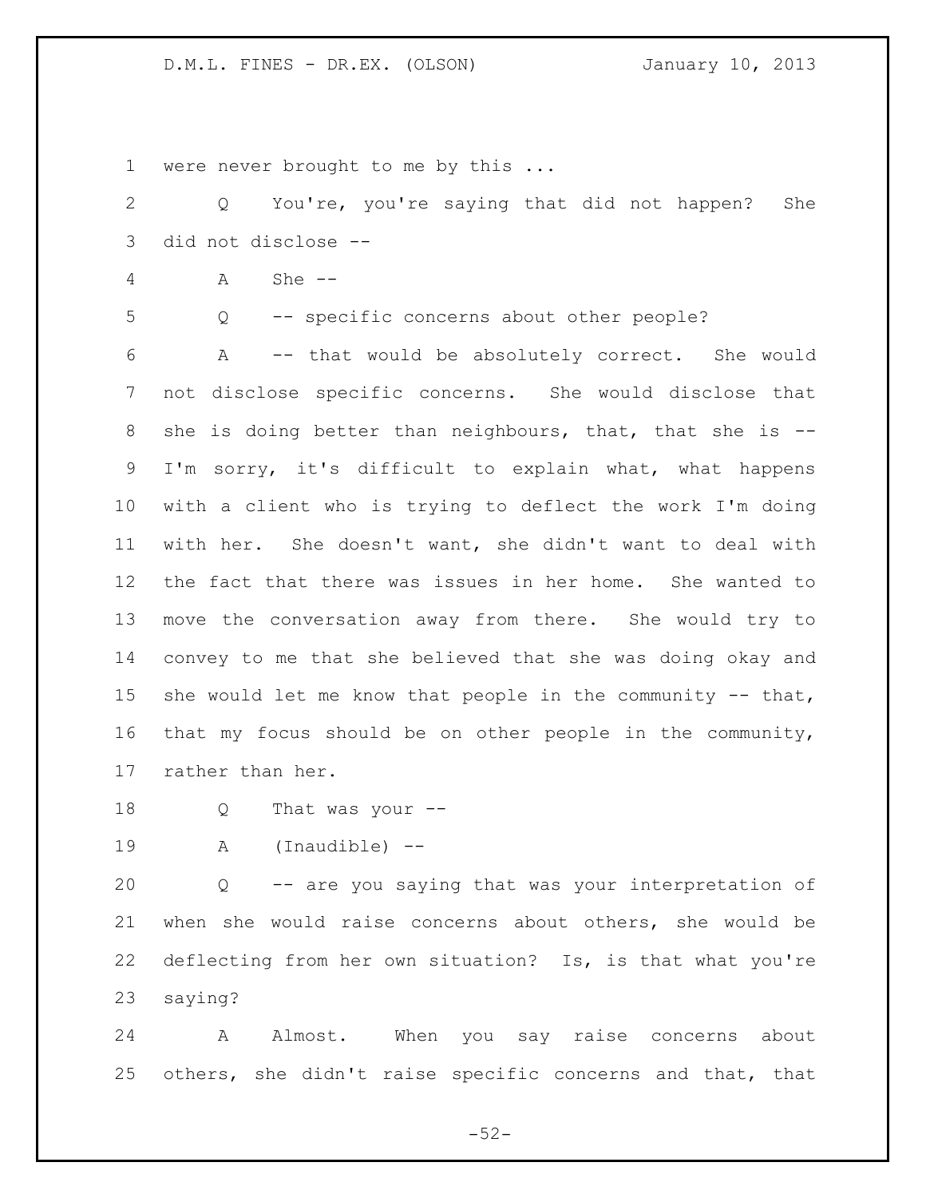were never brought to me by this ...

Q You're, you're saying that did not happen? She did not disclose --

A She --

Q -- specific concerns about other people?

A -- that would be absolutely correct. She would not disclose specific concerns. She would disclose that she is doing better than neighbours, that, that she is -- I'm sorry, it's difficult to explain what, what happens with a client who is trying to deflect the work I'm doing with her. She doesn't want, she didn't want to deal with the fact that there was issues in her home. She wanted to move the conversation away from there. She would try to convey to me that she believed that she was doing okay and she would let me know that people in the community -- that, that my focus should be on other people in the community, rather than her.

Q That was your --

A (Inaudible) --

Q -- are you saying that was your interpretation of when she would raise concerns about others, she would be deflecting from her own situation? Is, is that what you're saying?

A Almost. When you say raise concerns about others, she didn't raise specific concerns and that, that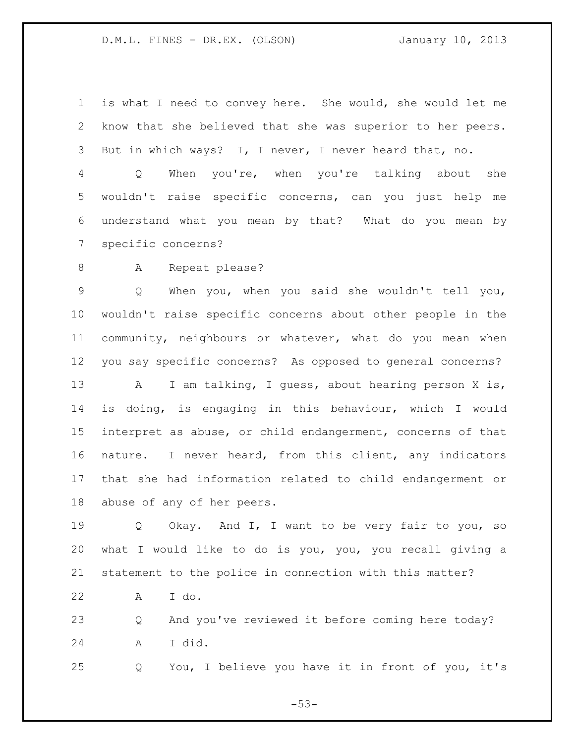is what I need to convey here. She would, she would let me know that she believed that she was superior to her peers. But in which ways? I, I never, I never heard that, no.

Q When you're, when you're talking about she wouldn't raise specific concerns, can you just help me understand what you mean by that? What do you mean by specific concerns?

A Repeat please?

Q When you, when you said she wouldn't tell you, wouldn't raise specific concerns about other people in the community, neighbours or whatever, what do you mean when you say specific concerns? As opposed to general concerns?

A I am talking, I guess, about hearing person X is, is doing, is engaging in this behaviour, which I would interpret as abuse, or child endangerment, concerns of that nature. I never heard, from this client, any indicators that she had information related to child endangerment or abuse of any of her peers.

Q Okay. And I, I want to be very fair to you, so what I would like to do is you, you, you recall giving a statement to the police in connection with this matter?

A I do.

Q And you've reviewed it before coming here today?

A I did.

Q You, I believe you have it in front of you, it's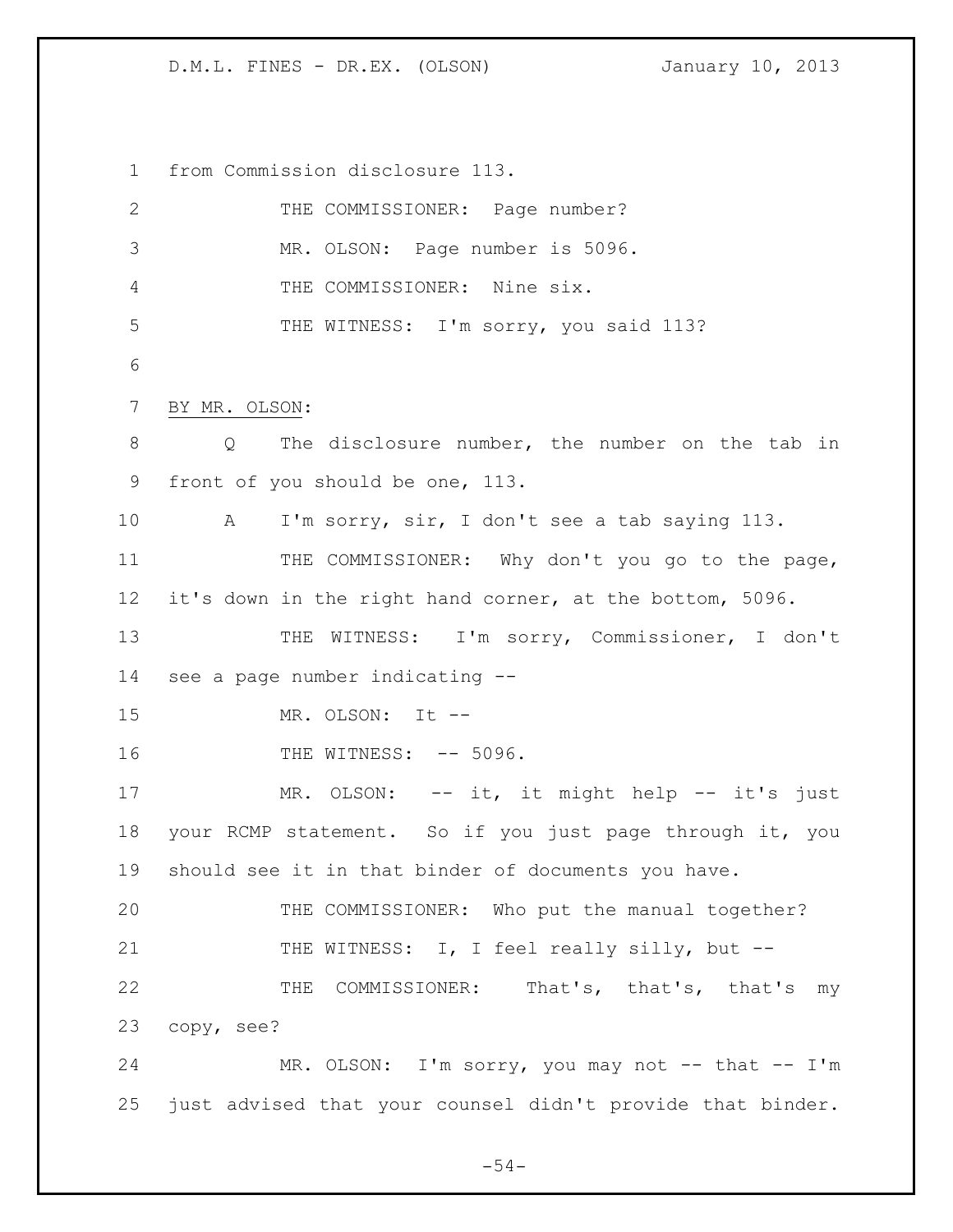from Commission disclosure 113.

THE COMMISSIONER: Page number?

MR. OLSON: Page number is 5096.

THE COMMISSIONER: Nine six.

THE WITNESS: I'm sorry, you said 113?

BY MR. OLSON:

Q The disclosure number, the number on the tab in front of you should be one, 113.

A I'm sorry, sir, I don't see a tab saying 113.

THE COMMISSIONER: Why don't you go to the page, it's down in the right hand corner, at the bottom, 5096.

THE WITNESS: I'm sorry, Commissioner, I don't see a page number indicating --

MR. OLSON: It --

THE WITNESS: -- 5096.

MR. OLSON: -- it, it might help -- it's just your RCMP statement. So if you just page through it, you should see it in that binder of documents you have.

THE COMMISSIONER: Who put the manual together?

THE WITNESS: I, I feel really silly, but --

THE COMMISSIONER: That's, that's, that's my copy, see?

MR. OLSON: I'm sorry, you may not -- that -- I'm just advised that your counsel didn't provide that binder.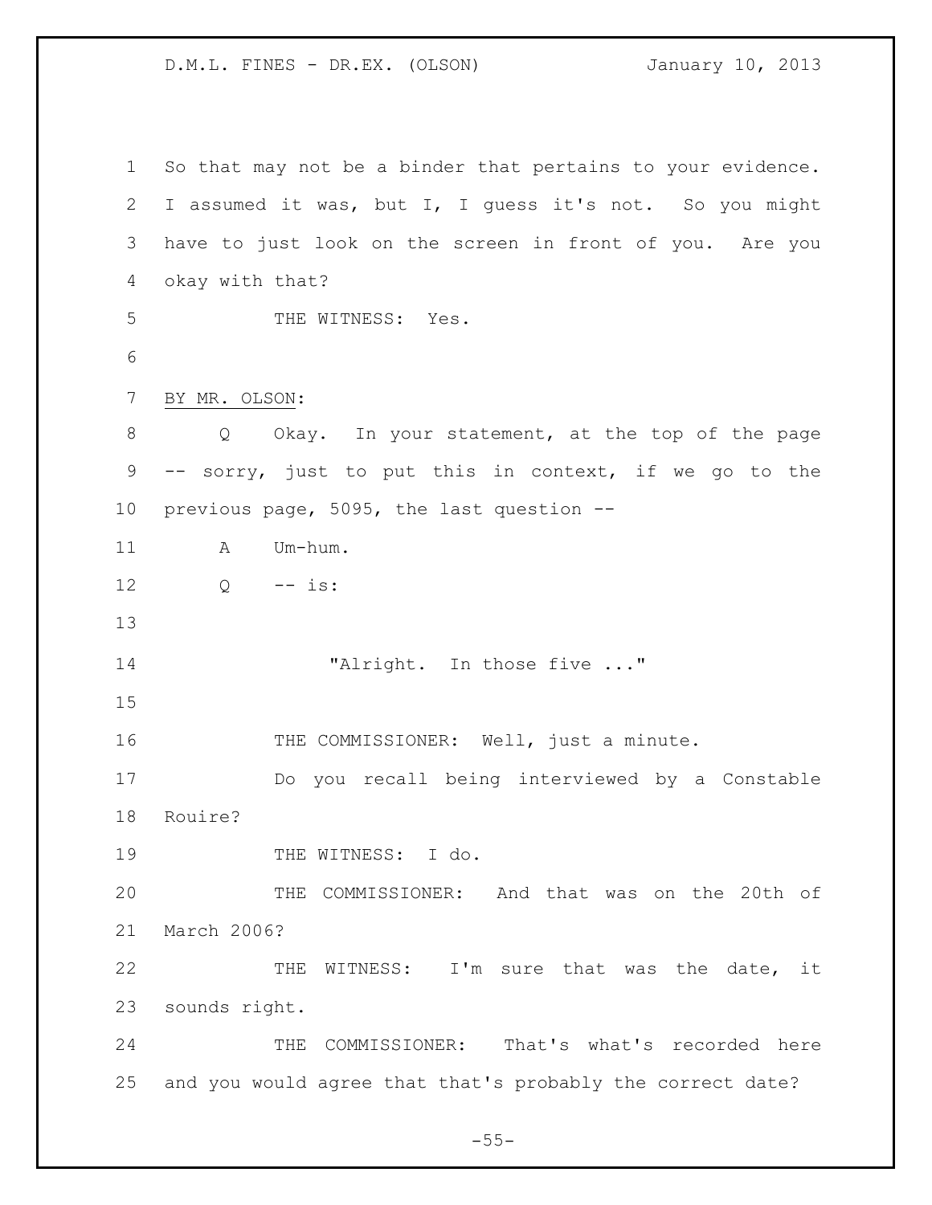So that may not be a binder that pertains to your evidence. I assumed it was, but I, I guess it's not. So you might have to just look on the screen in front of you. Are you okay with that?

THE WITNESS: Yes.

BY MR. OLSON:

Q Okay. In your statement, at the top of the page -- sorry, just to put this in context, if we go to the previous page, 5095, the last question --

A Um-hum.

Q -- is:

> "Alright. In those five ..."

THE COMMISSIONER: Well, just a minute.

Do you recall being interviewed by a Constable Rouire?

THE WITNESS: I do.

THE COMMISSIONER: And that was on the 20th of March 2006?

THE WITNESS: I'm sure that was the date, it sounds right.

THE COMMISSIONER: That's what's recorded here and you would agree that that's probably the correct date?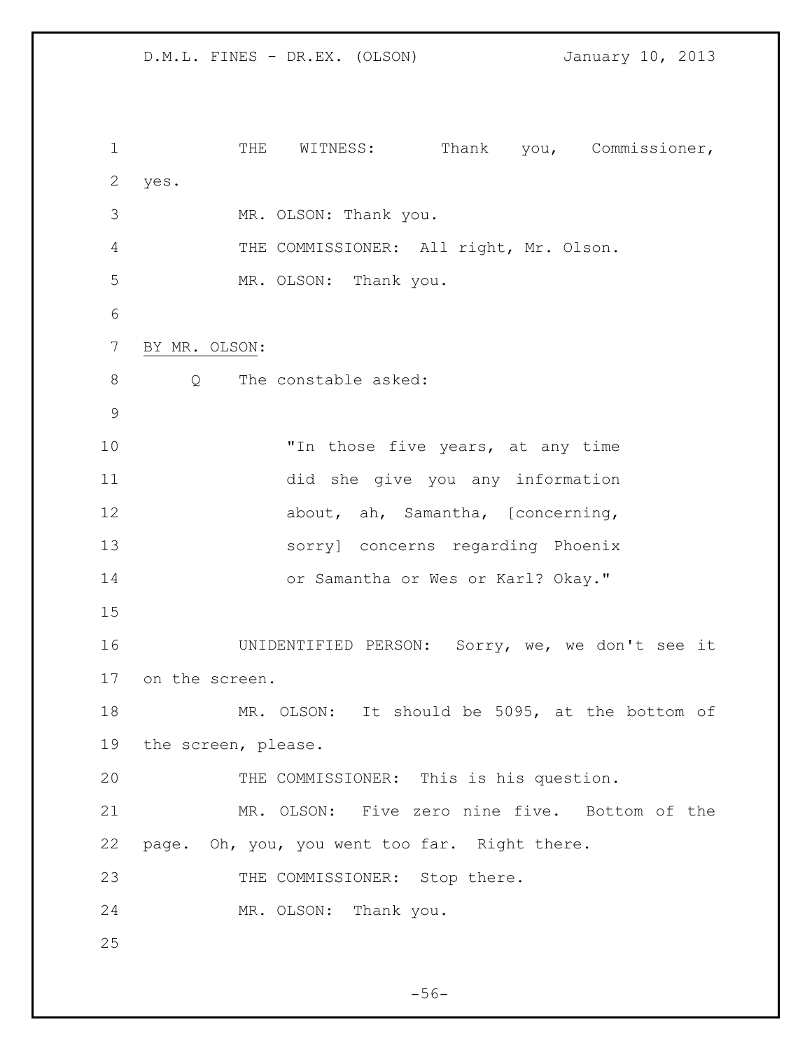THE WITNESS: Thank you, Commissioner, yes.

MR. OLSON: Thank you.

THE COMMISSIONER: All right, Mr. Olson.

MR. OLSON: Thank you.

BY MR. OLSON:

Q The constable asked:

> "In those five years, at any time did she give you any information about, ah, Samantha, [concerning, sorry] concerns regarding Phoenix or Samantha or Wes or Karl? Okay."

UNIDENTIFIED PERSON: Sorry, we, we don't see it on the screen.

MR. OLSON: It should be 5095, at the bottom of the screen, please.

THE COMMISSIONER: This is his question.

MR. OLSON: Five zero nine five. Bottom of the page. Oh, you, you went too far. Right there.

THE COMMISSIONER: Stop there.

MR. OLSON: Thank you.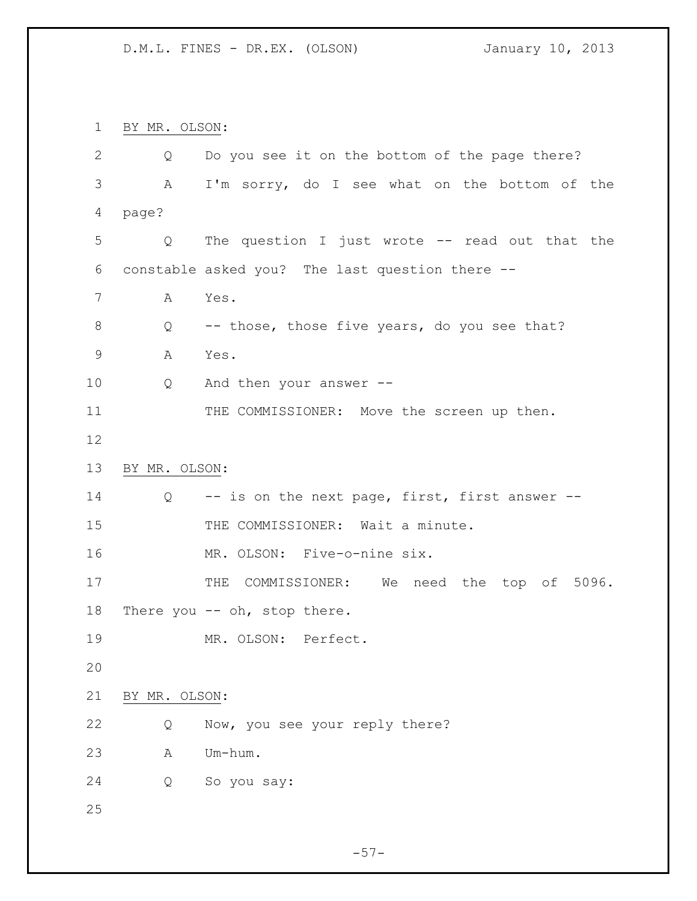BY MR. OLSON:

Q Do you see it on the bottom of the page there?

A I'm sorry, do I see what on the bottom of the page?

Q The question I just wrote -- read out that the constable asked you? The last question there --

A Yes.

Q -- those, those five years, do you see that?

A Yes.

Q And then your answer --

THE COMMISSIONER: Move the screen up then.

BY MR. OLSON:

Q -- is on the next page, first, first answer --

THE COMMISSIONER: Wait a minute.

MR. OLSON: Five-o-nine six.

THE COMMISSIONER: We need the top of 5096. There you -- oh, stop there.

MR. OLSON: Perfect.

BY MR. OLSON:

Q Now, you see your reply there?

A Um-hum.

Q So you say: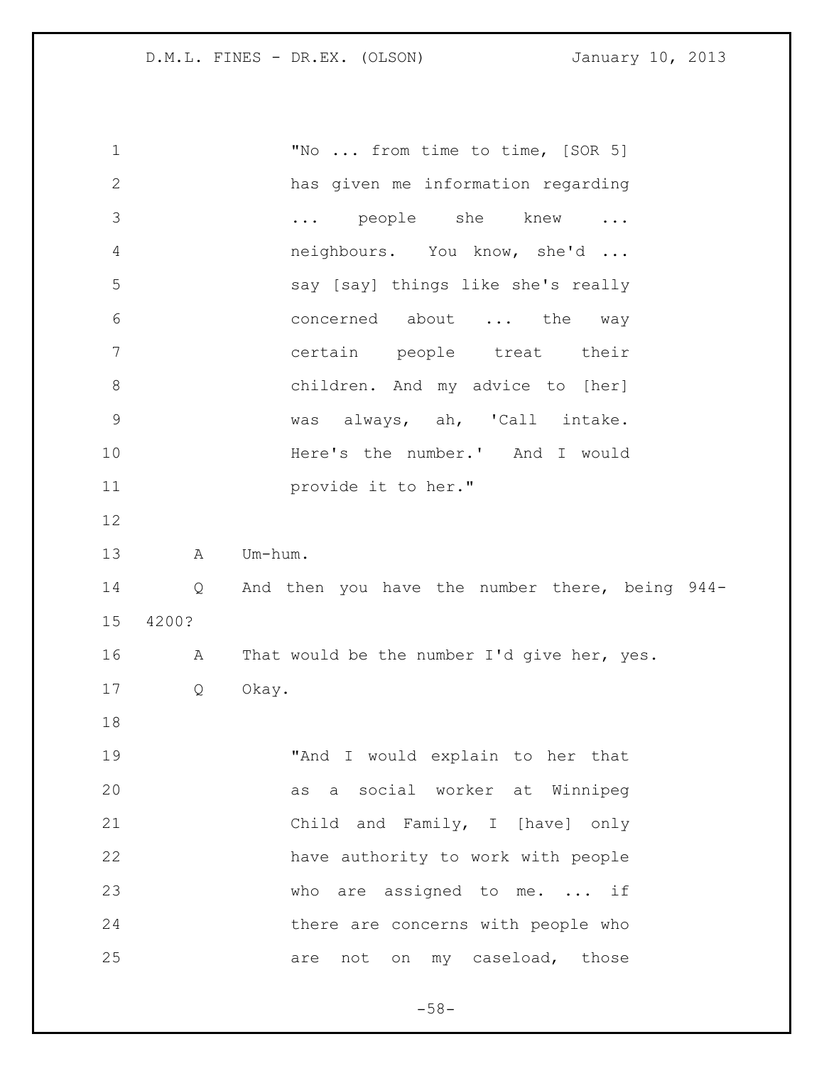"No ... from time to time, [SOR 5] has given me information regarding ... people she knew ... neighbours. You know, she'd ... say [say] things like she's really concerned about ... the way certain people treat their children. And my advice to [her] was always, ah, 'Call intake. Here's the number.' And I would provide it to her."

A Um-hum.

Q And then you have the number there, being 944-4200?

A That would be the number I'd give her, yes.

Q Okay.

"And I would explain to her that as a social worker at Winnipeg Child and Family, I [have] only have authority to work with people who are assigned to me. ... if there are concerns with people who are not on my caseload, those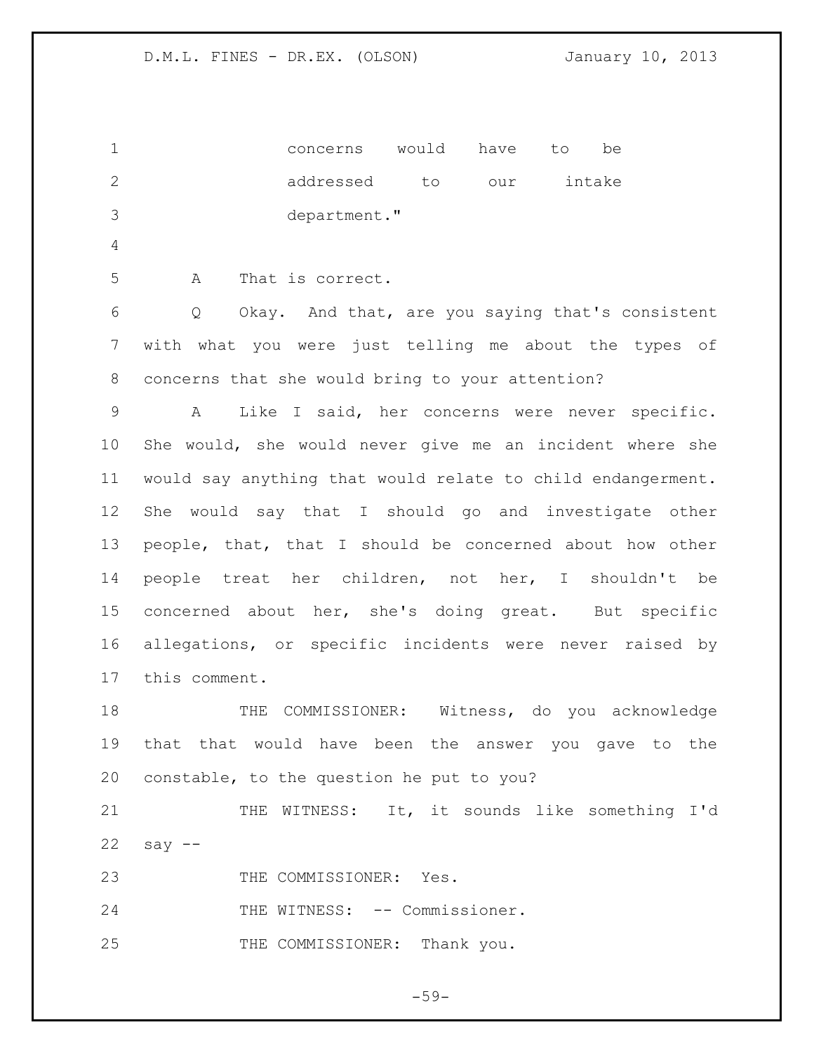concerns would have to be addressed to our intake department."

A That is correct.

Q Okay. And that, are you saying that's consistent with what you were just telling me about the types of concerns that she would bring to your attention?

A Like I said, her concerns were never specific. She would, she would never give me an incident where she would say anything that would relate to child endangerment. She would say that I should go and investigate other people, that, that I should be concerned about how other people treat her children, not her, I shouldn't be concerned about her, she's doing great. But specific allegations, or specific incidents were never raised by this comment.

THE COMMISSIONER: Witness, do you acknowledge that that would have been the answer you gave to the constable, to the question he put to you?

THE WITNESS: It, it sounds like something I'd say --

THE COMMISSIONER: Yes.

THE WITNESS: -- Commissioner.

THE COMMISSIONER: Thank you.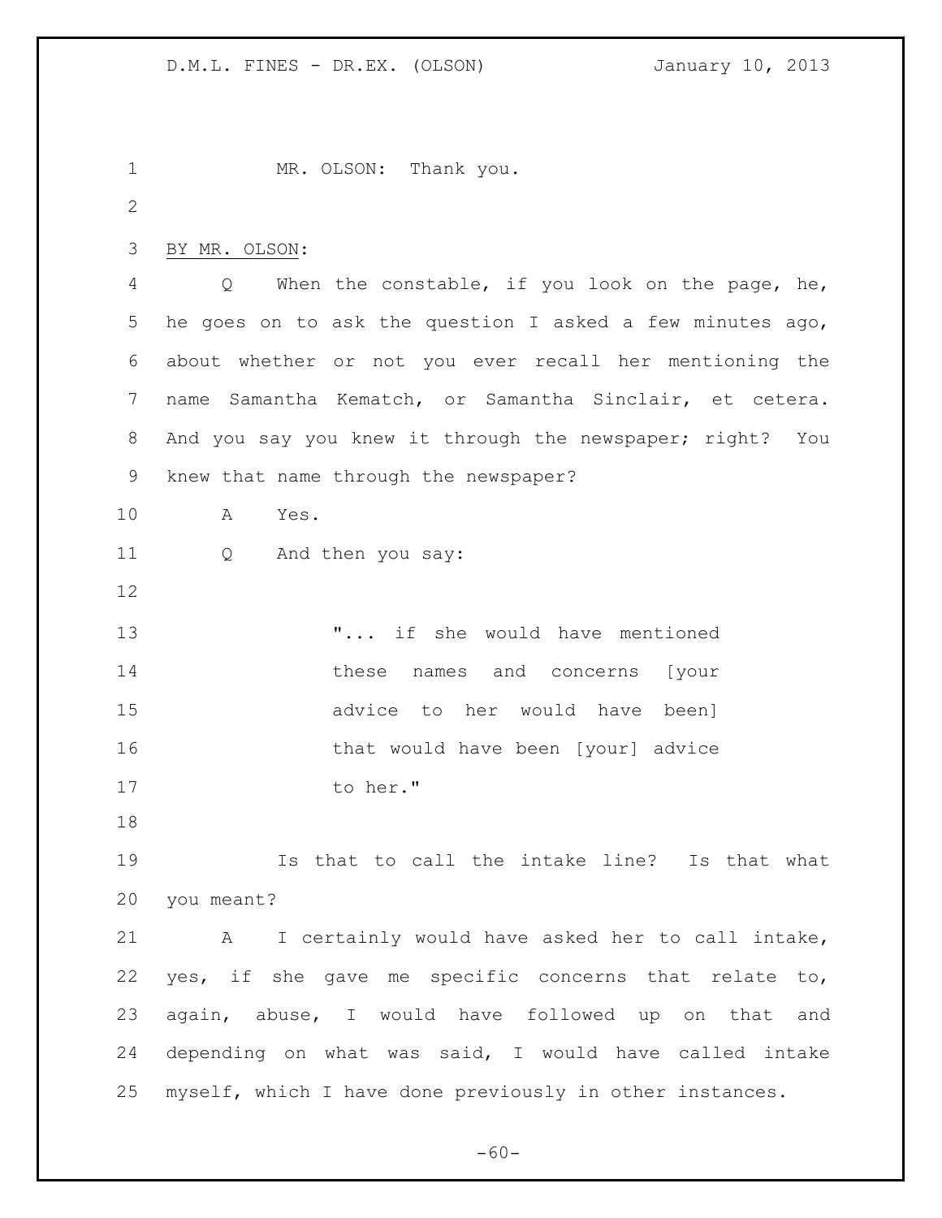MR. OLSON: Thank you.

BY MR. OLSON:

Q When the constable, if you look on the page, he, he goes on to ask the question I asked a few minutes ago, about whether or not you ever recall her mentioning the name Samantha Kematch, or Samantha Sinclair, et cetera. And you say you knew it through the newspaper; right? You knew that name through the newspaper?

A Yes.

Q And then you say:

> "... if she would have mentioned these names and concerns [your advice to her would have been] that would have been [your] advice to her."

Is that to call the intake line? Is that what you meant?

A I certainly would have asked her to call intake, yes, if she gave me specific concerns that relate to, again, abuse, I would have followed up on that and depending on what was said, I would have called intake myself, which I have done previously in other instances.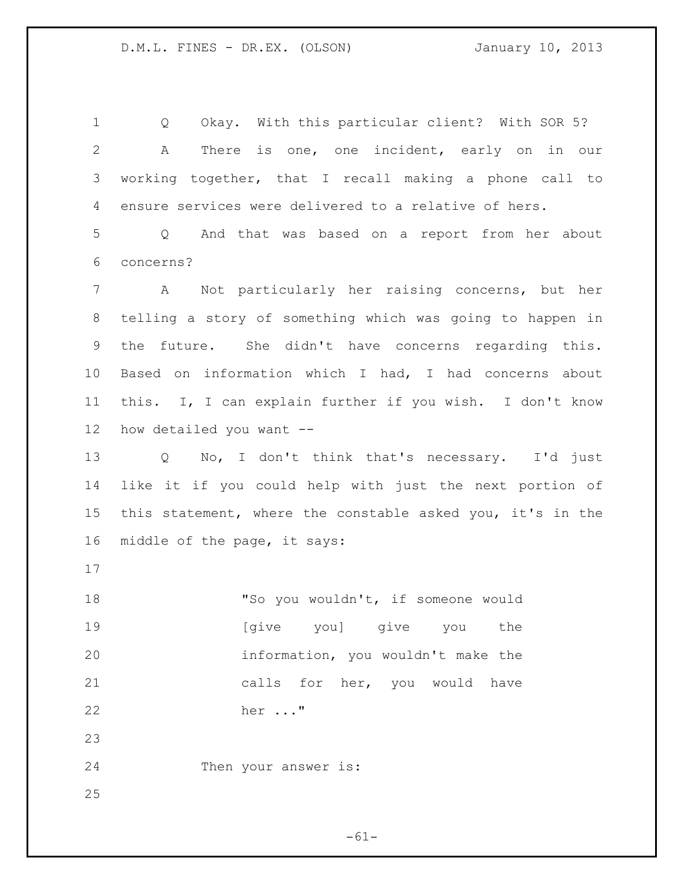Q Okay. With this particular client? With SOR 5?

A There is one, one incident, early on in our working together, that I recall making a phone call to ensure services were delivered to a relative of hers.

Q And that was based on a report from her about concerns?

A Not particularly her raising concerns, but her telling a story of something which was going to happen in the future. She didn't have concerns regarding this. Based on information which I had, I had concerns about this. I, I can explain further if you wish. I don't know how detailed you want --

Q No, I don't think that's necessary. I'd just like it if you could help with just the next portion of this statement, where the constable asked you, it's in the middle of the page, it says:

> "So you wouldn't, if someone would [give you] give you the information, you wouldn't make the calls for her, you would have her ..."

Then your answer is: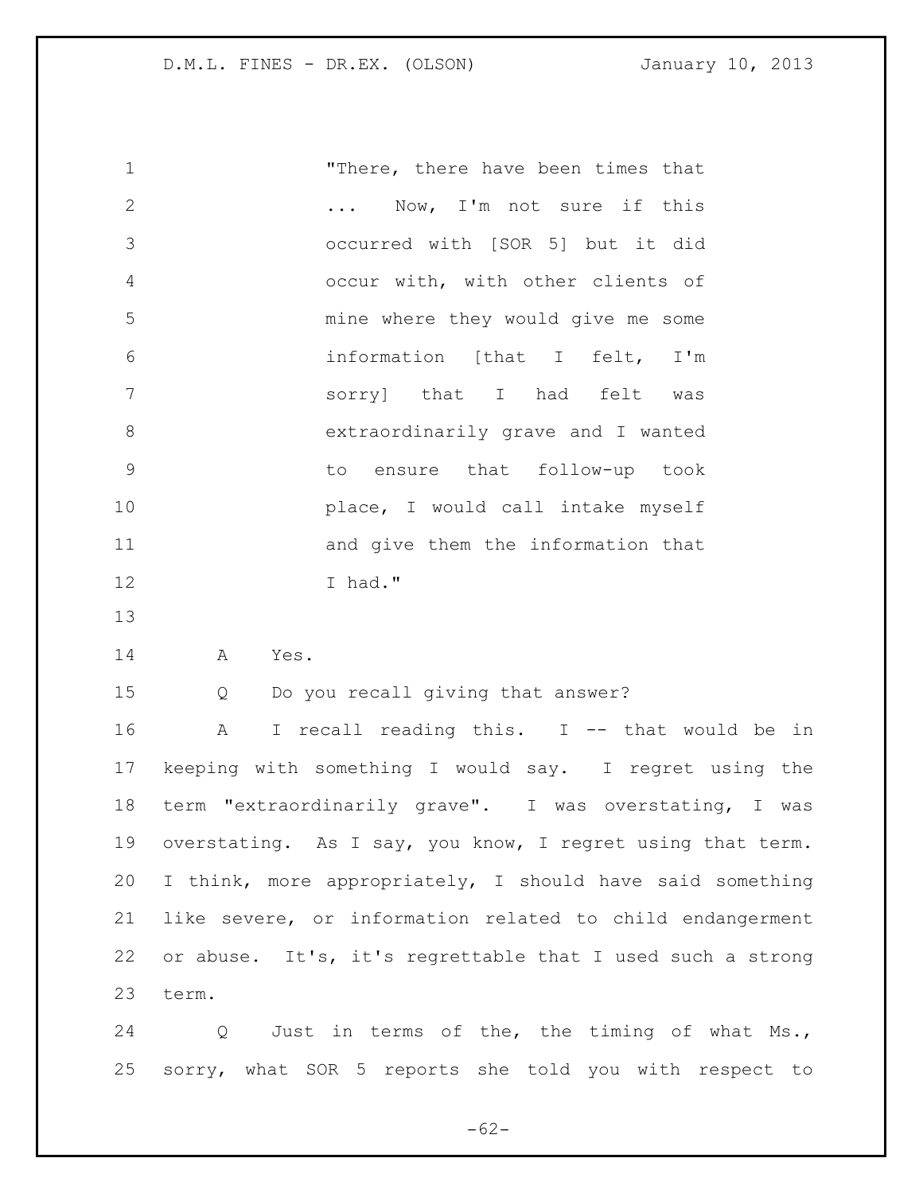> "There, there have been times that ... Now, I'm not sure if this occurred with [SOR 5] but it did occur with, with other clients of mine where they would give me some information [that I felt, I'm sorry] that I had felt was extraordinarily grave and I wanted to ensure that follow-up took place, I would call intake myself and give them the information that I had."

A Yes.

Q Do you recall giving that answer?

A I recall reading this. I -- that would be in keeping with something I would say. I regret using the term "extraordinarily grave". I was overstating, I was overstating. As I say, you know, I regret using that term. I think, more appropriately, I should have said something like severe, or information related to child endangerment or abuse. It's, it's regrettable that I used such a strong term.

Q Just in terms of the, the timing of what Ms., sorry, what SOR 5 reports she told you with respect to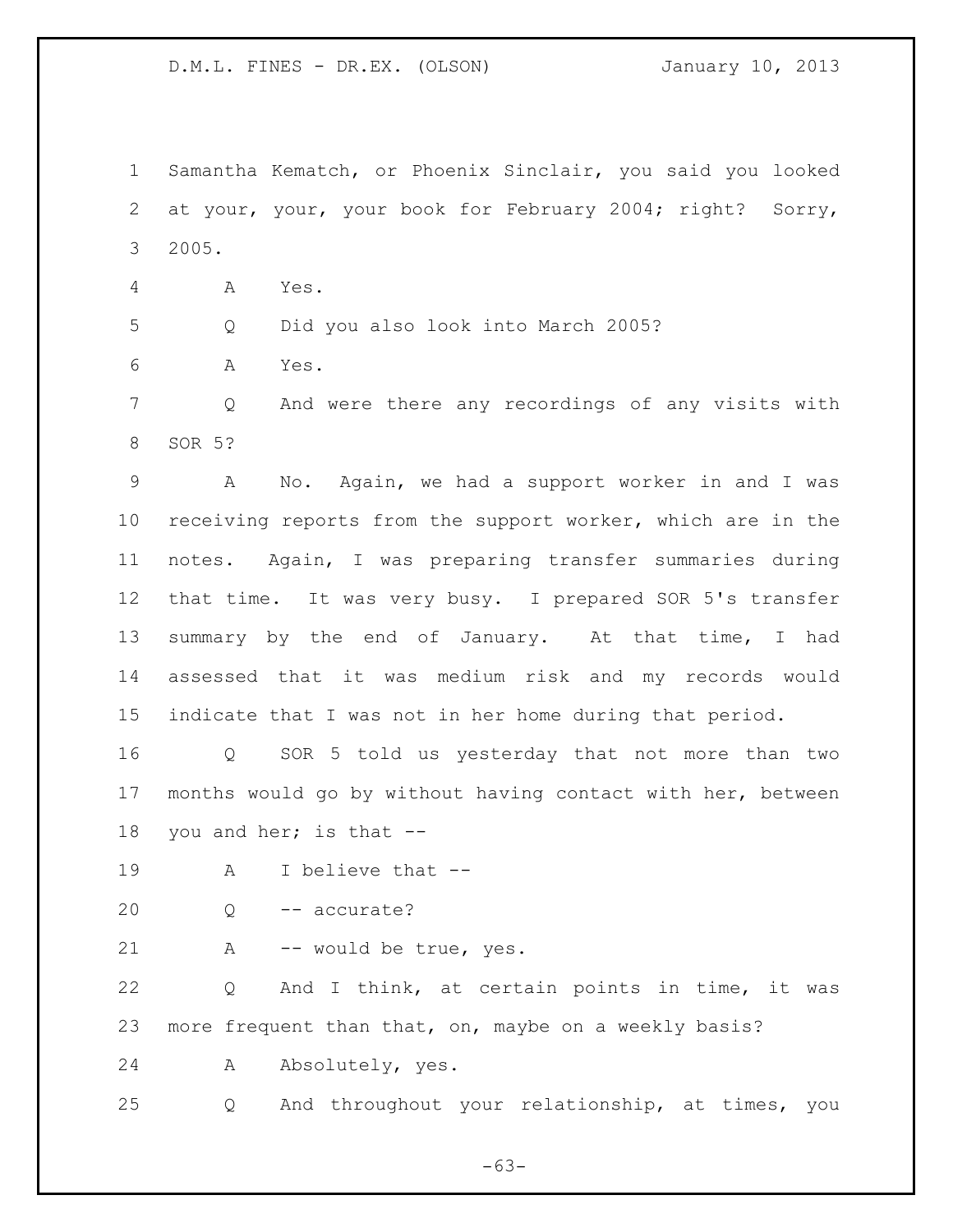Samantha Kematch, or Phoenix Sinclair, you said you looked at your, your, your book for February 2004; right? Sorry, 2005.

A Yes.

Q Did you also look into March 2005?

A Yes.

Q And were there any recordings of any visits with SOR 5?

A No. Again, we had a support worker in and I was receiving reports from the support worker, which are in the notes. Again, I was preparing transfer summaries during that time. It was very busy. I prepared SOR 5's transfer summary by the end of January. At that time, I had assessed that it was medium risk and my records would indicate that I was not in her home during that period.

Q SOR 5 told us yesterday that not more than two months would go by without having contact with her, between you and her; is that --

A I believe that --

Q -- accurate?

A -- would be true, yes.

Q And I think, at certain points in time, it was more frequent than that, on, maybe on a weekly basis?

A Absolutely, yes.

Q And throughout your relationship, at times, you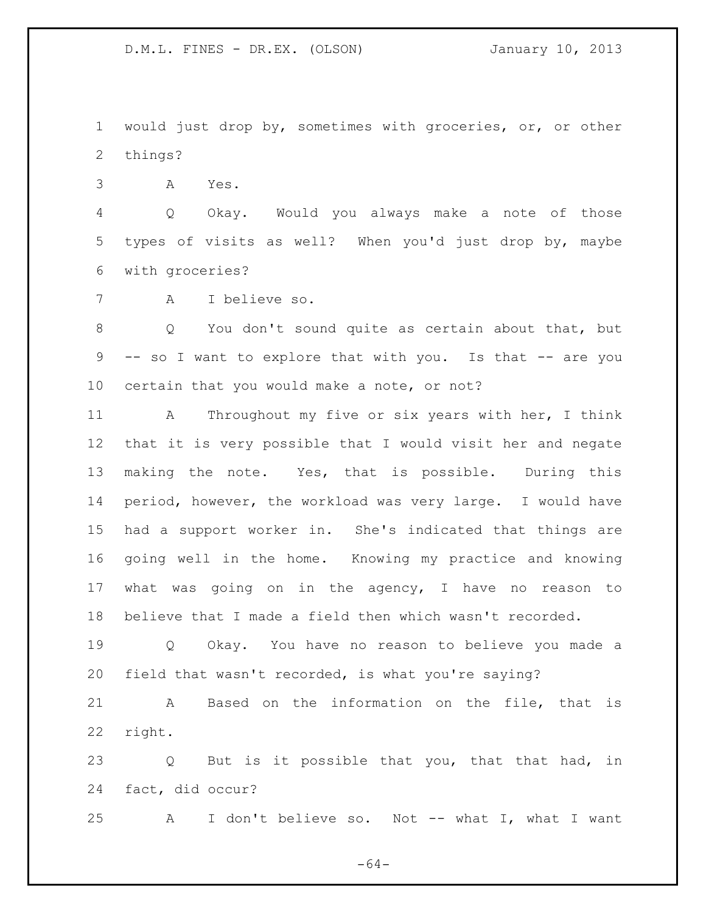would just drop by, sometimes with groceries, or, or other things?

A Yes.

Q Okay. Would you always make a note of those types of visits as well? When you'd just drop by, maybe with groceries?

A I believe so.

Q You don't sound quite as certain about that, but -- so I want to explore that with you. Is that -- are you certain that you would make a note, or not?

A Throughout my five or six years with her, I think that it is very possible that I would visit her and negate making the note. Yes, that is possible. During this period, however, the workload was very large. I would have had a support worker in. She's indicated that things are going well in the home. Knowing my practice and knowing what was going on in the agency, I have no reason to believe that I made a field then which wasn't recorded.

Q Okay. You have no reason to believe you made a field that wasn't recorded, is what you're saying?

A Based on the information on the file, that is right.

Q But is it possible that you, that that had, in fact, did occur?

A I don't believe so. Not -- what I, what I want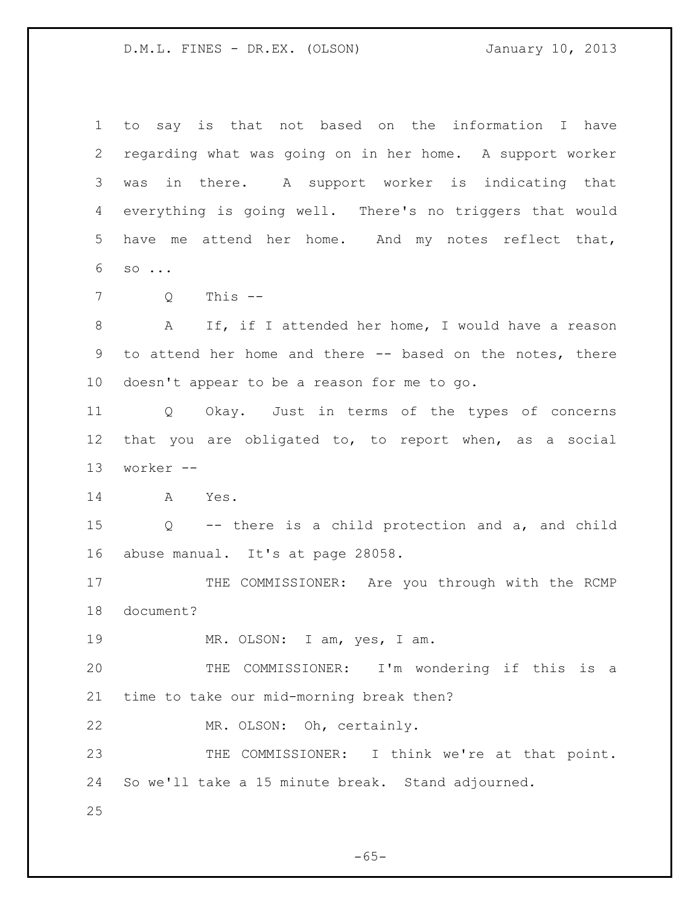to say is that not based on the information I have regarding what was going on in her home. A support worker was in there. A support worker is indicating that everything is going well. There's no triggers that would have me attend her home. And my notes reflect that, so ...

Q This --

A If, if I attended her home, I would have a reason to attend her home and there -- based on the notes, there doesn't appear to be a reason for me to go.

Q Okay. Just in terms of the types of concerns that you are obligated to, to report when, as a social worker --

A Yes.

Q -- there is a child protection and a, and child abuse manual. It's at page 28058.

THE COMMISSIONER: Are you through with the RCMP document?

MR. OLSON: I am, yes, I am.

THE COMMISSIONER: I'm wondering if this is a time to take our mid-morning break then?

MR. OLSON: Oh, certainly.

THE COMMISSIONER: I think we're at that point. So we'll take a 15 minute break. Stand adjourned.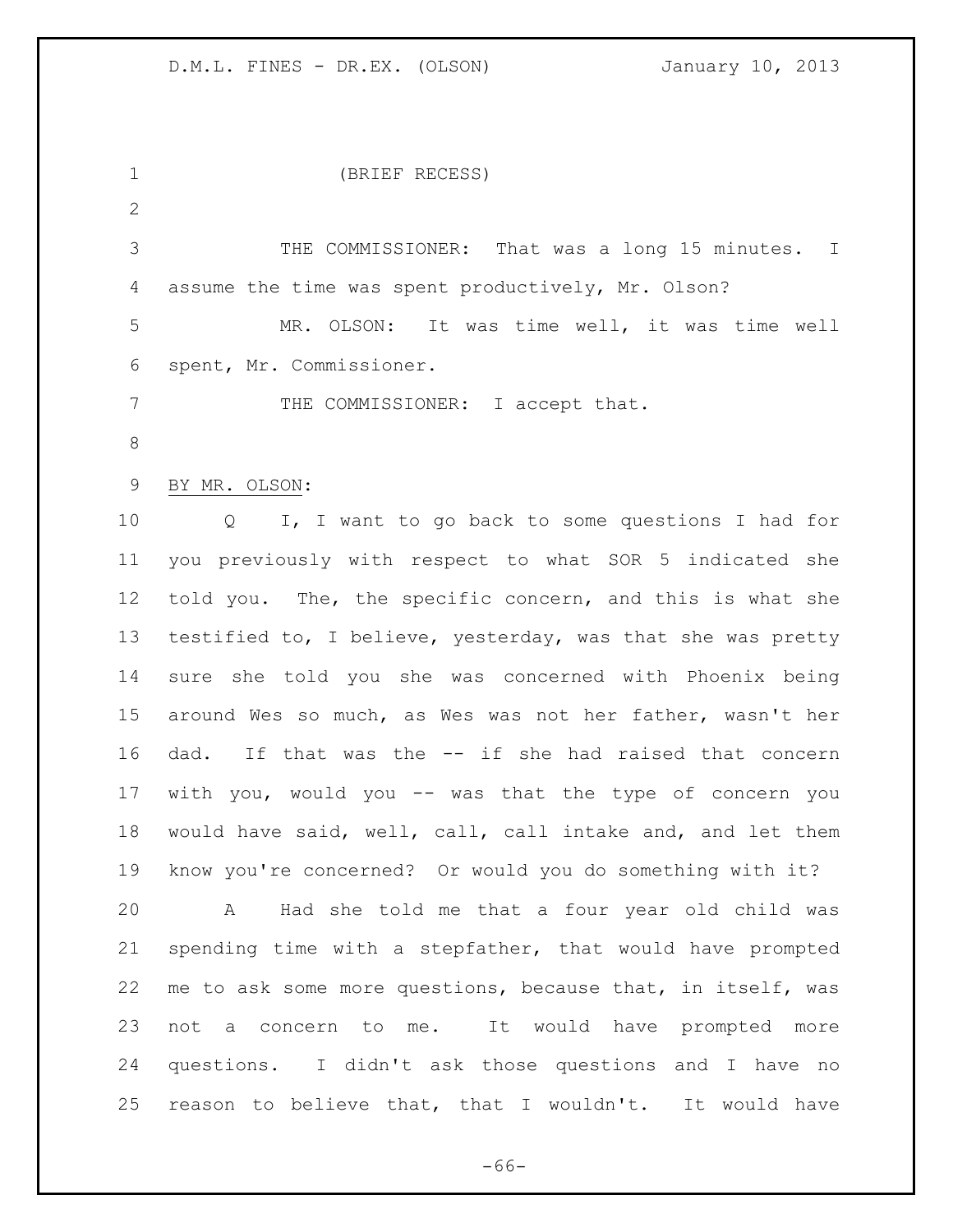(BRIEF RECESS)

THE COMMISSIONER: That was a long 15 minutes. I assume the time was spent productively, Mr. Olson?

MR. OLSON: It was time well, it was time well spent, Mr. Commissioner.

THE COMMISSIONER: I accept that.

BY MR. OLSON:

Q I, I want to go back to some questions I had for you previously with respect to what SOR 5 indicated she told you. The, the specific concern, and this is what she testified to, I believe, yesterday, was that she was pretty sure she told you she was concerned with Phoenix being around Wes so much, as Wes was not her father, wasn't her dad. If that was the -- if she had raised that concern with you, would you -- was that the type of concern you would have said, well, call, call intake and, and let them know you're concerned? Or would you do something with it?

A Had she told me that a four year old child was spending time with a stepfather, that would have prompted me to ask some more questions, because that, in itself, was not a concern to me. It would have prompted more questions. I didn't ask those questions and I have no reason to believe that, that I wouldn't. It would have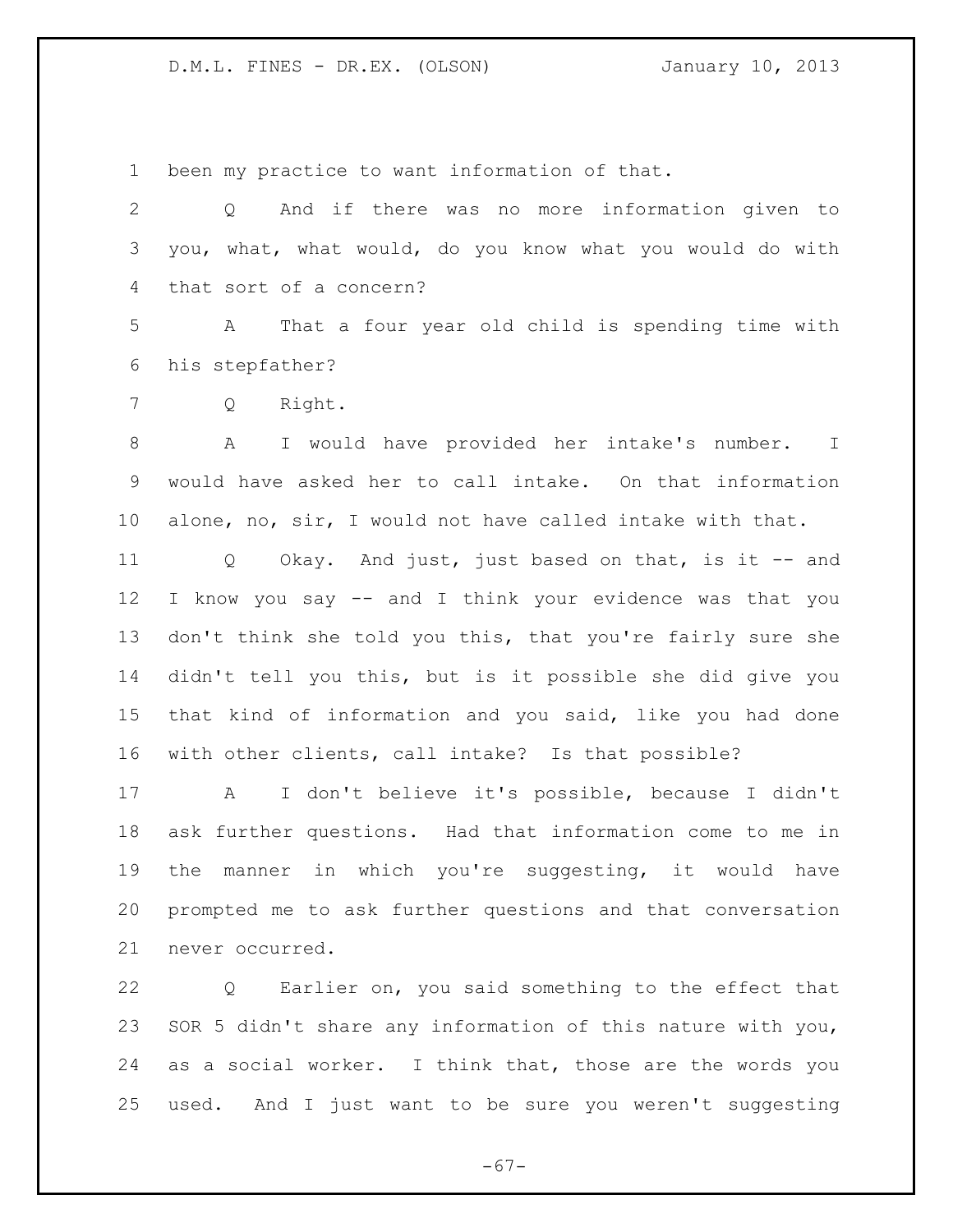been my practice to want information of that.

Q And if there was no more information given to you, what, what would, do you know what you would do with that sort of a concern?

A That a four year old child is spending time with his stepfather?

Q Right.

A I would have provided her intake's number. I would have asked her to call intake. On that information alone, no, sir, I would not have called intake with that.

Q Okay. And just, just based on that, is it -- and I know you say -- and I think your evidence was that you don't think she told you this, that you're fairly sure she didn't tell you this, but is it possible she did give you that kind of information and you said, like you had done with other clients, call intake? Is that possible?

A I don't believe it's possible, because I didn't ask further questions. Had that information come to me in the manner in which you're suggesting, it would have prompted me to ask further questions and that conversation never occurred.

Q Earlier on, you said something to the effect that SOR 5 didn't share any information of this nature with you, as a social worker. I think that, those are the words you used. And I just want to be sure you weren't suggesting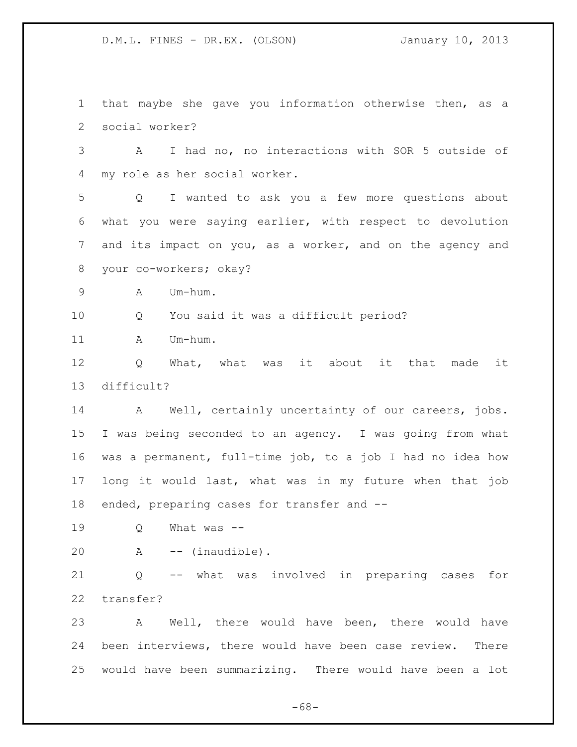that maybe she gave you information otherwise then, as a social worker?

A I had no, no interactions with SOR 5 outside of my role as her social worker.

Q I wanted to ask you a few more questions about what you were saying earlier, with respect to devolution and its impact on you, as a worker, and on the agency and your co-workers; okay?

A Um-hum.

Q You said it was a difficult period?

A Um-hum.

Q What, what was it about it that made it difficult?

A Well, certainly uncertainty of our careers, jobs. I was being seconded to an agency. I was going from what was a permanent, full-time job, to a job I had no idea how long it would last, what was in my future when that job ended, preparing cases for transfer and --

Q What was --

A -- (inaudible).

Q -- what was involved in preparing cases for transfer?

A Well, there would have been, there would have been interviews, there would have been case review. There would have been summarizing. There would have been a lot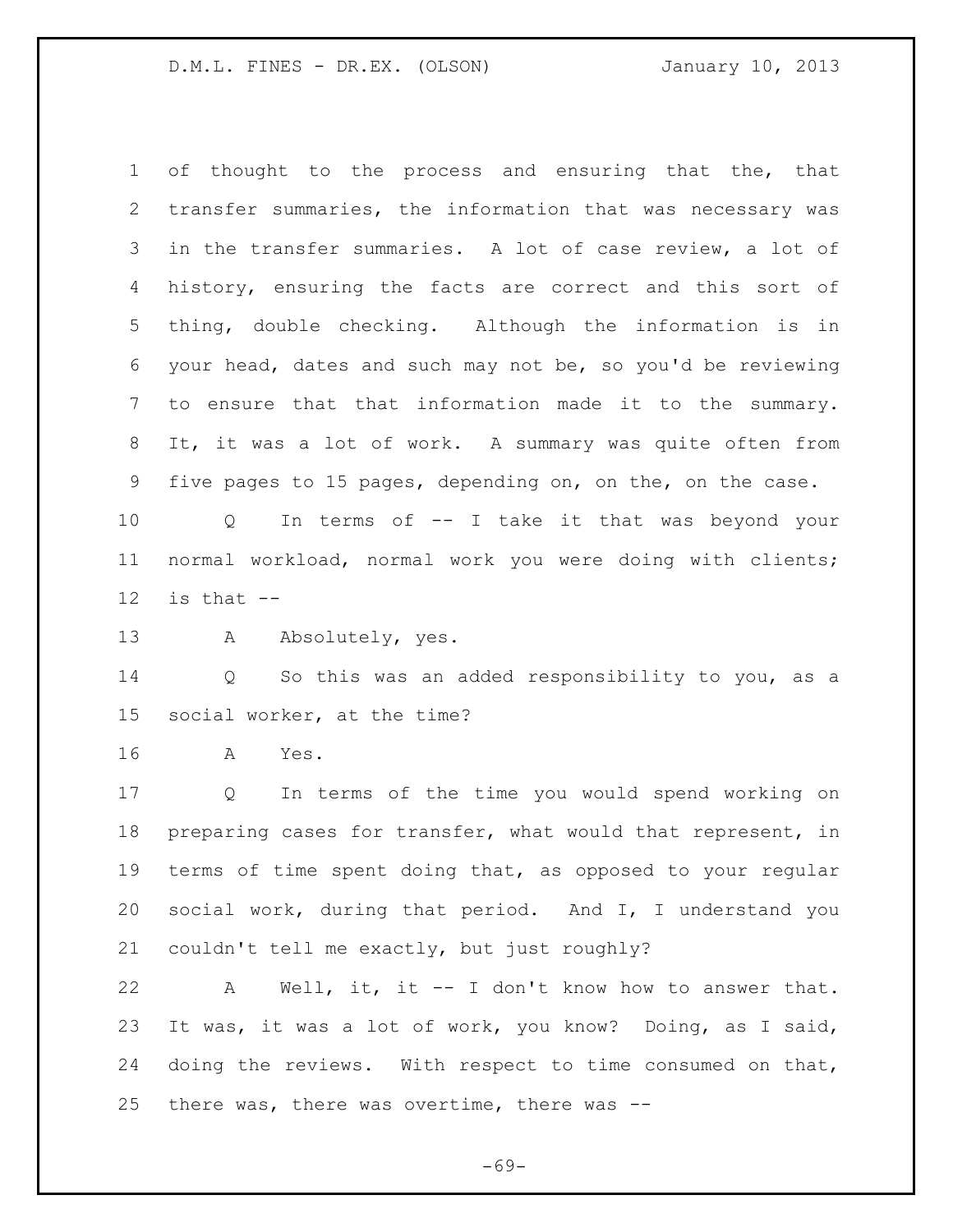of thought to the process and ensuring that the, that transfer summaries, the information that was necessary was in the transfer summaries. A lot of case review, a lot of history, ensuring the facts are correct and this sort of thing, double checking. Although the information is in your head, dates and such may not be, so you'd be reviewing to ensure that that information made it to the summary. It, it was a lot of work. A summary was quite often from five pages to 15 pages, depending on, on the, on the case.

Q In terms of -- I take it that was beyond your normal workload, normal work you were doing with clients; is that --

A Absolutely, yes.

Q So this was an added responsibility to you, as a social worker, at the time?

A Yes.

Q In terms of the time you would spend working on preparing cases for transfer, what would that represent, in terms of time spent doing that, as opposed to your regular social work, during that period. And I, I understand you couldn't tell me exactly, but just roughly?

A Well, it, it -- I don't know how to answer that. It was, it was a lot of work, you know? Doing, as I said, doing the reviews. With respect to time consumed on that, there was, there was overtime, there was --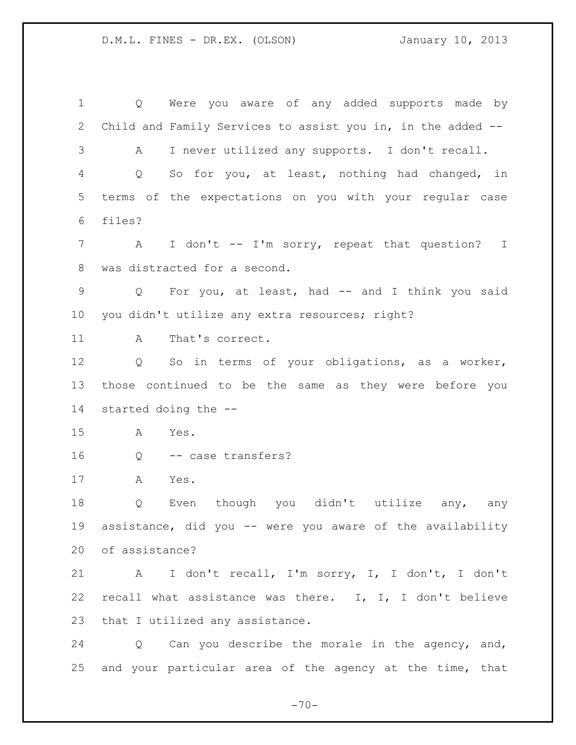Q Were you aware of any added supports made by Child and Family Services to assist you in, in the added --

A I never utilized any supports. I don't recall.

Q So for you, at least, nothing had changed, in terms of the expectations on you with your regular case files?

A I don't -- I'm sorry, repeat that question? I was distracted for a second.

Q For you, at least, had -- and I think you said you didn't utilize any extra resources; right?

A That's correct.

Q So in terms of your obligations, as a worker, those continued to be the same as they were before you started doing the --

A Yes.

Q -- case transfers?

A Yes.

Q Even though you didn't utilize any, any assistance, did you -- were you aware of the availability of assistance?

A I don't recall, I'm sorry, I, I don't, I don't recall what assistance was there. I, I, I don't believe that I utilized any assistance.

Q Can you describe the morale in the agency, and, and your particular area of the agency at the time, that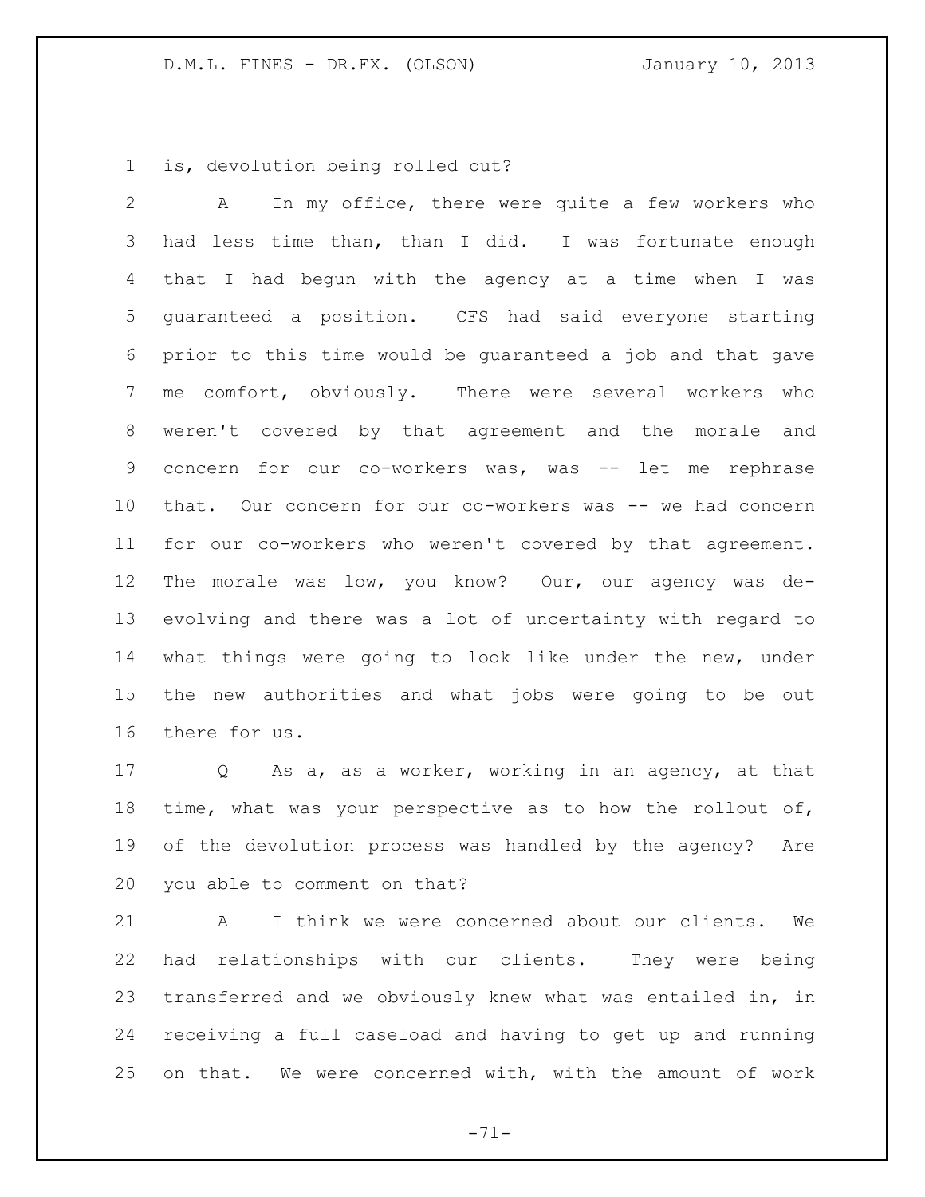is, devolution being rolled out?

A In my office, there were quite a few workers who had less time than, than I did. I was fortunate enough that I had begun with the agency at a time when I was guaranteed a position. CFS had said everyone starting prior to this time would be guaranteed a job and that gave me comfort, obviously. There were several workers who weren't covered by that agreement and the morale and concern for our co-workers was, was -- let me rephrase that. Our concern for our co-workers was -- we had concern for our co-workers who weren't covered by that agreement. The morale was low, you know? Our, our agency was de-evolving and there was a lot of uncertainty with regard to what things were going to look like under the new, under the new authorities and what jobs were going to be out there for us.

Q As a, as a worker, working in an agency, at that time, what was your perspective as to how the rollout of, of the devolution process was handled by the agency? Are you able to comment on that?

A I think we were concerned about our clients. We had relationships with our clients. They were being transferred and we obviously knew what was entailed in, in receiving a full caseload and having to get up and running on that. We were concerned with, with the amount of work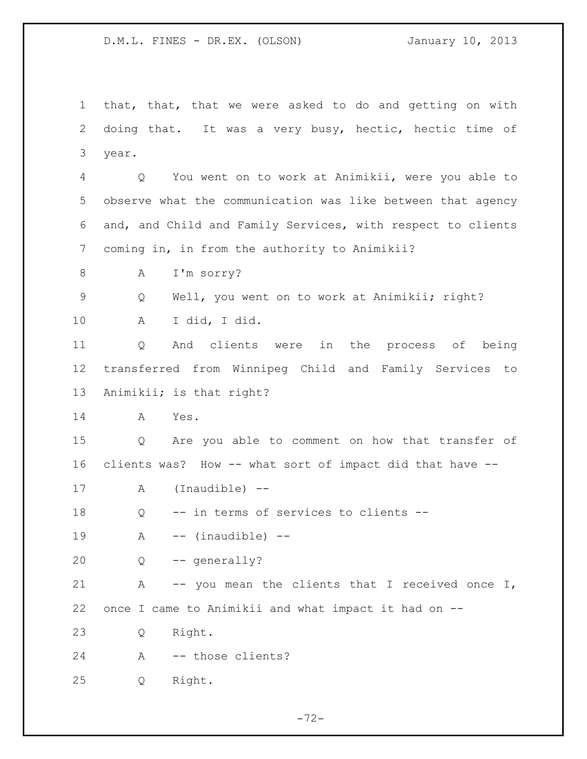that, that, that we were asked to do and getting on with doing that. It was a very busy, hectic, hectic time of year.

Q You went on to work at Animikii, were you able to observe what the communication was like between that agency and, and Child and Family Services, with respect to clients coming in, in from the authority to Animikii?

A I'm sorry?

Q Well, you went on to work at Animikii; right?

A I did, I did.

Q And clients were in the process of being transferred from Winnipeg Child and Family Services to Animikii; is that right?

A Yes.

Q Are you able to comment on how that transfer of clients was? How -- what sort of impact did that have --

A (Inaudible) --

Q -- in terms of services to clients --

A -- (inaudible) --

Q -- generally?

A -- you mean the clients that I received once I, once I came to Animikii and what impact it had on --

Q Right.

A -- those clients?

Q Right.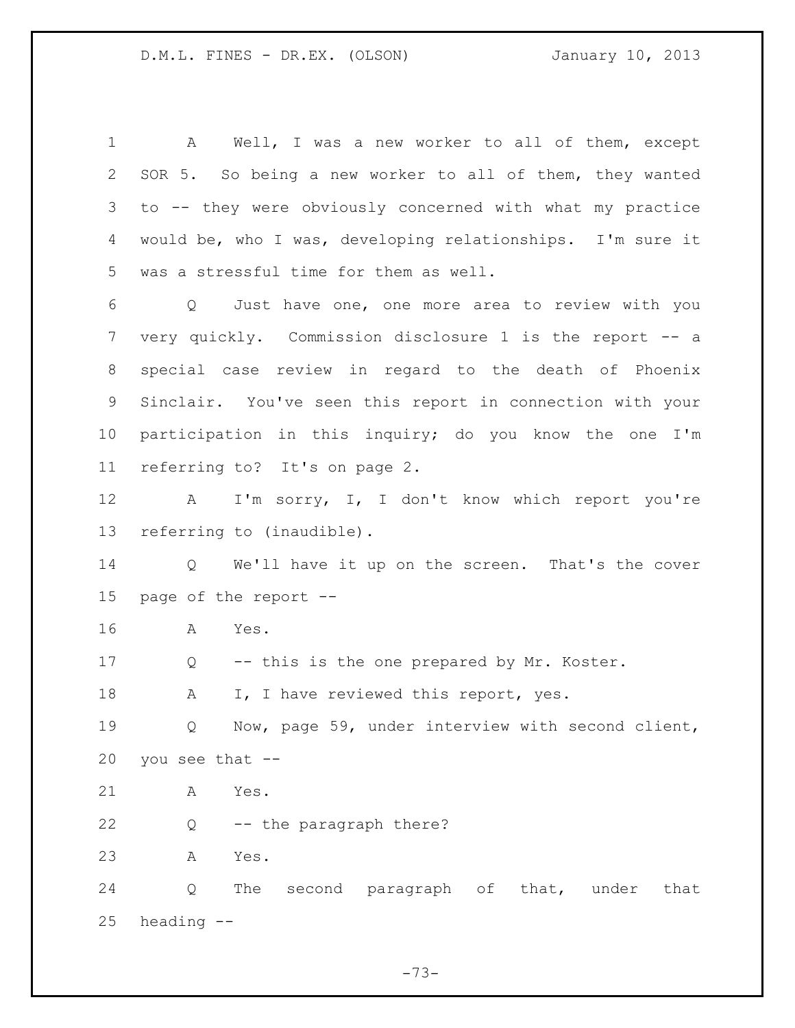A Well, I was a new worker to all of them, except SOR 5. So being a new worker to all of them, they wanted to -- they were obviously concerned with what my practice would be, who I was, developing relationships. I'm sure it was a stressful time for them as well.

Q Just have one, one more area to review with you very quickly. Commission disclosure 1 is the report -- a special case review in regard to the death of Phoenix Sinclair. You've seen this report in connection with your participation in this inquiry; do you know the one I'm referring to? It's on page 2.

A I'm sorry, I, I don't know which report you're referring to (inaudible).

Q We'll have it up on the screen. That's the cover page of the report --

A Yes.

Q -- this is the one prepared by Mr. Koster.

A I, I have reviewed this report, yes.

Q Now, page 59, under interview with second client, you see that --

A Yes.

Q -- the paragraph there?

A Yes.

Q The second paragraph of that, under that heading --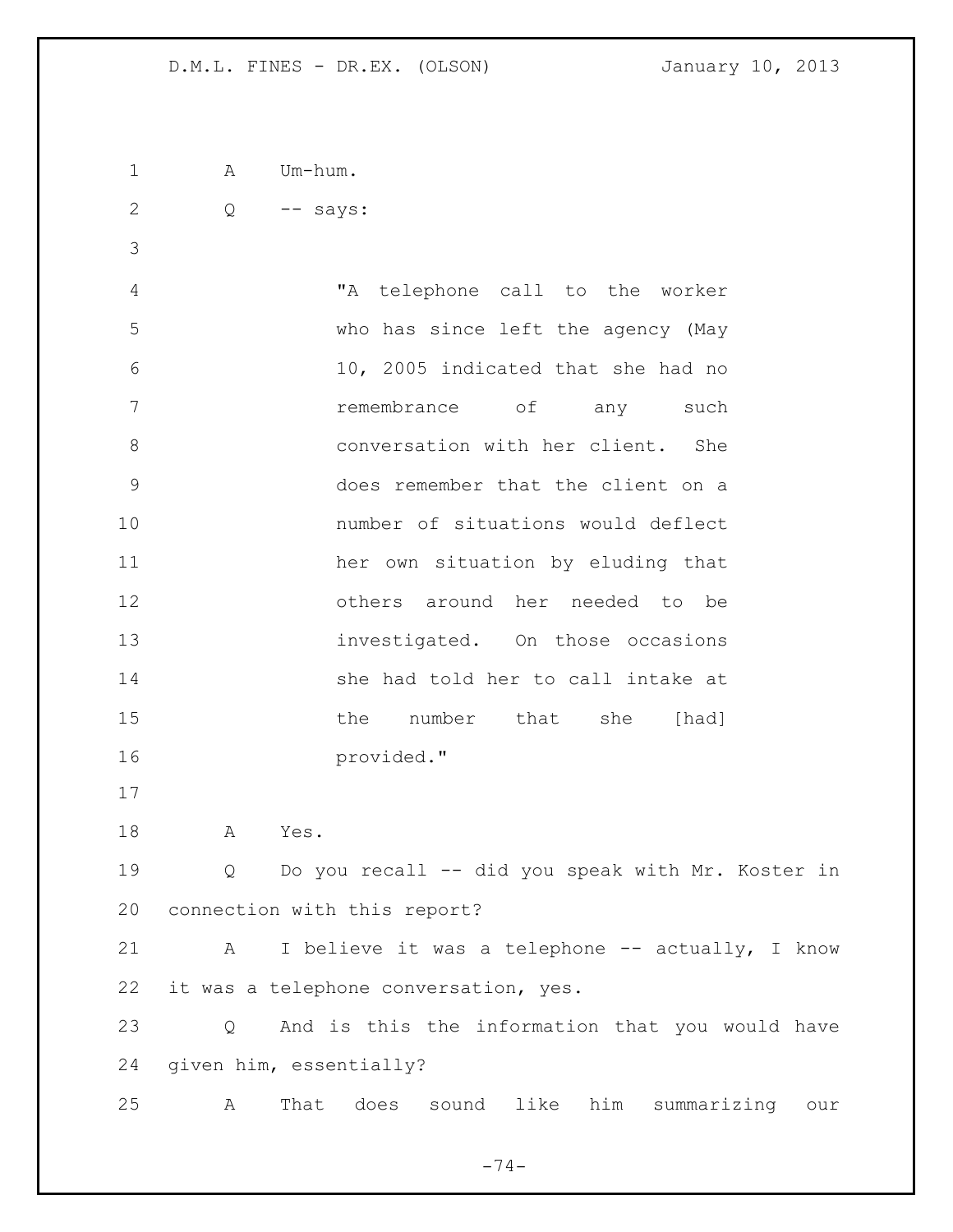A Um-hum.

Q -- says:

> "A telephone call to the worker who has since left the agency (May 10, 2005 indicated that she had no remembrance of any such conversation with her client. She does remember that the client on a number of situations would deflect her own situation by eluding that others around her needed to be investigated. On those occasions she had told her to call intake at the number that she [had] provided."

A Yes.

Q Do you recall -- did you speak with Mr. Koster in connection with this report?

A I believe it was a telephone -- actually, I know it was a telephone conversation, yes.

Q And is this the information that you would have given him, essentially?

A That does sound like him summarizing our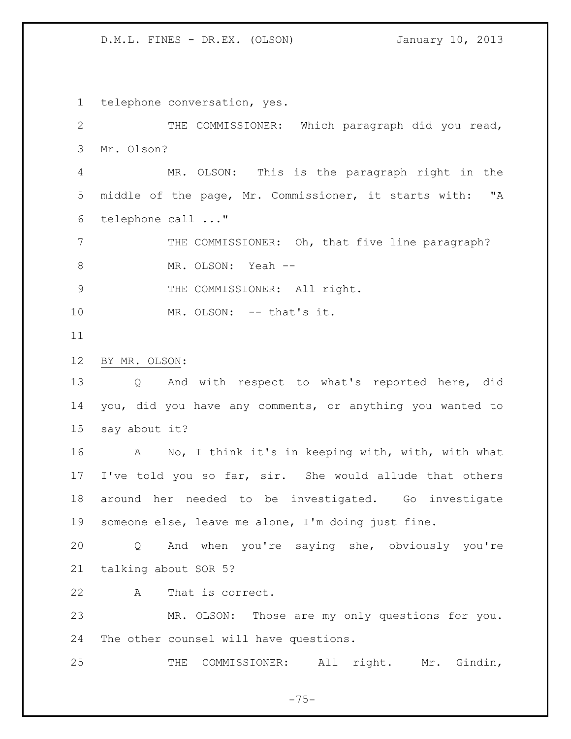telephone conversation, yes.

THE COMMISSIONER: Which paragraph did you read, Mr. Olson?

MR. OLSON: This is the paragraph right in the middle of the page, Mr. Commissioner, it starts with: "A telephone call ..."

THE COMMISSIONER: Oh, that five line paragraph?

MR. OLSON: Yeah --

THE COMMISSIONER: All right.

MR. OLSON: -- that's it.

BY MR. OLSON:

Q And with respect to what's reported here, did you, did you have any comments, or anything you wanted to say about it?

A No, I think it's in keeping with, with, with what I've told you so far, sir. She would allude that others around her needed to be investigated. Go investigate someone else, leave me alone, I'm doing just fine.

Q And when you're saying she, obviously you're talking about SOR 5?

A That is correct.

MR. OLSON: Those are my only questions for you. The other counsel will have questions.

THE COMMISSIONER: All right. Mr. Gindin,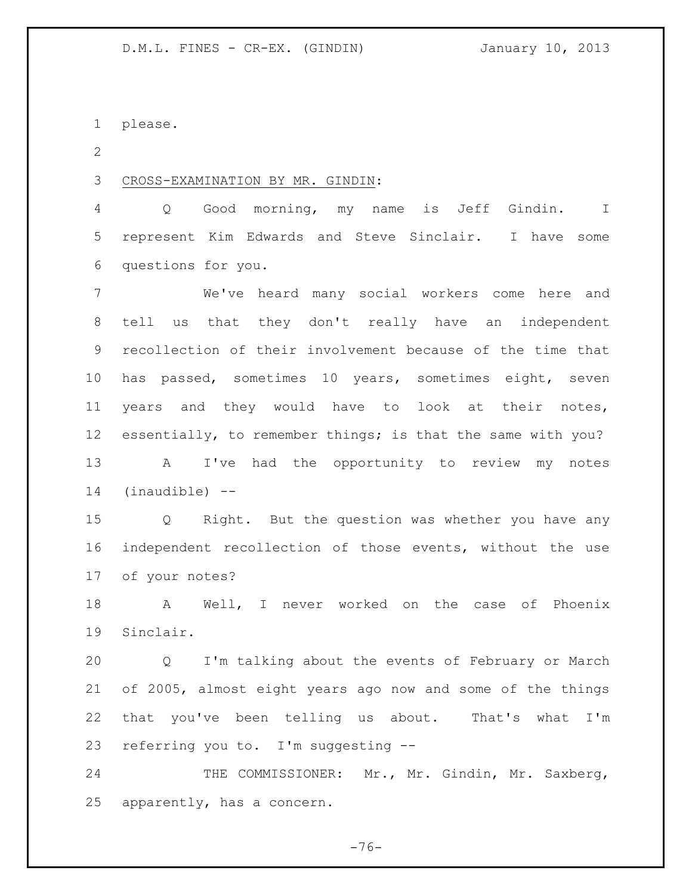please.

CROSS-EXAMINATION BY MR. GINDIN:

Q Good morning, my name is Jeff Gindin. I represent Kim Edwards and Steve Sinclair. I have some questions for you.

We've heard many social workers come here and tell us that they don't really have an independent recollection of their involvement because of the time that has passed, sometimes 10 years, sometimes eight, seven years and they would have to look at their notes, essentially, to remember things; is that the same with you?

A I've had the opportunity to review my notes (inaudible) --

Q Right. But the question was whether you have any independent recollection of those events, without the use of your notes?

A Well, I never worked on the case of Phoenix Sinclair.

Q I'm talking about the events of February or March of 2005, almost eight years ago now and some of the things that you've been telling us about. That's what I'm referring you to. I'm suggesting --

THE COMMISSIONER: Mr., Mr. Gindin, Mr. Saxberg, apparently, has a concern.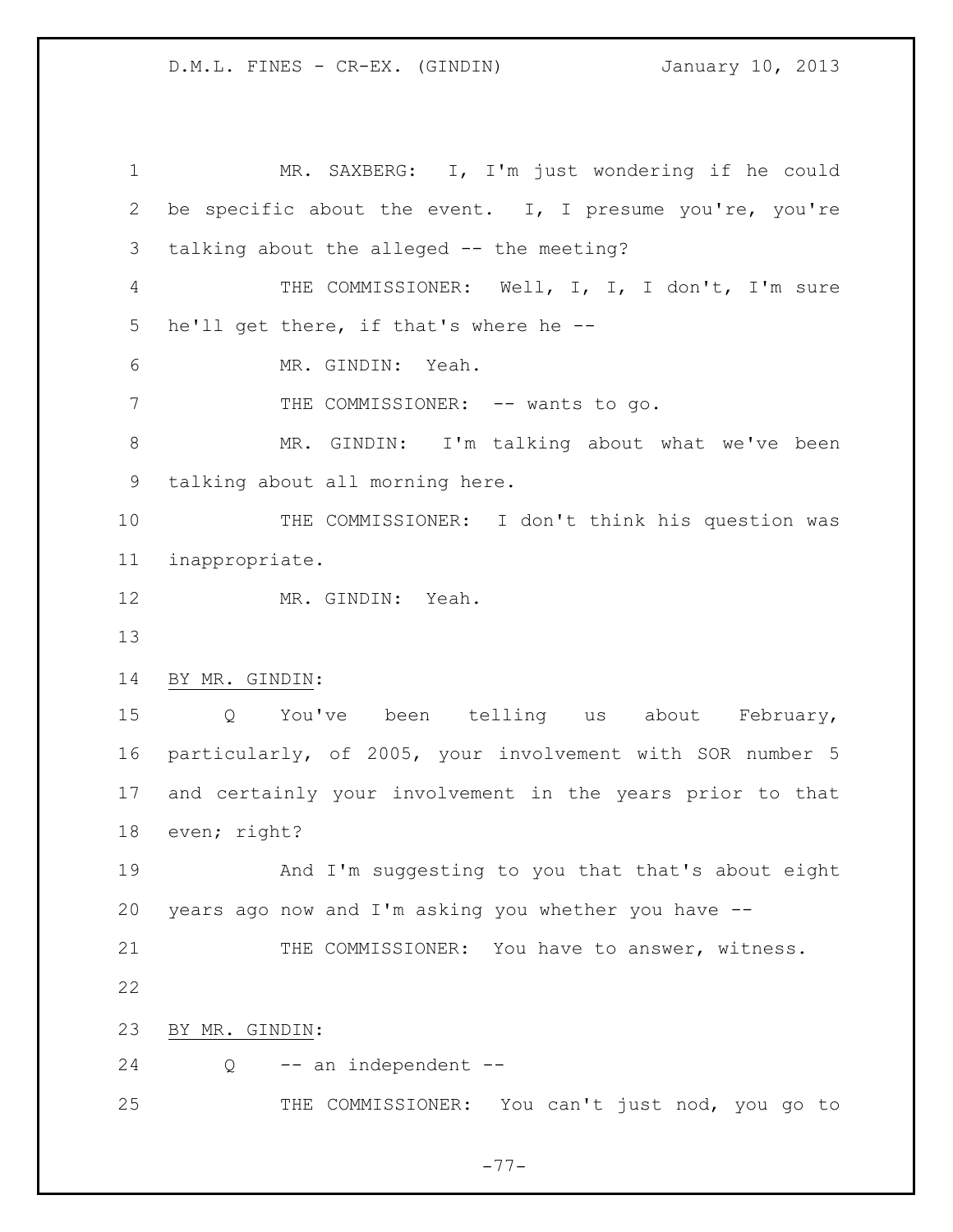MR. SAXBERG: I, I'm just wondering if he could be specific about the event. I, I presume you're, you're talking about the alleged -- the meeting?

THE COMMISSIONER: Well, I, I, I don't, I'm sure he'll get there, if that's where he --

MR. GINDIN: Yeah.

THE COMMISSIONER: -- wants to go.

MR. GINDIN: I'm talking about what we've been talking about all morning here.

THE COMMISSIONER: I don't think his question was inappropriate.

MR. GINDIN: Yeah.

BY MR. GINDIN:

Q You've been telling us about February, particularly, of 2005, your involvement with SOR number 5 and certainly your involvement in the years prior to that even; right?

And I'm suggesting to you that that's about eight years ago now and I'm asking you whether you have --

THE COMMISSIONER: You have to answer, witness.

BY MR. GINDIN:

Q -- an independent --

THE COMMISSIONER: You can't just nod, you go to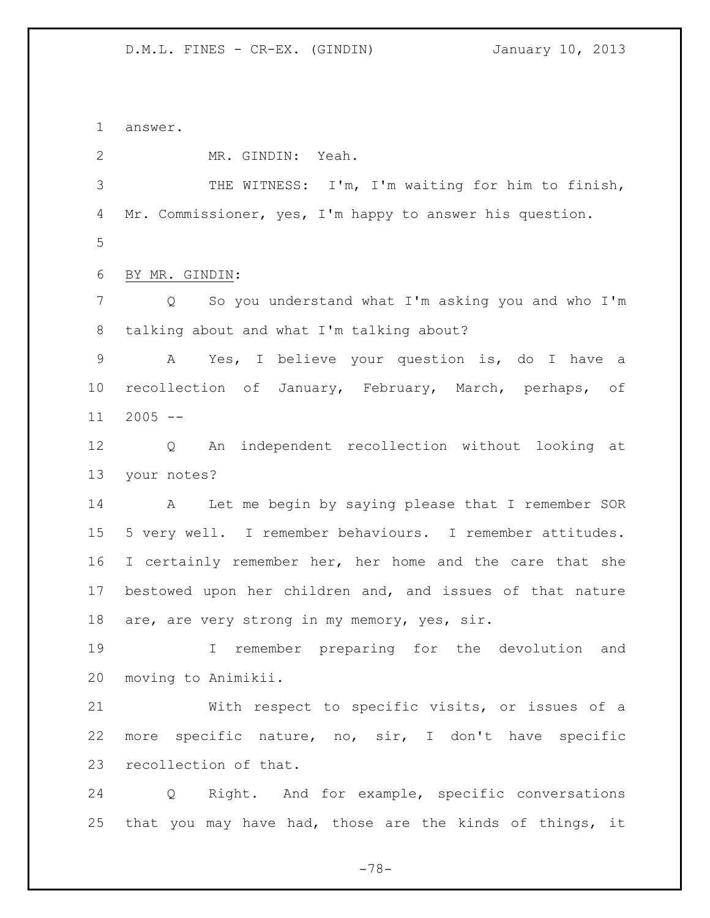answer.

MR. GINDIN: Yeah.

THE WITNESS: I'm, I'm waiting for him to finish, Mr. Commissioner, yes, I'm happy to answer his question.

BY MR. GINDIN:

Q So you understand what I'm asking you and who I'm talking about and what I'm talking about?

A Yes, I believe your question is, do I have a recollection of January, February, March, perhaps, of 2005 --

Q An independent recollection without looking at your notes?

A Let me begin by saying please that I remember SOR 5 very well. I remember behaviours. I remember attitudes. I certainly remember her, her home and the care that she bestowed upon her children and, and issues of that nature are, are very strong in my memory, yes, sir.

I remember preparing for the devolution and moving to Animikii.

With respect to specific visits, or issues of a more specific nature, no, sir, I don't have specific recollection of that.

Q Right. And for example, specific conversations that you may have had, those are the kinds of things, it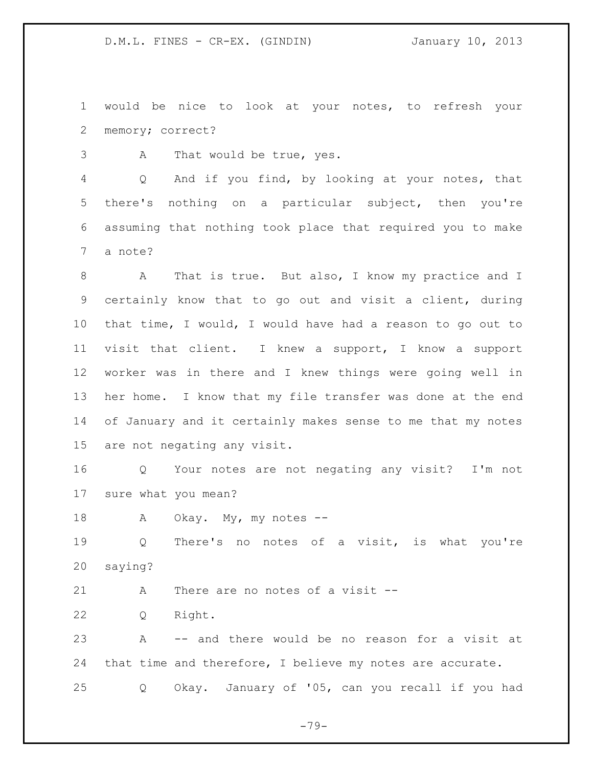would be nice to look at your notes, to refresh your memory; correct?

A That would be true, yes.

Q And if you find, by looking at your notes, that there's nothing on a particular subject, then you're assuming that nothing took place that required you to make a note?

A That is true. But also, I know my practice and I certainly know that to go out and visit a client, during that time, I would, I would have had a reason to go out to visit that client. I knew a support, I know a support worker was in there and I knew things were going well in her home. I know that my file transfer was done at the end of January and it certainly makes sense to me that my notes are not negating any visit.

Q Your notes are not negating any visit? I'm not sure what you mean?

A Okay. My, my notes --

Q There's no notes of a visit, is what you're saying?

A There are no notes of a visit --

Q Right.

A -- and there would be no reason for a visit at that time and therefore, I believe my notes are accurate.

Q Okay. January of '05, can you recall if you had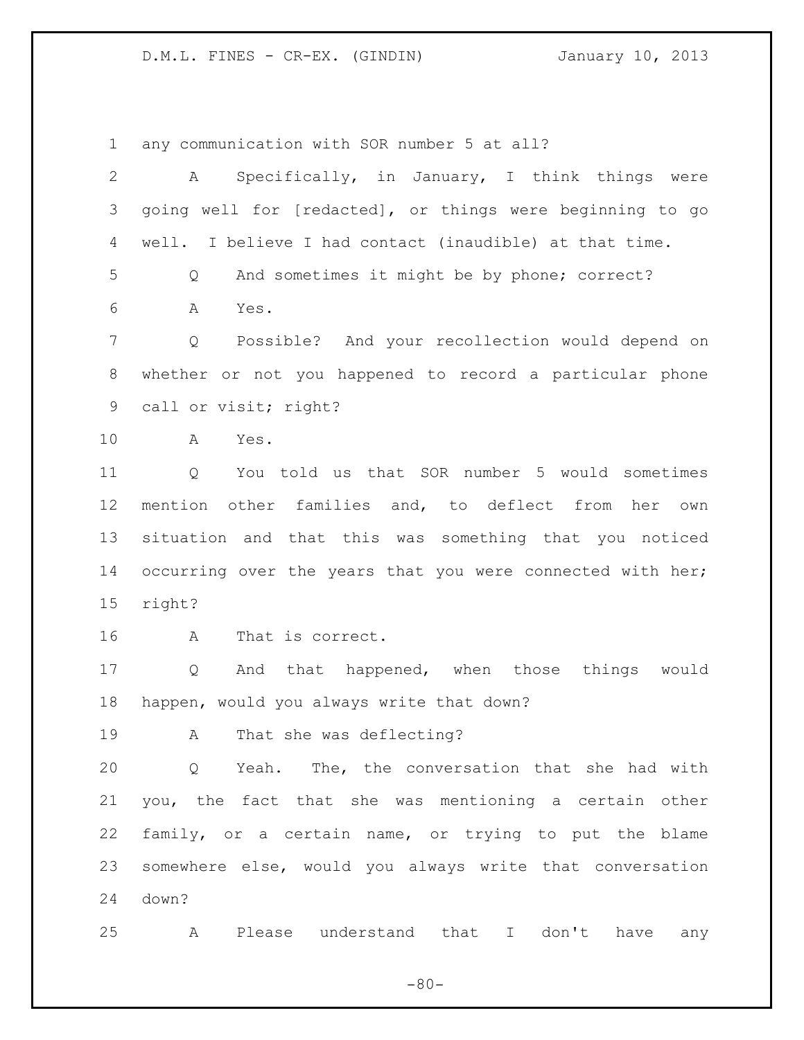any communication with SOR number 5 at all?

A Specifically, in January, I think things were going well for [redacted], or things were beginning to go well. I believe I had contact (inaudible) at that time.

Q And sometimes it might be by phone; correct?

A Yes.

Q Possible? And your recollection would depend on whether or not you happened to record a particular phone call or visit; right?

A Yes.

Q You told us that SOR number 5 would sometimes mention other families and, to deflect from her own situation and that this was something that you noticed occurring over the years that you were connected with her; right?

A That is correct.

Q And that happened, when those things would happen, would you always write that down?

A That she was deflecting?

Q Yeah. The, the conversation that she had with you, the fact that she was mentioning a certain other family, or a certain name, or trying to put the blame somewhere else, would you always write that conversation down?

A Please understand that I don't have any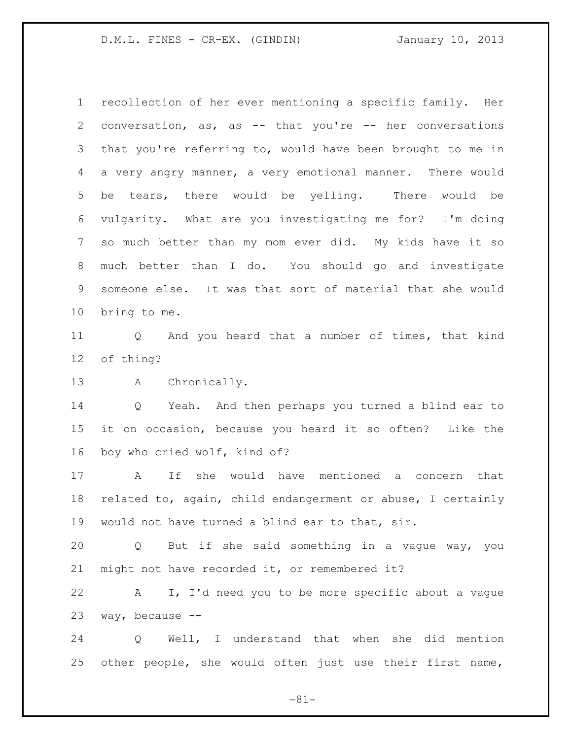recollection of her ever mentioning a specific family. Her conversation, as, as -- that you're -- her conversations that you're referring to, would have been brought to me in a very angry manner, a very emotional manner. There would be tears, there would be yelling. There would be vulgarity. What are you investigating me for? I'm doing so much better than my mom ever did. My kids have it so much better than I do. You should go and investigate someone else. It was that sort of material that she would bring to me.

Q And you heard that a number of times, that kind of thing?

A Chronically.

Q Yeah. And then perhaps you turned a blind ear to it on occasion, because you heard it so often? Like the boy who cried wolf, kind of?

A If she would have mentioned a concern that related to, again, child endangerment or abuse, I certainly would not have turned a blind ear to that, sir.

Q But if she said something in a vague way, you might not have recorded it, or remembered it?

A I, I'd need you to be more specific about a vague way, because --

Q Well, I understand that when she did mention other people, she would often just use their first name,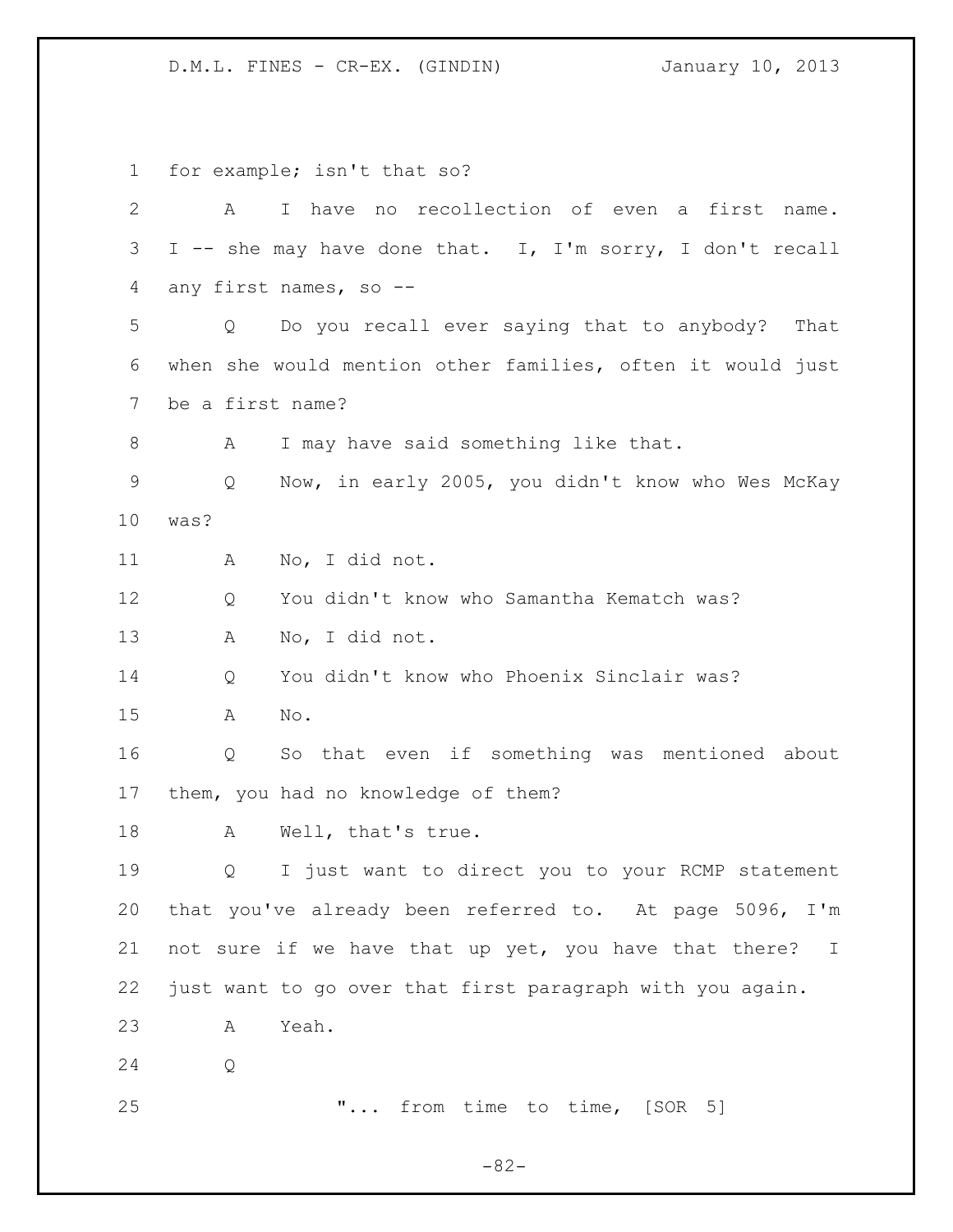for example; isn't that so?

A I have no recollection of even a first name. I -- she may have done that. I, I'm sorry, I don't recall any first names, so --

Q Do you recall ever saying that to anybody? That when she would mention other families, often it would just be a first name?

A I may have said something like that.

Q Now, in early 2005, you didn't know who Wes McKay was?

A No, I did not.

Q You didn't know who Samantha Kematch was?

A No, I did not.

Q You didn't know who Phoenix Sinclair was?

A No.

Q So that even if something was mentioned about them, you had no knowledge of them?

A Well, that's true.

Q I just want to direct you to your RCMP statement that you've already been referred to. At page 5096, I'm not sure if we have that up yet, you have that there? I just want to go over that first paragraph with you again.

A Yeah.

Q

"... from time to time, [SOR 5]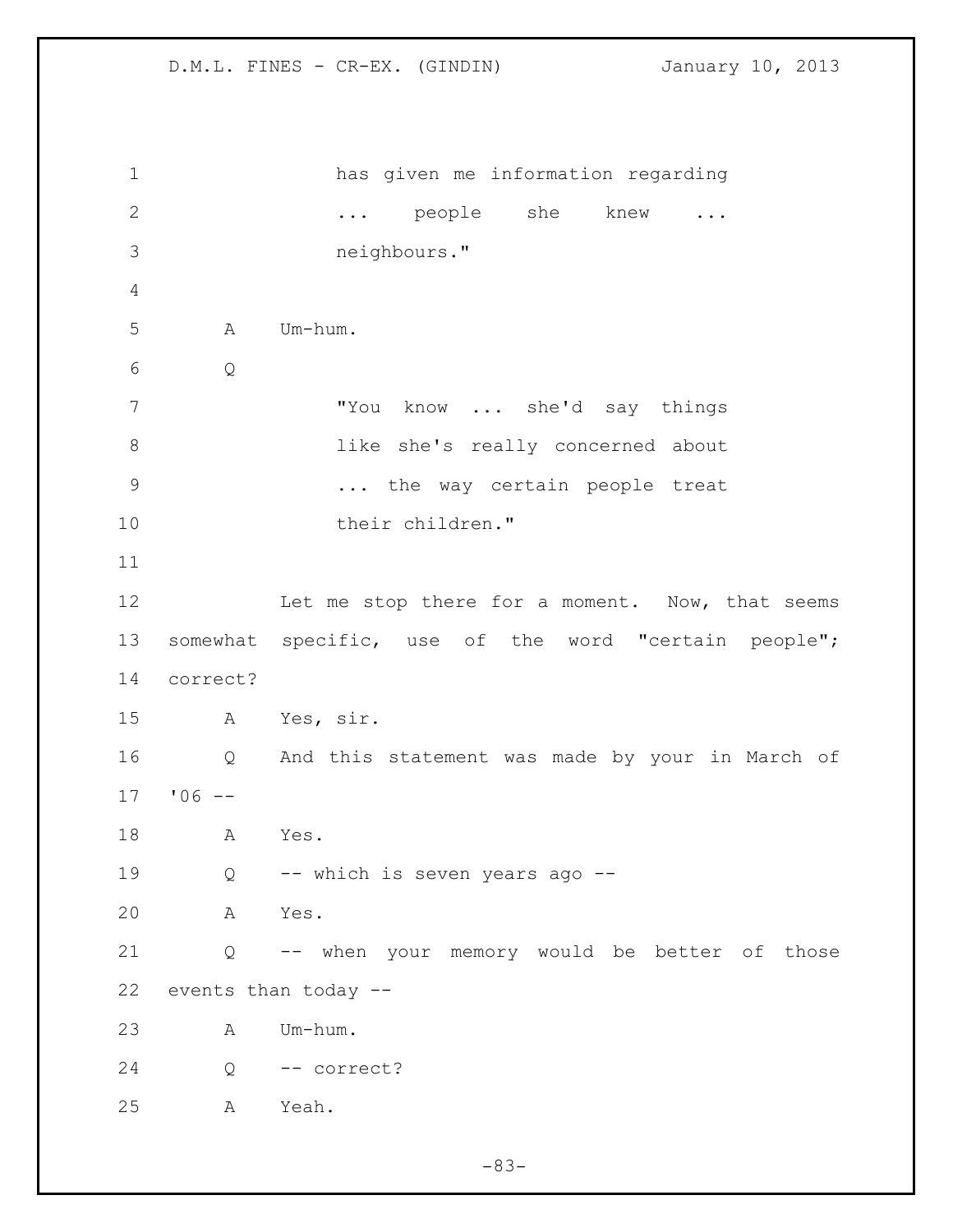has given me information regarding ... people she knew ... neighbours."

A Um-hum.

Q

"You know ... she'd say things like she's really concerned about ... the way certain people treat their children."

Let me stop there for a moment. Now, that seems somewhat specific, use of the word "certain people"; correct?

A Yes, sir.

Q And this statement was made by your in March of '06 --

A Yes.

Q -- which is seven years ago --

A Yes.

Q -- when your memory would be better of those events than today --

A Um-hum.

Q -- correct?

A Yeah.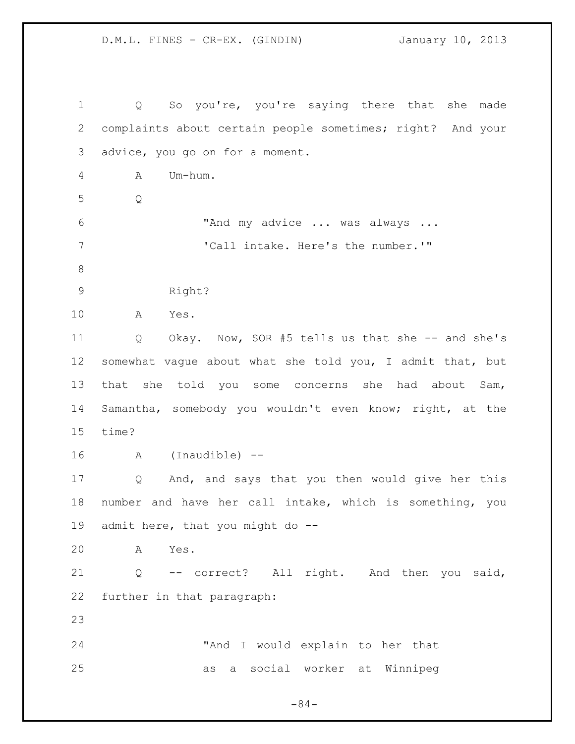Q So you're, you're saying there that she made complaints about certain people sometimes; right? And your advice, you go on for a moment.

A Um-hum.

Q

> "And my advice ... was always ...
> 'Call intake. Here's the number.'"

Right?

A Yes.

Q Okay. Now, SOR #5 tells us that she -- and she's somewhat vague about what she told you, I admit that, but that she told you some concerns she had about Sam, Samantha, somebody you wouldn't even know; right, at the time?

A (Inaudible) --

Q And, and says that you then would give her this number and have her call intake, which is something, you admit here, that you might do --

A Yes.

Q -- correct? All right. And then you said, further in that paragraph:

> "And I would explain to her that
> as a social worker at Winnipeg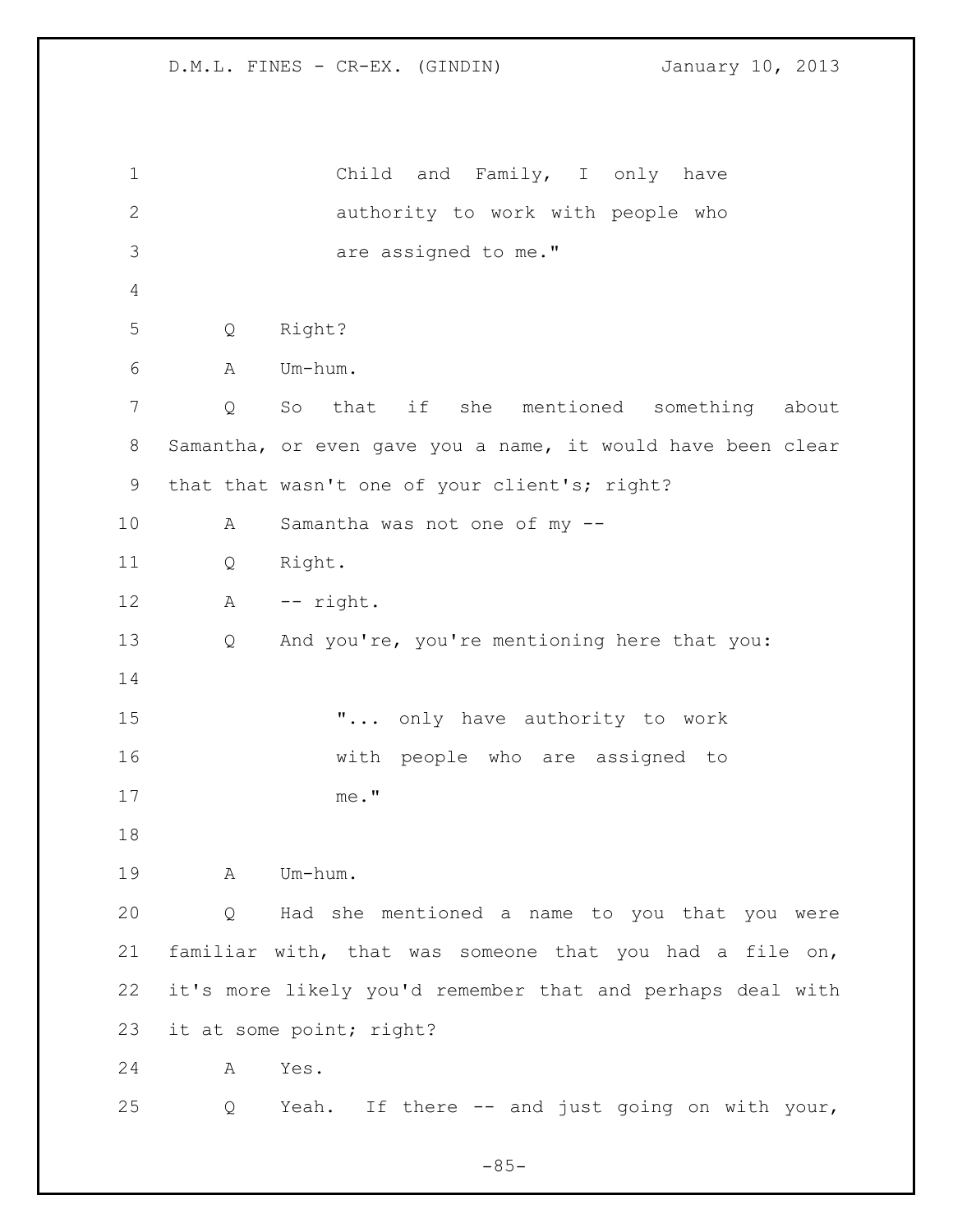Child and Family, I only have authority to work with people who are assigned to me."

Q Right?

A Um-hum.

Q So that if she mentioned something about Samantha, or even gave you a name, it would have been clear that that wasn't one of your client's; right?

A Samantha was not one of my --

Q Right.

A -- right.

Q And you're, you're mentioning here that you:

> "... only have authority to work with people who are assigned to me."

A Um-hum.

Q Had she mentioned a name to you that you were familiar with, that was someone that you had a file on, it's more likely you'd remember that and perhaps deal with it at some point; right?

A Yes.

Q Yeah. If there -- and just going on with your,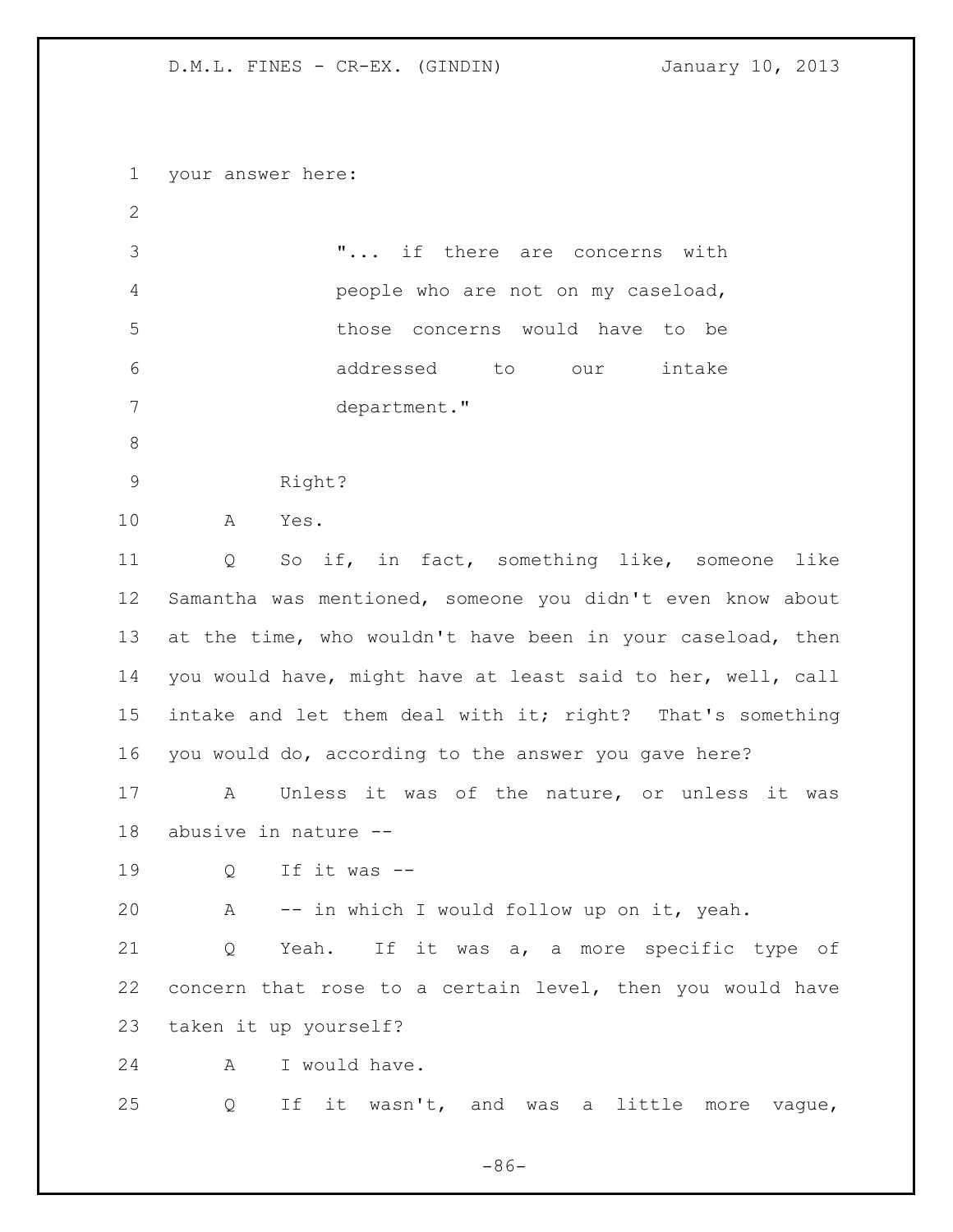your answer here:

> "... if there are concerns with people who are not on my caseload, those concerns would have to be addressed to our intake department."

Right?

A Yes.

Q So if, in fact, something like, someone like Samantha was mentioned, someone you didn't even know about at the time, who wouldn't have been in your caseload, then you would have, might have at least said to her, well, call intake and let them deal with it; right? That's something you would do, according to the answer you gave here?

A Unless it was of the nature, or unless it was abusive in nature --

Q If it was --

A -- in which I would follow up on it, yeah.

Q Yeah. If it was a, a more specific type of concern that rose to a certain level, then you would have taken it up yourself?

A I would have.

Q If it wasn't, and was a little more vague,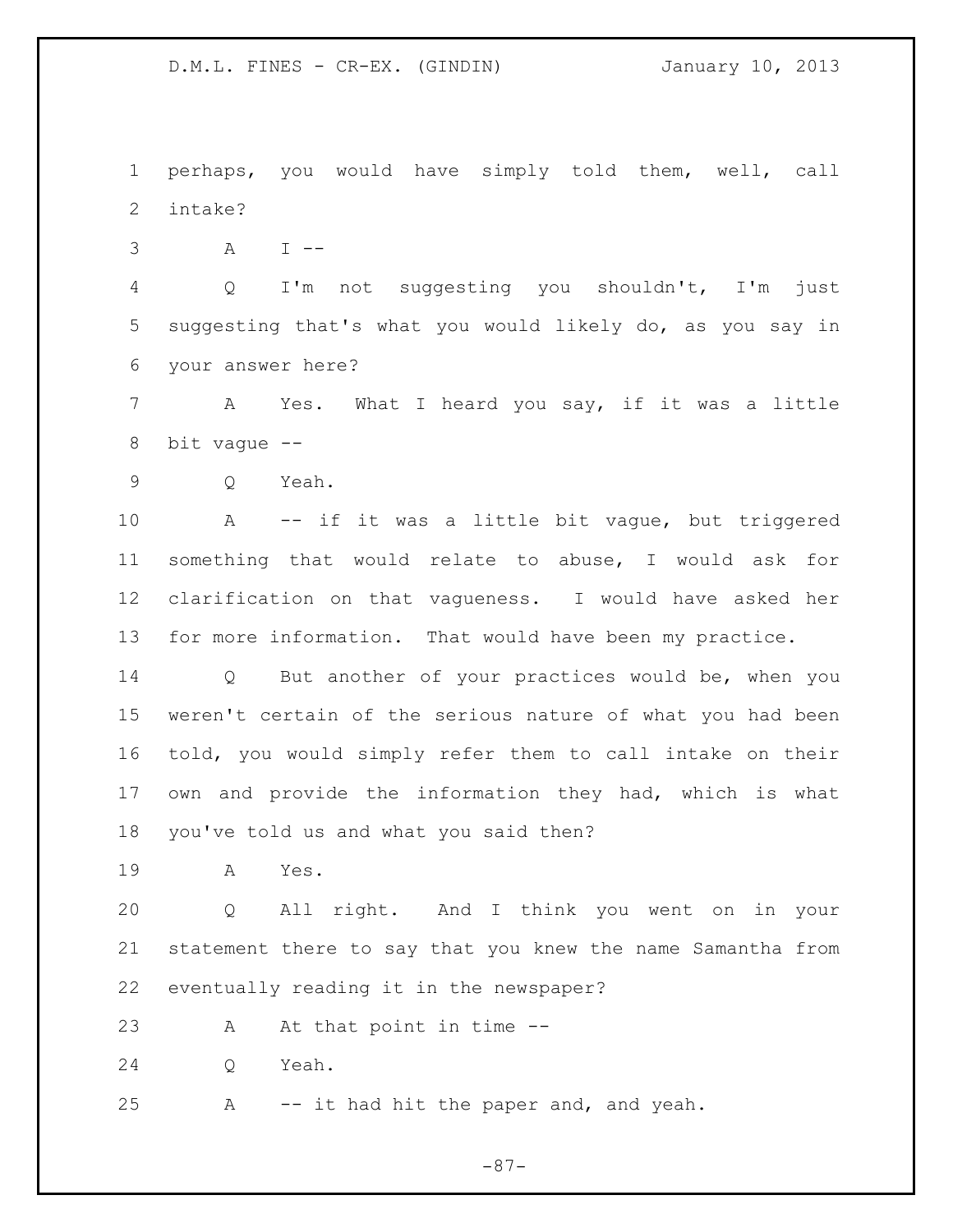perhaps, you would have simply told them, well, call intake?

A I --

Q I'm not suggesting you shouldn't, I'm just suggesting that's what you would likely do, as you say in your answer here?

A Yes. What I heard you say, if it was a little bit vague --

Q Yeah.

A -- if it was a little bit vague, but triggered something that would relate to abuse, I would ask for clarification on that vagueness. I would have asked her for more information. That would have been my practice.

Q But another of your practices would be, when you weren't certain of the serious nature of what you had been told, you would simply refer them to call intake on their own and provide the information they had, which is what you've told us and what you said then?

A Yes.

Q All right. And I think you went on in your statement there to say that you knew the name Samantha from eventually reading it in the newspaper?

A At that point in time --

Q Yeah.

A -- it had hit the paper and, and yeah.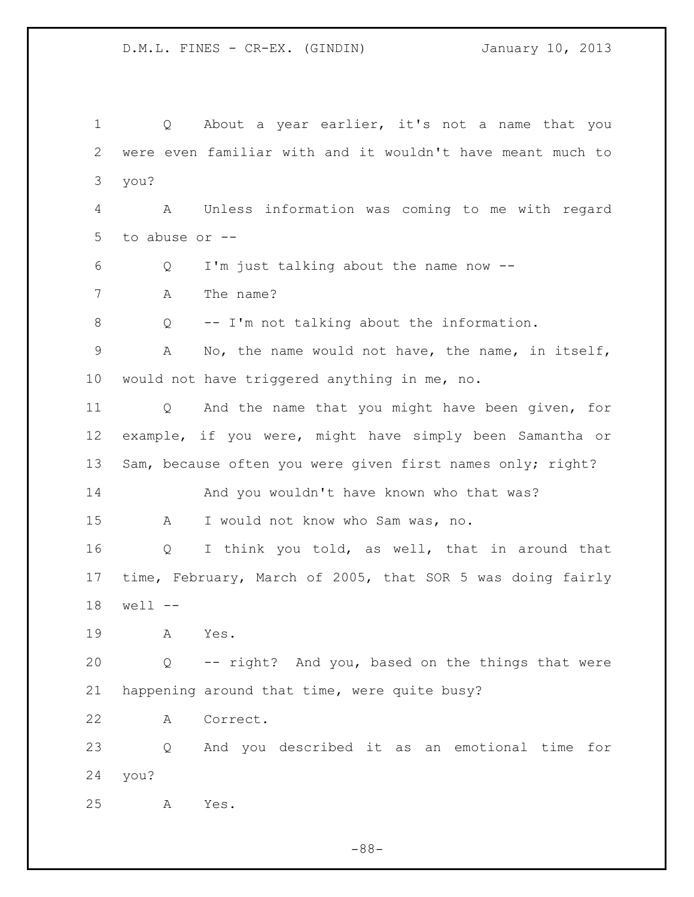Q About a year earlier, it's not a name that you were even familiar with and it wouldn't have meant much to you?

A Unless information was coming to me with regard to abuse or --

Q I'm just talking about the name now --

A The name?

Q -- I'm not talking about the information.

A No, the name would not have, the name, in itself, would not have triggered anything in me, no.

Q And the name that you might have been given, for example, if you were, might have simply been Samantha or Sam, because often you were given first names only; right?

And you wouldn't have known who that was?

A I would not know who Sam was, no.

Q I think you told, as well, that in around that time, February, March of 2005, that SOR 5 was doing fairly well --

A Yes.

Q -- right? And you, based on the things that were happening around that time, were quite busy?

A Correct.

Q And you described it as an emotional time for you?

A Yes.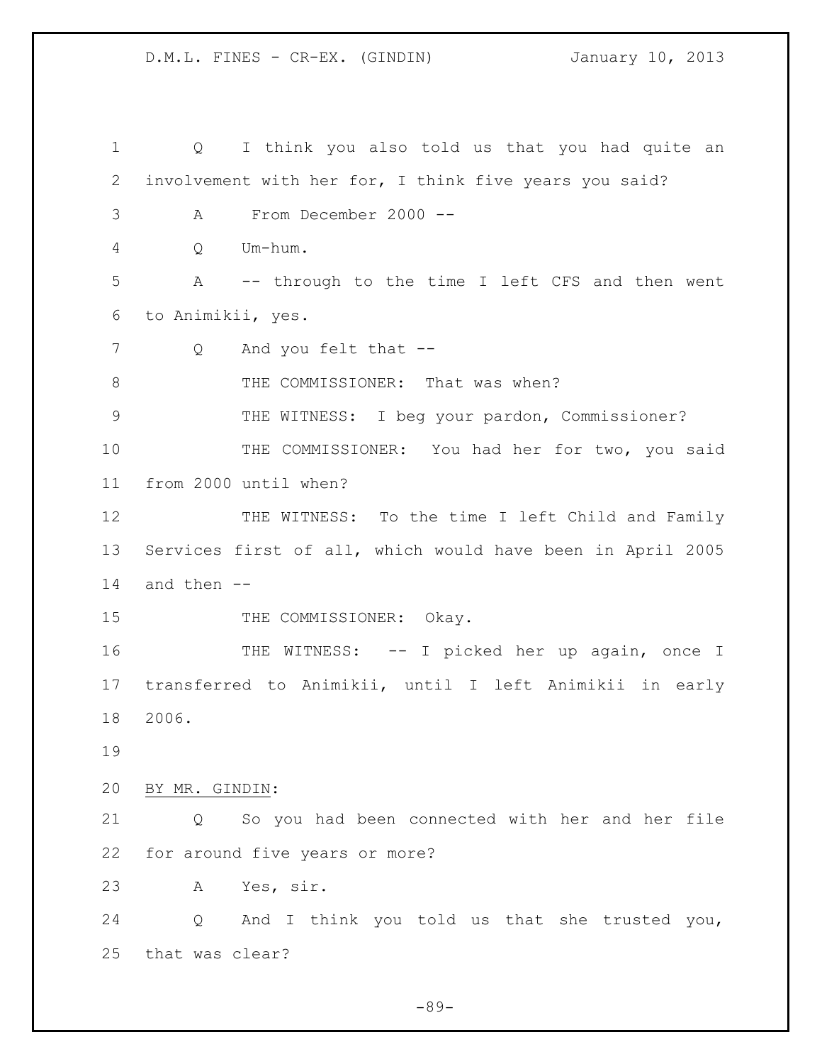Q I think you also told us that you had quite an involvement with her for, I think five years you said?

A From December 2000 --

Q Um-hum.

A -- through to the time I left CFS and then went to Animikii, yes.

Q And you felt that --

THE COMMISSIONER: That was when?

THE WITNESS: I beg your pardon, Commissioner?

THE COMMISSIONER: You had her for two, you said from 2000 until when?

THE WITNESS: To the time I left Child and Family Services first of all, which would have been in April 2005 and then --

THE COMMISSIONER: Okay.

THE WITNESS: -- I picked her up again, once I transferred to Animikii, until I left Animikii in early 2006.

BY MR. GINDIN:

Q So you had been connected with her and her file for around five years or more?

A Yes, sir.

Q And I think you told us that she trusted you, that was clear?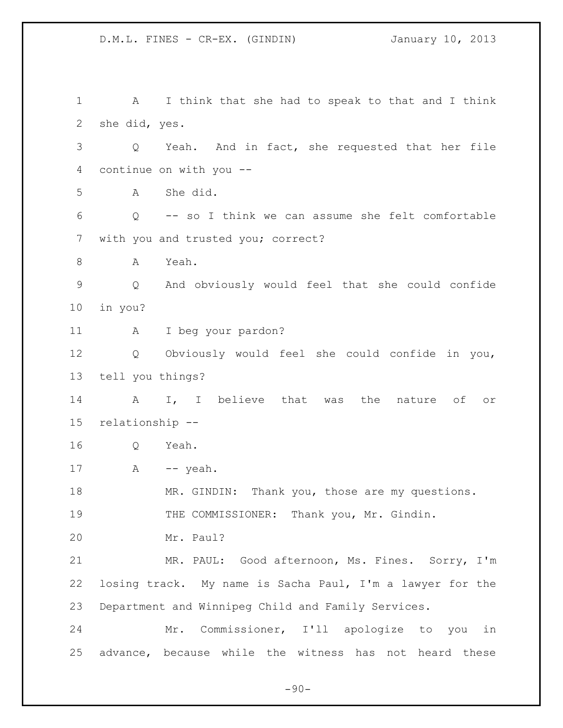A I think that she had to speak to that and I think she did, yes.

Q Yeah. And in fact, she requested that her file continue on with you --

A She did.

Q -- so I think we can assume she felt comfortable with you and trusted you; correct?

A Yeah.

Q And obviously would feel that she could confide in you?

A I beg your pardon?

Q Obviously would feel she could confide in you, tell you things?

A I, I believe that was the nature of or relationship --

Q Yeah.

A -- yeah.

MR. GINDIN: Thank you, those are my questions.

THE COMMISSIONER: Thank you, Mr. Gindin.

Mr. Paul?

MR. PAUL: Good afternoon, Ms. Fines. Sorry, I'm losing track. My name is Sacha Paul, I'm a lawyer for the Department and Winnipeg Child and Family Services.

Mr. Commissioner, I'll apologize to you in advance, because while the witness has not heard these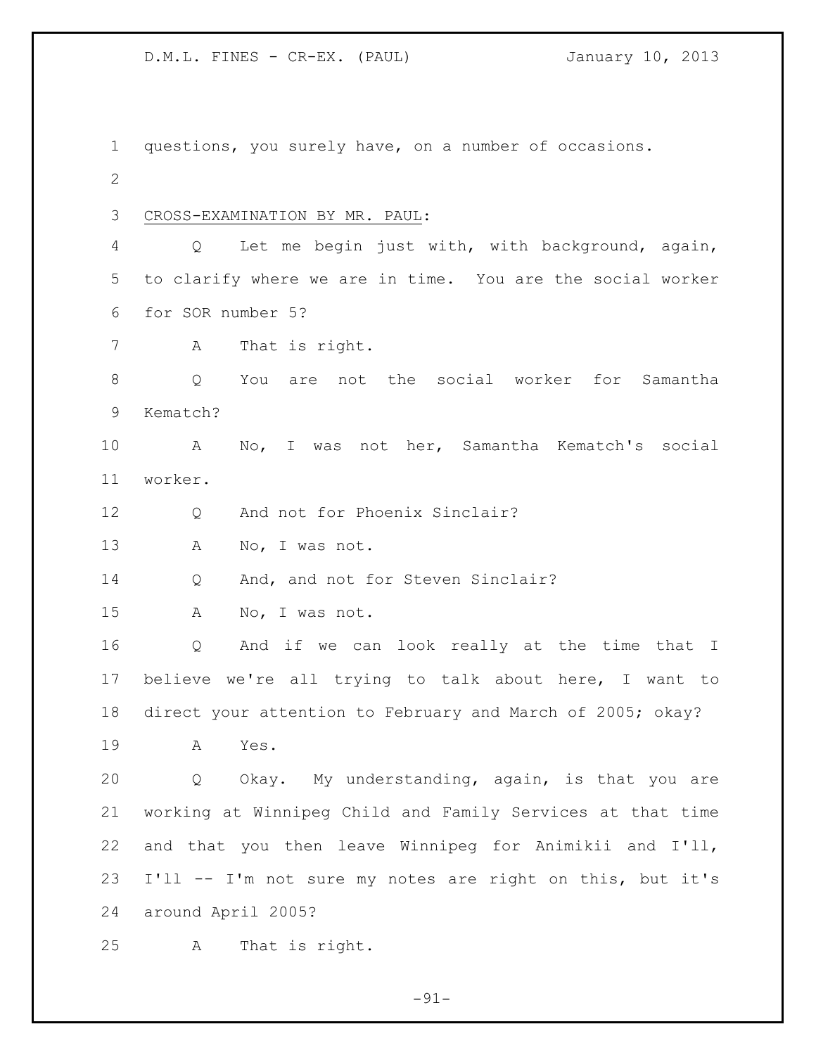questions, you surely have, on a number of occasions.

CROSS-EXAMINATION BY MR. PAUL:

Q Let me begin just with, with background, again, to clarify where we are in time. You are the social worker for SOR number 5?

A That is right.

Q You are not the social worker for Samantha Kematch?

A No, I was not her, Samantha Kematch's social worker.

Q And not for Phoenix Sinclair?

A No, I was not.

Q And, and not for Steven Sinclair?

A No, I was not.

Q And if we can look really at the time that I believe we're all trying to talk about here, I want to direct your attention to February and March of 2005; okay?

A Yes.

Q Okay. My understanding, again, is that you are working at Winnipeg Child and Family Services at that time and that you then leave Winnipeg for Animikii and I'll, I'll -- I'm not sure my notes are right on this, but it's around April 2005?

A That is right.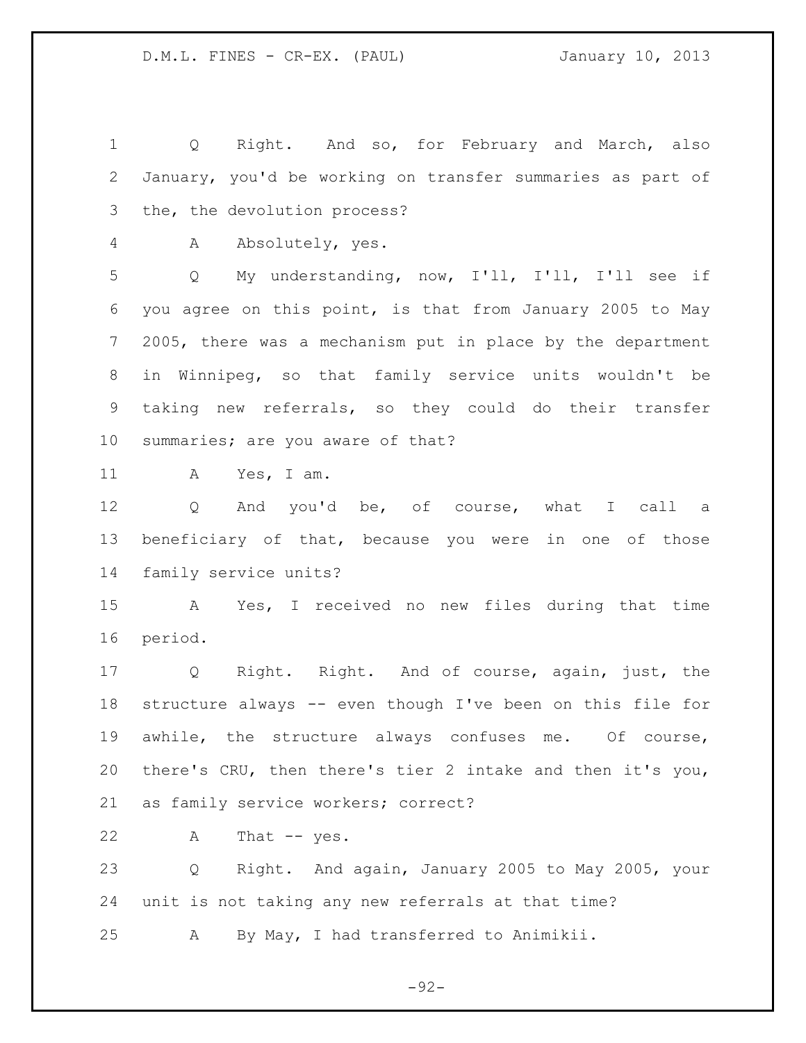Q Right. And so, for February and March, also January, you'd be working on transfer summaries as part of the, the devolution process?

A Absolutely, yes.

Q My understanding, now, I'll, I'll, I'll see if you agree on this point, is that from January 2005 to May 2005, there was a mechanism put in place by the department in Winnipeg, so that family service units wouldn't be taking new referrals, so they could do their transfer summaries; are you aware of that?

A Yes, I am.

Q And you'd be, of course, what I call a beneficiary of that, because you were in one of those family service units?

A Yes, I received no new files during that time period.

Q Right. Right. And of course, again, just, the structure always -- even though I've been on this file for awhile, the structure always confuses me. Of course, there's CRU, then there's tier 2 intake and then it's you, as family service workers; correct?

A That -- yes.

Q Right. And again, January 2005 to May 2005, your unit is not taking any new referrals at that time?

A By May, I had transferred to Animikii.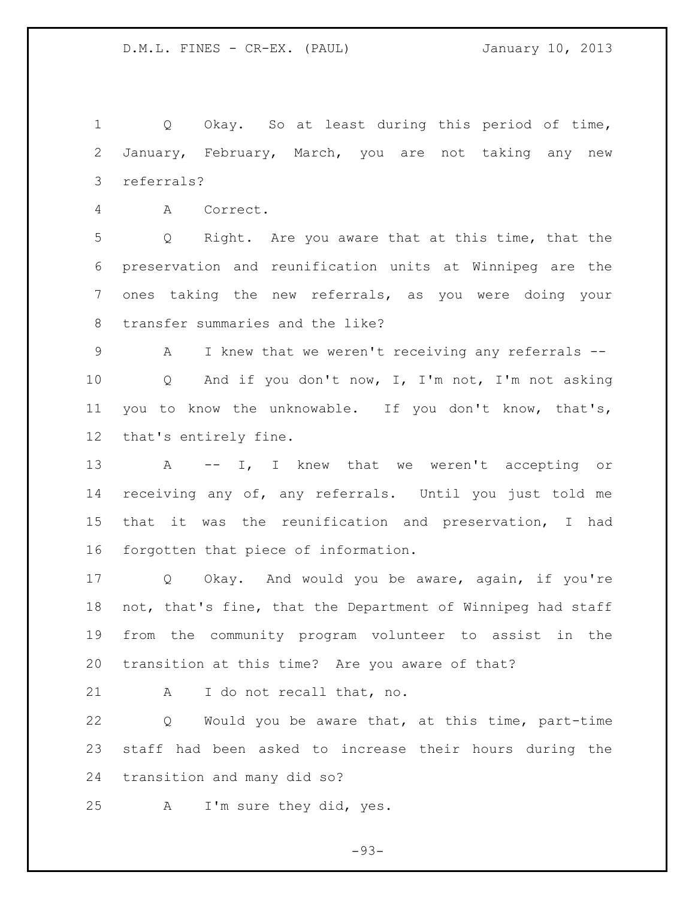Q Okay. So at least during this period of time, January, February, March, you are not taking any new referrals?

A Correct.

Q Right. Are you aware that at this time, that the preservation and reunification units at Winnipeg are the ones taking the new referrals, as you were doing your transfer summaries and the like?

A I knew that we weren't receiving any referrals --

Q And if you don't now, I, I'm not, I'm not asking you to know the unknowable. If you don't know, that's, that's entirely fine.

A -- I, I knew that we weren't accepting or receiving any of, any referrals. Until you just told me that it was the reunification and preservation, I had forgotten that piece of information.

Q Okay. And would you be aware, again, if you're not, that's fine, that the Department of Winnipeg had staff from the community program volunteer to assist in the transition at this time? Are you aware of that?

A I do not recall that, no.

Q Would you be aware that, at this time, part-time staff had been asked to increase their hours during the transition and many did so?

A I'm sure they did, yes.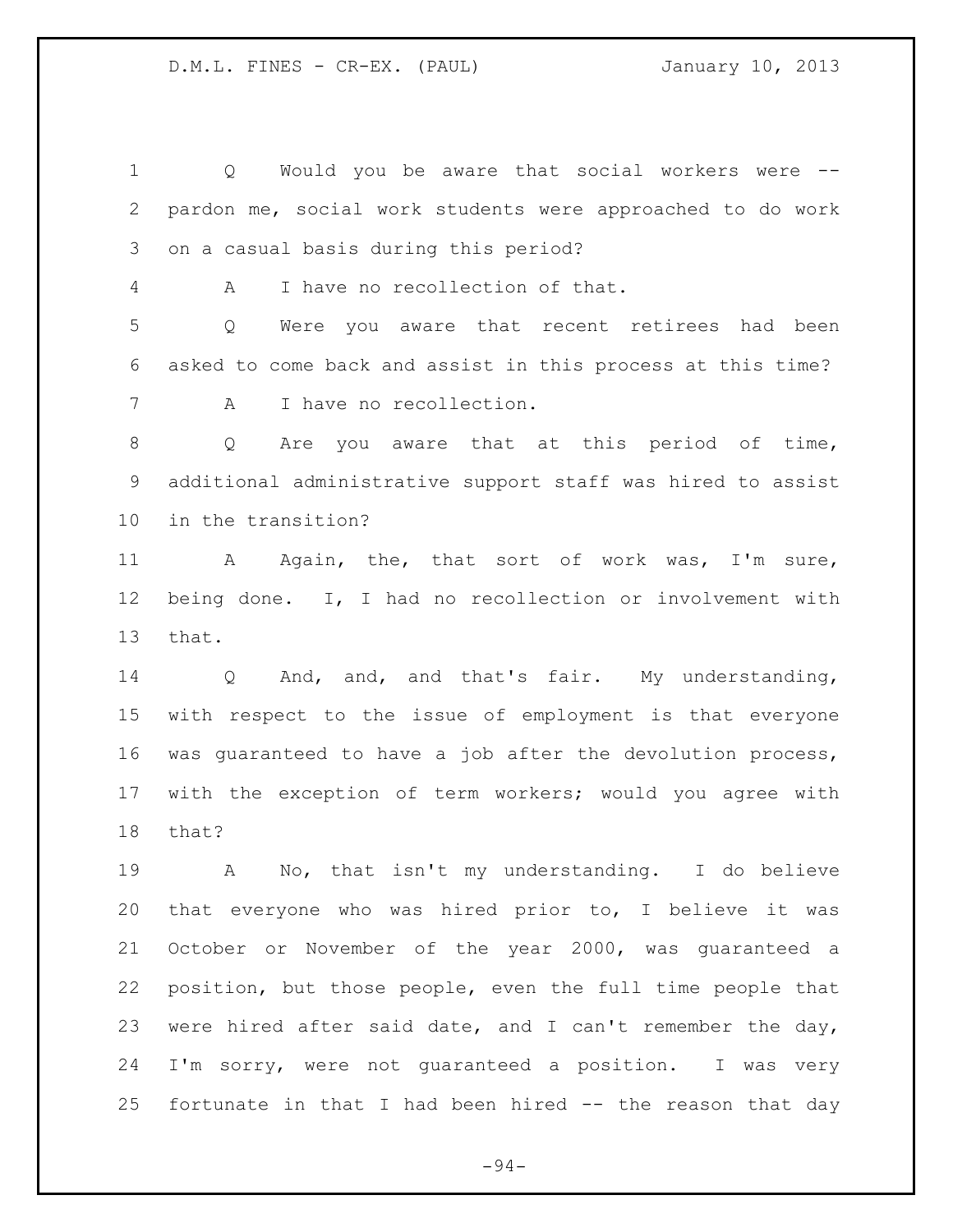Q Would you be aware that social workers were -- pardon me, social work students were approached to do work on a casual basis during this period?

A I have no recollection of that.

Q Were you aware that recent retirees had been asked to come back and assist in this process at this time?

A I have no recollection.

Q Are you aware that at this period of time, additional administrative support staff was hired to assist in the transition?

A Again, the, that sort of work was, I'm sure, being done. I, I had no recollection or involvement with that.

Q And, and, and that's fair. My understanding, with respect to the issue of employment is that everyone was guaranteed to have a job after the devolution process, with the exception of term workers; would you agree with that?

A No, that isn't my understanding. I do believe that everyone who was hired prior to, I believe it was October or November of the year 2000, was guaranteed a position, but those people, even the full time people that were hired after said date, and I can't remember the day, I'm sorry, were not guaranteed a position. I was very fortunate in that I had been hired -- the reason that day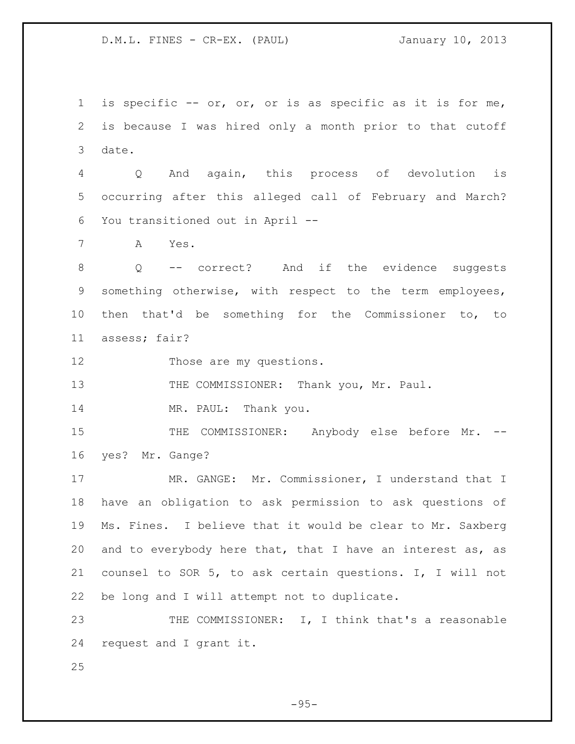is specific -- or, or, or is as specific as it is for me, is because I was hired only a month prior to that cutoff date.

Q And again, this process of devolution is occurring after this alleged call of February and March? You transitioned out in April --

A Yes.

Q -- correct? And if the evidence suggests something otherwise, with respect to the term employees, then that'd be something for the Commissioner to, to assess; fair?

Those are my questions.

THE COMMISSIONER: Thank you, Mr. Paul.

MR. PAUL: Thank you.

THE COMMISSIONER: Anybody else before Mr. -- yes? Mr. Gange?

MR. GANGE: Mr. Commissioner, I understand that I have an obligation to ask permission to ask questions of Ms. Fines. I believe that it would be clear to Mr. Saxberg and to everybody here that, that I have an interest as, as counsel to SOR 5, to ask certain questions. I, I will not be long and I will attempt not to duplicate.

THE COMMISSIONER: I, I think that's a reasonable request and I grant it.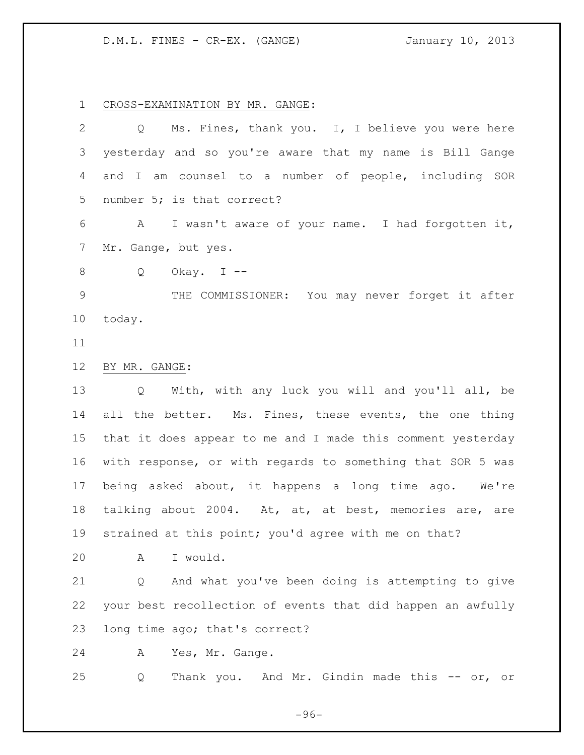CROSS-EXAMINATION BY MR. GANGE:

Q Ms. Fines, thank you. I, I believe you were here yesterday and so you're aware that my name is Bill Gange and I am counsel to a number of people, including SOR number 5; is that correct?

A I wasn't aware of your name. I had forgotten it, Mr. Gange, but yes.

Q Okay. I --

THE COMMISSIONER: You may never forget it after today.

BY MR. GANGE:

Q With, with any luck you will and you'll all, be all the better. Ms. Fines, these events, the one thing that it does appear to me and I made this comment yesterday with response, or with regards to something that SOR 5 was being asked about, it happens a long time ago. We're talking about 2004. At, at, at best, memories are, are strained at this point; you'd agree with me on that?

A I would.

Q And what you've been doing is attempting to give your best recollection of events that did happen an awfully long time ago; that's correct?

A Yes, Mr. Gange.

Q Thank you. And Mr. Gindin made this -- or, or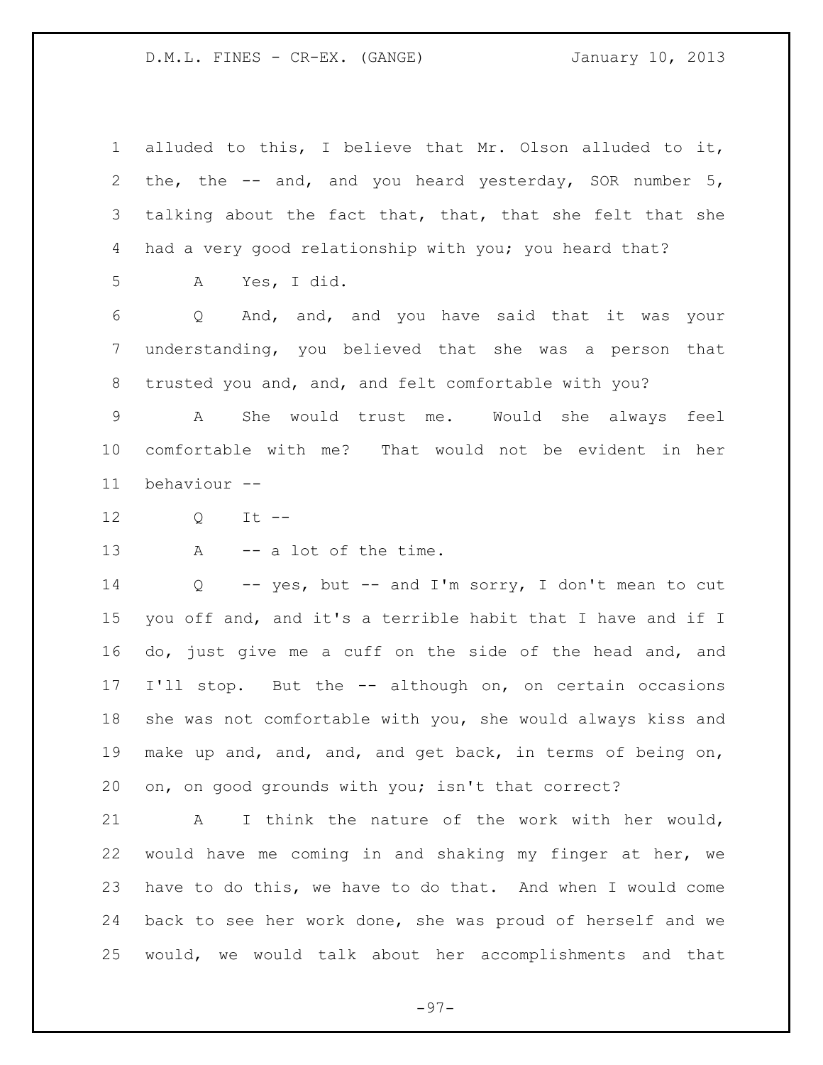alluded to this, I believe that Mr. Olson alluded to it, the, the -- and, and you heard yesterday, SOR number 5, talking about the fact that, that, that she felt that she had a very good relationship with you; you heard that?

A Yes, I did.

Q And, and, and you have said that it was your understanding, you believed that she was a person that trusted you and, and, and felt comfortable with you?

A She would trust me. Would she always feel comfortable with me? That would not be evident in her behaviour --

Q It --

A -- a lot of the time.

Q -- yes, but -- and I'm sorry, I don't mean to cut you off and, and it's a terrible habit that I have and if I do, just give me a cuff on the side of the head and, and I'll stop. But the -- although on, on certain occasions she was not comfortable with you, she would always kiss and make up and, and, and, and get back, in terms of being on, on, on good grounds with you; isn't that correct?

A I think the nature of the work with her would, would have me coming in and shaking my finger at her, we have to do this, we have to do that. And when I would come back to see her work done, she was proud of herself and we would, we would talk about her accomplishments and that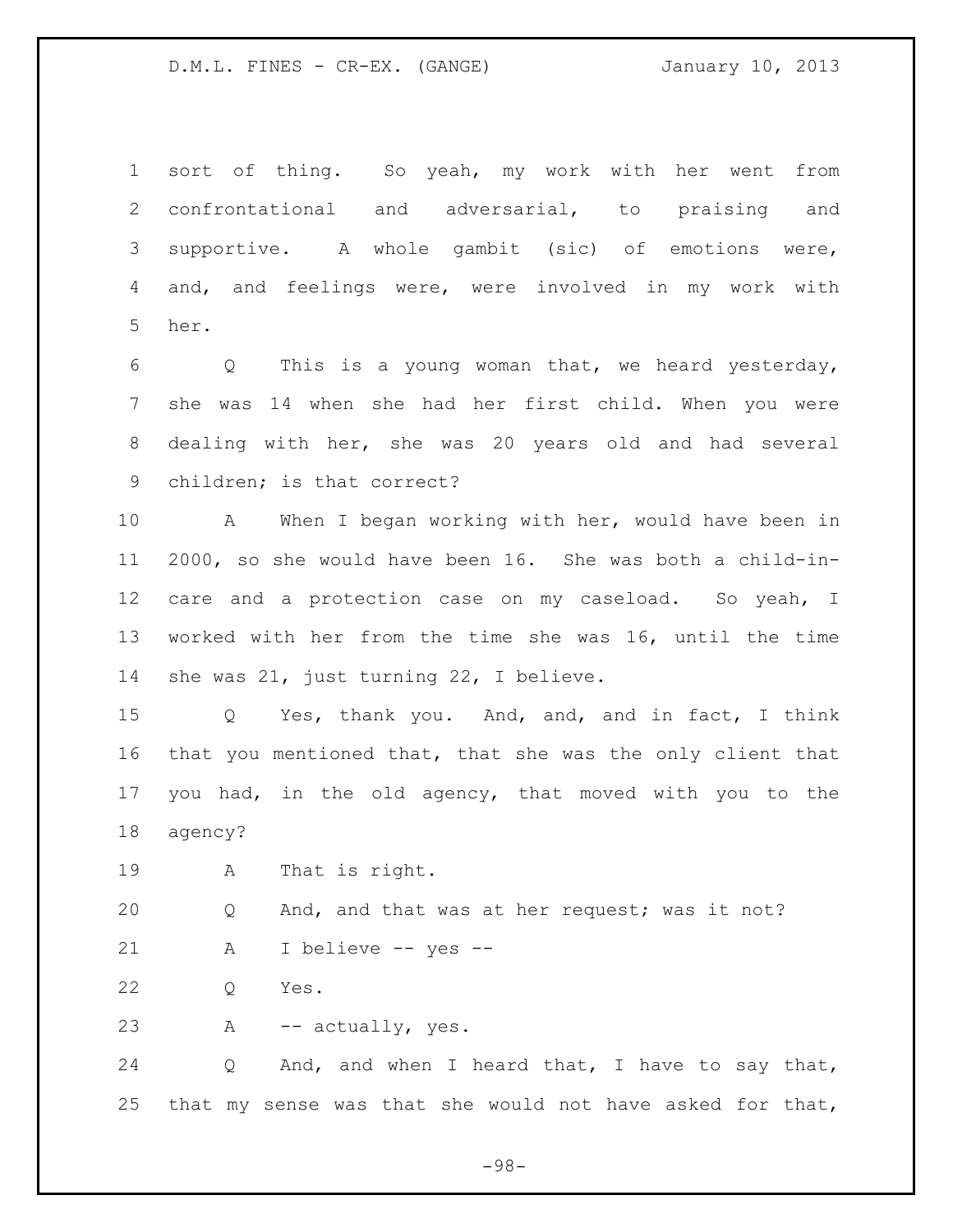sort of thing. So yeah, my work with her went from confrontational and adversarial, to praising and supportive. A whole gambit (sic) of emotions were, and, and feelings were, were involved in my work with her.

Q This is a young woman that, we heard yesterday, she was 14 when she had her first child. When you were dealing with her, she was 20 years old and had several children; is that correct?

A When I began working with her, would have been in 2000, so she would have been 16. She was both a child-in-care and a protection case on my caseload. So yeah, I worked with her from the time she was 16, until the time she was 21, just turning 22, I believe.

Q Yes, thank you. And, and, and in fact, I think that you mentioned that, that she was the only client that you had, in the old agency, that moved with you to the agency?

A That is right.

Q And, and that was at her request; was it not?

A I believe -- yes --

Q Yes.

A -- actually, yes.

Q And, and when I heard that, I have to say that, that my sense was that she would not have asked for that,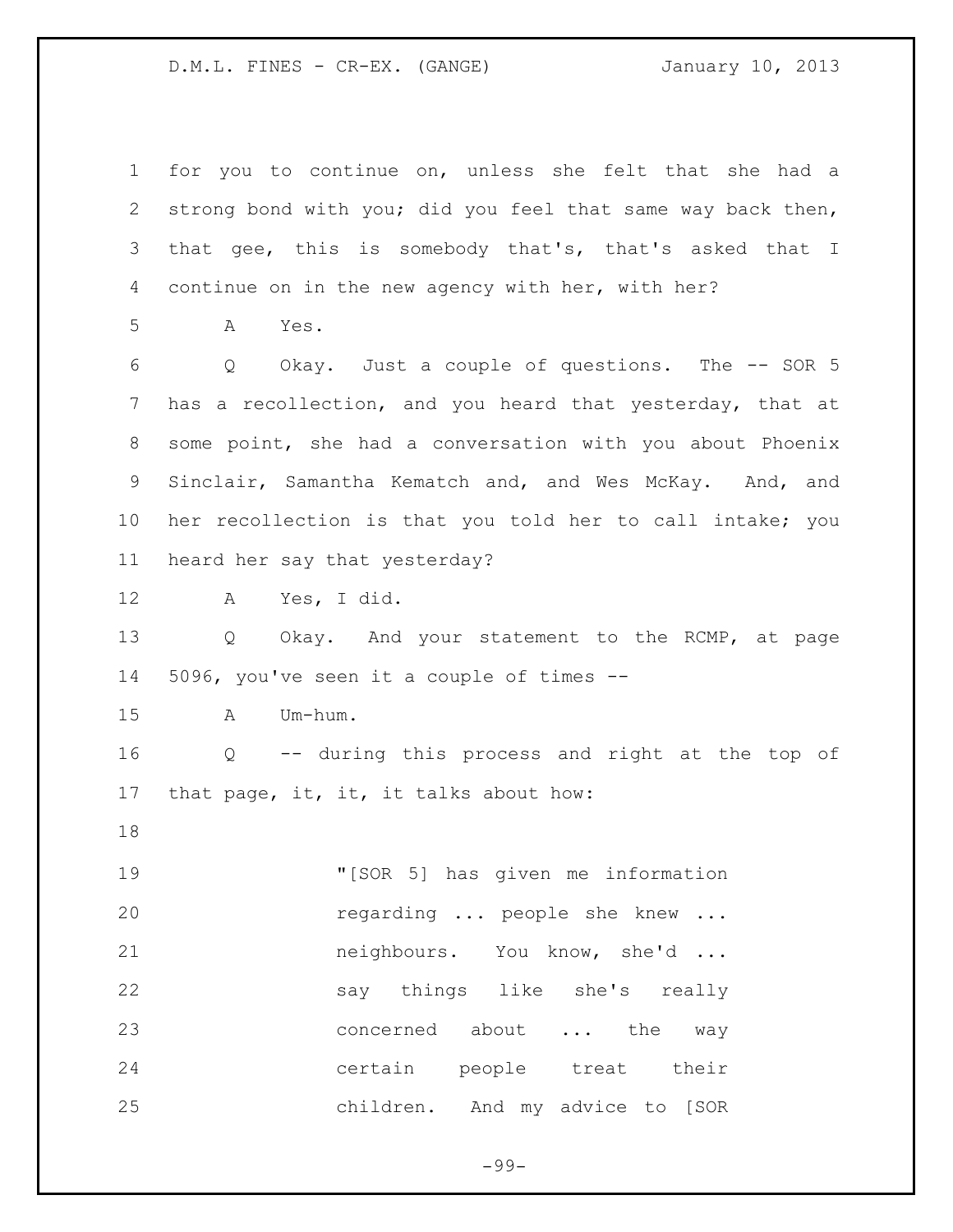for you to continue on, unless she felt that she had a strong bond with you; did you feel that same way back then, that gee, this is somebody that's, that's asked that I continue on in the new agency with her, with her?

A Yes.

Q Okay. Just a couple of questions. The -- SOR 5 has a recollection, and you heard that yesterday, that at some point, she had a conversation with you about Phoenix Sinclair, Samantha Kematch and, and Wes McKay. And, and her recollection is that you told her to call intake; you heard her say that yesterday?

A Yes, I did.

Q Okay. And your statement to the RCMP, at page 5096, you've seen it a couple of times --

A Um-hum.

Q -- during this process and right at the top of that page, it, it, it talks about how:

> "[SOR 5] has given me information regarding ... people she knew ... neighbours. You know, she'd ... say things like she's really concerned about ... the way certain people treat their children. And my advice to [SOR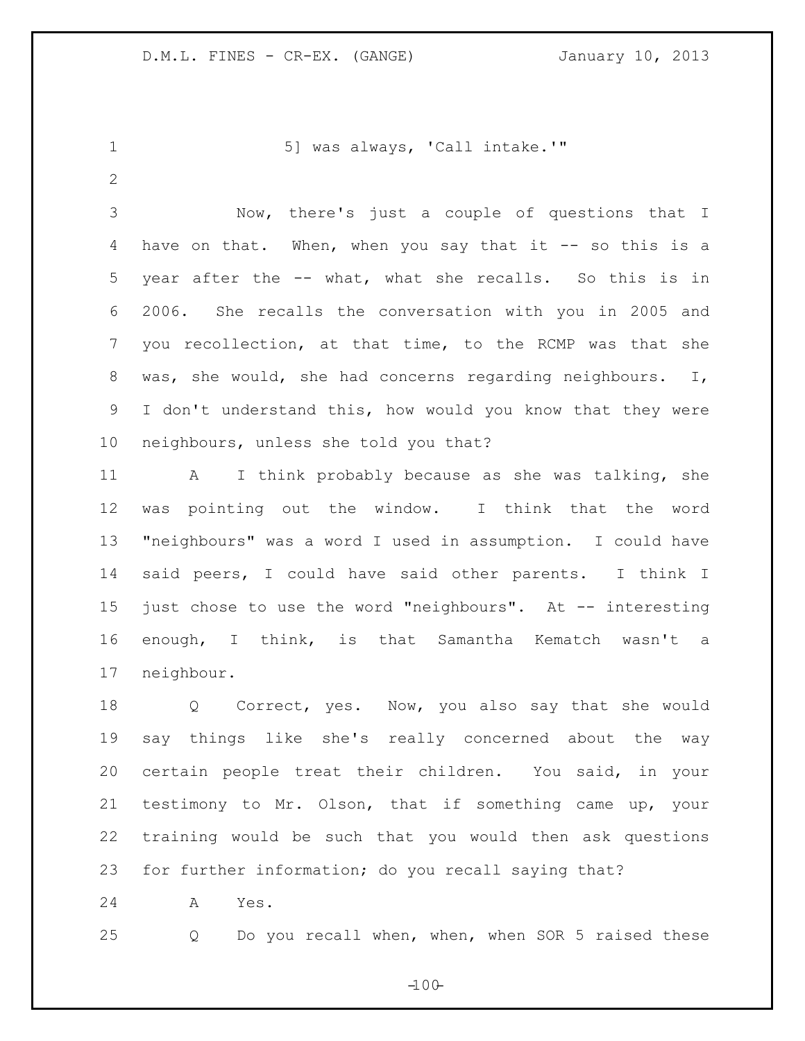5] was always, 'Call intake.'"

Now, there's just a couple of questions that I have on that. When, when you say that it -- so this is a year after the -- what, what she recalls. So this is in 2006. She recalls the conversation with you in 2005 and you recollection, at that time, to the RCMP was that she was, she would, she had concerns regarding neighbours. I, I don't understand this, how would you know that they were neighbours, unless she told you that?

A I think probably because as she was talking, she was pointing out the window. I think that the word "neighbours" was a word I used in assumption. I could have said peers, I could have said other parents. I think I just chose to use the word "neighbours". At -- interesting enough, I think, is that Samantha Kematch wasn't a neighbour.

Q Correct, yes. Now, you also say that she would say things like she's really concerned about the way certain people treat their children. You said, in your testimony to Mr. Olson, that if something came up, your training would be such that you would then ask questions for further information; do you recall saying that?

A Yes.

Q Do you recall when, when, when SOR 5 raised these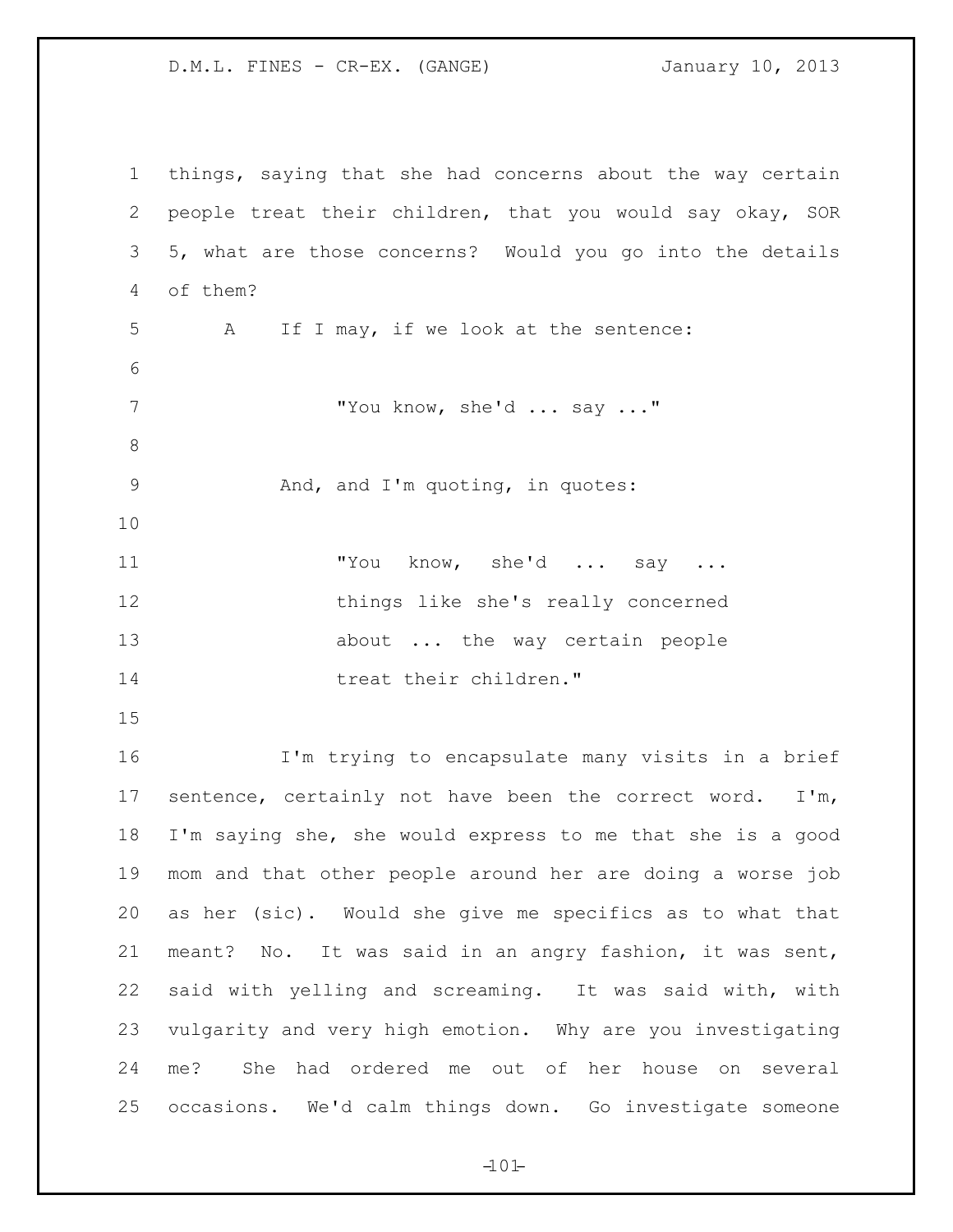things, saying that she had concerns about the way certain people treat their children, that you would say okay, SOR 5, what are those concerns? Would you go into the details of them?

A If I may, if we look at the sentence:

> "You know, she'd ... say ..."

And, and I'm quoting, in quotes:

> "You know, she'd ... say ... things like she's really concerned about ... the way certain people treat their children."

I'm trying to encapsulate many visits in a brief sentence, certainly not have been the correct word. I'm, I'm saying she, she would express to me that she is a good mom and that other people around her are doing a worse job as her (sic). Would she give me specifics as to what that meant? No. It was said in an angry fashion, it was sent, said with yelling and screaming. It was said with, with vulgarity and very high emotion. Why are you investigating me? She had ordered me out of her house on several occasions. We'd calm things down. Go investigate someone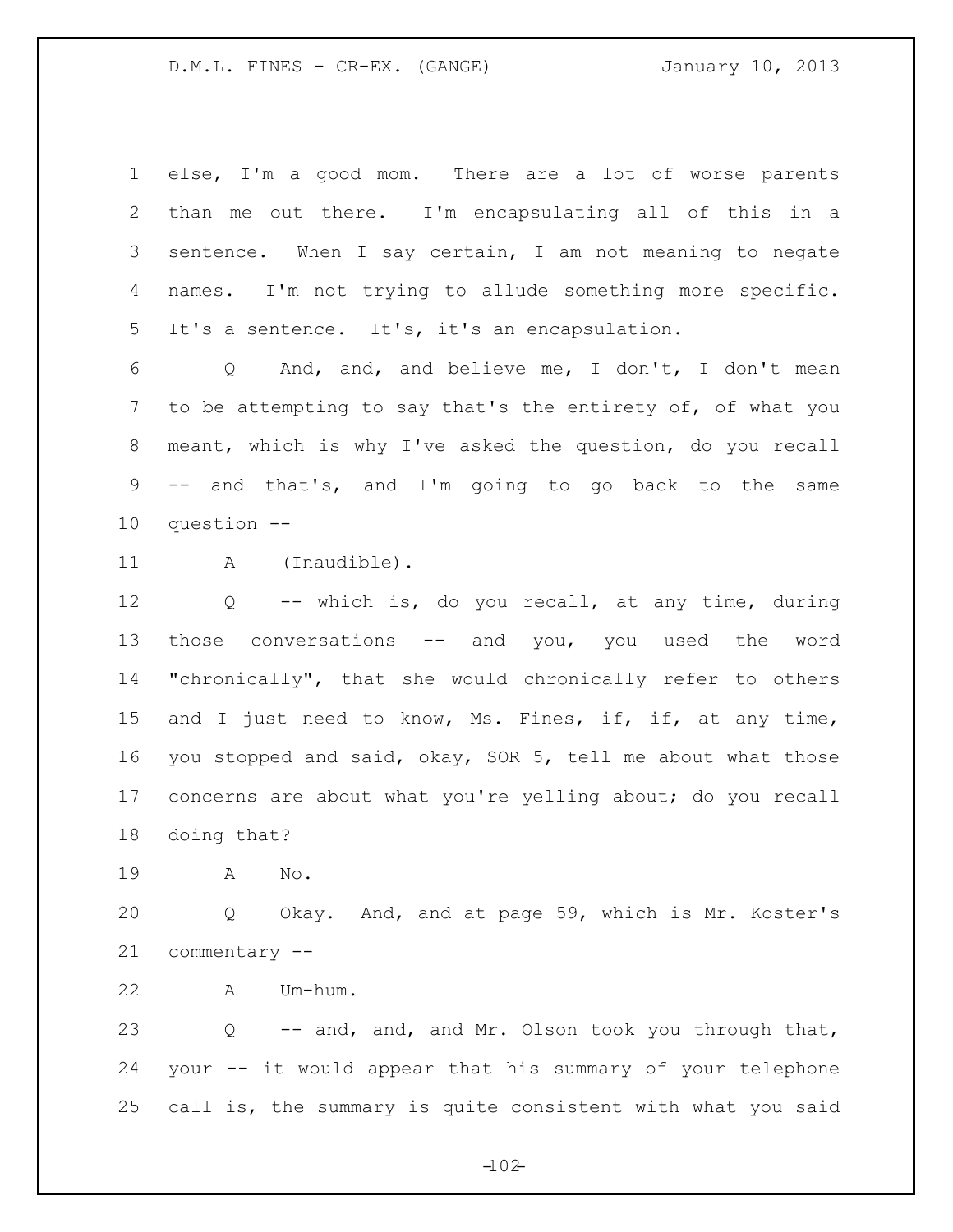else, I'm a good mom. There are a lot of worse parents than me out there. I'm encapsulating all of this in a sentence. When I say certain, I am not meaning to negate names. I'm not trying to allude something more specific. It's a sentence. It's, it's an encapsulation.

Q And, and, and believe me, I don't, I don't mean to be attempting to say that's the entirety of, of what you meant, which is why I've asked the question, do you recall -- and that's, and I'm going to go back to the same question --

A (Inaudible).

Q -- which is, do you recall, at any time, during those conversations -- and you, you used the word "chronically", that she would chronically refer to others and I just need to know, Ms. Fines, if, if, at any time, you stopped and said, okay, SOR 5, tell me about what those concerns are about what you're yelling about; do you recall doing that?

A No.

Q Okay. And, and at page 59, which is Mr. Koster's commentary --

A Um-hum.

Q -- and, and, and Mr. Olson took you through that, your -- it would appear that his summary of your telephone call is, the summary is quite consistent with what you said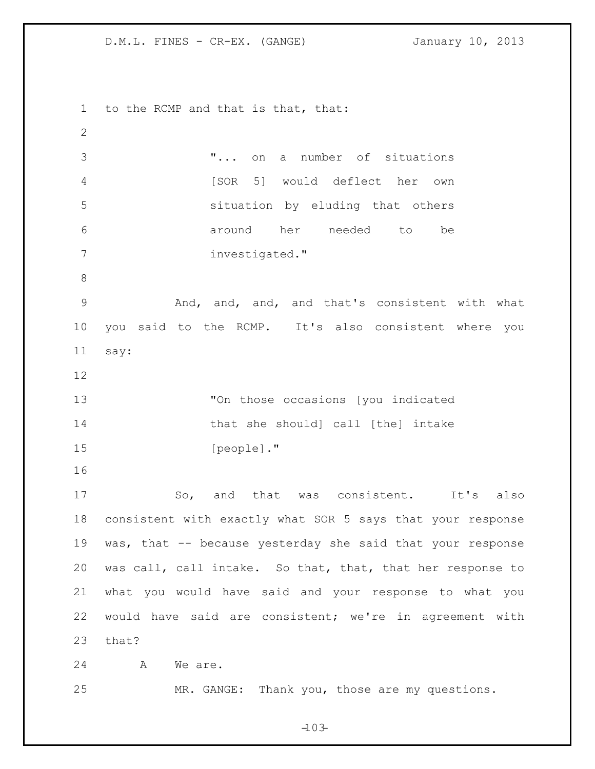to the RCMP and that is that, that:

> "... on a number of situations [SOR 5] would deflect her own situation by eluding that others around her needed to be investigated."

And, and, and, and that's consistent with what you said to the RCMP. It's also consistent where you say:

> "On those occasions [you indicated that she should] call [the] intake [people]."

So, and that was consistent. It's also consistent with exactly what SOR 5 says that your response was, that -- because yesterday she said that your response was call, call intake. So that, that, that her response to what you would have said and your response to what you would have said are consistent; we're in agreement with that?

A We are.

MR. GANGE: Thank you, those are my questions.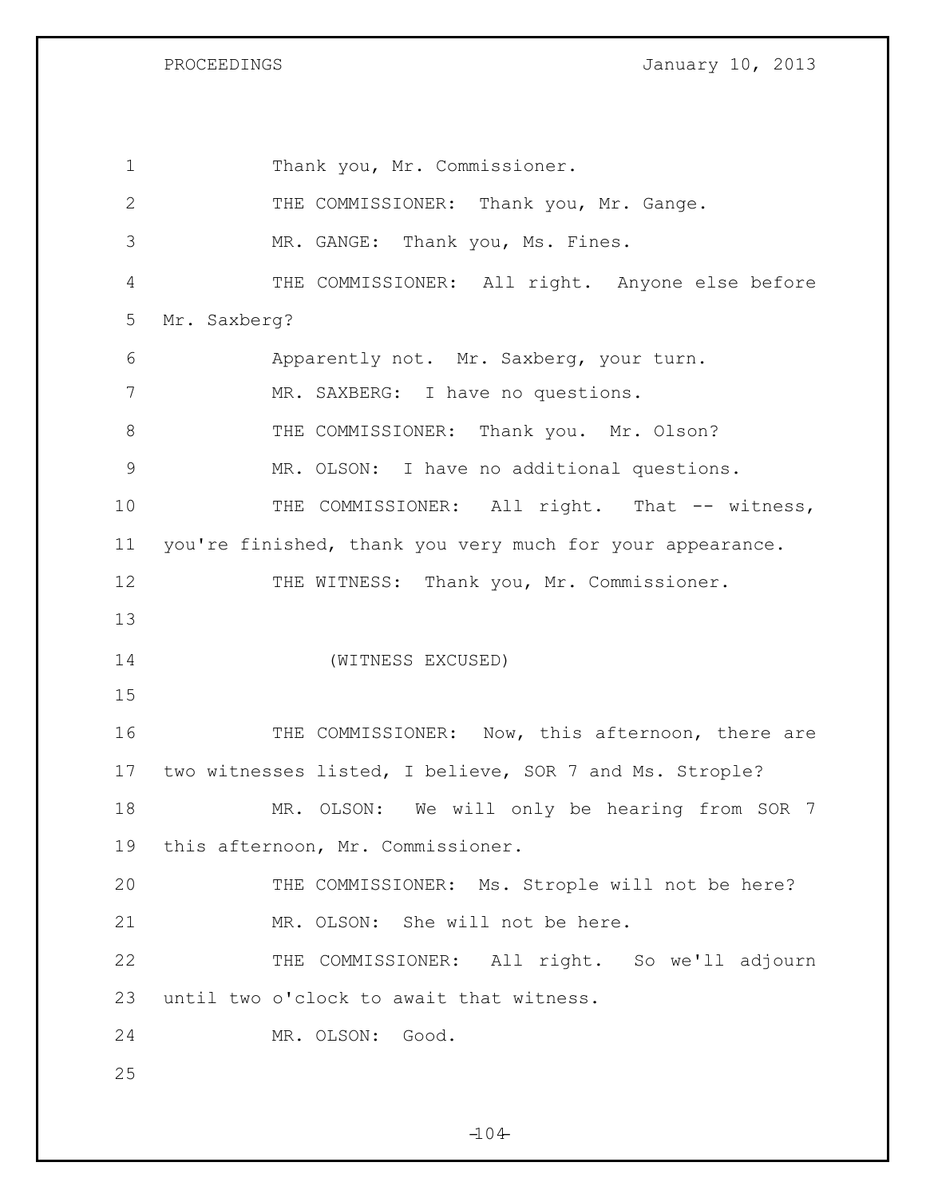Thank you, Mr. Commissioner.

THE COMMISSIONER: Thank you, Mr. Gange.

MR. GANGE: Thank you, Ms. Fines.

THE COMMISSIONER: All right. Anyone else before Mr. Saxberg?

Apparently not. Mr. Saxberg, your turn.

MR. SAXBERG: I have no questions.

THE COMMISSIONER: Thank you. Mr. Olson?

MR. OLSON: I have no additional questions.

THE COMMISSIONER: All right. That -- witness, you're finished, thank you very much for your appearance.

THE WITNESS: Thank you, Mr. Commissioner.

(WITNESS EXCUSED)

THE COMMISSIONER: Now, this afternoon, there are two witnesses listed, I believe, SOR 7 and Ms. Strople?

MR. OLSON: We will only be hearing from SOR 7 this afternoon, Mr. Commissioner.

THE COMMISSIONER: Ms. Strople will not be here?

MR. OLSON: She will not be here.

THE COMMISSIONER: All right. So we'll adjourn until two o'clock to await that witness.

MR. OLSON: Good.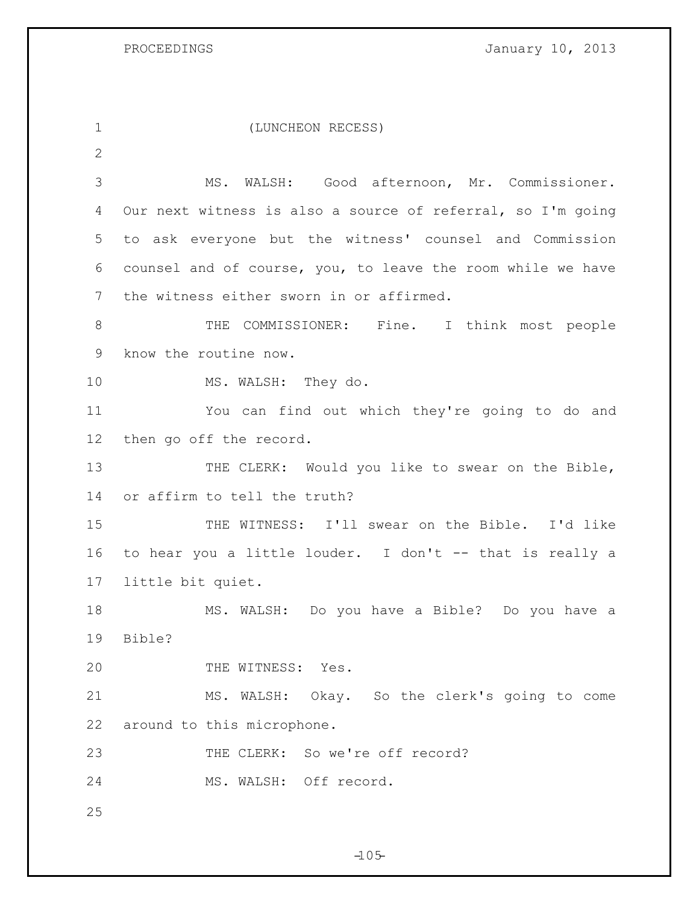(LUNCHEON RECESS)

MS. WALSH: Good afternoon, Mr. Commissioner. Our next witness is also a source of referral, so I'm going to ask everyone but the witness' counsel and Commission counsel and of course, you, to leave the room while we have the witness either sworn in or affirmed.

THE COMMISSIONER: Fine. I think most people know the routine now.

MS. WALSH: They do.

You can find out which they're going to do and then go off the record.

THE CLERK: Would you like to swear on the Bible, or affirm to tell the truth?

THE WITNESS: I'll swear on the Bible. I'd like to hear you a little louder. I don't -- that is really a little bit quiet.

MS. WALSH: Do you have a Bible? Do you have a Bible?

THE WITNESS: Yes.

MS. WALSH: Okay. So the clerk's going to come around to this microphone.

THE CLERK: So we're off record?

MS. WALSH: Off record.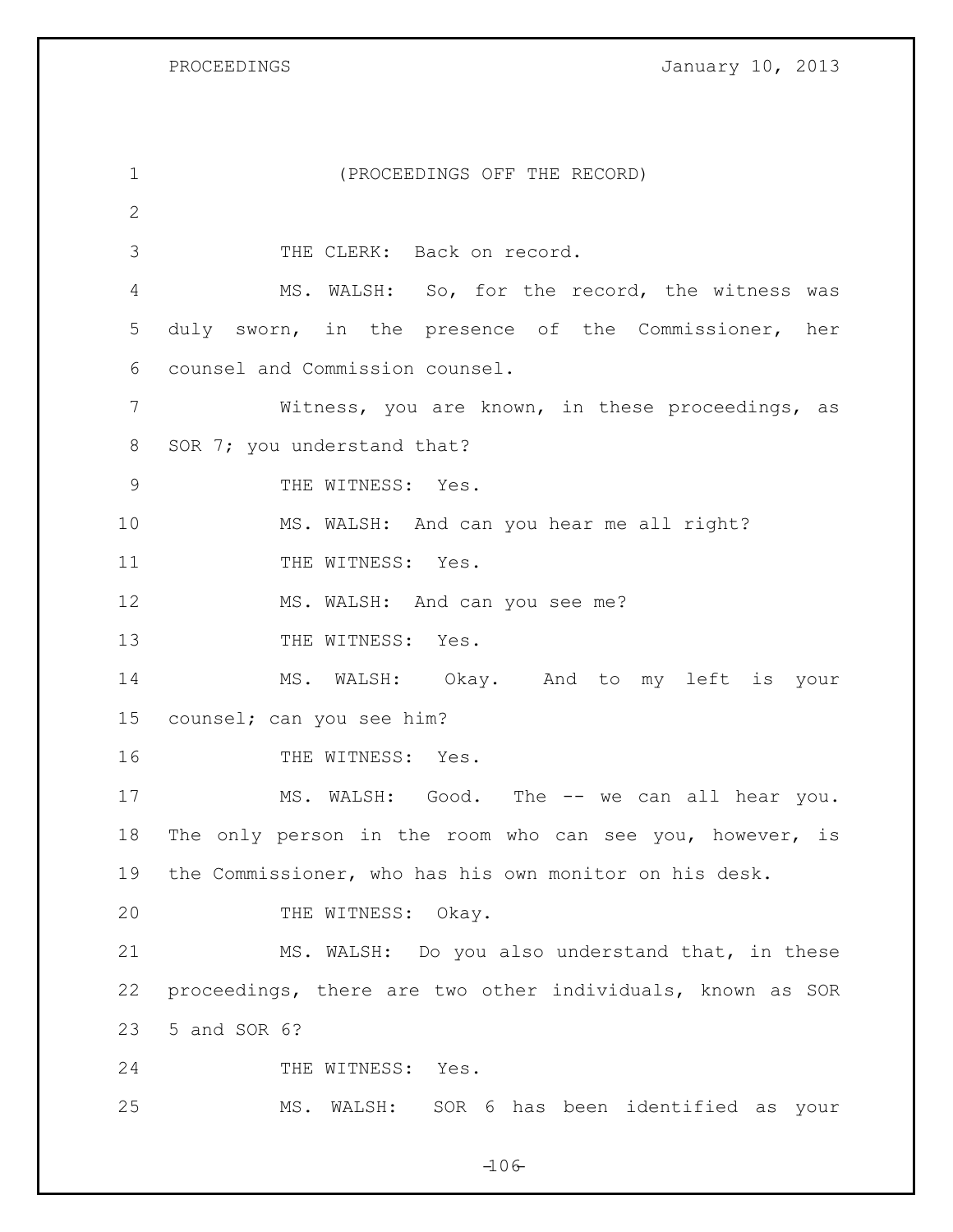(PROCEEDINGS OFF THE RECORD)

THE CLERK: Back on record.

MS. WALSH: So, for the record, the witness was duly sworn, in the presence of the Commissioner, her counsel and Commission counsel.

Witness, you are known, in these proceedings, as SOR 7; you understand that?

THE WITNESS: Yes.

MS. WALSH: And can you hear me all right?

THE WITNESS: Yes.

MS. WALSH: And can you see me?

THE WITNESS: Yes.

MS. WALSH: Okay. And to my left is your counsel; can you see him?

THE WITNESS: Yes.

MS. WALSH: Good. The -- we can all hear you. The only person in the room who can see you, however, is the Commissioner, who has his own monitor on his desk.

THE WITNESS: Okay.

MS. WALSH: Do you also understand that, in these proceedings, there are two other individuals, known as SOR 5 and SOR 6?

THE WITNESS: Yes.

MS. WALSH: SOR 6 has been identified as your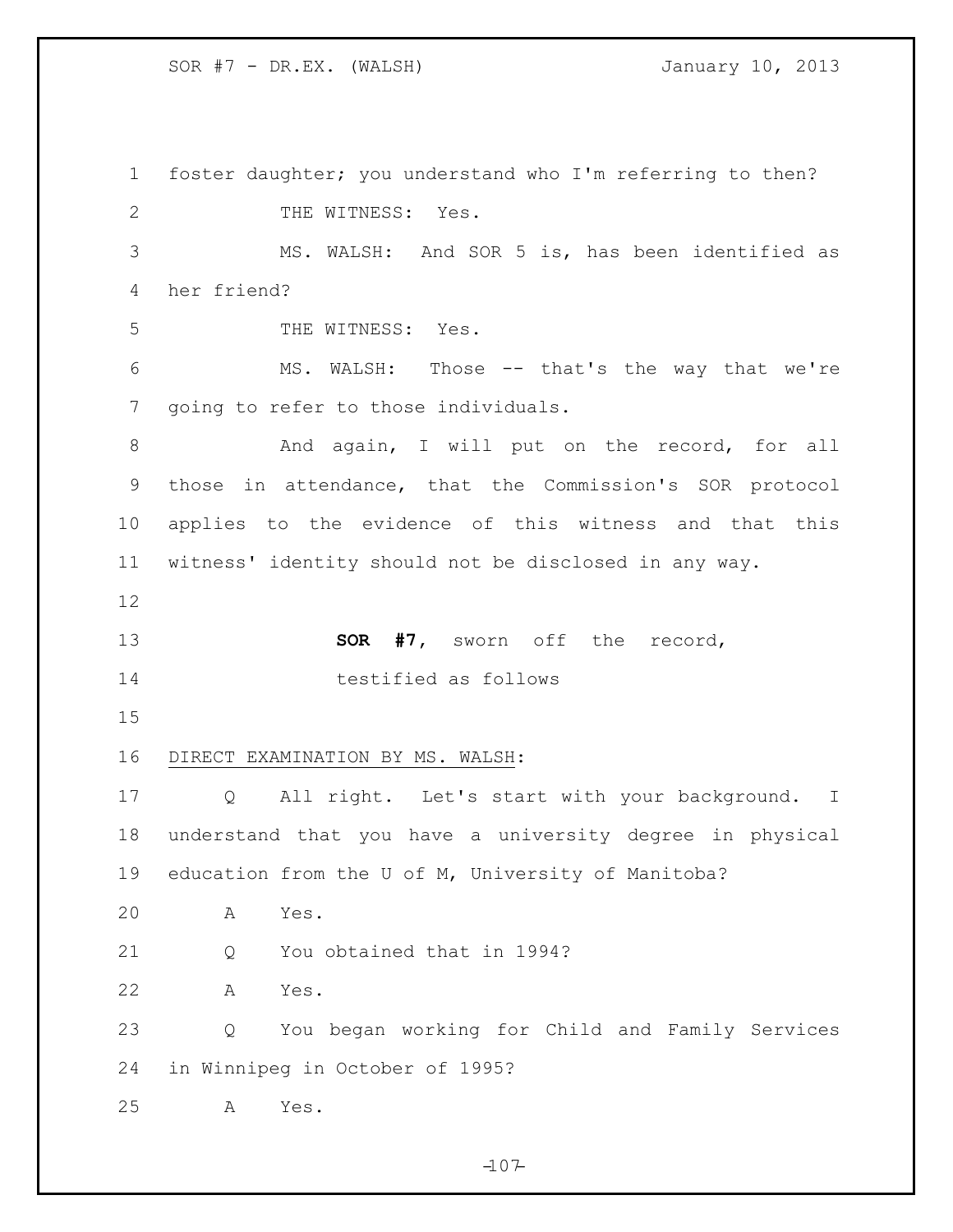foster daughter; you understand who I'm referring to then?

THE WITNESS: Yes.

MS. WALSH: And SOR 5 is, has been identified as her friend?

THE WITNESS: Yes.

MS. WALSH: Those -- that's the way that we're going to refer to those individuals.

And again, I will put on the record, for all those in attendance, that the Commission's SOR protocol applies to the evidence of this witness and that this witness' identity should not be disclosed in any way.

**SOR #7**, sworn off the record, testified as follows

DIRECT EXAMINATION BY MS. WALSH:

Q All right. Let's start with your background. I understand that you have a university degree in physical education from the U of M, University of Manitoba?

A Yes.

Q You obtained that in 1994?

A Yes.

Q You began working for Child and Family Services in Winnipeg in October of 1995?

A Yes.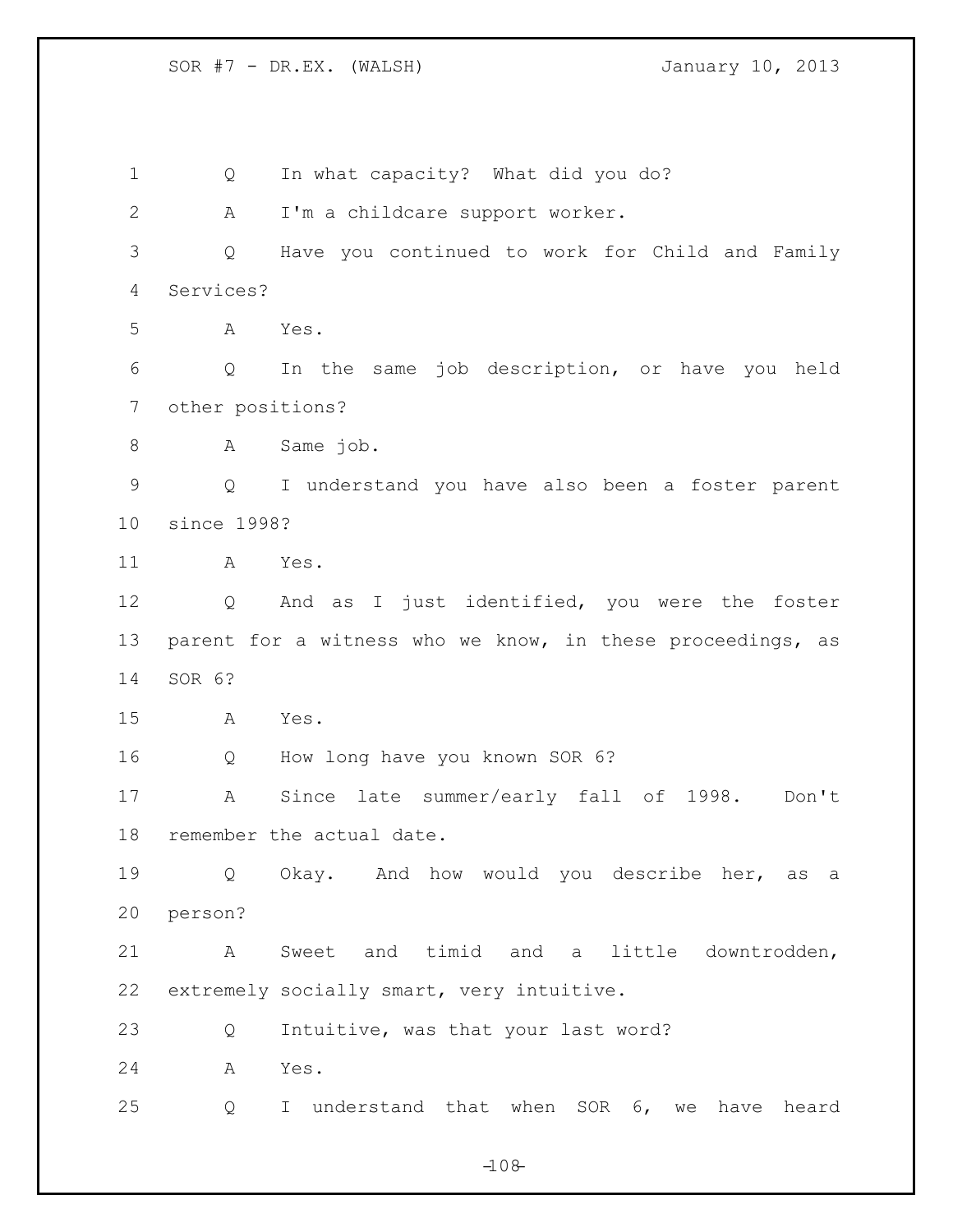Q In what capacity? What did you do?

A I'm a childcare support worker.

Q Have you continued to work for Child and Family Services?

A Yes.

Q In the same job description, or have you held other positions?

A Same job.

Q I understand you have also been a foster parent since 1998?

A Yes.

Q And as I just identified, you were the foster parent for a witness who we know, in these proceedings, as SOR 6?

A Yes.

Q How long have you known SOR 6?

A Since late summer/early fall of 1998. Don't remember the actual date.

Q Okay. And how would you describe her, as a person?

A Sweet and timid and a little downtrodden, extremely socially smart, very intuitive.

Q Intuitive, was that your last word?

A Yes.

Q I understand that when SOR 6, we have heard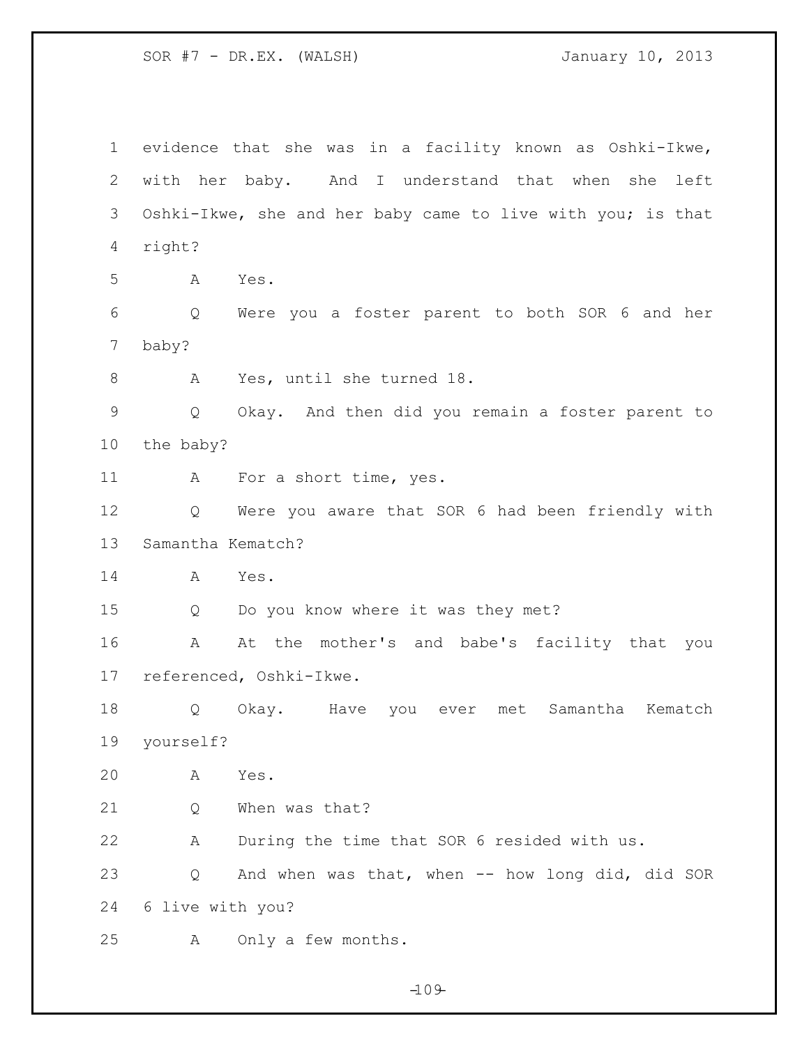evidence that she was in a facility known as Oshki-Ikwe, with her baby. And I understand that when she left Oshki-Ikwe, she and her baby came to live with you; is that right?

A Yes.

Q Were you a foster parent to both SOR 6 and her baby?

A Yes, until she turned 18.

Q Okay. And then did you remain a foster parent to the baby?

A For a short time, yes.

Q Were you aware that SOR 6 had been friendly with Samantha Kematch?

A Yes.

Q Do you know where it was they met?

A At the mother's and babe's facility that you referenced, Oshki-Ikwe.

Q Okay. Have you ever met Samantha Kematch yourself?

A Yes.

Q When was that?

A During the time that SOR 6 resided with us.

Q And when was that, when -- how long did, did SOR 6 live with you?

A Only a few months.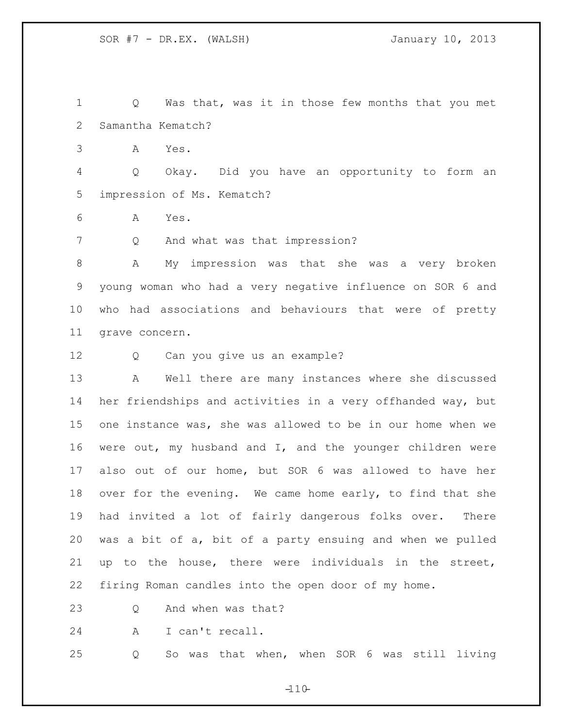Q Was that, was it in those few months that you met Samantha Kematch?

A Yes.

Q Okay. Did you have an opportunity to form an impression of Ms. Kematch?

A Yes.

Q And what was that impression?

A My impression was that she was a very broken young woman who had a very negative influence on SOR 6 and who had associations and behaviours that were of pretty grave concern.

Q Can you give us an example?

A Well there are many instances where she discussed her friendships and activities in a very offhanded way, but one instance was, she was allowed to be in our home when we were out, my husband and I, and the younger children were also out of our home, but SOR 6 was allowed to have her over for the evening. We came home early, to find that she had invited a lot of fairly dangerous folks over. There was a bit of a, bit of a party ensuing and when we pulled up to the house, there were individuals in the street, firing Roman candles into the open door of my home.

Q And when was that?

A I can't recall.

Q So was that when, when SOR 6 was still living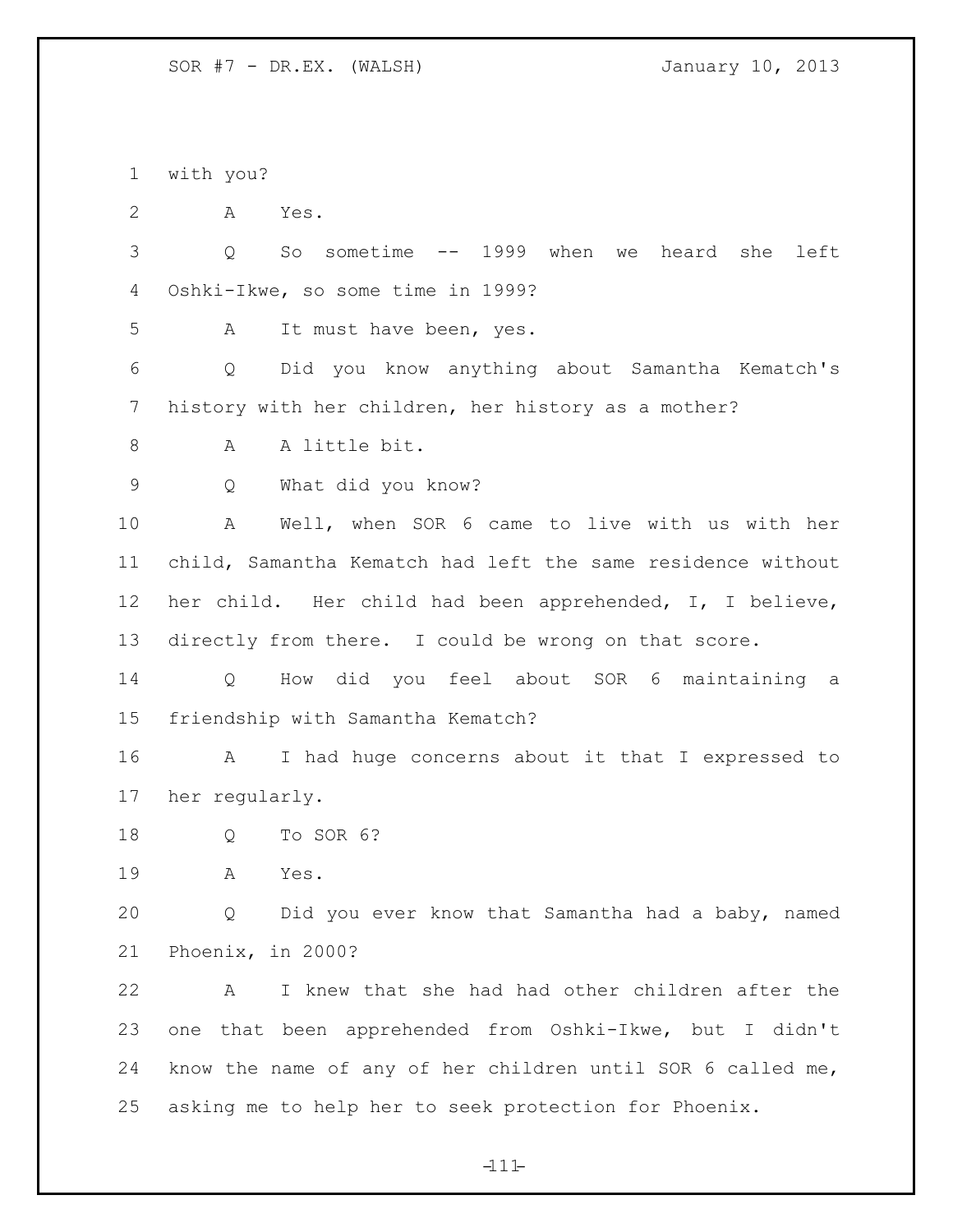with you?

A Yes.

Q So sometime -- 1999 when we heard she left Oshki-Ikwe, so some time in 1999?

A It must have been, yes.

Q Did you know anything about Samantha Kematch's history with her children, her history as a mother?

A A little bit.

Q What did you know?

A Well, when SOR 6 came to live with us with her child, Samantha Kematch had left the same residence without her child. Her child had been apprehended, I, I believe, directly from there. I could be wrong on that score.

Q How did you feel about SOR 6 maintaining a friendship with Samantha Kematch?

A I had huge concerns about it that I expressed to her regularly.

Q To SOR 6?

A Yes.

Q Did you ever know that Samantha had a baby, named Phoenix, in 2000?

A I knew that she had had other children after the one that been apprehended from Oshki-Ikwe, but I didn't know the name of any of her children until SOR 6 called me, asking me to help her to seek protection for Phoenix.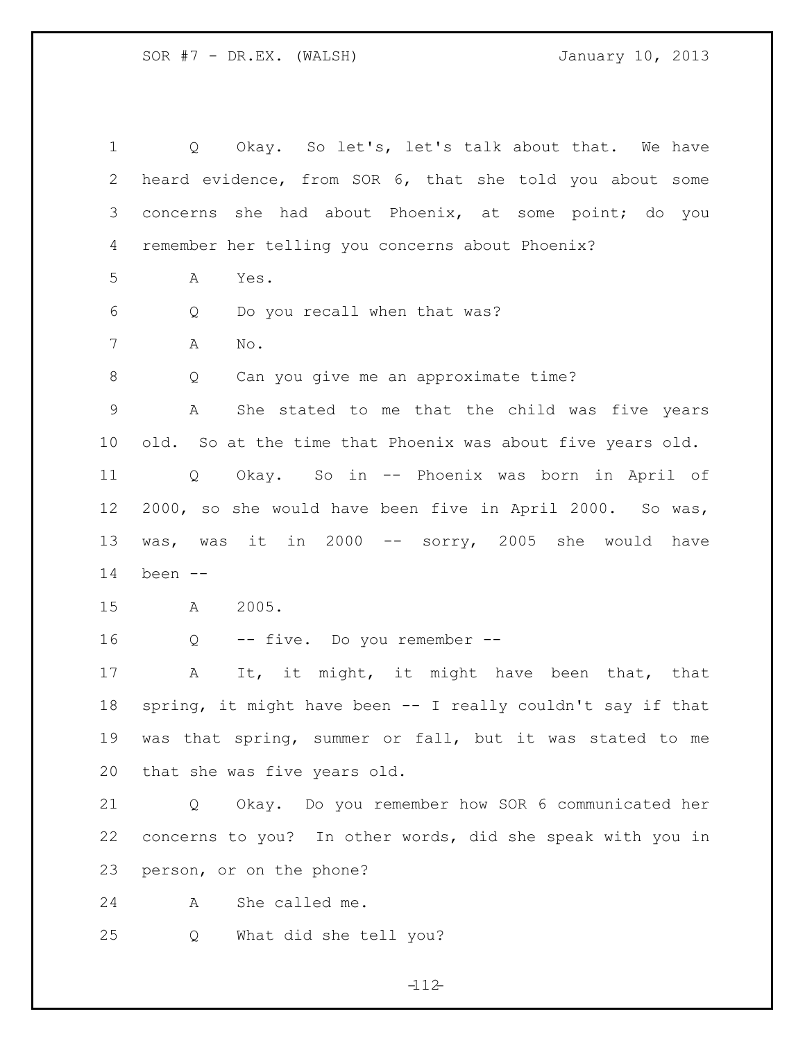1 Q Okay. So let's, let's talk about that. We have
2 heard evidence, from SOR 6, that she told you about some
3 concerns she had about Phoenix, at some point; do you
4 remember her telling you concerns about Phoenix?

5 A Yes.

6 Q Do you recall when that was?

7 A No.

8 Q Can you give me an approximate time?

9 A She stated to me that the child was five years
10 old. So at the time that Phoenix was about five years old.

11 Q Okay. So in -- Phoenix was born in April of
12 2000, so she would have been five in April 2000. So was,
13 was, was it in 2000 -- sorry, 2005 she would have
14 been --

15 A 2005.

16 Q -- five. Do you remember --

17 A It, it might, it might have been that, that
18 spring, it might have been -- I really couldn't say if that
19 was that spring, summer or fall, but it was stated to me
20 that she was five years old.

21 Q Okay. Do you remember how SOR 6 communicated her
22 concerns to you? In other words, did she speak with you in
23 person, or on the phone?

24 A She called me.

25 Q What did she tell you?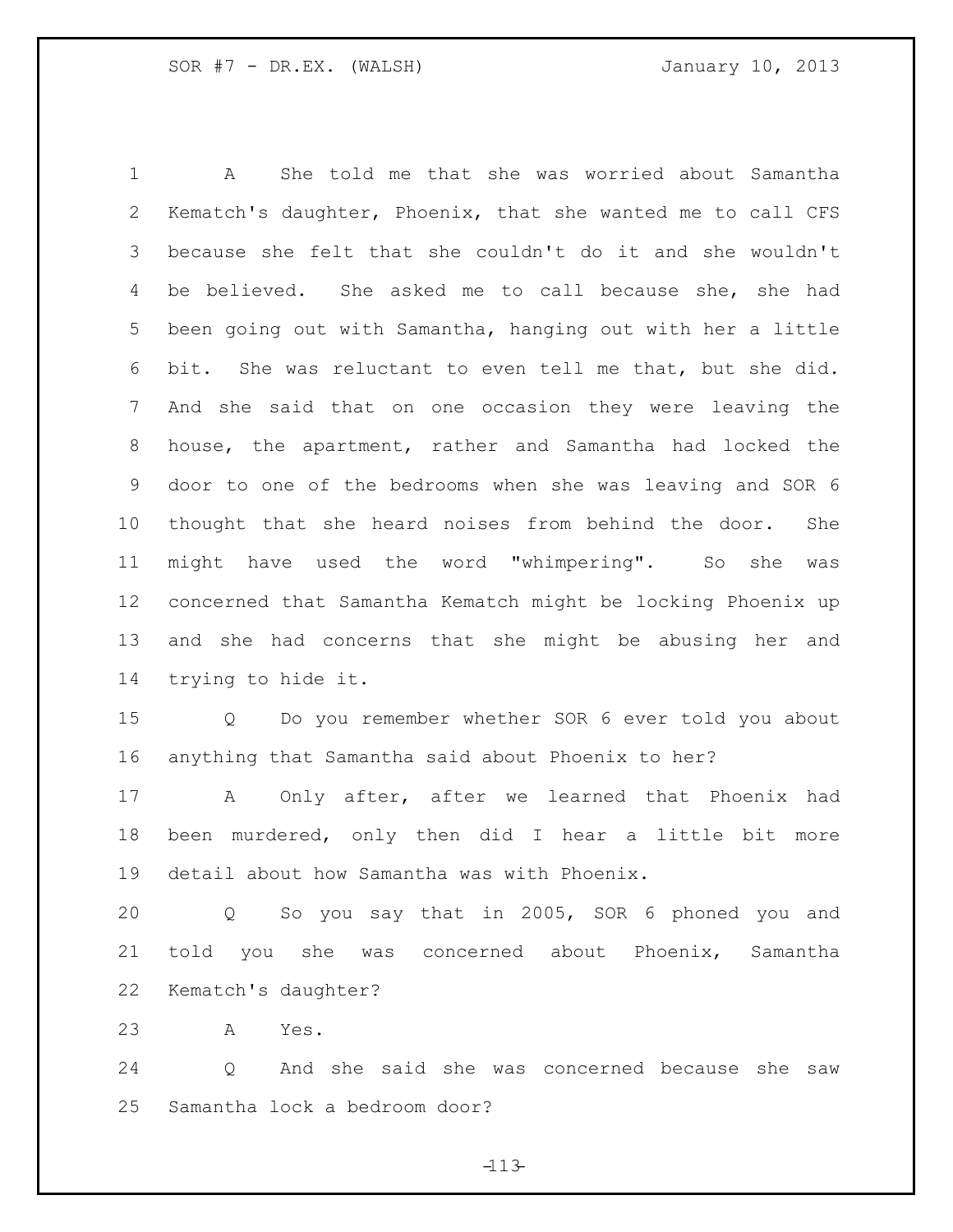A She told me that she was worried about Samantha Kematch's daughter, Phoenix, that she wanted me to call CFS because she felt that she couldn't do it and she wouldn't be believed. She asked me to call because she, she had been going out with Samantha, hanging out with her a little bit. She was reluctant to even tell me that, but she did. And she said that on one occasion they were leaving the house, the apartment, rather and Samantha had locked the door to one of the bedrooms when she was leaving and SOR 6 thought that she heard noises from behind the door. She might have used the word "whimpering". So she was concerned that Samantha Kematch might be locking Phoenix up and she had concerns that she might be abusing her and trying to hide it.

Q Do you remember whether SOR 6 ever told you about anything that Samantha said about Phoenix to her?

A Only after, after we learned that Phoenix had been murdered, only then did I hear a little bit more detail about how Samantha was with Phoenix.

Q So you say that in 2005, SOR 6 phoned you and told you she was concerned about Phoenix, Samantha Kematch's daughter?

A Yes.

Q And she said she was concerned because she saw Samantha lock a bedroom door?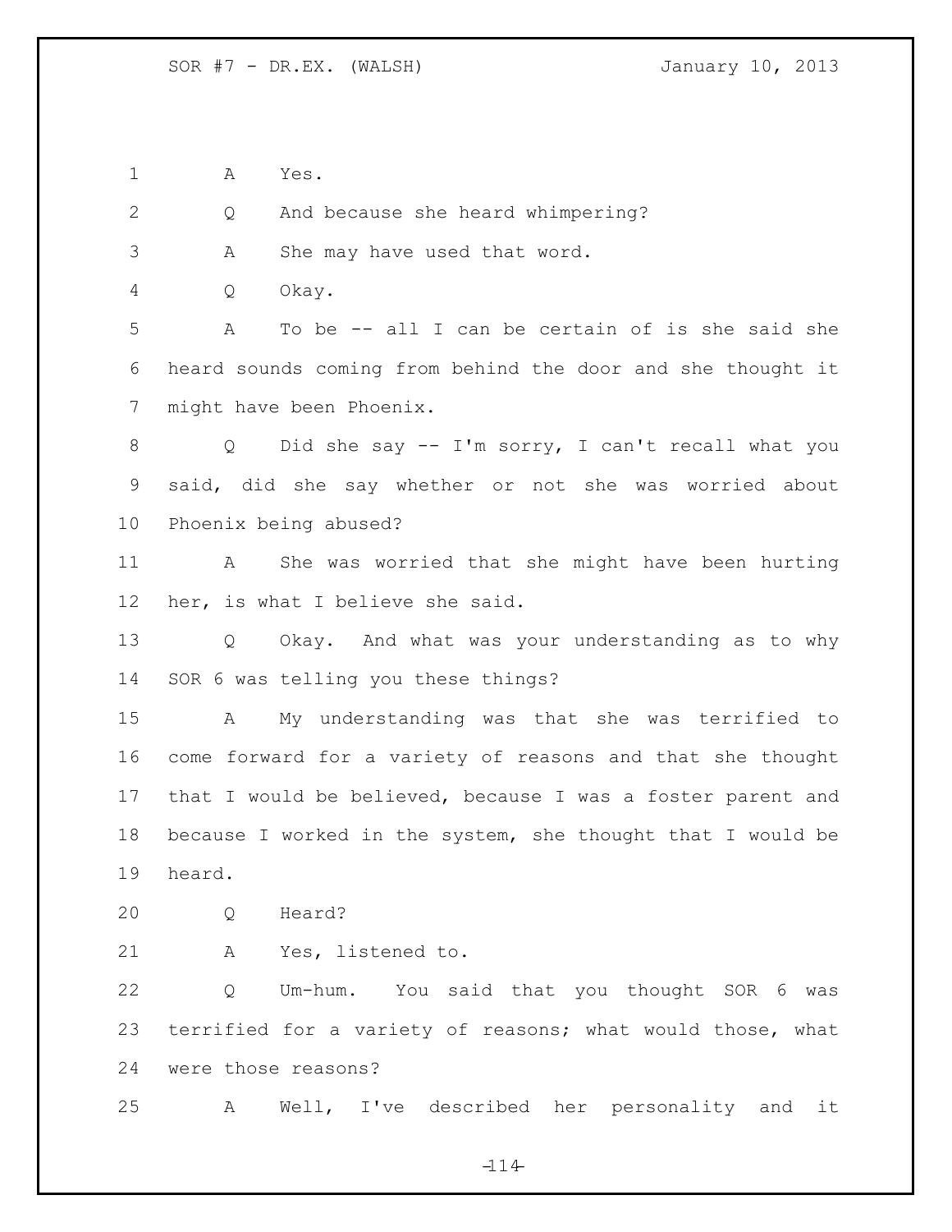1 A Yes.

2 Q And because she heard whimpering?

3 A She may have used that word.

4 Q Okay.

5 A To be -- all I can be certain of is she said she
6 heard sounds coming from behind the door and she thought it
7 might have been Phoenix.

8 Q Did she say -- I'm sorry, I can't recall what you
9 said, did she say whether or not she was worried about
10 Phoenix being abused?

11 A She was worried that she might have been hurting
12 her, is what I believe she said.

13 Q Okay. And what was your understanding as to why
14 SOR 6 was telling you these things?

15 A My understanding was that she was terrified to
16 come forward for a variety of reasons and that she thought
17 that I would be believed, because I was a foster parent and
18 because I worked in the system, she thought that I would be
19 heard.

20 Q Heard?

21 A Yes, listened to.

22 Q Um-hum. You said that you thought SOR 6 was
23 terrified for a variety of reasons; what would those, what
24 were those reasons?

25 A Well, I've described her personality and it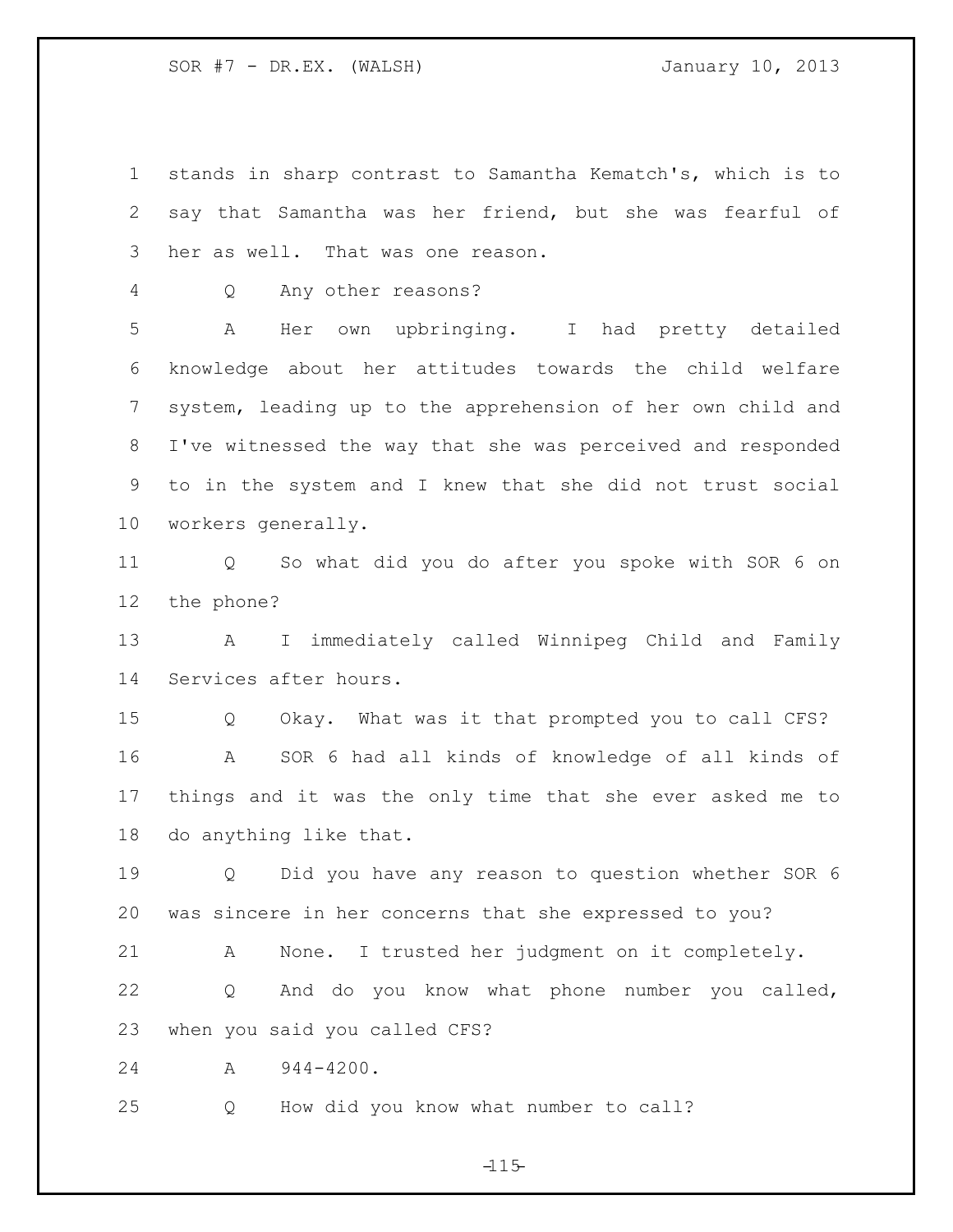stands in sharp contrast to Samantha Kematch's, which is to say that Samantha was her friend, but she was fearful of her as well. That was one reason.

Q Any other reasons?

A Her own upbringing. I had pretty detailed knowledge about her attitudes towards the child welfare system, leading up to the apprehension of her own child and I've witnessed the way that she was perceived and responded to in the system and I knew that she did not trust social workers generally.

Q So what did you do after you spoke with SOR 6 on the phone?

A I immediately called Winnipeg Child and Family Services after hours.

Q Okay. What was it that prompted you to call CFS?

A SOR 6 had all kinds of knowledge of all kinds of things and it was the only time that she ever asked me to do anything like that.

Q Did you have any reason to question whether SOR 6 was sincere in her concerns that she expressed to you?

A None. I trusted her judgment on it completely.

Q And do you know what phone number you called, when you said you called CFS?

A 944-4200.

Q How did you know what number to call?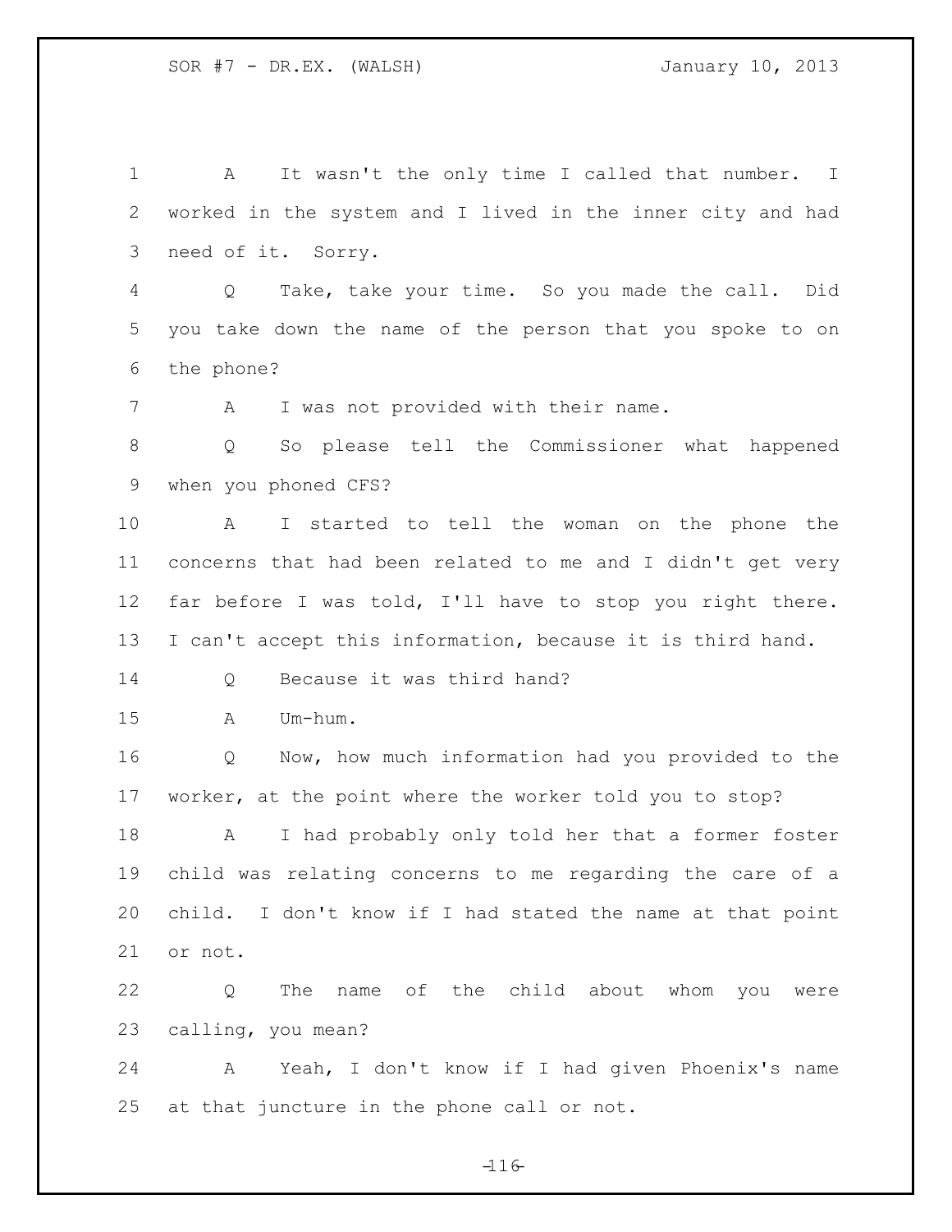A It wasn't the only time I called that number. I worked in the system and I lived in the inner city and had need of it. Sorry.

Q Take, take your time. So you made the call. Did you take down the name of the person that you spoke to on the phone?

A I was not provided with their name.

Q So please tell the Commissioner what happened when you phoned CFS?

A I started to tell the woman on the phone the concerns that had been related to me and I didn't get very far before I was told, I'll have to stop you right there. I can't accept this information, because it is third hand.

Q Because it was third hand?

A Um-hum.

Q Now, how much information had you provided to the worker, at the point where the worker told you to stop?

A I had probably only told her that a former foster child was relating concerns to me regarding the care of a child. I don't know if I had stated the name at that point or not.

Q The name of the child about whom you were calling, you mean?

A Yeah, I don't know if I had given Phoenix's name at that juncture in the phone call or not.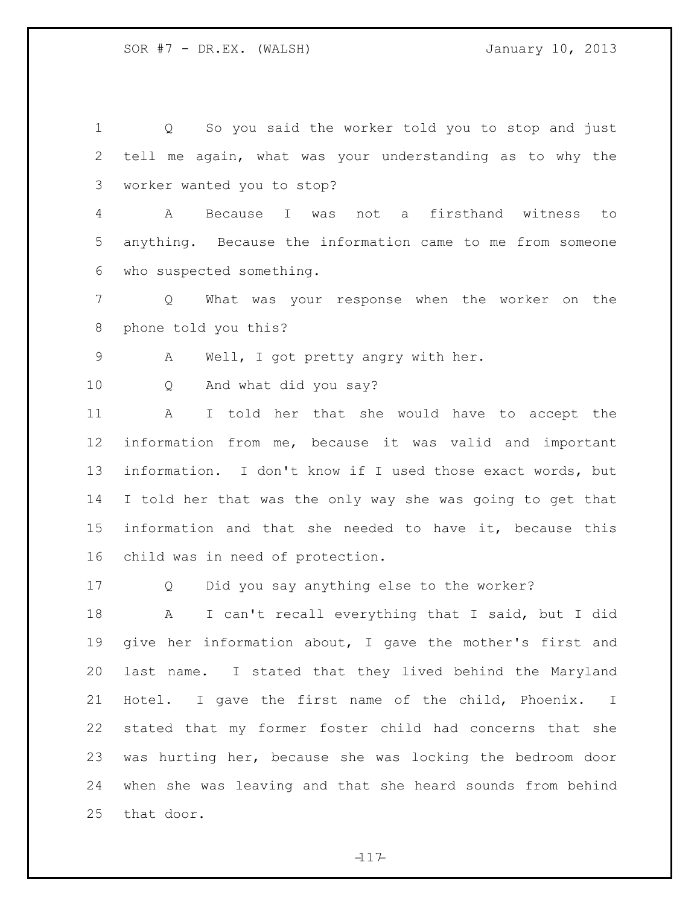Q So you said the worker told you to stop and just tell me again, what was your understanding as to why the worker wanted you to stop?

A Because I was not a firsthand witness to anything. Because the information came to me from someone who suspected something.

Q What was your response when the worker on the phone told you this?

A Well, I got pretty angry with her.

Q And what did you say?

A I told her that she would have to accept the information from me, because it was valid and important information. I don't know if I used those exact words, but I told her that was the only way she was going to get that information and that she needed to have it, because this child was in need of protection.

Q Did you say anything else to the worker?

A I can't recall everything that I said, but I did give her information about, I gave the mother's first and last name. I stated that they lived behind the Maryland Hotel. I gave the first name of the child, Phoenix. I stated that my former foster child had concerns that she was hurting her, because she was locking the bedroom door when she was leaving and that she heard sounds from behind that door.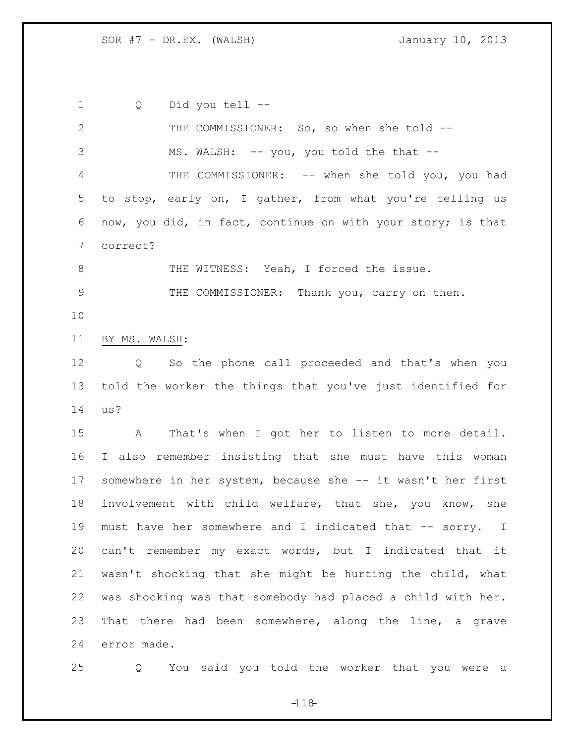Q Did you tell --

THE COMMISSIONER: So, so when she told --

MS. WALSH: -- you, you told the that --

THE COMMISSIONER: -- when she told you, you had to stop, early on, I gather, from what you're telling us now, you did, in fact, continue on with your story; is that correct?

THE WITNESS: Yeah, I forced the issue.

THE COMMISSIONER: Thank you, carry on then.

BY MS. WALSH:

Q So the phone call proceeded and that's when you told the worker the things that you've just identified for us?

A That's when I got her to listen to more detail. I also remember insisting that she must have this woman somewhere in her system, because she -- it wasn't her first involvement with child welfare, that she, you know, she must have her somewhere and I indicated that -- sorry. I can't remember my exact words, but I indicated that it wasn't shocking that she might be hurting the child, what was shocking was that somebody had placed a child with her. That there had been somewhere, along the line, a grave error made.

Q You said you told the worker that you were a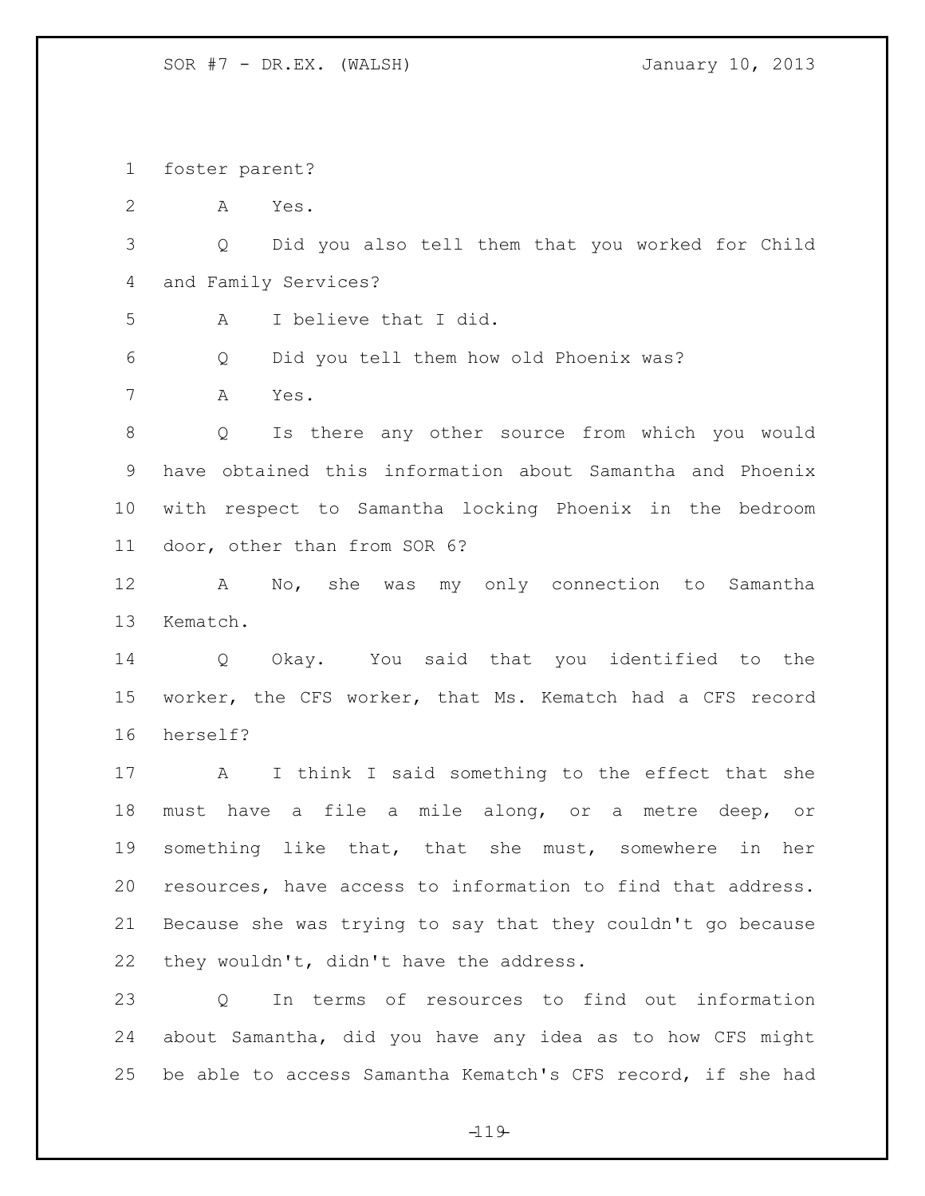foster parent?

A Yes.

Q Did you also tell them that you worked for Child and Family Services?

A I believe that I did.

Q Did you tell them how old Phoenix was?

A Yes.

Q Is there any other source from which you would have obtained this information about Samantha and Phoenix with respect to Samantha locking Phoenix in the bedroom door, other than from SOR 6?

A No, she was my only connection to Samantha Kematch.

Q Okay. You said that you identified to the worker, the CFS worker, that Ms. Kematch had a CFS record herself?

A I think I said something to the effect that she must have a file a mile along, or a metre deep, or something like that, that she must, somewhere in her resources, have access to information to find that address. Because she was trying to say that they couldn't go because they wouldn't, didn't have the address.

Q In terms of resources to find out information about Samantha, did you have any idea as to how CFS might be able to access Samantha Kematch's CFS record, if she had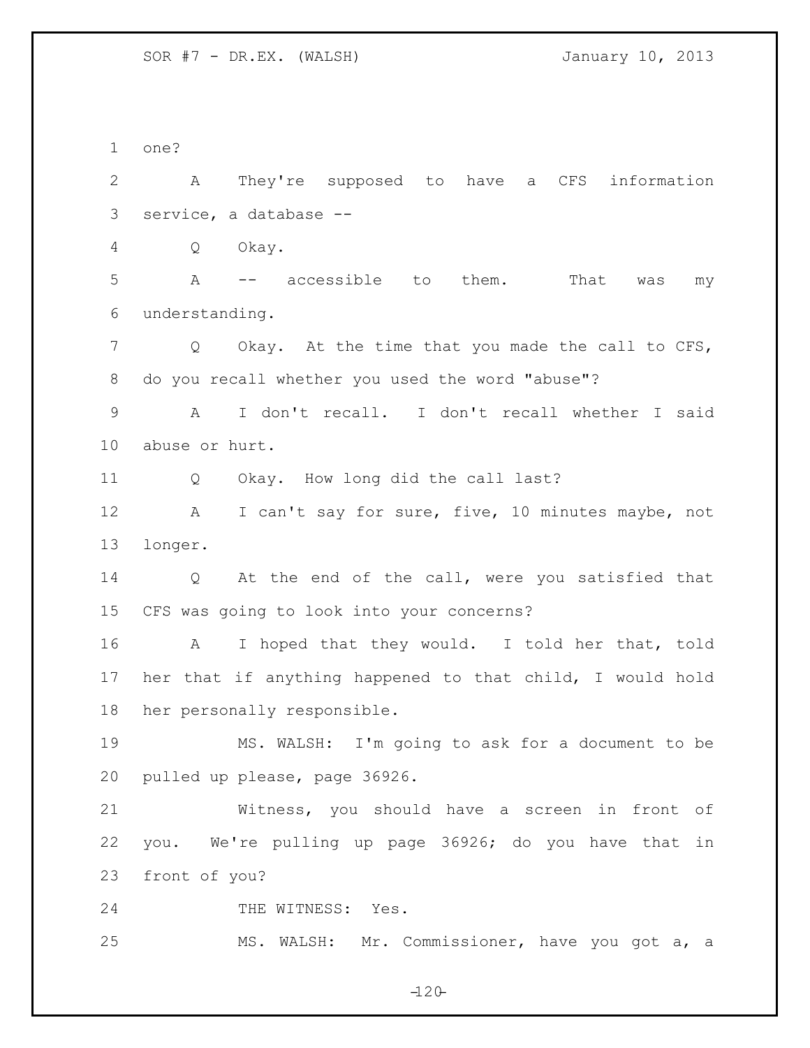one?

A They're supposed to have a CFS information service, a database --

Q Okay.

A -- accessible to them. That was my understanding.

Q Okay. At the time that you made the call to CFS, do you recall whether you used the word "abuse"?

A I don't recall. I don't recall whether I said abuse or hurt.

Q Okay. How long did the call last?

A I can't say for sure, five, 10 minutes maybe, not longer.

Q At the end of the call, were you satisfied that CFS was going to look into your concerns?

A I hoped that they would. I told her that, told her that if anything happened to that child, I would hold her personally responsible.

MS. WALSH: I'm going to ask for a document to be pulled up please, page 36926.

Witness, you should have a screen in front of you. We're pulling up page 36926; do you have that in front of you?

THE WITNESS: Yes.

MS. WALSH: Mr. Commissioner, have you got a, a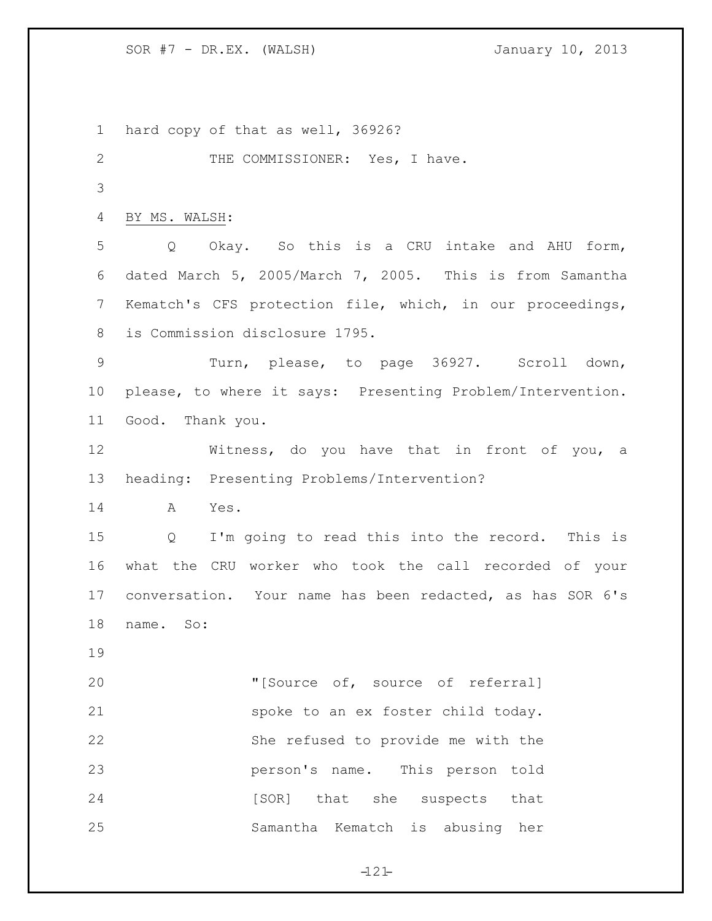hard copy of that as well, 36926?

THE COMMISSIONER: Yes, I have.

BY MS. WALSH:

Q Okay. So this is a CRU intake and AHU form, dated March 5, 2005/March 7, 2005. This is from Samantha Kematch's CFS protection file, which, in our proceedings, is Commission disclosure 1795.

Turn, please, to page 36927. Scroll down, please, to where it says: Presenting Problem/Intervention. Good. Thank you.

Witness, do you have that in front of you, a heading: Presenting Problems/Intervention?

A Yes.

Q I'm going to read this into the record. This is what the CRU worker who took the call recorded of your conversation. Your name has been redacted, as has SOR 6's name. So:

> "[Source of, source of referral] spoke to an ex foster child today. She refused to provide me with the person's name. This person told [SOR] that she suspects that Samantha Kematch is abusing her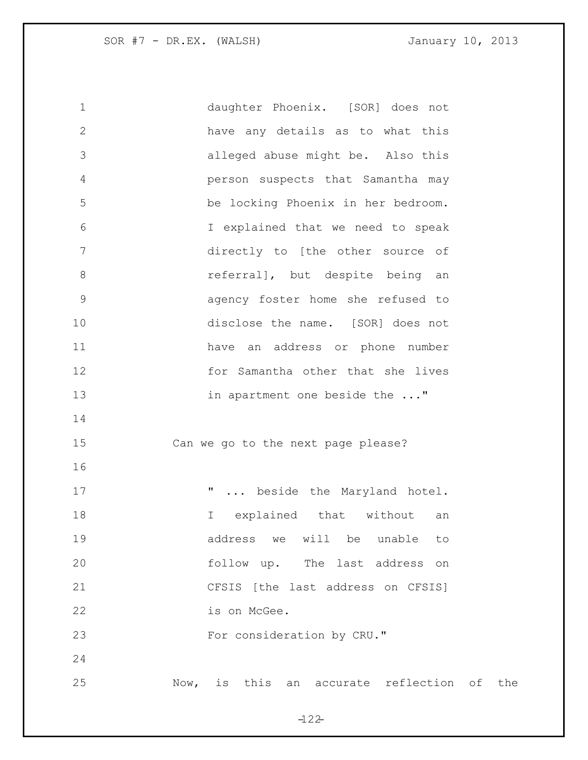daughter Phoenix. [SOR] does not have any details as to what this alleged abuse might be. Also this person suspects that Samantha may be locking Phoenix in her bedroom. I explained that we need to speak directly to [the other source of referral], but despite being an agency foster home she refused to disclose the name. [SOR] does not have an address or phone number for Samantha other that she lives in apartment one beside the ..."

Can we go to the next page please?

" ... beside the Maryland hotel. I explained that without an address we will be unable to follow up. The last address on CFSIS [the last address on CFSIS] is on McGee.
For consideration by CRU."

Now, is this an accurate reflection of the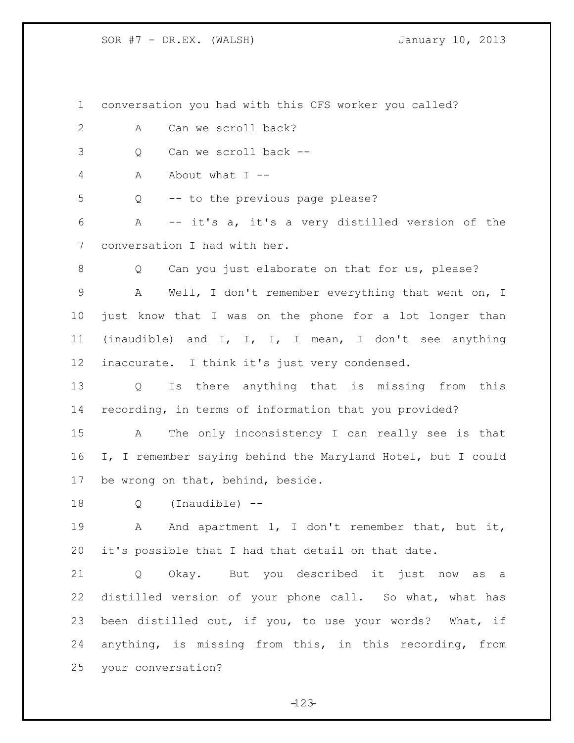conversation you had with this CFS worker you called?

A Can we scroll back?

Q Can we scroll back --

A About what I --

Q -- to the previous page please?

A -- it's a, it's a very distilled version of the conversation I had with her.

Q Can you just elaborate on that for us, please?

A Well, I don't remember everything that went on, I just know that I was on the phone for a lot longer than (inaudible) and I, I, I, I mean, I don't see anything inaccurate. I think it's just very condensed.

Q Is there anything that is missing from this recording, in terms of information that you provided?

A The only inconsistency I can really see is that I, I remember saying behind the Maryland Hotel, but I could be wrong on that, behind, beside.

Q (Inaudible) --

A And apartment 1, I don't remember that, but it, it's possible that I had that detail on that date.

Q Okay. But you described it just now as a distilled version of your phone call. So what, what has been distilled out, if you, to use your words? What, if anything, is missing from this, in this recording, from your conversation?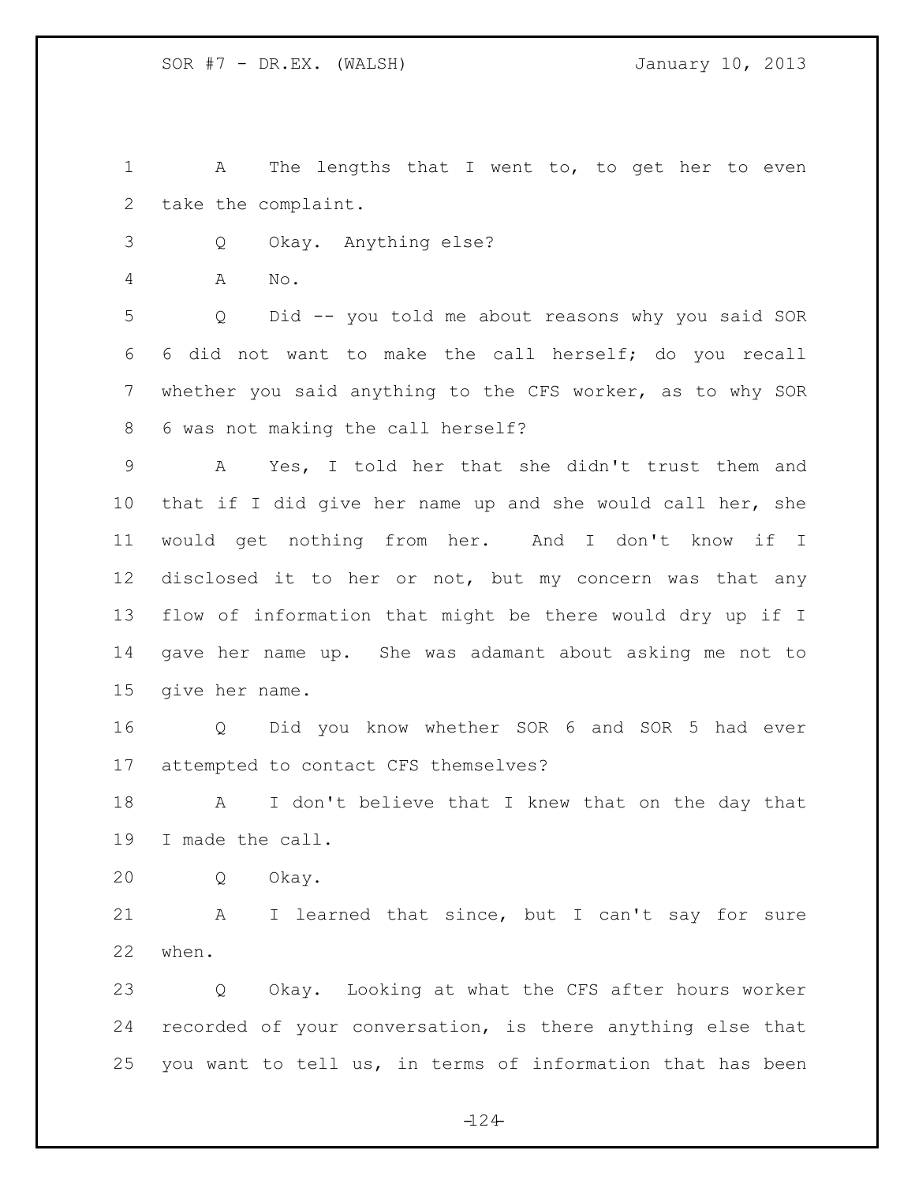A The lengths that I went to, to get her to even take the complaint.

Q Okay. Anything else?

A No.

Q Did -- you told me about reasons why you said SOR 6 did not want to make the call herself; do you recall whether you said anything to the CFS worker, as to why SOR 6 was not making the call herself?

A Yes, I told her that she didn't trust them and that if I did give her name up and she would call her, she would get nothing from her. And I don't know if I disclosed it to her or not, but my concern was that any flow of information that might be there would dry up if I gave her name up. She was adamant about asking me not to give her name.

Q Did you know whether SOR 6 and SOR 5 had ever attempted to contact CFS themselves?

A I don't believe that I knew that on the day that I made the call.

Q Okay.

A I learned that since, but I can't say for sure when.

Q Okay. Looking at what the CFS after hours worker recorded of your conversation, is there anything else that you want to tell us, in terms of information that has been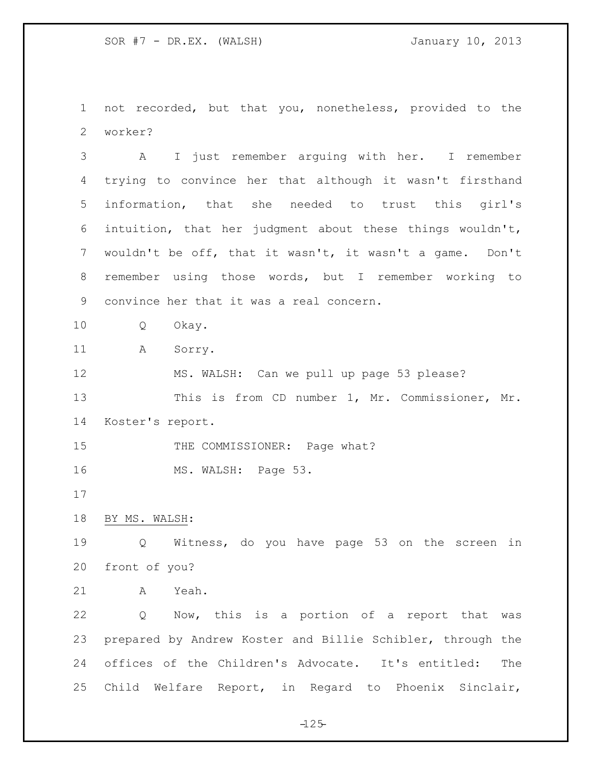not recorded, but that you, nonetheless, provided to the worker?

A I just remember arguing with her. I remember trying to convince her that although it wasn't firsthand information, that she needed to trust this girl's intuition, that her judgment about these things wouldn't, wouldn't be off, that it wasn't, it wasn't a game. Don't remember using those words, but I remember working to convince her that it was a real concern.

Q Okay.

A Sorry.

MS. WALSH: Can we pull up page 53 please?

This is from CD number 1, Mr. Commissioner, Mr. Koster's report.

THE COMMISSIONER: Page what?

MS. WALSH: Page 53.

BY MS. WALSH:

Q Witness, do you have page 53 on the screen in front of you?

A Yeah.

Q Now, this is a portion of a report that was prepared by Andrew Koster and Billie Schibler, through the offices of the Children's Advocate. It's entitled: The Child Welfare Report, in Regard to Phoenix Sinclair,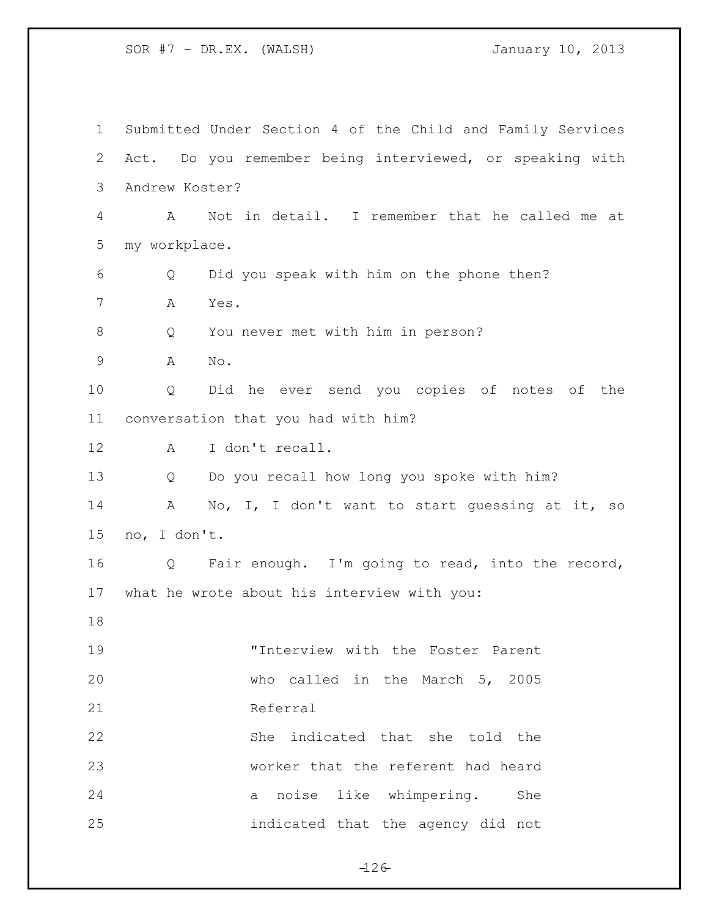Submitted Under Section 4 of the Child and Family Services Act. Do you remember being interviewed, or speaking with Andrew Koster?

A Not in detail. I remember that he called me at my workplace.

Q Did you speak with him on the phone then?

A Yes.

Q You never met with him in person?

A No.

Q Did he ever send you copies of notes of the conversation that you had with him?

A I don't recall.

Q Do you recall how long you spoke with him?

A No, I, I don't want to start guessing at it, so no, I don't.

Q Fair enough. I'm going to read, into the record, what he wrote about his interview with you:

> "Interview with the Foster Parent who called in the March 5, 2005 Referral
>
> She indicated that she told the worker that the referent had heard a noise like whimpering. She indicated that the agency did not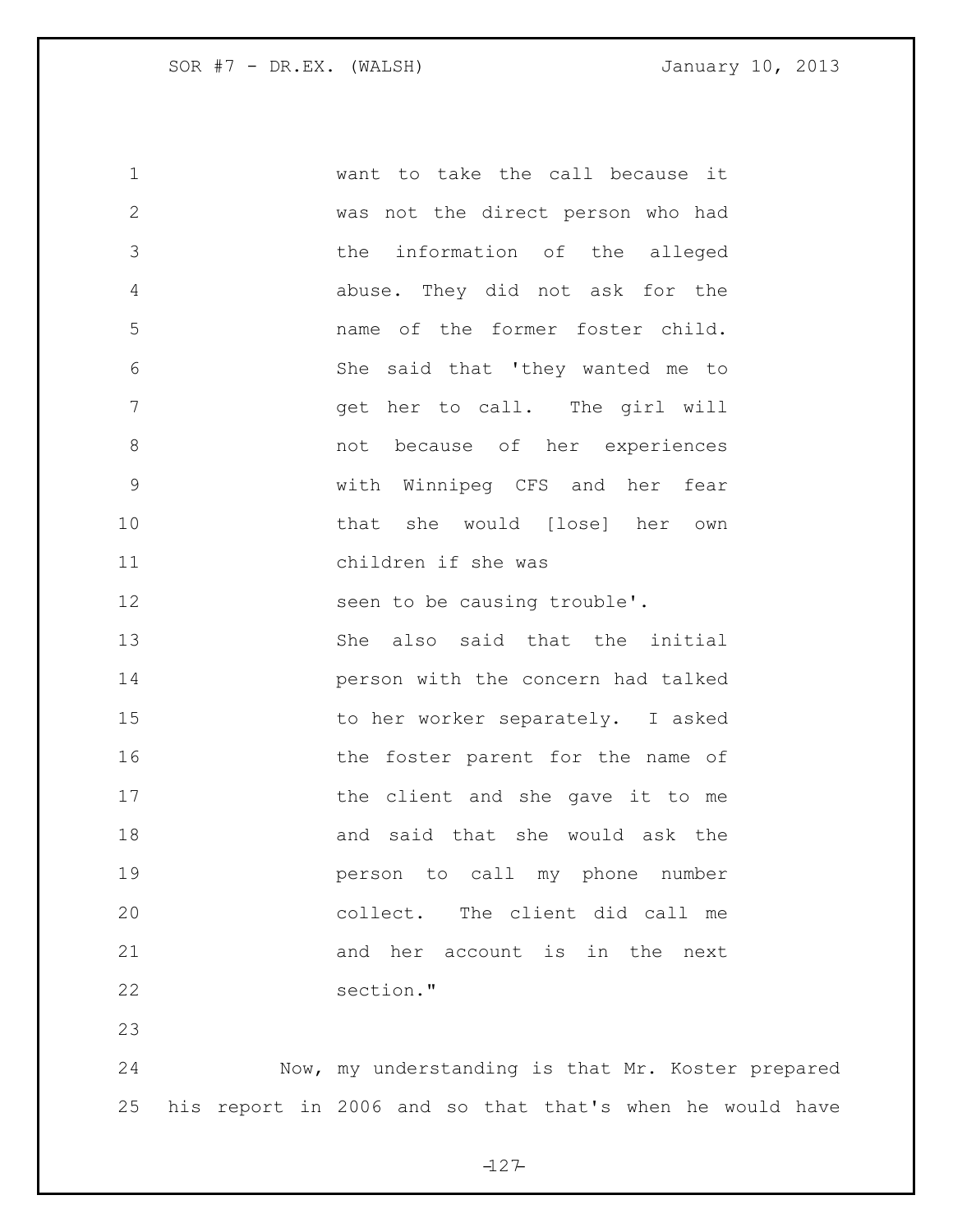want to take the call because it was not the direct person who had the information of the alleged abuse. They did not ask for the name of the former foster child. She said that 'they wanted me to get her to call. The girl will not because of her experiences with Winnipeg CFS and her fear that she would [lose] her own children if she was seen to be causing trouble'. She also said that the initial person with the concern had talked to her worker separately. I asked the foster parent for the name of the client and she gave it to me and said that she would ask the person to call my phone number collect. The client did call me and her account is in the next section."

Now, my understanding is that Mr. Koster prepared his report in 2006 and so that that's when he would have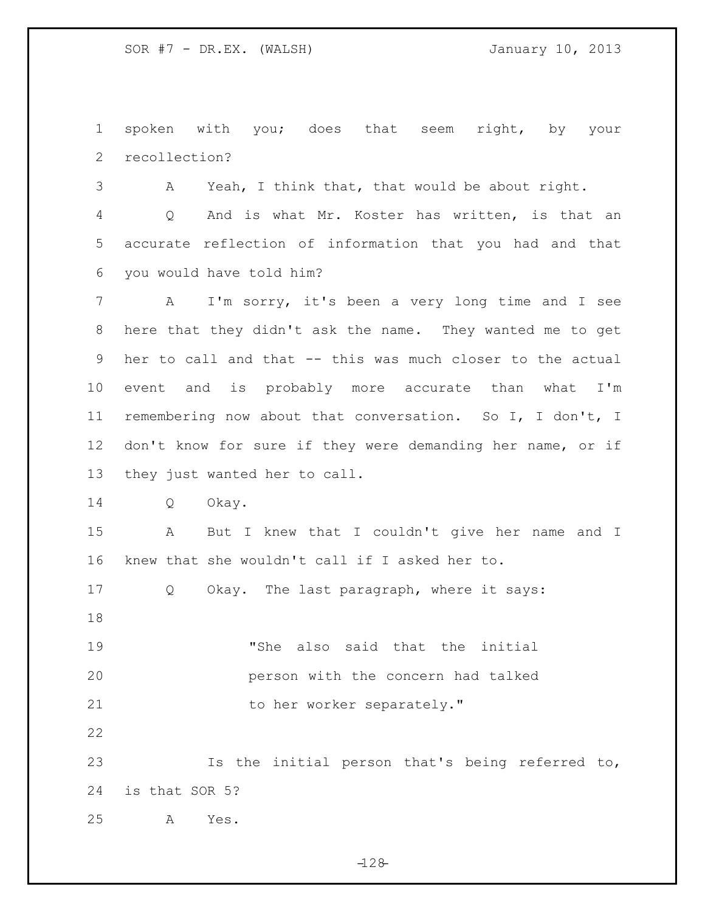spoken with you; does that seem right, by your recollection?

A Yeah, I think that, that would be about right.

Q And is what Mr. Koster has written, is that an accurate reflection of information that you had and that you would have told him?

A I'm sorry, it's been a very long time and I see here that they didn't ask the name. They wanted me to get her to call and that -- this was much closer to the actual event and is probably more accurate than what I'm remembering now about that conversation. So I, I don't, I don't know for sure if they were demanding her name, or if they just wanted her to call.

Q Okay.

A But I knew that I couldn't give her name and I knew that she wouldn't call if I asked her to.

Q Okay. The last paragraph, where it says:

> "She also said that the initial person with the concern had talked to her worker separately."

Is the initial person that's being referred to, is that SOR 5?

A Yes.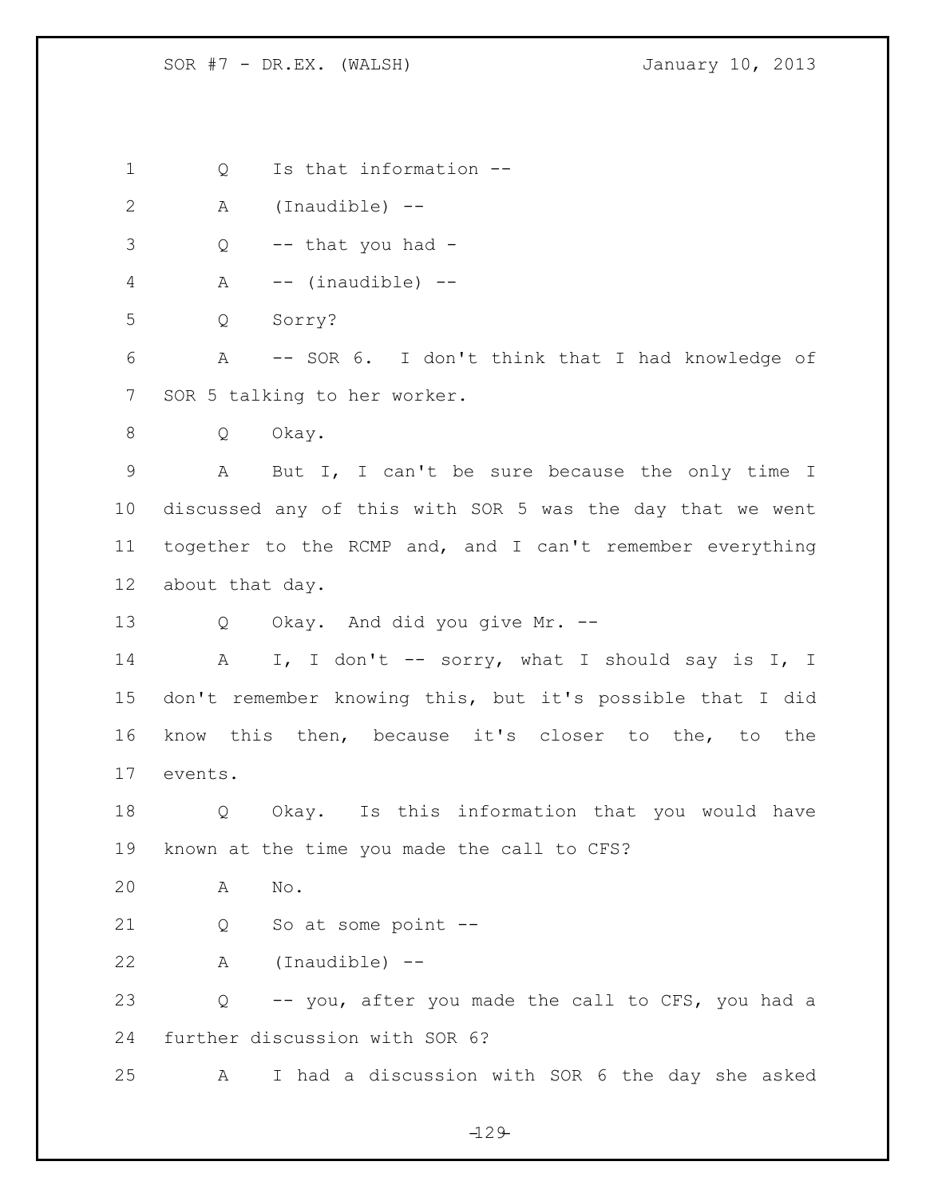Q Is that information --

A (Inaudible) --

Q -- that you had -

A -- (inaudible) --

Q Sorry?

A -- SOR 6. I don't think that I had knowledge of SOR 5 talking to her worker.

Q Okay.

A But I, I can't be sure because the only time I discussed any of this with SOR 5 was the day that we went together to the RCMP and, and I can't remember everything about that day.

Q Okay. And did you give Mr. --

A I, I don't -- sorry, what I should say is I, I don't remember knowing this, but it's possible that I did know this then, because it's closer to the, to the events.

Q Okay. Is this information that you would have known at the time you made the call to CFS?

A No.

Q So at some point --

A (Inaudible) --

Q -- you, after you made the call to CFS, you had a further discussion with SOR 6?

A I had a discussion with SOR 6 the day she asked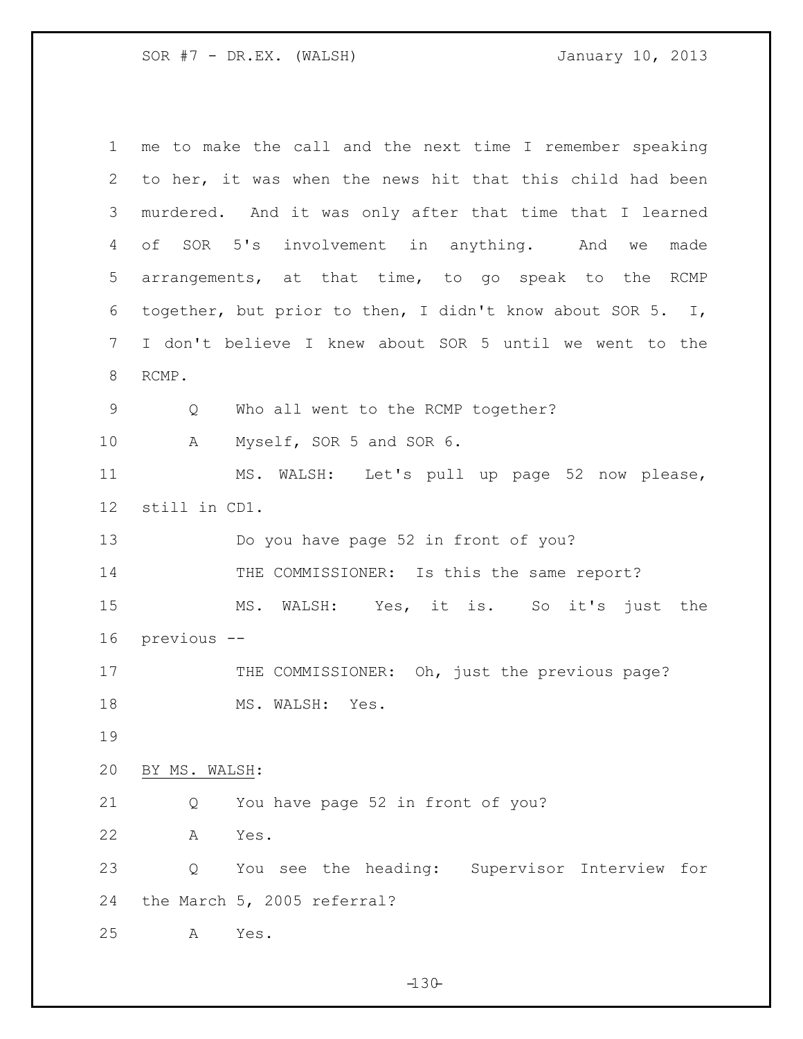1 me to make the call and the next time I remember speaking
2 to her, it was when the news hit that this child had been
3 murdered. And it was only after that time that I learned
4 of SOR 5's involvement in anything. And we made
5 arrangements, at that time, to go speak to the RCMP
6 together, but prior to then, I didn't know about SOR 5. I,
7 I don't believe I knew about SOR 5 until we went to the
8 RCMP.

9 Q Who all went to the RCMP together?

10 A Myself, SOR 5 and SOR 6.

11 MS. WALSH: Let's pull up page 52 now please,
12 still in CD1.

13 Do you have page 52 in front of you?

14 THE COMMISSIONER: Is this the same report?

15 MS. WALSH: Yes, it is. So it's just the
16 previous --

17 THE COMMISSIONER: Oh, just the previous page?

18 MS. WALSH: Yes.

19

20 BY MS. WALSH:

21 Q You have page 52 in front of you?

22 A Yes.

23 Q You see the heading: Supervisor Interview for
24 the March 5, 2005 referral?

25 A Yes.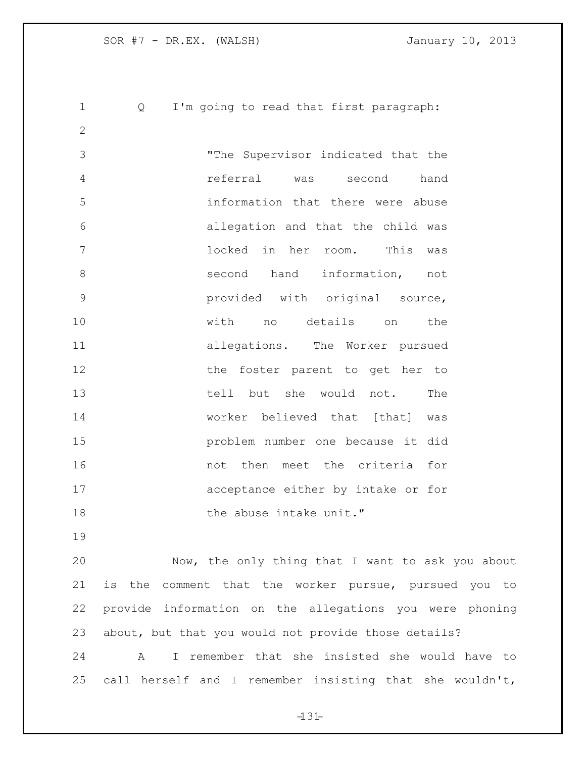Q I'm going to read that first paragraph:

> "The Supervisor indicated that the referral was second hand information that there were abuse allegation and that the child was locked in her room. This was second hand information, not provided with original source, with no details on the allegations. The Worker pursued the foster parent to get her to tell but she would not. The worker believed that [that] was problem number one because it did not then meet the criteria for acceptance either by intake or for the abuse intake unit."

Now, the only thing that I want to ask you about is the comment that the worker pursue, pursued you to provide information on the allegations you were phoning about, but that you would not provide those details?

A I remember that she insisted she would have to call herself and I remember insisting that she wouldn't,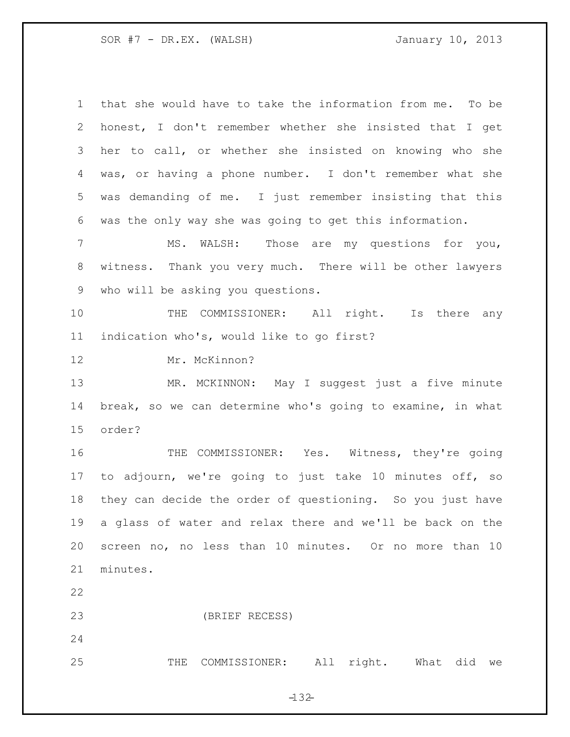that she would have to take the information from me. To be honest, I don't remember whether she insisted that I get her to call, or whether she insisted on knowing who she was, or having a phone number. I don't remember what she was demanding of me. I just remember insisting that this was the only way she was going to get this information.

MS. WALSH: Those are my questions for you, witness. Thank you very much. There will be other lawyers who will be asking you questions.

THE COMMISSIONER: All right. Is there any indication who's, would like to go first?

Mr. McKinnon?

MR. MCKINNON: May I suggest just a five minute break, so we can determine who's going to examine, in what order?

THE COMMISSIONER: Yes. Witness, they're going to adjourn, we're going to just take 10 minutes off, so they can decide the order of questioning. So you just have a glass of water and relax there and we'll be back on the screen no, no less than 10 minutes. Or no more than 10 minutes.

(BRIEF RECESS)

THE COMMISSIONER: All right. What did we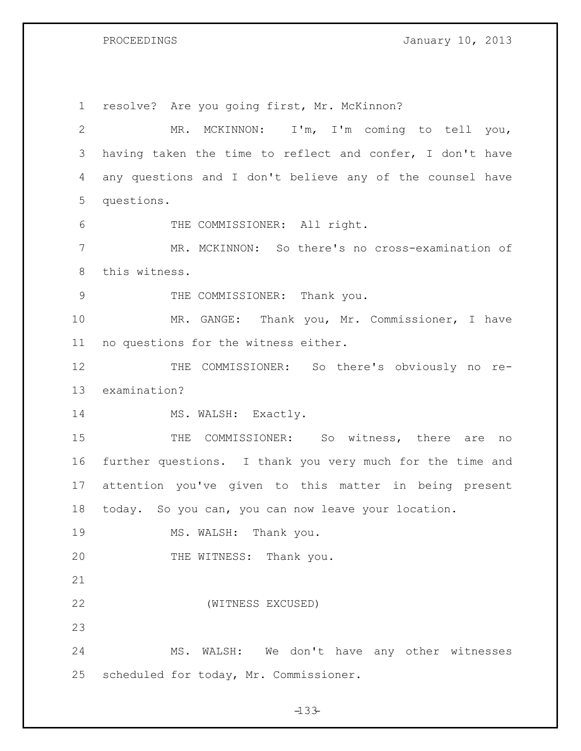resolve? Are you going first, Mr. McKinnon?

MR. MCKINNON: I'm, I'm coming to tell you, having taken the time to reflect and confer, I don't have any questions and I don't believe any of the counsel have questions.

THE COMMISSIONER: All right.

MR. MCKINNON: So there's no cross-examination of this witness.

THE COMMISSIONER: Thank you.

MR. GANGE: Thank you, Mr. Commissioner, I have no questions for the witness either.

THE COMMISSIONER: So there's obviously no re-examination?

MS. WALSH: Exactly.

THE COMMISSIONER: So witness, there are no further questions. I thank you very much for the time and attention you've given to this matter in being present today. So you can, you can now leave your location.

MS. WALSH: Thank you.

THE WITNESS: Thank you.

(WITNESS EXCUSED)

MS. WALSH: We don't have any other witnesses scheduled for today, Mr. Commissioner.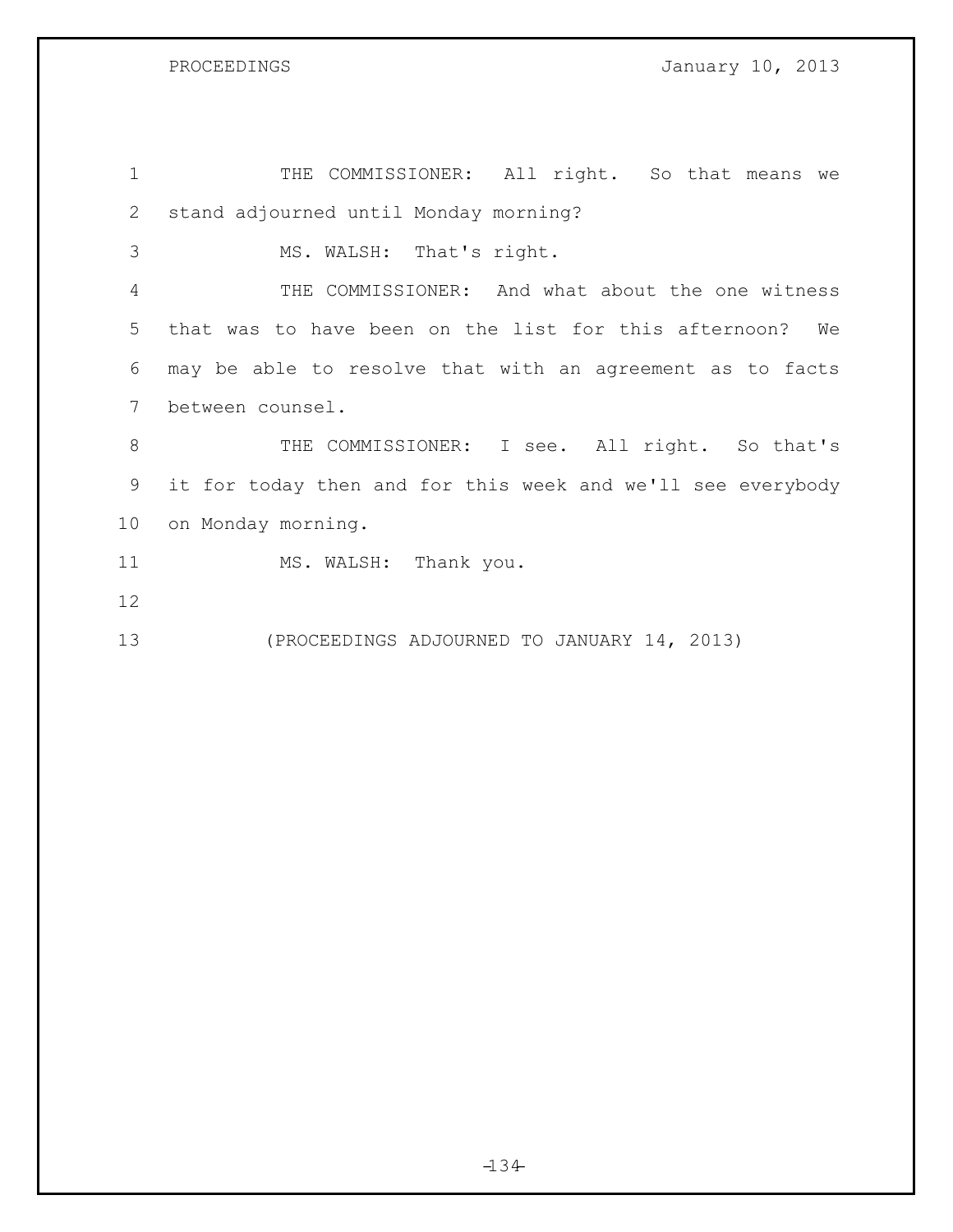THE COMMISSIONER: All right. So that means we stand adjourned until Monday morning?

MS. WALSH: That's right.

THE COMMISSIONER: And what about the one witness that was to have been on the list for this afternoon? We may be able to resolve that with an agreement as to facts between counsel.

THE COMMISSIONER: I see. All right. So that's it for today then and for this week and we'll see everybody on Monday morning.

MS. WALSH: Thank you.

(PROCEEDINGS ADJOURNED TO JANUARY 14, 2013)